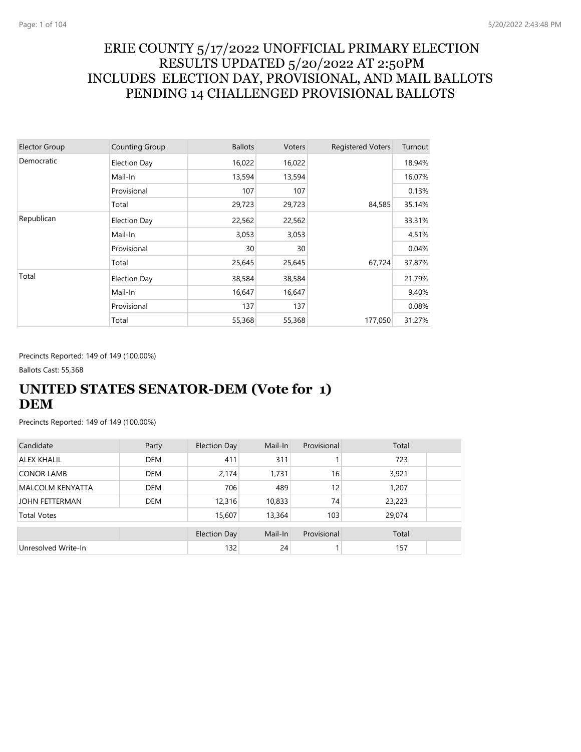# ERIE COUNTY 5/17/2022 UNOFFICIAL PRIMARY ELECTION RESULTS UPDATED 5/20/2022 AT 2:50PM INCLUDES ELECTION DAY, PROVISIONAL, AND MAIL BALLOTS PENDING 14 CHALLENGED PROVISIONAL BALLOTS

| Elector Group | Counting Group | Ballots | Voters | Registered Voters | Turnout |
|---|---|---|---|---|---|
| Democratic | Election Day | 16,022 | 16,022 | | 18.94% |
| | Mail-In | 13,594 | 13,594 | | 16.07% |
| | Provisional | 107 | 107 | | 0.13% |
| | Total | 29,723 | 29,723 | 84,585 | 35.14% |
| Republican | Election Day | 22,562 | 22,562 | | 33.31% |
| | Mail-In | 3,053 | 3,053 | | 4.51% |
| | Provisional | 30 | 30 | | 0.04% |
| | Total | 25,645 | 25,645 | 67,724 | 37.87% |
| Total | Election Day | 38,584 | 38,584 | | 21.79% |
| | Mail-In | 16,647 | 16,647 | | 9.40% |
| | Provisional | 137 | 137 | | 0.08% |
| | Total | 55,368 | 55,368 | 177,050 | 31.27% |

Precincts Reported: 149 of 149 (100.00%)

Ballots Cast: 55,368

## UNITED STATES SENATOR-DEM (Vote for 1) DEM

Precincts Reported: 149 of 149 (100.00%)

| Candidate | Party | Election Day | Mail-In | Provisional | Total |
|---|---|---|---|---|---|
| ALEX KHALIL | DEM | 411 | 311 | 1 | 723 |
| CONOR LAMB | DEM | 2,174 | 1,731 | 16 | 3,921 |
| MALCOLM KENYATTA | DEM | 706 | 489 | 12 | 1,207 |
| JOHN FETTERMAN | DEM | 12,316 | 10,833 | 74 | 23,223 |
| Total Votes | | 15,607 | 13,364 | 103 | 29,074 |

| | Election Day | Mail-In | Provisional | Total |
|---|---|---|---|---|
| Unresolved Write-In | 132 | 24 | 1 | 157 |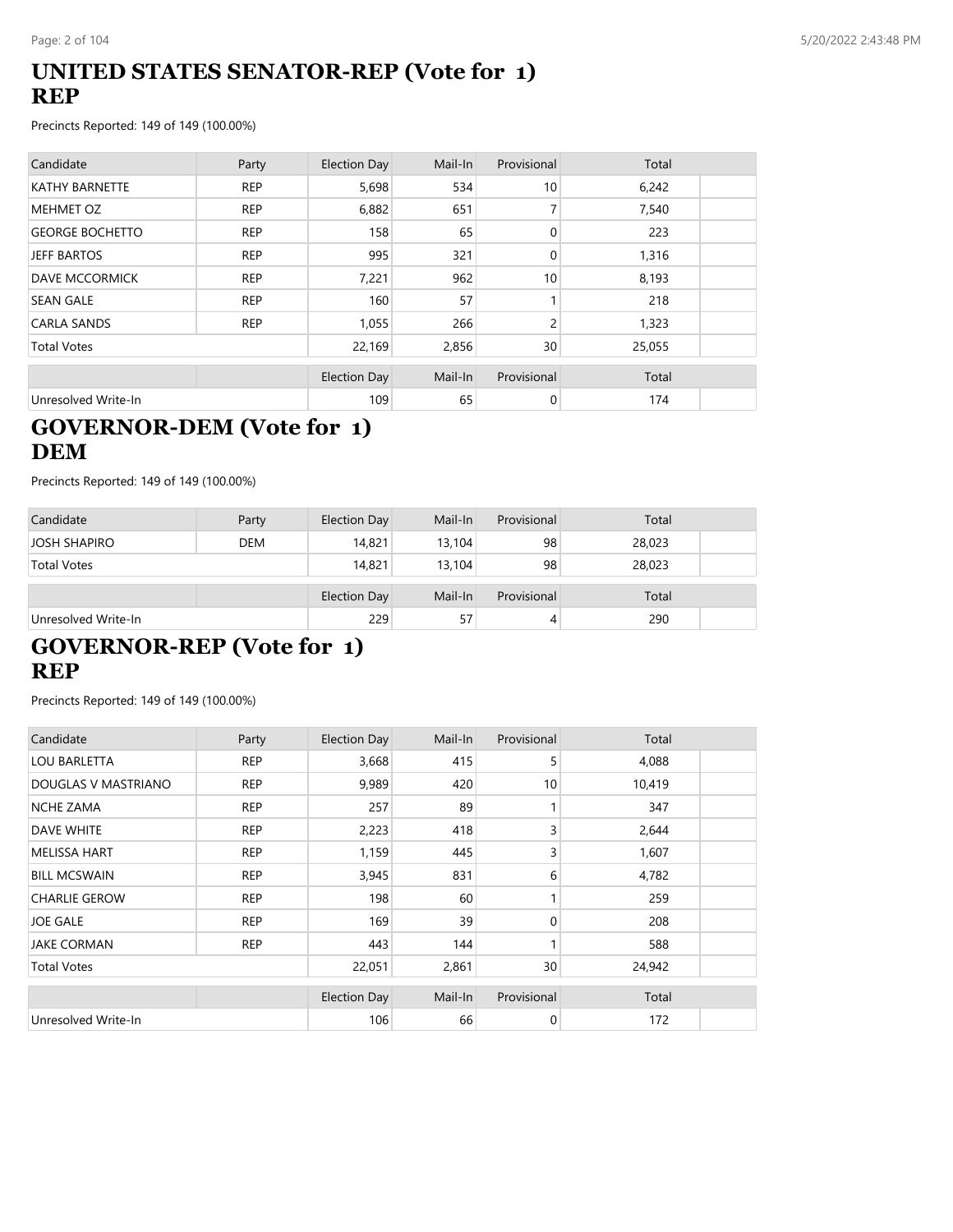## UNITED STATES SENATOR-REP (Vote for 1)
## REP

Precincts Reported: 149 of 149 (100.00%)

| Candidate | Party | Election Day | Mail-In | Provisional | Total |
|---|---|---|---|---|---|
| KATHY BARNETTE | REP | 5,698 | 534 | 10 | 6,242 |
| MEHMET OZ | REP | 6,882 | 651 | 7 | 7,540 |
| GEORGE BOCHETTO | REP | 158 | 65 | 0 | 223 |
| JEFF BARTOS | REP | 995 | 321 | 0 | 1,316 |
| DAVE MCCORMICK | REP | 7,221 | 962 | 10 | 8,193 |
| SEAN GALE | REP | 160 | 57 | 1 | 218 |
| CARLA SANDS | REP | 1,055 | 266 | 2 | 1,323 |
| Total Votes | | 22,169 | 2,856 | 30 | 25,055 |

| | | Election Day | Mail-In | Provisional | Total |
|---|---|---|---|---|---|
| Unresolved Write-In | | 109 | 65 | 0 | 174 |

## GOVERNOR-DEM (Vote for 1)
## DEM

Precincts Reported: 149 of 149 (100.00%)

| Candidate | Party | Election Day | Mail-In | Provisional | Total |
|---|---|---|---|---|---|
| JOSH SHAPIRO | DEM | 14,821 | 13,104 | 98 | 28,023 |
| Total Votes | | 14,821 | 13,104 | 98 | 28,023 |

| | | Election Day | Mail-In | Provisional | Total |
|---|---|---|---|---|---|
| Unresolved Write-In | | 229 | 57 | 4 | 290 |

## GOVERNOR-REP (Vote for 1)
## REP

Precincts Reported: 149 of 149 (100.00%)

| Candidate | Party | Election Day | Mail-In | Provisional | Total |
|---|---|---|---|---|---|
| LOU BARLETTA | REP | 3,668 | 415 | 5 | 4,088 |
| DOUGLAS V MASTRIANO | REP | 9,989 | 420 | 10 | 10,419 |
| NCHE ZAMA | REP | 257 | 89 | 1 | 347 |
| DAVE WHITE | REP | 2,223 | 418 | 3 | 2,644 |
| MELISSA HART | REP | 1,159 | 445 | 3 | 1,607 |
| BILL MCSWAIN | REP | 3,945 | 831 | 6 | 4,782 |
| CHARLIE GEROW | REP | 198 | 60 | 1 | 259 |
| JOE GALE | REP | 169 | 39 | 0 | 208 |
| JAKE CORMAN | REP | 443 | 144 | 1 | 588 |
| Total Votes | | 22,051 | 2,861 | 30 | 24,942 |

| | | Election Day | Mail-In | Provisional | Total |
|---|---|---|---|---|---|
| Unresolved Write-In | | 106 | 66 | 0 | 172 |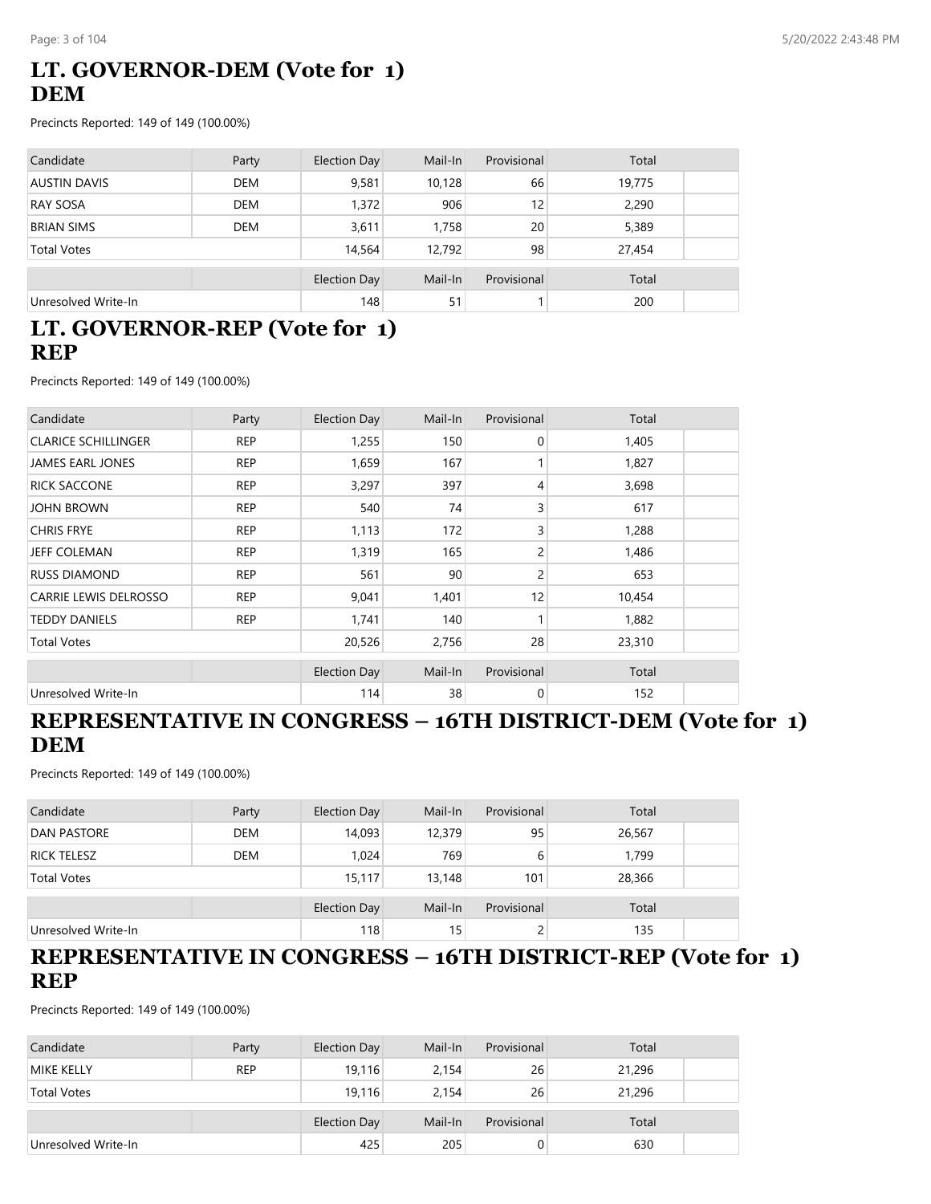## LT. GOVERNOR-DEM (Vote for 1)
## DEM

Precincts Reported: 149 of 149 (100.00%)

| Candidate | Party | Election Day | Mail-In | Provisional | Total |
|---|---|---|---|---|---|
| AUSTIN DAVIS | DEM | 9,581 | 10,128 | 66 | 19,775 |
| RAY SOSA | DEM | 1,372 | 906 | 12 | 2,290 |
| BRIAN SIMS | DEM | 3,611 | 1,758 | 20 | 5,389 |
| Total Votes | | 14,564 | 12,792 | 98 | 27,454 |

| | | Election Day | Mail-In | Provisional | Total |
|---|---|---|---|---|---|
| Unresolved Write-In | | 148 | 51 | 1 | 200 |

## LT. GOVERNOR-REP (Vote for 1)
## REP

Precincts Reported: 149 of 149 (100.00%)

| Candidate | Party | Election Day | Mail-In | Provisional | Total |
|---|---|---|---|---|---|
| CLARICE SCHILLINGER | REP | 1,255 | 150 | 0 | 1,405 |
| JAMES EARL JONES | REP | 1,659 | 167 | 1 | 1,827 |
| RICK SACCONE | REP | 3,297 | 397 | 4 | 3,698 |
| JOHN BROWN | REP | 540 | 74 | 3 | 617 |
| CHRIS FRYE | REP | 1,113 | 172 | 3 | 1,288 |
| JEFF COLEMAN | REP | 1,319 | 165 | 2 | 1,486 |
| RUSS DIAMOND | REP | 561 | 90 | 2 | 653 |
| CARRIE LEWIS DELROSSO | REP | 9,041 | 1,401 | 12 | 10,454 |
| TEDDY DANIELS | REP | 1,741 | 140 | 1 | 1,882 |
| Total Votes | | 20,526 | 2,756 | 28 | 23,310 |

| | | Election Day | Mail-In | Provisional | Total |
|---|---|---|---|---|---|
| Unresolved Write-In | | 114 | 38 | 0 | 152 |

## REPRESENTATIVE IN CONGRESS – 16TH DISTRICT-DEM (Vote for 1)
## DEM

Precincts Reported: 149 of 149 (100.00%)

| Candidate | Party | Election Day | Mail-In | Provisional | Total |
|---|---|---|---|---|---|
| DAN PASTORE | DEM | 14,093 | 12,379 | 95 | 26,567 |
| RICK TELESZ | DEM | 1,024 | 769 | 6 | 1,799 |
| Total Votes | | 15,117 | 13,148 | 101 | 28,366 |

| | | Election Day | Mail-In | Provisional | Total |
|---|---|---|---|---|---|
| Unresolved Write-In | | 118 | 15 | 2 | 135 |

## REPRESENTATIVE IN CONGRESS – 16TH DISTRICT-REP (Vote for 1)
## REP

Precincts Reported: 149 of 149 (100.00%)

| Candidate | Party | Election Day | Mail-In | Provisional | Total |
|---|---|---|---|---|---|
| MIKE KELLY | REP | 19,116 | 2,154 | 26 | 21,296 |
| Total Votes | | 19,116 | 2,154 | 26 | 21,296 |

| | | Election Day | Mail-In | Provisional | Total |
|---|---|---|---|---|---|
| Unresolved Write-In | | 425 | 205 | 0 | 630 |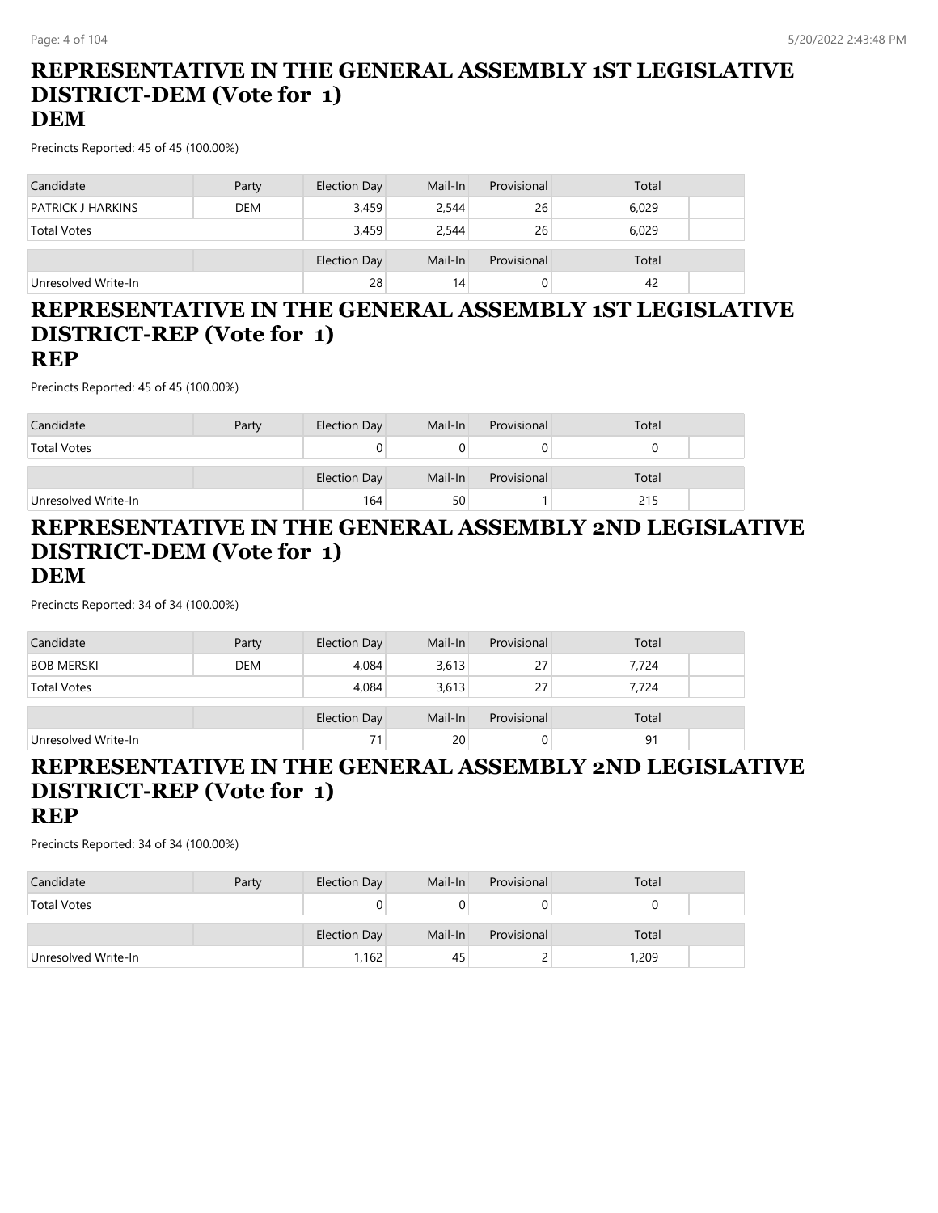## REPRESENTATIVE IN THE GENERAL ASSEMBLY 1ST LEGISLATIVE DISTRICT-DEM (Vote for 1)
## DEM

Precincts Reported: 45 of 45 (100.00%)

| Candidate | Party | Election Day | Mail-In | Provisional | Total |
|---|---|---|---|---|---|
| PATRICK J HARKINS | DEM | 3,459 | 2,544 | 26 | 6,029 |
| Total Votes | | 3,459 | 2,544 | 26 | 6,029 |

| | | Election Day | Mail-In | Provisional | Total |
|---|---|---|---|---|---|
| Unresolved Write-In | | 28 | 14 | 0 | 42 |

## REPRESENTATIVE IN THE GENERAL ASSEMBLY 1ST LEGISLATIVE DISTRICT-REP (Vote for 1)
## REP

Precincts Reported: 45 of 45 (100.00%)

| Candidate | Party | Election Day | Mail-In | Provisional | Total |
|---|---|---|---|---|---|
| Total Votes | | 0 | 0 | 0 | 0 |

| | | Election Day | Mail-In | Provisional | Total |
|---|---|---|---|---|---|
| Unresolved Write-In | | 164 | 50 | 1 | 215 |

## REPRESENTATIVE IN THE GENERAL ASSEMBLY 2ND LEGISLATIVE DISTRICT-DEM (Vote for 1)
## DEM

Precincts Reported: 34 of 34 (100.00%)

| Candidate | Party | Election Day | Mail-In | Provisional | Total |
|---|---|---|---|---|---|
| BOB MERSKI | DEM | 4,084 | 3,613 | 27 | 7,724 |
| Total Votes | | 4,084 | 3,613 | 27 | 7,724 |

| | | Election Day | Mail-In | Provisional | Total |
|---|---|---|---|---|---|
| Unresolved Write-In | | 71 | 20 | 0 | 91 |

## REPRESENTATIVE IN THE GENERAL ASSEMBLY 2ND LEGISLATIVE DISTRICT-REP (Vote for 1)
## REP

Precincts Reported: 34 of 34 (100.00%)

| Candidate | Party | Election Day | Mail-In | Provisional | Total |
|---|---|---|---|---|---|
| Total Votes | | 0 | 0 | 0 | 0 |

| | | Election Day | Mail-In | Provisional | Total |
|---|---|---|---|---|---|
| Unresolved Write-In | | 1,162 | 45 | 2 | 1,209 |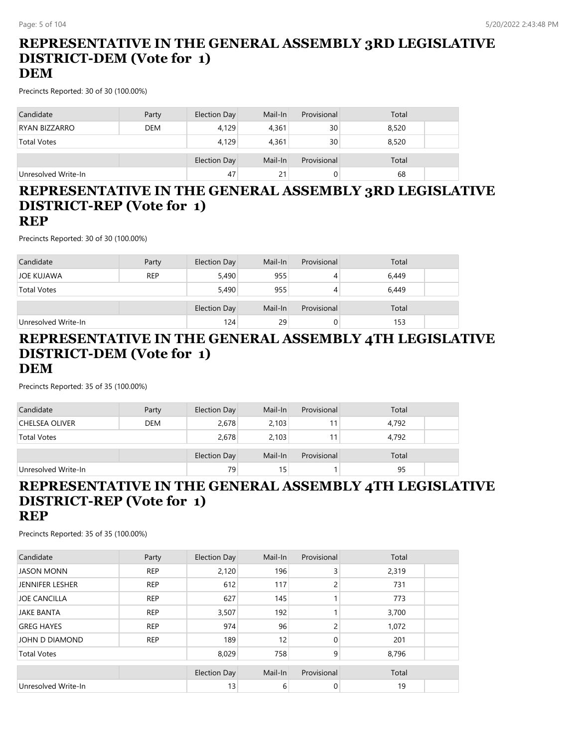## REPRESENTATIVE IN THE GENERAL ASSEMBLY 3RD LEGISLATIVE DISTRICT-DEM (Vote for 1)
## DEM

Precincts Reported: 30 of 30 (100.00%)

| Candidate | Party | Election Day | Mail-In | Provisional | Total |
|---|---|---|---|---|---|
| RYAN BIZZARRO | DEM | 4,129 | 4,361 | 30 | 8,520 |
| Total Votes | | 4,129 | 4,361 | 30 | 8,520 |

| | | Election Day | Mail-In | Provisional | Total |
|---|---|---|---|---|---|
| Unresolved Write-In | | 47 | 21 | 0 | 68 |

## REPRESENTATIVE IN THE GENERAL ASSEMBLY 3RD LEGISLATIVE DISTRICT-REP (Vote for 1)
## REP

Precincts Reported: 30 of 30 (100.00%)

| Candidate | Party | Election Day | Mail-In | Provisional | Total |
|---|---|---|---|---|---|
| JOE KUJAWA | REP | 5,490 | 955 | 4 | 6,449 |
| Total Votes | | 5,490 | 955 | 4 | 6,449 |

| | | Election Day | Mail-In | Provisional | Total |
|---|---|---|---|---|---|
| Unresolved Write-In | | 124 | 29 | 0 | 153 |

## REPRESENTATIVE IN THE GENERAL ASSEMBLY 4TH LEGISLATIVE DISTRICT-DEM (Vote for 1)
## DEM

Precincts Reported: 35 of 35 (100.00%)

| Candidate | Party | Election Day | Mail-In | Provisional | Total |
|---|---|---|---|---|---|
| CHELSEA OLIVER | DEM | 2,678 | 2,103 | 11 | 4,792 |
| Total Votes | | 2,678 | 2,103 | 11 | 4,792 |

| | | Election Day | Mail-In | Provisional | Total |
|---|---|---|---|---|---|
| Unresolved Write-In | | 79 | 15 | 1 | 95 |

## REPRESENTATIVE IN THE GENERAL ASSEMBLY 4TH LEGISLATIVE DISTRICT-REP (Vote for 1)
## REP

Precincts Reported: 35 of 35 (100.00%)

| Candidate | Party | Election Day | Mail-In | Provisional | Total |
|---|---|---|---|---|---|
| JASON MONN | REP | 2,120 | 196 | 3 | 2,319 |
| JENNIFER LESHER | REP | 612 | 117 | 2 | 731 |
| JOE CANCILLA | REP | 627 | 145 | 1 | 773 |
| JAKE BANTA | REP | 3,507 | 192 | 1 | 3,700 |
| GREG HAYES | REP | 974 | 96 | 2 | 1,072 |
| JOHN D DIAMOND | REP | 189 | 12 | 0 | 201 |
| Total Votes | | 8,029 | 758 | 9 | 8,796 |

| | | Election Day | Mail-In | Provisional | Total |
|---|---|---|---|---|---|
| Unresolved Write-In | | 13 | 6 | 0 | 19 |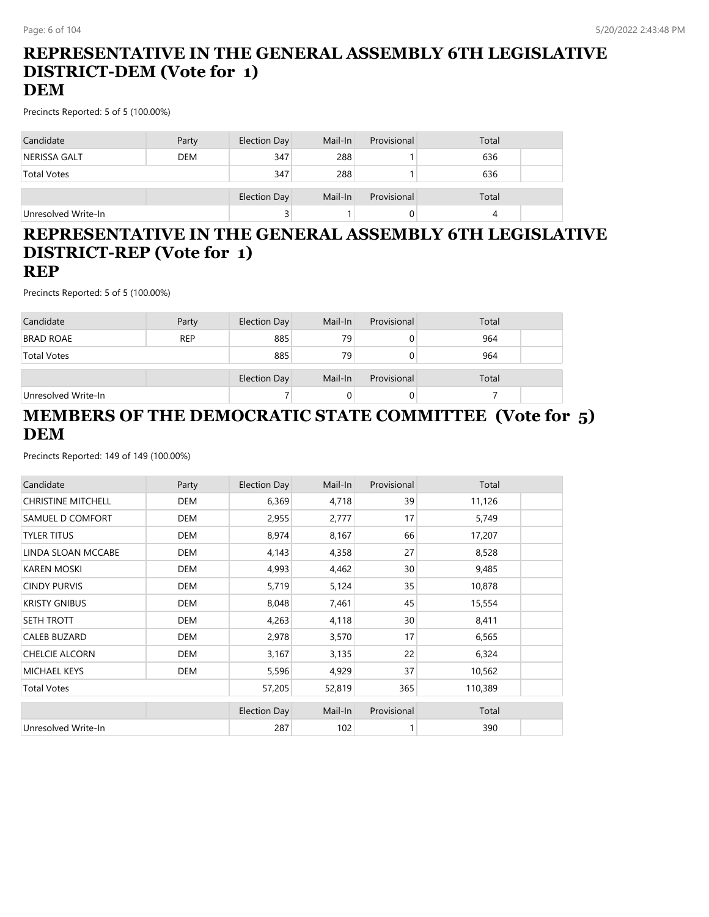## REPRESENTATIVE IN THE GENERAL ASSEMBLY 6TH LEGISLATIVE DISTRICT-DEM (Vote for 1)
## DEM

Precincts Reported: 5 of 5 (100.00%)

| Candidate | Party | Election Day | Mail-In | Provisional | Total |
|---|---|---|---|---|---|
| NERISSA GALT | DEM | 347 | 288 | 1 | 636 |
| Total Votes | | 347 | 288 | 1 | 636 |

| | | Election Day | Mail-In | Provisional | Total |
|---|---|---|---|---|---|
| Unresolved Write-In | | 3 | 1 | 0 | 4 |

## REPRESENTATIVE IN THE GENERAL ASSEMBLY 6TH LEGISLATIVE DISTRICT-REP (Vote for 1)
## REP

Precincts Reported: 5 of 5 (100.00%)

| Candidate | Party | Election Day | Mail-In | Provisional | Total |
|---|---|---|---|---|---|
| BRAD ROAE | REP | 885 | 79 | 0 | 964 |
| Total Votes | | 885 | 79 | 0 | 964 |

| | | Election Day | Mail-In | Provisional | Total |
|---|---|---|---|---|---|
| Unresolved Write-In | | 7 | 0 | 0 | 7 |

## MEMBERS OF THE DEMOCRATIC STATE COMMITTEE (Vote for 5)
## DEM

Precincts Reported: 149 of 149 (100.00%)

| Candidate | Party | Election Day | Mail-In | Provisional | Total |
|---|---|---|---|---|---|
| CHRISTINE MITCHELL | DEM | 6,369 | 4,718 | 39 | 11,126 |
| SAMUEL D COMFORT | DEM | 2,955 | 2,777 | 17 | 5,749 |
| TYLER TITUS | DEM | 8,974 | 8,167 | 66 | 17,207 |
| LINDA SLOAN MCCABE | DEM | 4,143 | 4,358 | 27 | 8,528 |
| KAREN MOSKI | DEM | 4,993 | 4,462 | 30 | 9,485 |
| CINDY PURVIS | DEM | 5,719 | 5,124 | 35 | 10,878 |
| KRISTY GNIBUS | DEM | 8,048 | 7,461 | 45 | 15,554 |
| SETH TROTT | DEM | 4,263 | 4,118 | 30 | 8,411 |
| CALEB BUZARD | DEM | 2,978 | 3,570 | 17 | 6,565 |
| CHELCIE ALCORN | DEM | 3,167 | 3,135 | 22 | 6,324 |
| MICHAEL KEYS | DEM | 5,596 | 4,929 | 37 | 10,562 |
| Total Votes | | 57,205 | 52,819 | 365 | 110,389 |

| | | Election Day | Mail-In | Provisional | Total |
|---|---|---|---|---|---|
| Unresolved Write-In | | 287 | 102 | 1 | 390 |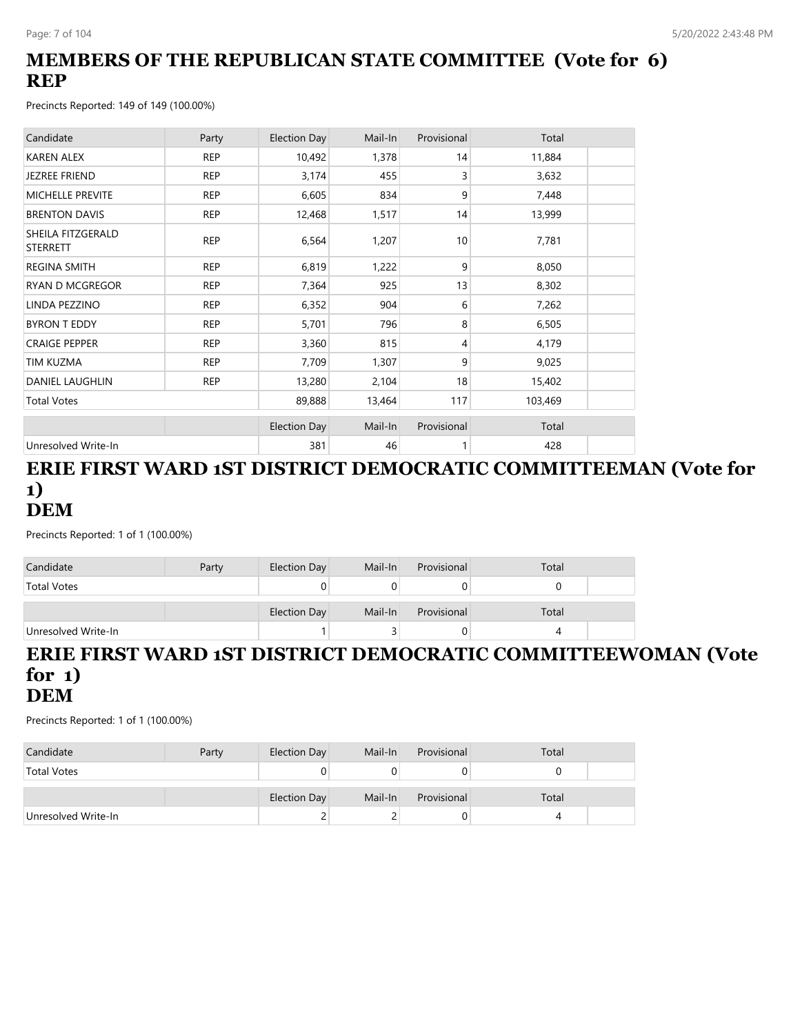## MEMBERS OF THE REPUBLICAN STATE COMMITTEE (Vote for 6) REP

Precincts Reported: 149 of 149 (100.00%)

| Candidate | Party | Election Day | Mail-In | Provisional | Total |
|---|---|---|---|---|---|
| KAREN ALEX | REP | 10,492 | 1,378 | 14 | 11,884 |
| JEZREE FRIEND | REP | 3,174 | 455 | 3 | 3,632 |
| MICHELLE PREVITE | REP | 6,605 | 834 | 9 | 7,448 |
| BRENTON DAVIS | REP | 12,468 | 1,517 | 14 | 13,999 |
| SHEILA FITZGERALD STERRETT | REP | 6,564 | 1,207 | 10 | 7,781 |
| REGINA SMITH | REP | 6,819 | 1,222 | 9 | 8,050 |
| RYAN D MCGREGOR | REP | 7,364 | 925 | 13 | 8,302 |
| LINDA PEZZINO | REP | 6,352 | 904 | 6 | 7,262 |
| BYRON T EDDY | REP | 5,701 | 796 | 8 | 6,505 |
| CRAIGE PEPPER | REP | 3,360 | 815 | 4 | 4,179 |
| TIM KUZMA | REP | 7,709 | 1,307 | 9 | 9,025 |
| DANIEL LAUGHLIN | REP | 13,280 | 2,104 | 18 | 15,402 |
| Total Votes | | 89,888 | 13,464 | 117 | 103,469 |

| | | Election Day | Mail-In | Provisional | Total |
|---|---|---|---|---|---|
| Unresolved Write-In | | 381 | 46 | 1 | 428 |

## ERIE FIRST WARD 1ST DISTRICT DEMOCRATIC COMMITTEEMAN (Vote for 1) DEM

Precincts Reported: 1 of 1 (100.00%)

| Candidate | Party | Election Day | Mail-In | Provisional | Total |
|---|---|---|---|---|---|
| Total Votes | | 0 | 0 | 0 | 0 |

| | | Election Day | Mail-In | Provisional | Total |
|---|---|---|---|---|---|
| Unresolved Write-In | | 1 | 3 | 0 | 4 |

## ERIE FIRST WARD 1ST DISTRICT DEMOCRATIC COMMITTEEWOMAN (Vote for 1) DEM

Precincts Reported: 1 of 1 (100.00%)

| Candidate | Party | Election Day | Mail-In | Provisional | Total |
|---|---|---|---|---|---|
| Total Votes | | 0 | 0 | 0 | 0 |

| | | Election Day | Mail-In | Provisional | Total |
|---|---|---|---|---|---|
| Unresolved Write-In | | 2 | 2 | 0 | 4 |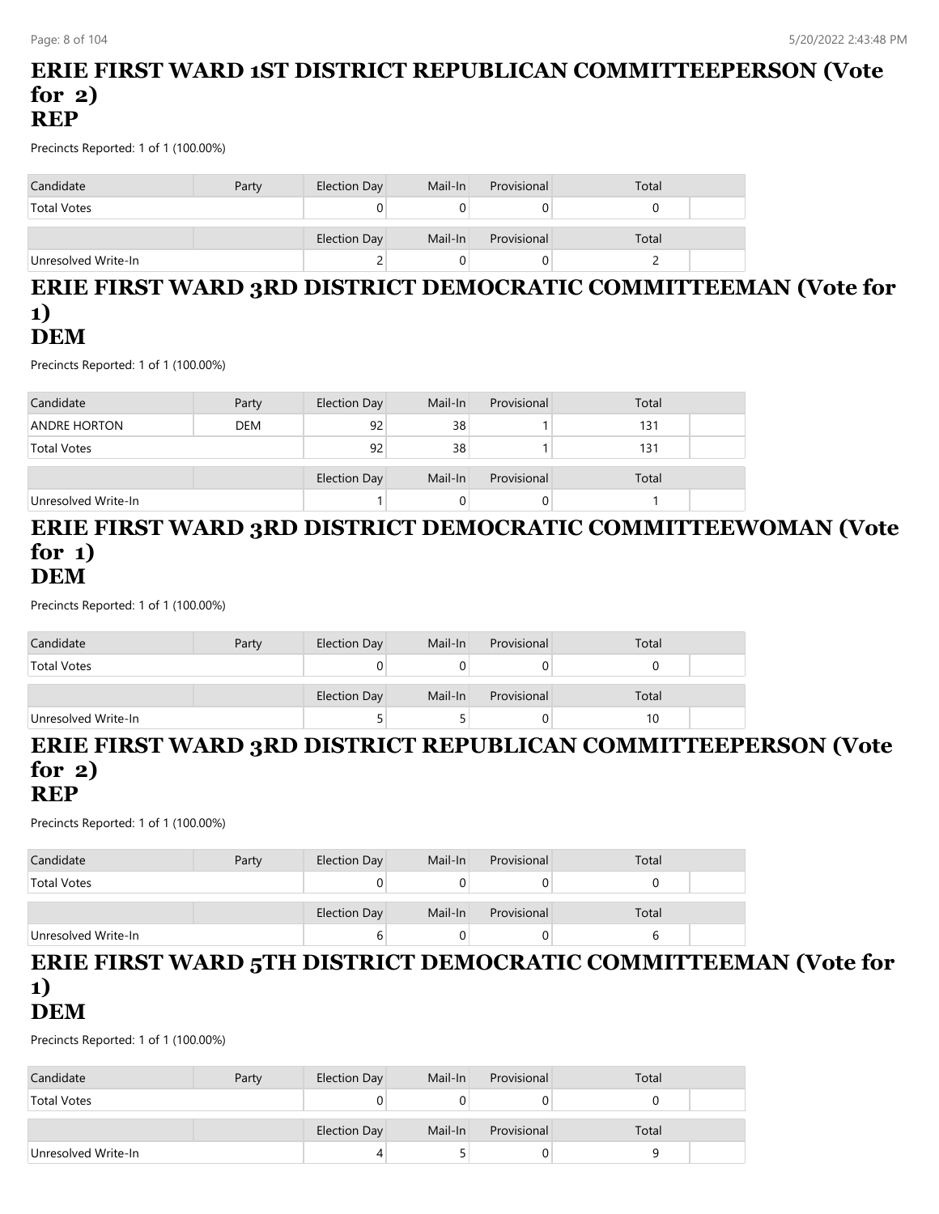# ERIE FIRST WARD 1ST DISTRICT REPUBLICAN COMMITTEEPERSON (Vote for 2)
# REP

Precincts Reported: 1 of 1 (100.00%)

| Candidate | Party | Election Day | Mail-In | Provisional | Total |
|---|---|---|---|---|---|
| Total Votes | | 0 | 0 | 0 | 0 |

| | | Election Day | Mail-In | Provisional | Total |
|---|---|---|---|---|---|
| Unresolved Write-In | | 2 | 0 | 0 | 2 |

# ERIE FIRST WARD 3RD DISTRICT DEMOCRATIC COMMITTEEMAN (Vote for 1)
# DEM

Precincts Reported: 1 of 1 (100.00%)

| Candidate | Party | Election Day | Mail-In | Provisional | Total |
|---|---|---|---|---|---|
| ANDRE HORTON | DEM | 92 | 38 | 1 | 131 |
| Total Votes | | 92 | 38 | 1 | 131 |

| | | Election Day | Mail-In | Provisional | Total |
|---|---|---|---|---|---|
| Unresolved Write-In | | 1 | 0 | 0 | 1 |

# ERIE FIRST WARD 3RD DISTRICT DEMOCRATIC COMMITTEEWOMAN (Vote for 1)
# DEM

Precincts Reported: 1 of 1 (100.00%)

| Candidate | Party | Election Day | Mail-In | Provisional | Total |
|---|---|---|---|---|---|
| Total Votes | | 0 | 0 | 0 | 0 |

| | | Election Day | Mail-In | Provisional | Total |
|---|---|---|---|---|---|
| Unresolved Write-In | | 5 | 5 | 0 | 10 |

# ERIE FIRST WARD 3RD DISTRICT REPUBLICAN COMMITTEEPERSON (Vote for 2)
# REP

Precincts Reported: 1 of 1 (100.00%)

| Candidate | Party | Election Day | Mail-In | Provisional | Total |
|---|---|---|---|---|---|
| Total Votes | | 0 | 0 | 0 | 0 |

| | | Election Day | Mail-In | Provisional | Total |
|---|---|---|---|---|---|
| Unresolved Write-In | | 6 | 0 | 0 | 6 |

# ERIE FIRST WARD 5TH DISTRICT DEMOCRATIC COMMITTEEMAN (Vote for 1)
# DEM

Precincts Reported: 1 of 1 (100.00%)

| Candidate | Party | Election Day | Mail-In | Provisional | Total |
|---|---|---|---|---|---|
| Total Votes | | 0 | 0 | 0 | 0 |

| | | Election Day | Mail-In | Provisional | Total |
|---|---|---|---|---|---|
| Unresolved Write-In | | 4 | 5 | 0 | 9 |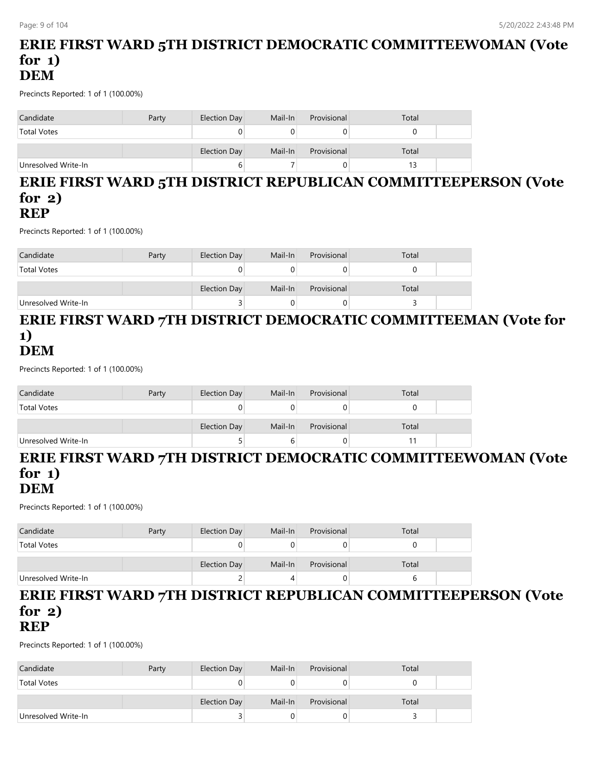## ERIE FIRST WARD 5TH DISTRICT DEMOCRATIC COMMITTEEWOMAN (Vote for 1)
## DEM

Precincts Reported: 1 of 1 (100.00%)

| Candidate | Party | Election Day | Mail-In | Provisional | Total |
|---|---|---|---|---|---|
| Total Votes | | 0 | 0 | 0 | 0 |

| | | Election Day | Mail-In | Provisional | Total |
|---|---|---|---|---|---|
| Unresolved Write-In | | 6 | 7 | 0 | 13 |

## ERIE FIRST WARD 5TH DISTRICT REPUBLICAN COMMITTEEPERSON (Vote for 2)
## REP

Precincts Reported: 1 of 1 (100.00%)

| Candidate | Party | Election Day | Mail-In | Provisional | Total |
|---|---|---|---|---|---|
| Total Votes | | 0 | 0 | 0 | 0 |

| | | Election Day | Mail-In | Provisional | Total |
|---|---|---|---|---|---|
| Unresolved Write-In | | 3 | 0 | 0 | 3 |

## ERIE FIRST WARD 7TH DISTRICT DEMOCRATIC COMMITTEEMAN (Vote for 1)
## DEM

Precincts Reported: 1 of 1 (100.00%)

| Candidate | Party | Election Day | Mail-In | Provisional | Total |
|---|---|---|---|---|---|
| Total Votes | | 0 | 0 | 0 | 0 |

| | | Election Day | Mail-In | Provisional | Total |
|---|---|---|---|---|---|
| Unresolved Write-In | | 5 | 6 | 0 | 11 |

## ERIE FIRST WARD 7TH DISTRICT DEMOCRATIC COMMITTEEWOMAN (Vote for 1)
## DEM

Precincts Reported: 1 of 1 (100.00%)

| Candidate | Party | Election Day | Mail-In | Provisional | Total |
|---|---|---|---|---|---|
| Total Votes | | 0 | 0 | 0 | 0 |

| | | Election Day | Mail-In | Provisional | Total |
|---|---|---|---|---|---|
| Unresolved Write-In | | 2 | 4 | 0 | 6 |

## ERIE FIRST WARD 7TH DISTRICT REPUBLICAN COMMITTEEPERSON (Vote for 2)
## REP

Precincts Reported: 1 of 1 (100.00%)

| Candidate | Party | Election Day | Mail-In | Provisional | Total |
|---|---|---|---|---|---|
| Total Votes | | 0 | 0 | 0 | 0 |

| | | Election Day | Mail-In | Provisional | Total |
|---|---|---|---|---|---|
| Unresolved Write-In | | 3 | 0 | 0 | 3 |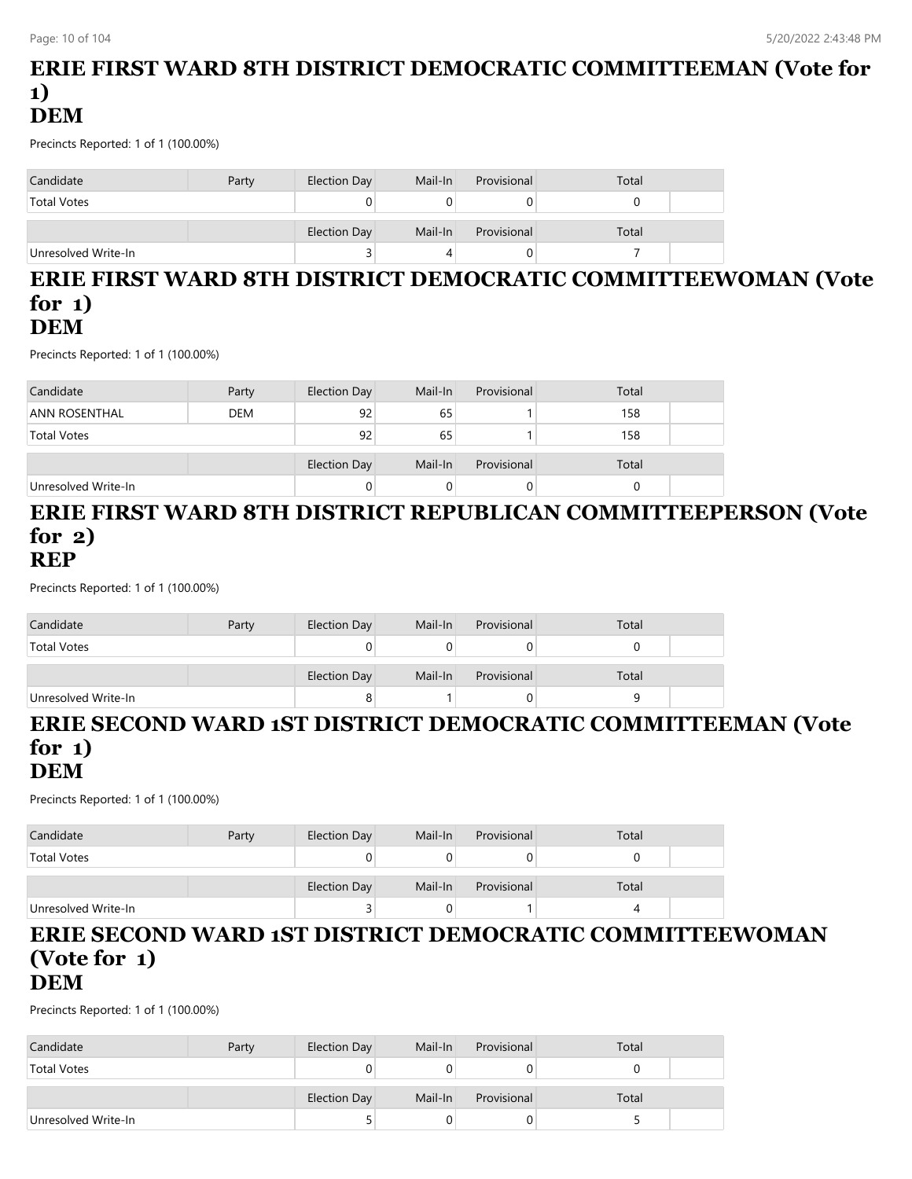# ERIE FIRST WARD 8TH DISTRICT DEMOCRATIC COMMITTEEMAN (Vote for 1)
# DEM

Precincts Reported: 1 of 1 (100.00%)

| Candidate | Party | Election Day | Mail-In | Provisional | Total |
|---|---|---|---|---|---|
| Total Votes | | 0 | 0 | 0 | 0 |

| | | Election Day | Mail-In | Provisional | Total |
|---|---|---|---|---|---|
| Unresolved Write-In | | 3 | 4 | 0 | 7 |

# ERIE FIRST WARD 8TH DISTRICT DEMOCRATIC COMMITTEEWOMAN (Vote for 1)
# DEM

Precincts Reported: 1 of 1 (100.00%)

| Candidate | Party | Election Day | Mail-In | Provisional | Total |
|---|---|---|---|---|---|
| ANN ROSENTHAL | DEM | 92 | 65 | 1 | 158 |
| Total Votes | | 92 | 65 | 1 | 158 |

| | | Election Day | Mail-In | Provisional | Total |
|---|---|---|---|---|---|
| Unresolved Write-In | | 0 | 0 | 0 | 0 |

# ERIE FIRST WARD 8TH DISTRICT REPUBLICAN COMMITTEEPERSON (Vote for 2)
# REP

Precincts Reported: 1 of 1 (100.00%)

| Candidate | Party | Election Day | Mail-In | Provisional | Total |
|---|---|---|---|---|---|
| Total Votes | | 0 | 0 | 0 | 0 |

| | | Election Day | Mail-In | Provisional | Total |
|---|---|---|---|---|---|
| Unresolved Write-In | | 8 | 1 | 0 | 9 |

# ERIE SECOND WARD 1ST DISTRICT DEMOCRATIC COMMITTEEMAN (Vote for 1)
# DEM

Precincts Reported: 1 of 1 (100.00%)

| Candidate | Party | Election Day | Mail-In | Provisional | Total |
|---|---|---|---|---|---|
| Total Votes | | 0 | 0 | 0 | 0 |

| | | Election Day | Mail-In | Provisional | Total |
|---|---|---|---|---|---|
| Unresolved Write-In | | 3 | 0 | 1 | 4 |

# ERIE SECOND WARD 1ST DISTRICT DEMOCRATIC COMMITTEEWOMAN (Vote for 1)
# DEM

Precincts Reported: 1 of 1 (100.00%)

| Candidate | Party | Election Day | Mail-In | Provisional | Total |
|---|---|---|---|---|---|
| Total Votes | | 0 | 0 | 0 | 0 |

| | | Election Day | Mail-In | Provisional | Total |
|---|---|---|---|---|---|
| Unresolved Write-In | | 5 | 0 | 0 | 5 |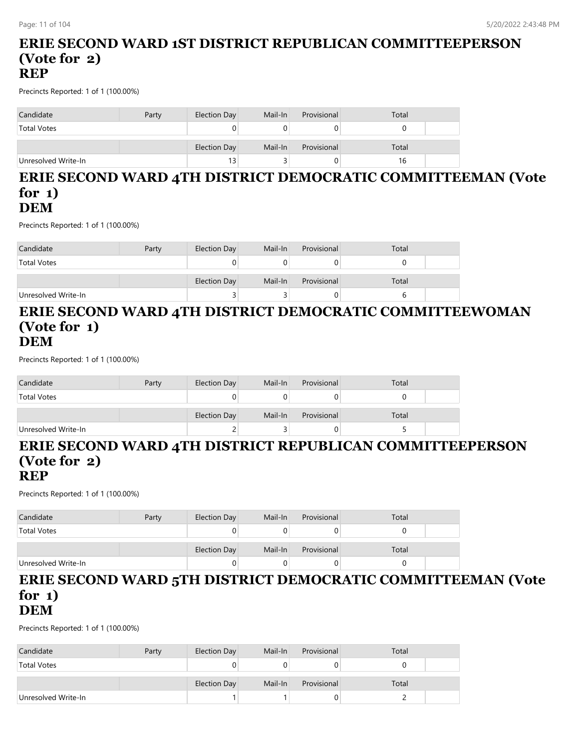## ERIE SECOND WARD 1ST DISTRICT REPUBLICAN COMMITTEEPERSON (Vote for 2)
## REP

Precincts Reported: 1 of 1 (100.00%)

| Candidate | Party | Election Day | Mail-In | Provisional | Total |
|---|---|---|---|---|---|
| Total Votes | | 0 | 0 | 0 | 0 |
| | | Election Day | Mail-In | Provisional | Total |
| Unresolved Write-In | | 13 | 3 | 0 | 16 |

## ERIE SECOND WARD 4TH DISTRICT DEMOCRATIC COMMITTEEMAN (Vote for 1)
## DEM

Precincts Reported: 1 of 1 (100.00%)

| Candidate | Party | Election Day | Mail-In | Provisional | Total |
|---|---|---|---|---|---|
| Total Votes | | 0 | 0 | 0 | 0 |
| | | Election Day | Mail-In | Provisional | Total |
| Unresolved Write-In | | 3 | 3 | 0 | 6 |

## ERIE SECOND WARD 4TH DISTRICT DEMOCRATIC COMMITTEEWOMAN (Vote for 1)
## DEM

Precincts Reported: 1 of 1 (100.00%)

| Candidate | Party | Election Day | Mail-In | Provisional | Total |
|---|---|---|---|---|---|
| Total Votes | | 0 | 0 | 0 | 0 |
| | | Election Day | Mail-In | Provisional | Total |
| Unresolved Write-In | | 2 | 3 | 0 | 5 |

## ERIE SECOND WARD 4TH DISTRICT REPUBLICAN COMMITTEEPERSON (Vote for 2)
## REP

Precincts Reported: 1 of 1 (100.00%)

| Candidate | Party | Election Day | Mail-In | Provisional | Total |
|---|---|---|---|---|---|
| Total Votes | | 0 | 0 | 0 | 0 |
| | | Election Day | Mail-In | Provisional | Total |
| Unresolved Write-In | | 0 | 0 | 0 | 0 |

## ERIE SECOND WARD 5TH DISTRICT DEMOCRATIC COMMITTEEMAN (Vote for 1)
## DEM

Precincts Reported: 1 of 1 (100.00%)

| Candidate | Party | Election Day | Mail-In | Provisional | Total |
|---|---|---|---|---|---|
| Total Votes | | 0 | 0 | 0 | 0 |
| | | Election Day | Mail-In | Provisional | Total |
| Unresolved Write-In | | 1 | 1 | 0 | 2 |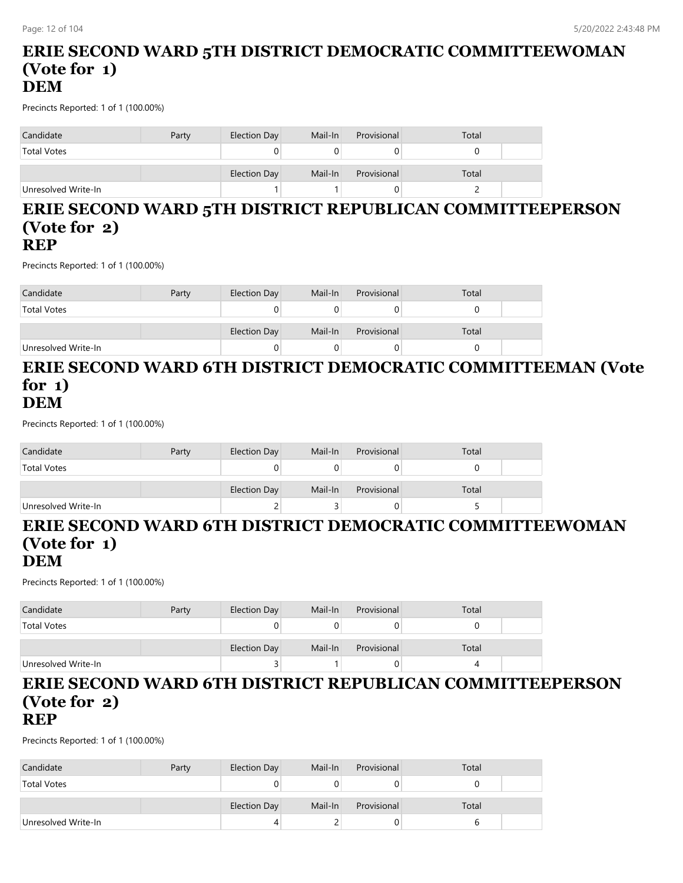# ERIE SECOND WARD 5TH DISTRICT DEMOCRATIC COMMITTEEWOMAN (Vote for 1)
# DEM

Precincts Reported: 1 of 1 (100.00%)

| Candidate | Party | Election Day | Mail-In | Provisional | Total |
|---|---|---|---|---|---|
| Total Votes | | 0 | 0 | 0 | 0 |
| | | Election Day | Mail-In | Provisional | Total |
| Unresolved Write-In | | 1 | 1 | 0 | 2 |

# ERIE SECOND WARD 5TH DISTRICT REPUBLICAN COMMITTEEPERSON (Vote for 2)
# REP

Precincts Reported: 1 of 1 (100.00%)

| Candidate | Party | Election Day | Mail-In | Provisional | Total |
|---|---|---|---|---|---|
| Total Votes | | 0 | 0 | 0 | 0 |
| | | Election Day | Mail-In | Provisional | Total |
| Unresolved Write-In | | 0 | 0 | 0 | 0 |

# ERIE SECOND WARD 6TH DISTRICT DEMOCRATIC COMMITTEEMAN (Vote for 1)
# DEM

Precincts Reported: 1 of 1 (100.00%)

| Candidate | Party | Election Day | Mail-In | Provisional | Total |
|---|---|---|---|---|---|
| Total Votes | | 0 | 0 | 0 | 0 |
| | | Election Day | Mail-In | Provisional | Total |
| Unresolved Write-In | | 2 | 3 | 0 | 5 |

# ERIE SECOND WARD 6TH DISTRICT DEMOCRATIC COMMITTEEWOMAN (Vote for 1)
# DEM

Precincts Reported: 1 of 1 (100.00%)

| Candidate | Party | Election Day | Mail-In | Provisional | Total |
|---|---|---|---|---|---|
| Total Votes | | 0 | 0 | 0 | 0 |
| | | Election Day | Mail-In | Provisional | Total |
| Unresolved Write-In | | 3 | 1 | 0 | 4 |

# ERIE SECOND WARD 6TH DISTRICT REPUBLICAN COMMITTEEPERSON (Vote for 2)
# REP

Precincts Reported: 1 of 1 (100.00%)

| Candidate | Party | Election Day | Mail-In | Provisional | Total |
|---|---|---|---|---|---|
| Total Votes | | 0 | 0 | 0 | 0 |
| | | Election Day | Mail-In | Provisional | Total |
| Unresolved Write-In | | 4 | 2 | 0 | 6 |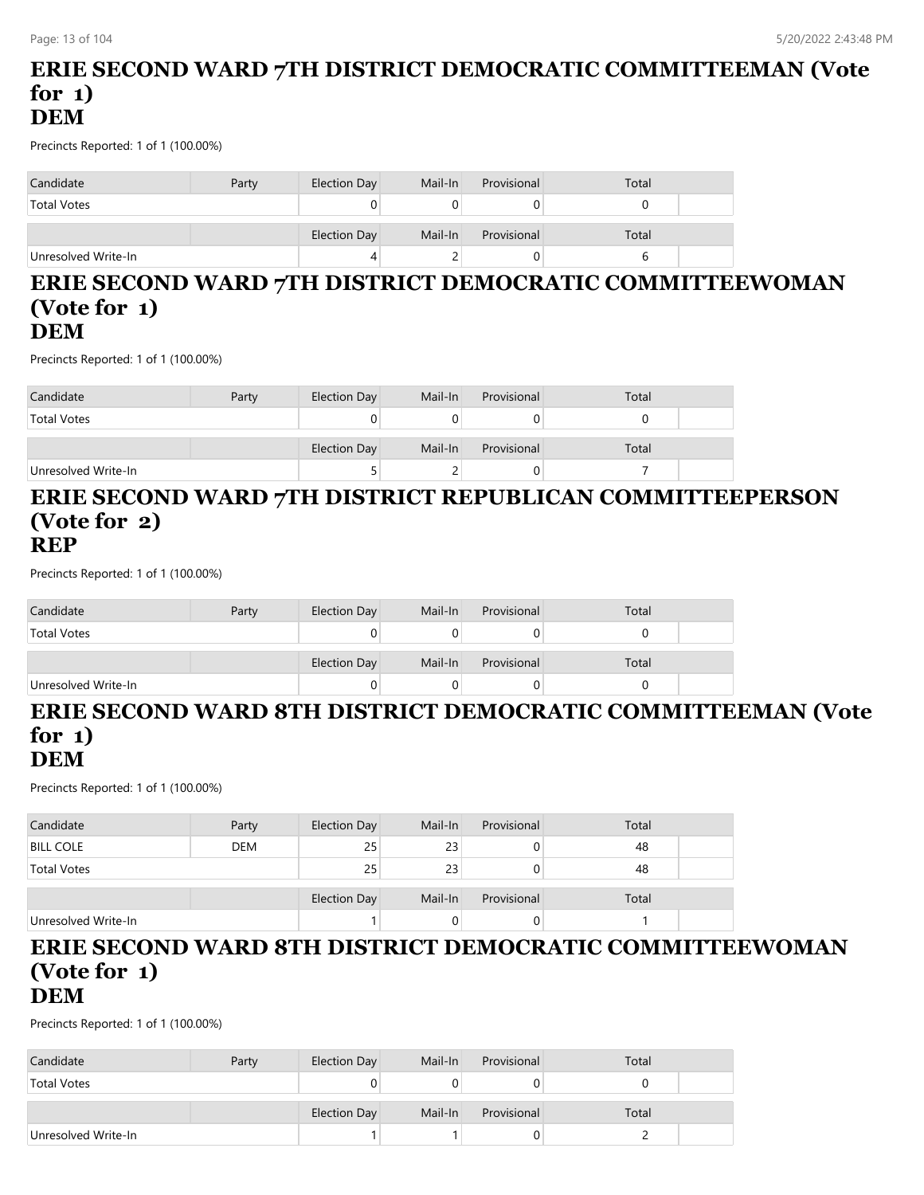## ERIE SECOND WARD 7TH DISTRICT DEMOCRATIC COMMITTEEMAN (Vote for 1)
## DEM

Precincts Reported: 1 of 1 (100.00%)

| Candidate | Party | Election Day | Mail-In | Provisional | Total |
|---|---|---|---|---|---|
| Total Votes | | 0 | 0 | 0 | 0 |

| | | Election Day | Mail-In | Provisional | Total |
|---|---|---|---|---|---|
| Unresolved Write-In | | 4 | 2 | 0 | 6 |

## ERIE SECOND WARD 7TH DISTRICT DEMOCRATIC COMMITTEEWOMAN (Vote for 1)
## DEM

Precincts Reported: 1 of 1 (100.00%)

| Candidate | Party | Election Day | Mail-In | Provisional | Total |
|---|---|---|---|---|---|
| Total Votes | | 0 | 0 | 0 | 0 |

| | | Election Day | Mail-In | Provisional | Total |
|---|---|---|---|---|---|
| Unresolved Write-In | | 5 | 2 | 0 | 7 |

## ERIE SECOND WARD 7TH DISTRICT REPUBLICAN COMMITTEEPERSON (Vote for 2)
## REP

Precincts Reported: 1 of 1 (100.00%)

| Candidate | Party | Election Day | Mail-In | Provisional | Total |
|---|---|---|---|---|---|
| Total Votes | | 0 | 0 | 0 | 0 |

| | | Election Day | Mail-In | Provisional | Total |
|---|---|---|---|---|---|
| Unresolved Write-In | | 0 | 0 | 0 | 0 |

## ERIE SECOND WARD 8TH DISTRICT DEMOCRATIC COMMITTEEMAN (Vote for 1)
## DEM

Precincts Reported: 1 of 1 (100.00%)

| Candidate | Party | Election Day | Mail-In | Provisional | Total |
|---|---|---|---|---|---|
| BILL COLE | DEM | 25 | 23 | 0 | 48 |
| Total Votes | | 25 | 23 | 0 | 48 |

| | | Election Day | Mail-In | Provisional | Total |
|---|---|---|---|---|---|
| Unresolved Write-In | | 1 | 0 | 0 | 1 |

## ERIE SECOND WARD 8TH DISTRICT DEMOCRATIC COMMITTEEWOMAN (Vote for 1)
## DEM

Precincts Reported: 1 of 1 (100.00%)

| Candidate | Party | Election Day | Mail-In | Provisional | Total |
|---|---|---|---|---|---|
| Total Votes | | 0 | 0 | 0 | 0 |

| | | Election Day | Mail-In | Provisional | Total |
|---|---|---|---|---|---|
| Unresolved Write-In | | 1 | 1 | 0 | 2 |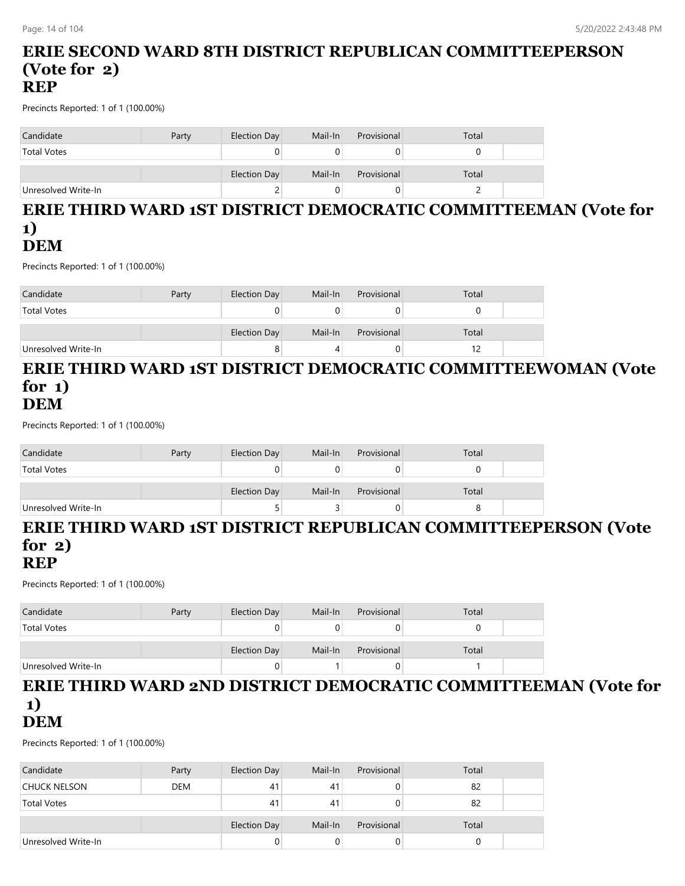## ERIE SECOND WARD 8TH DISTRICT REPUBLICAN COMMITTEEPERSON (Vote for 2)
## REP

Precincts Reported: 1 of 1 (100.00%)

| Candidate | Party | Election Day | Mail-In | Provisional | Total |
|---|---|---|---|---|---|
| Total Votes | | 0 | 0 | 0 | 0 |
| | | Election Day | Mail-In | Provisional | Total |
| Unresolved Write-In | | 2 | 0 | 0 | 2 |

## ERIE THIRD WARD 1ST DISTRICT DEMOCRATIC COMMITTEEMAN (Vote for 1)
## DEM

Precincts Reported: 1 of 1 (100.00%)

| Candidate | Party | Election Day | Mail-In | Provisional | Total |
|---|---|---|---|---|---|
| Total Votes | | 0 | 0 | 0 | 0 |
| | | Election Day | Mail-In | Provisional | Total |
| Unresolved Write-In | | 8 | 4 | 0 | 12 |

## ERIE THIRD WARD 1ST DISTRICT DEMOCRATIC COMMITTEEWOMAN (Vote for 1)
## DEM

Precincts Reported: 1 of 1 (100.00%)

| Candidate | Party | Election Day | Mail-In | Provisional | Total |
|---|---|---|---|---|---|
| Total Votes | | 0 | 0 | 0 | 0 |
| | | Election Day | Mail-In | Provisional | Total |
| Unresolved Write-In | | 5 | 3 | 0 | 8 |

## ERIE THIRD WARD 1ST DISTRICT REPUBLICAN COMMITTEEPERSON (Vote for 2)
## REP

Precincts Reported: 1 of 1 (100.00%)

| Candidate | Party | Election Day | Mail-In | Provisional | Total |
|---|---|---|---|---|---|
| Total Votes | | 0 | 0 | 0 | 0 |
| | | Election Day | Mail-In | Provisional | Total |
| Unresolved Write-In | | 0 | 1 | 0 | 1 |

## ERIE THIRD WARD 2ND DISTRICT DEMOCRATIC COMMITTEEMAN (Vote for 1)
## DEM

Precincts Reported: 1 of 1 (100.00%)

| Candidate | Party | Election Day | Mail-In | Provisional | Total |
|---|---|---|---|---|---|
| CHUCK NELSON | DEM | 41 | 41 | 0 | 82 |
| Total Votes | | 41 | 41 | 0 | 82 |
| | | Election Day | Mail-In | Provisional | Total |
| Unresolved Write-In | | 0 | 0 | 0 | 0 |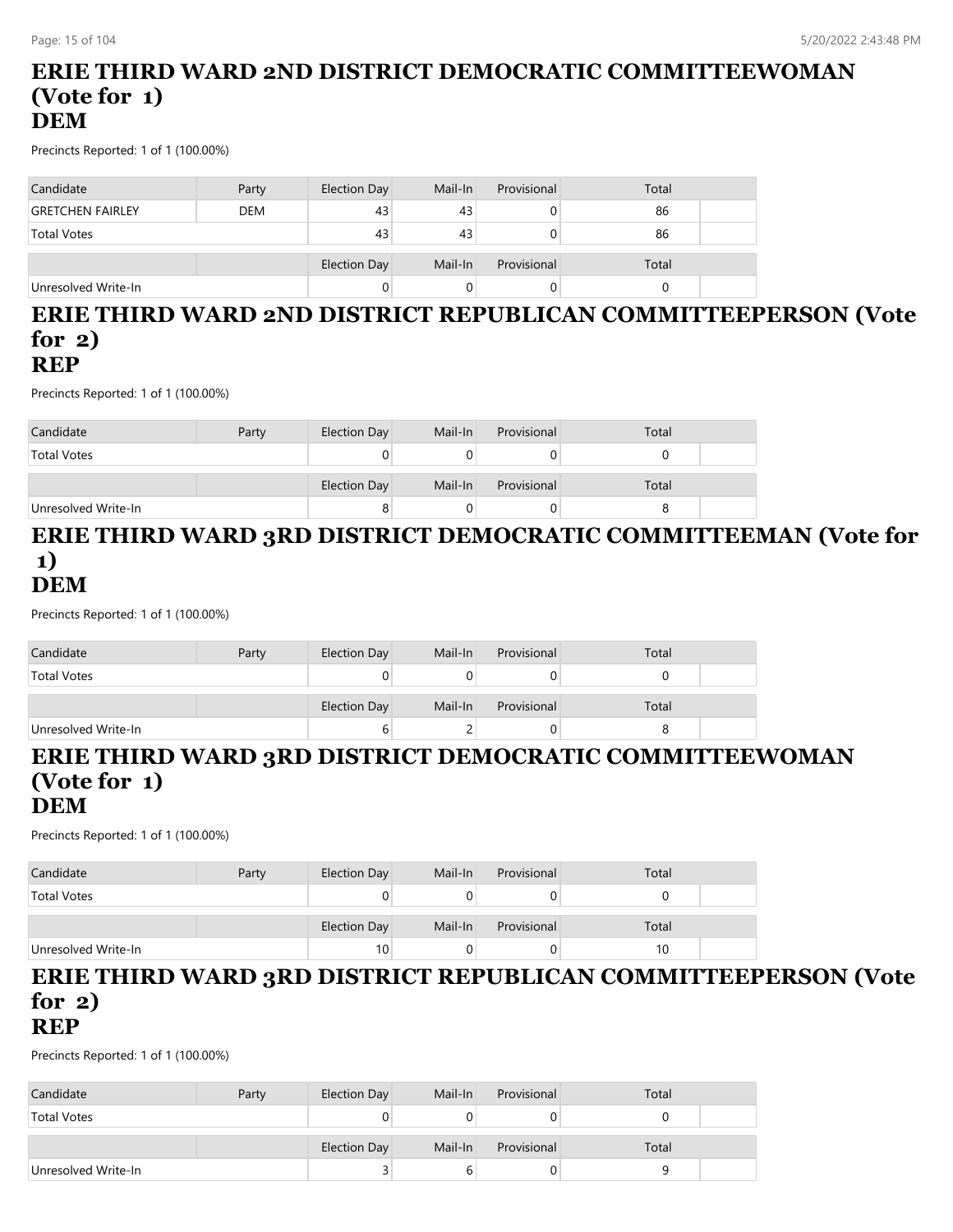# ERIE THIRD WARD 2ND DISTRICT DEMOCRATIC COMMITTEEWOMAN (Vote for 1)
# DEM

Precincts Reported: 1 of 1 (100.00%)

| Candidate | Party | Election Day | Mail-In | Provisional | Total |
|---|---|---|---|---|---|
| GRETCHEN FAIRLEY | DEM | 43 | 43 | 0 | 86 |
| Total Votes | | 43 | 43 | 0 | 86 |

| | | Election Day | Mail-In | Provisional | Total |
|---|---|---|---|---|---|
| Unresolved Write-In | | 0 | 0 | 0 | 0 |

# ERIE THIRD WARD 2ND DISTRICT REPUBLICAN COMMITTEEPERSON (Vote for 2)
# REP

Precincts Reported: 1 of 1 (100.00%)

| Candidate | Party | Election Day | Mail-In | Provisional | Total |
|---|---|---|---|---|---|
| Total Votes | | 0 | 0 | 0 | 0 |

| | | Election Day | Mail-In | Provisional | Total |
|---|---|---|---|---|---|
| Unresolved Write-In | | 8 | 0 | 0 | 8 |

# ERIE THIRD WARD 3RD DISTRICT DEMOCRATIC COMMITTEEMAN (Vote for 1)
# DEM

Precincts Reported: 1 of 1 (100.00%)

| Candidate | Party | Election Day | Mail-In | Provisional | Total |
|---|---|---|---|---|---|
| Total Votes | | 0 | 0 | 0 | 0 |

| | | Election Day | Mail-In | Provisional | Total |
|---|---|---|---|---|---|
| Unresolved Write-In | | 6 | 2 | 0 | 8 |

# ERIE THIRD WARD 3RD DISTRICT DEMOCRATIC COMMITTEEWOMAN (Vote for 1)
# DEM

Precincts Reported: 1 of 1 (100.00%)

| Candidate | Party | Election Day | Mail-In | Provisional | Total |
|---|---|---|---|---|---|
| Total Votes | | 0 | 0 | 0 | 0 |

| | | Election Day | Mail-In | Provisional | Total |
|---|---|---|---|---|---|
| Unresolved Write-In | | 10 | 0 | 0 | 10 |

# ERIE THIRD WARD 3RD DISTRICT REPUBLICAN COMMITTEEPERSON (Vote for 2)
# REP

Precincts Reported: 1 of 1 (100.00%)

| Candidate | Party | Election Day | Mail-In | Provisional | Total |
|---|---|---|---|---|---|
| Total Votes | | 0 | 0 | 0 | 0 |

| | | Election Day | Mail-In | Provisional | Total |
|---|---|---|---|---|---|
| Unresolved Write-In | | 3 | 6 | 0 | 9 |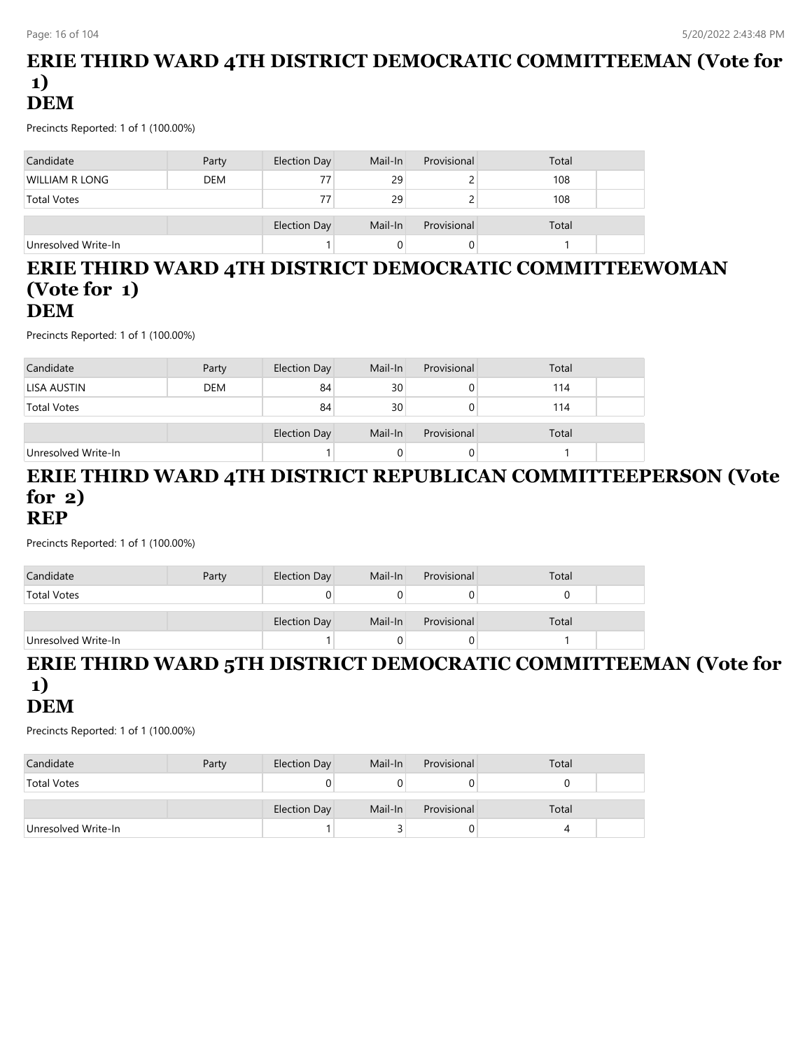# ERIE THIRD WARD 4TH DISTRICT DEMOCRATIC COMMITTEEMAN (Vote for 1) DEM

Precincts Reported: 1 of 1 (100.00%)

| Candidate | Party | Election Day | Mail-In | Provisional | Total | |
|---|---|---|---|---|---|---|
| WILLIAM R LONG | DEM | 77 | 29 | 2 | 108 | |
| Total Votes | | 77 | 29 | 2 | 108 | |

| | | Election Day | Mail-In | Provisional | Total | |
|---|---|---|---|---|---|---|
| Unresolved Write-In | | 1 | 0 | 0 | 1 | |

# ERIE THIRD WARD 4TH DISTRICT DEMOCRATIC COMMITTEEWOMAN (Vote for 1) DEM

Precincts Reported: 1 of 1 (100.00%)

| Candidate | Party | Election Day | Mail-In | Provisional | Total | |
|---|---|---|---|---|---|---|
| LISA AUSTIN | DEM | 84 | 30 | 0 | 114 | |
| Total Votes | | 84 | 30 | 0 | 114 | |

| | | Election Day | Mail-In | Provisional | Total | |
|---|---|---|---|---|---|---|
| Unresolved Write-In | | 1 | 0 | 0 | 1 | |

# ERIE THIRD WARD 4TH DISTRICT REPUBLICAN COMMITTEEPERSON (Vote for 2) REP

Precincts Reported: 1 of 1 (100.00%)

| Candidate | Party | Election Day | Mail-In | Provisional | Total | |
|---|---|---|---|---|---|---|
| Total Votes | | 0 | 0 | 0 | 0 | |

| | | Election Day | Mail-In | Provisional | Total | |
|---|---|---|---|---|---|---|
| Unresolved Write-In | | 1 | 0 | 0 | 1 | |

# ERIE THIRD WARD 5TH DISTRICT DEMOCRATIC COMMITTEEMAN (Vote for 1) DEM

Precincts Reported: 1 of 1 (100.00%)

| Candidate | Party | Election Day | Mail-In | Provisional | Total | |
|---|---|---|---|---|---|---|
| Total Votes | | 0 | 0 | 0 | 0 | |

| | | Election Day | Mail-In | Provisional | Total | |
|---|---|---|---|---|---|---|
| Unresolved Write-In | | 1 | 3 | 0 | 4 | |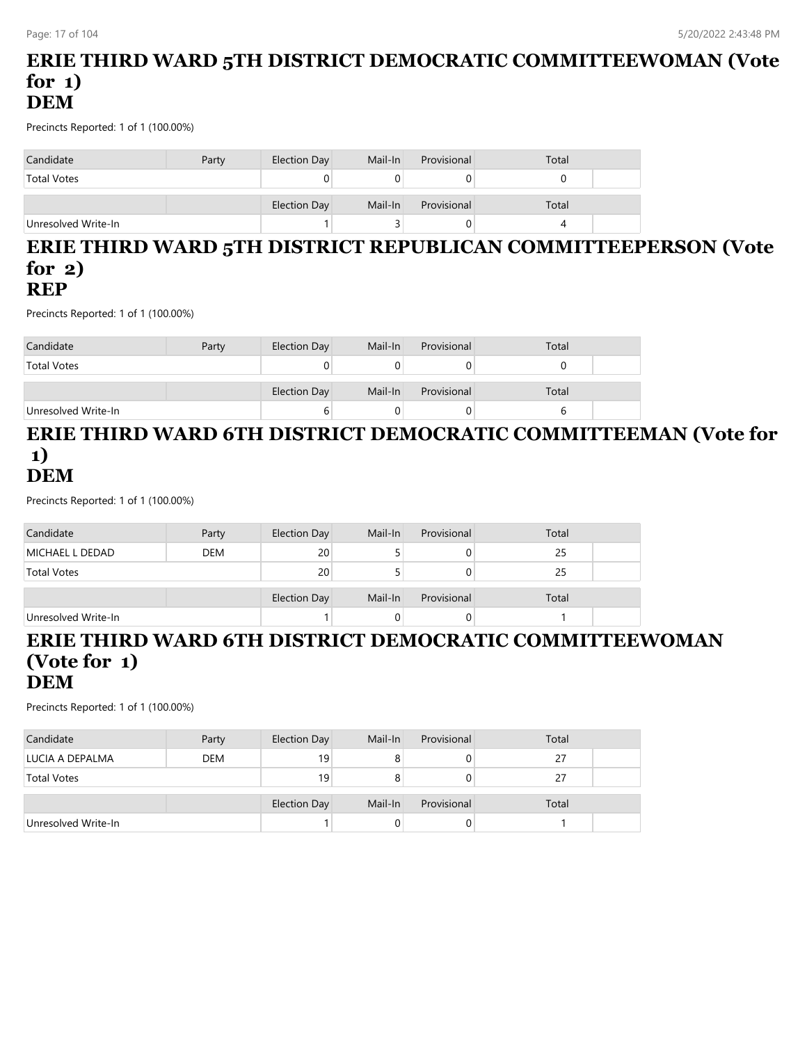# ERIE THIRD WARD 5TH DISTRICT DEMOCRATIC COMMITTEEWOMAN (Vote for 1)
# DEM

Precincts Reported: 1 of 1 (100.00%)

| Candidate | Party | Election Day | Mail-In | Provisional | Total |
|---|---|---|---|---|---|
| Total Votes | | 0 | 0 | 0 | 0 |

| | | Election Day | Mail-In | Provisional | Total |
|---|---|---|---|---|---|
| Unresolved Write-In | | 1 | 3 | 0 | 4 |

# ERIE THIRD WARD 5TH DISTRICT REPUBLICAN COMMITTEEPERSON (Vote for 2)
# REP

Precincts Reported: 1 of 1 (100.00%)

| Candidate | Party | Election Day | Mail-In | Provisional | Total |
|---|---|---|---|---|---|
| Total Votes | | 0 | 0 | 0 | 0 |

| | | Election Day | Mail-In | Provisional | Total |
|---|---|---|---|---|---|
| Unresolved Write-In | | 6 | 0 | 0 | 6 |

# ERIE THIRD WARD 6TH DISTRICT DEMOCRATIC COMMITTEEMAN (Vote for 1)
# DEM

Precincts Reported: 1 of 1 (100.00%)

| Candidate | Party | Election Day | Mail-In | Provisional | Total |
|---|---|---|---|---|---|
| MICHAEL L DEDAD | DEM | 20 | 5 | 0 | 25 |
| Total Votes | | 20 | 5 | 0 | 25 |

| | | Election Day | Mail-In | Provisional | Total |
|---|---|---|---|---|---|
| Unresolved Write-In | | 1 | 0 | 0 | 1 |

# ERIE THIRD WARD 6TH DISTRICT DEMOCRATIC COMMITTEEWOMAN (Vote for 1)
# DEM

Precincts Reported: 1 of 1 (100.00%)

| Candidate | Party | Election Day | Mail-In | Provisional | Total |
|---|---|---|---|---|---|
| LUCIA A DEPALMA | DEM | 19 | 8 | 0 | 27 |
| Total Votes | | 19 | 8 | 0 | 27 |

| | | Election Day | Mail-In | Provisional | Total |
|---|---|---|---|---|---|
| Unresolved Write-In | | 1 | 0 | 0 | 1 |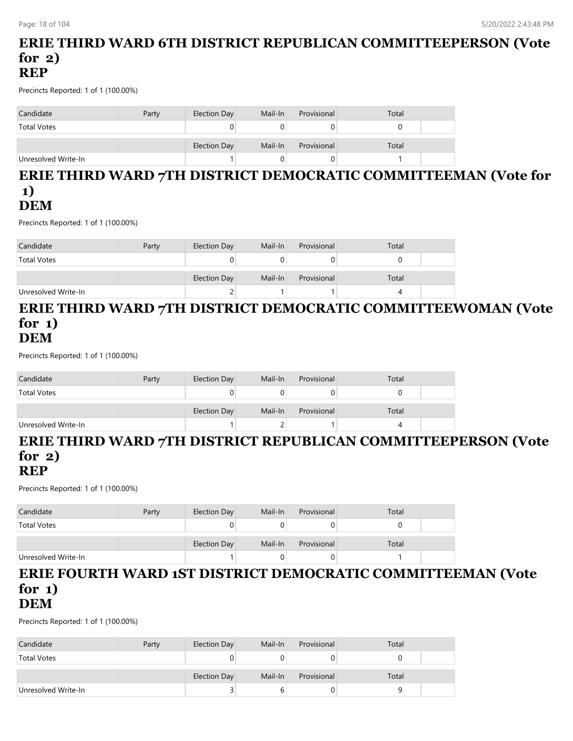## ERIE THIRD WARD 6TH DISTRICT REPUBLICAN COMMITTEEPERSON (Vote for 2)
## REP

Precincts Reported: 1 of 1 (100.00%)

| Candidate | Party | Election Day | Mail-In | Provisional | Total | |
|---|---|---|---|---|---|---|
| Total Votes | | 0 | 0 | 0 | 0 | |
| | | Election Day | Mail-In | Provisional | Total | |
| Unresolved Write-In | | 1 | 0 | 0 | 1 | |

## ERIE THIRD WARD 7TH DISTRICT DEMOCRATIC COMMITTEEMAN (Vote for 1)
## DEM

Precincts Reported: 1 of 1 (100.00%)

| Candidate | Party | Election Day | Mail-In | Provisional | Total | |
|---|---|---|---|---|---|---|
| Total Votes | | 0 | 0 | 0 | 0 | |
| | | Election Day | Mail-In | Provisional | Total | |
| Unresolved Write-In | | 2 | 1 | 1 | 4 | |

## ERIE THIRD WARD 7TH DISTRICT DEMOCRATIC COMMITTEEWOMAN (Vote for 1)
## DEM

Precincts Reported: 1 of 1 (100.00%)

| Candidate | Party | Election Day | Mail-In | Provisional | Total | |
|---|---|---|---|---|---|---|
| Total Votes | | 0 | 0 | 0 | 0 | |
| | | Election Day | Mail-In | Provisional | Total | |
| Unresolved Write-In | | 1 | 2 | 1 | 4 | |

## ERIE THIRD WARD 7TH DISTRICT REPUBLICAN COMMITTEEPERSON (Vote for 2)
## REP

Precincts Reported: 1 of 1 (100.00%)

| Candidate | Party | Election Day | Mail-In | Provisional | Total | |
|---|---|---|---|---|---|---|
| Total Votes | | 0 | 0 | 0 | 0 | |
| | | Election Day | Mail-In | Provisional | Total | |
| Unresolved Write-In | | 1 | 0 | 0 | 1 | |

## ERIE FOURTH WARD 1ST DISTRICT DEMOCRATIC COMMITTEEMAN (Vote for 1)
## DEM

Precincts Reported: 1 of 1 (100.00%)

| Candidate | Party | Election Day | Mail-In | Provisional | Total | |
|---|---|---|---|---|---|---|
| Total Votes | | 0 | 0 | 0 | 0 | |
| | | Election Day | Mail-In | Provisional | Total | |
| Unresolved Write-In | | 3 | 6 | 0 | 9 | |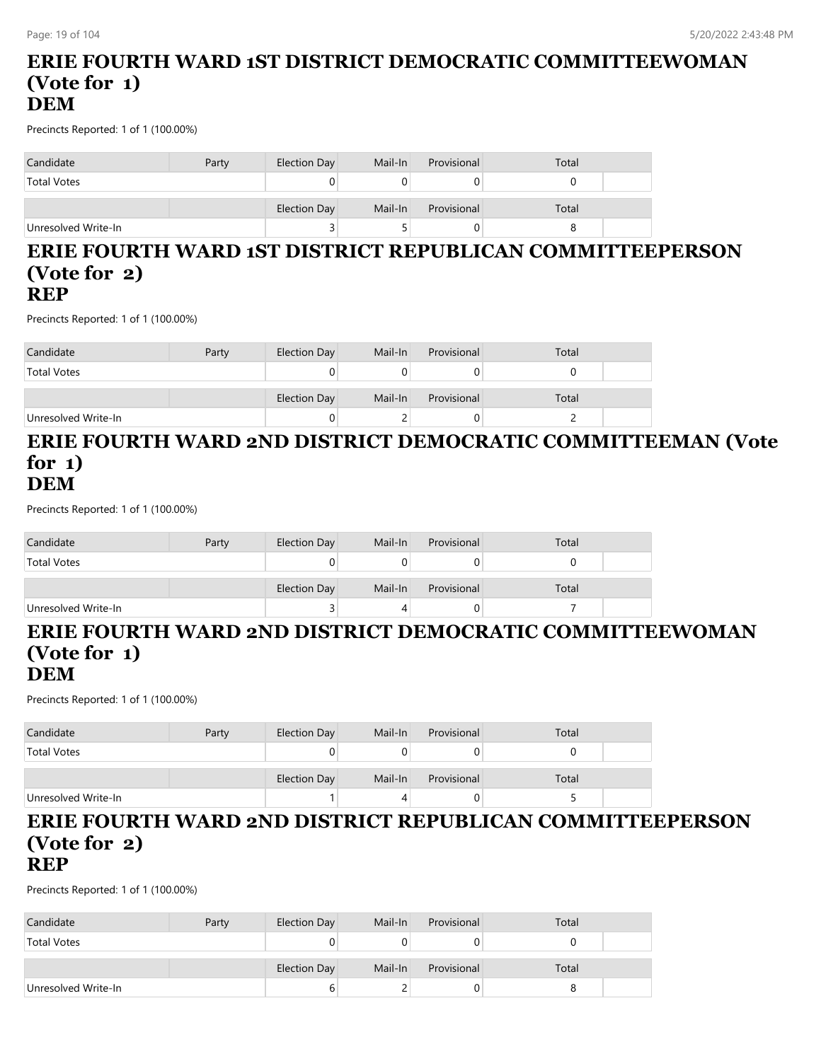# ERIE FOURTH WARD 1ST DISTRICT DEMOCRATIC COMMITTEEWOMAN (Vote for 1)
# DEM

Precincts Reported: 1 of 1 (100.00%)

| Candidate | Party | Election Day | Mail-In | Provisional | Total | |
|---|---|---|---|---|---|---|
| Total Votes | | 0 | 0 | 0 | 0 | |
| | | Election Day | Mail-In | Provisional | Total | |
| Unresolved Write-In | | 3 | 5 | 0 | 8 | |

# ERIE FOURTH WARD 1ST DISTRICT REPUBLICAN COMMITTEEPERSON (Vote for 2)
# REP

Precincts Reported: 1 of 1 (100.00%)

| Candidate | Party | Election Day | Mail-In | Provisional | Total | |
|---|---|---|---|---|---|---|
| Total Votes | | 0 | 0 | 0 | 0 | |
| | | Election Day | Mail-In | Provisional | Total | |
| Unresolved Write-In | | 0 | 2 | 0 | 2 | |

# ERIE FOURTH WARD 2ND DISTRICT DEMOCRATIC COMMITTEEMAN (Vote for 1)
# DEM

Precincts Reported: 1 of 1 (100.00%)

| Candidate | Party | Election Day | Mail-In | Provisional | Total | |
|---|---|---|---|---|---|---|
| Total Votes | | 0 | 0 | 0 | 0 | |
| | | Election Day | Mail-In | Provisional | Total | |
| Unresolved Write-In | | 3 | 4 | 0 | 7 | |

# ERIE FOURTH WARD 2ND DISTRICT DEMOCRATIC COMMITTEEWOMAN (Vote for 1)
# DEM

Precincts Reported: 1 of 1 (100.00%)

| Candidate | Party | Election Day | Mail-In | Provisional | Total | |
|---|---|---|---|---|---|---|
| Total Votes | | 0 | 0 | 0 | 0 | |
| | | Election Day | Mail-In | Provisional | Total | |
| Unresolved Write-In | | 1 | 4 | 0 | 5 | |

# ERIE FOURTH WARD 2ND DISTRICT REPUBLICAN COMMITTEEPERSON (Vote for 2)
# REP

Precincts Reported: 1 of 1 (100.00%)

| Candidate | Party | Election Day | Mail-In | Provisional | Total | |
|---|---|---|---|---|---|---|
| Total Votes | | 0 | 0 | 0 | 0 | |
| | | Election Day | Mail-In | Provisional | Total | |
| Unresolved Write-In | | 6 | 2 | 0 | 8 | |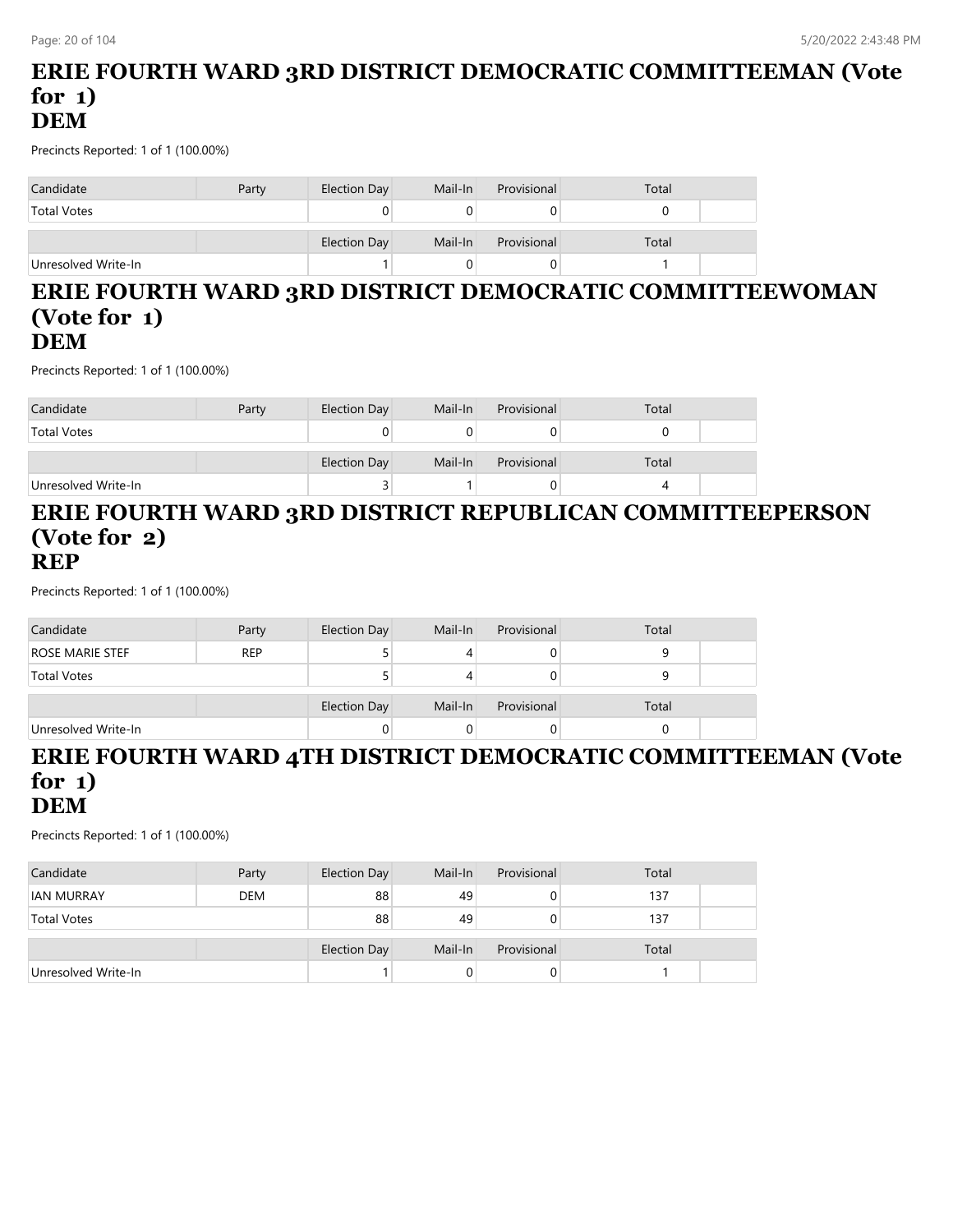# ERIE FOURTH WARD 3RD DISTRICT DEMOCRATIC COMMITTEEMAN (Vote for 1)
# DEM

Precincts Reported: 1 of 1 (100.00%)

| Candidate | Party | Election Day | Mail-In | Provisional | Total |
|---|---|---|---|---|---|
| Total Votes | | 0 | 0 | 0 | 0 |

| | | Election Day | Mail-In | Provisional | Total |
|---|---|---|---|---|---|
| Unresolved Write-In | | 1 | 0 | 0 | 1 |

# ERIE FOURTH WARD 3RD DISTRICT DEMOCRATIC COMMITTEEWOMAN (Vote for 1)
# DEM

Precincts Reported: 1 of 1 (100.00%)

| Candidate | Party | Election Day | Mail-In | Provisional | Total |
|---|---|---|---|---|---|
| Total Votes | | 0 | 0 | 0 | 0 |

| | | Election Day | Mail-In | Provisional | Total |
|---|---|---|---|---|---|
| Unresolved Write-In | | 3 | 1 | 0 | 4 |

# ERIE FOURTH WARD 3RD DISTRICT REPUBLICAN COMMITTEEPERSON (Vote for 2)
# REP

Precincts Reported: 1 of 1 (100.00%)

| Candidate | Party | Election Day | Mail-In | Provisional | Total |
|---|---|---|---|---|---|
| ROSE MARIE STEF | REP | 5 | 4 | 0 | 9 |
| Total Votes | | 5 | 4 | 0 | 9 |

| | | Election Day | Mail-In | Provisional | Total |
|---|---|---|---|---|---|
| Unresolved Write-In | | 0 | 0 | 0 | 0 |

# ERIE FOURTH WARD 4TH DISTRICT DEMOCRATIC COMMITTEEMAN (Vote for 1)
# DEM

Precincts Reported: 1 of 1 (100.00%)

| Candidate | Party | Election Day | Mail-In | Provisional | Total |
|---|---|---|---|---|---|
| IAN MURRAY | DEM | 88 | 49 | 0 | 137 |
| Total Votes | | 88 | 49 | 0 | 137 |

| | | Election Day | Mail-In | Provisional | Total |
|---|---|---|---|---|---|
| Unresolved Write-In | | 1 | 0 | 0 | 1 |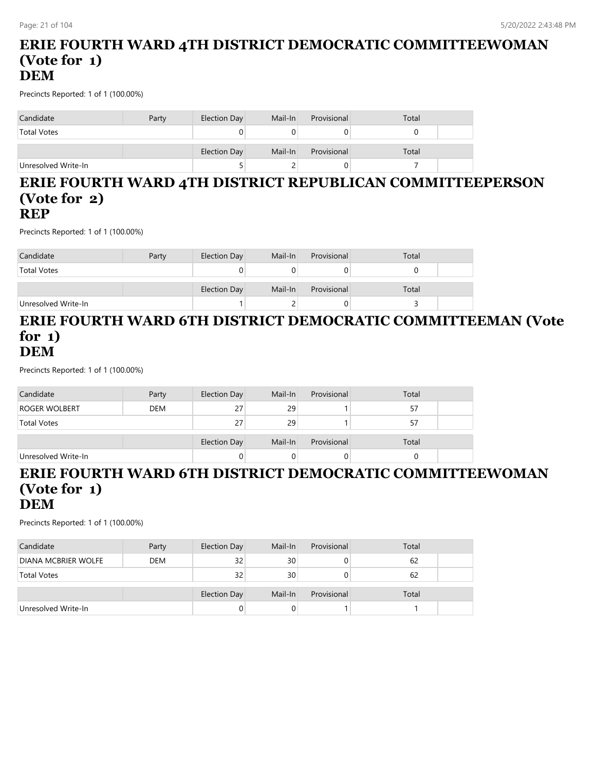# ERIE FOURTH WARD 4TH DISTRICT DEMOCRATIC COMMITTEEWOMAN (Vote for 1)
# DEM

Precincts Reported: 1 of 1 (100.00%)

| Candidate | Party | Election Day | Mail-In | Provisional | Total |
|---|---|---|---|---|---|
| Total Votes | | 0 | 0 | 0 | 0 |

| | | Election Day | Mail-In | Provisional | Total |
|---|---|---|---|---|---|
| Unresolved Write-In | | 5 | 2 | 0 | 7 |

# ERIE FOURTH WARD 4TH DISTRICT REPUBLICAN COMMITTEEPERSON (Vote for 2)
# REP

Precincts Reported: 1 of 1 (100.00%)

| Candidate | Party | Election Day | Mail-In | Provisional | Total |
|---|---|---|---|---|---|
| Total Votes | | 0 | 0 | 0 | 0 |

| | | Election Day | Mail-In | Provisional | Total |
|---|---|---|---|---|---|
| Unresolved Write-In | | 1 | 2 | 0 | 3 |

# ERIE FOURTH WARD 6TH DISTRICT DEMOCRATIC COMMITTEEMAN (Vote for 1)
# DEM

Precincts Reported: 1 of 1 (100.00%)

| Candidate | Party | Election Day | Mail-In | Provisional | Total |
|---|---|---|---|---|---|
| ROGER WOLBERT | DEM | 27 | 29 | 1 | 57 |
| Total Votes | | 27 | 29 | 1 | 57 |

| | | Election Day | Mail-In | Provisional | Total |
|---|---|---|---|---|---|
| Unresolved Write-In | | 0 | 0 | 0 | 0 |

# ERIE FOURTH WARD 6TH DISTRICT DEMOCRATIC COMMITTEEWOMAN (Vote for 1)
# DEM

Precincts Reported: 1 of 1 (100.00%)

| Candidate | Party | Election Day | Mail-In | Provisional | Total |
|---|---|---|---|---|---|
| DIANA MCBRIER WOLFE | DEM | 32 | 30 | 0 | 62 |
| Total Votes | | 32 | 30 | 0 | 62 |

| | | Election Day | Mail-In | Provisional | Total |
|---|---|---|---|---|---|
| Unresolved Write-In | | 0 | 0 | 1 | 1 |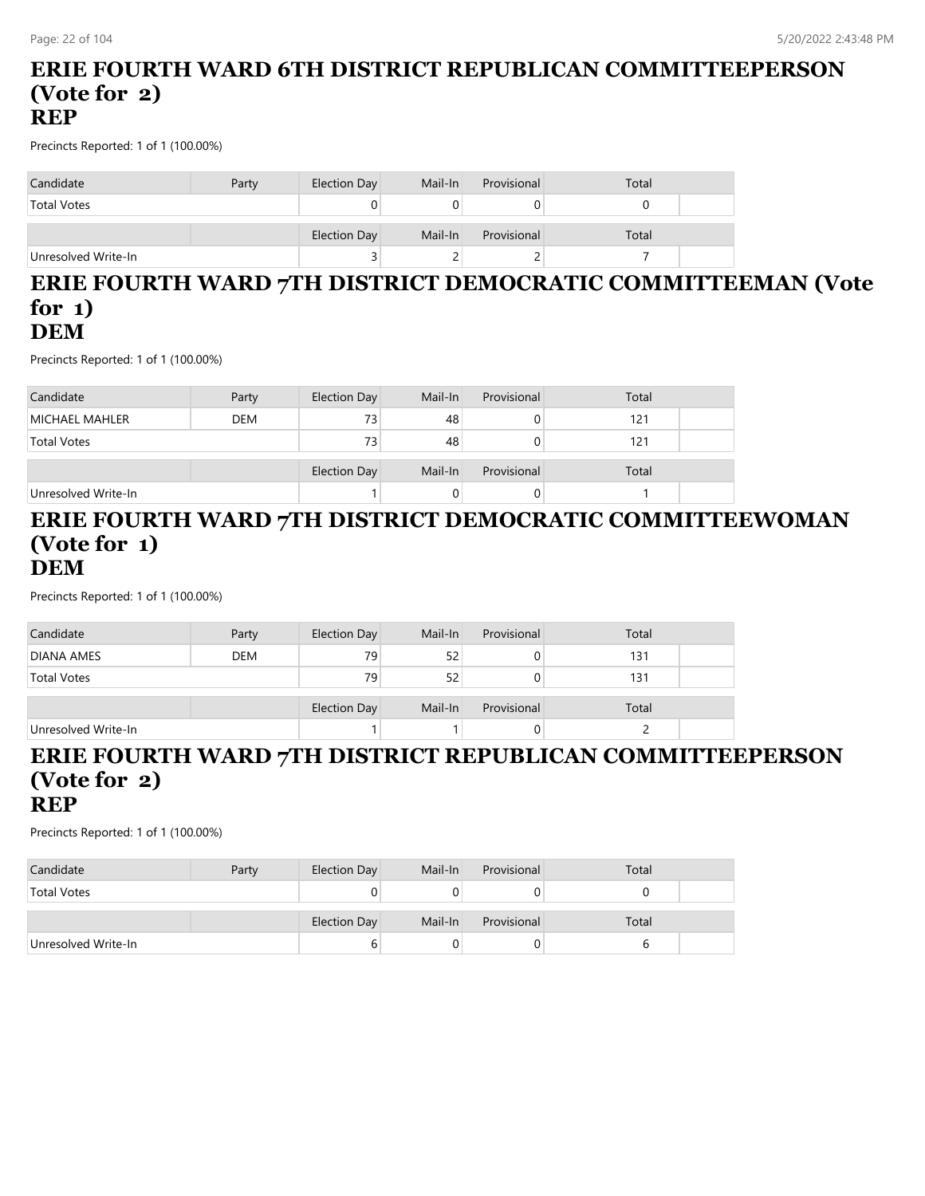## ERIE FOURTH WARD 6TH DISTRICT REPUBLICAN COMMITTEEPERSON (Vote for 2)
## REP

Precincts Reported: 1 of 1 (100.00%)

| Candidate | Party | Election Day | Mail-In | Provisional | Total |
|---|---|---|---|---|---|
| Total Votes | | 0 | 0 | 0 | 0 |

| | | Election Day | Mail-In | Provisional | Total |
|---|---|---|---|---|---|
| Unresolved Write-In | | 3 | 2 | 2 | 7 |

## ERIE FOURTH WARD 7TH DISTRICT DEMOCRATIC COMMITTEEMAN (Vote for 1)
## DEM

Precincts Reported: 1 of 1 (100.00%)

| Candidate | Party | Election Day | Mail-In | Provisional | Total |
|---|---|---|---|---|---|
| MICHAEL MAHLER | DEM | 73 | 48 | 0 | 121 |
| Total Votes | | 73 | 48 | 0 | 121 |

| | | Election Day | Mail-In | Provisional | Total |
|---|---|---|---|---|---|
| Unresolved Write-In | | 1 | 0 | 0 | 1 |

## ERIE FOURTH WARD 7TH DISTRICT DEMOCRATIC COMMITTEEWOMAN (Vote for 1)
## DEM

Precincts Reported: 1 of 1 (100.00%)

| Candidate | Party | Election Day | Mail-In | Provisional | Total |
|---|---|---|---|---|---|
| DIANA AMES | DEM | 79 | 52 | 0 | 131 |
| Total Votes | | 79 | 52 | 0 | 131 |

| | | Election Day | Mail-In | Provisional | Total |
|---|---|---|---|---|---|
| Unresolved Write-In | | 1 | 1 | 0 | 2 |

## ERIE FOURTH WARD 7TH DISTRICT REPUBLICAN COMMITTEEPERSON (Vote for 2)
## REP

Precincts Reported: 1 of 1 (100.00%)

| Candidate | Party | Election Day | Mail-In | Provisional | Total |
|---|---|---|---|---|---|
| Total Votes | | 0 | 0 | 0 | 0 |

| | | Election Day | Mail-In | Provisional | Total |
|---|---|---|---|---|---|
| Unresolved Write-In | | 6 | 0 | 0 | 6 |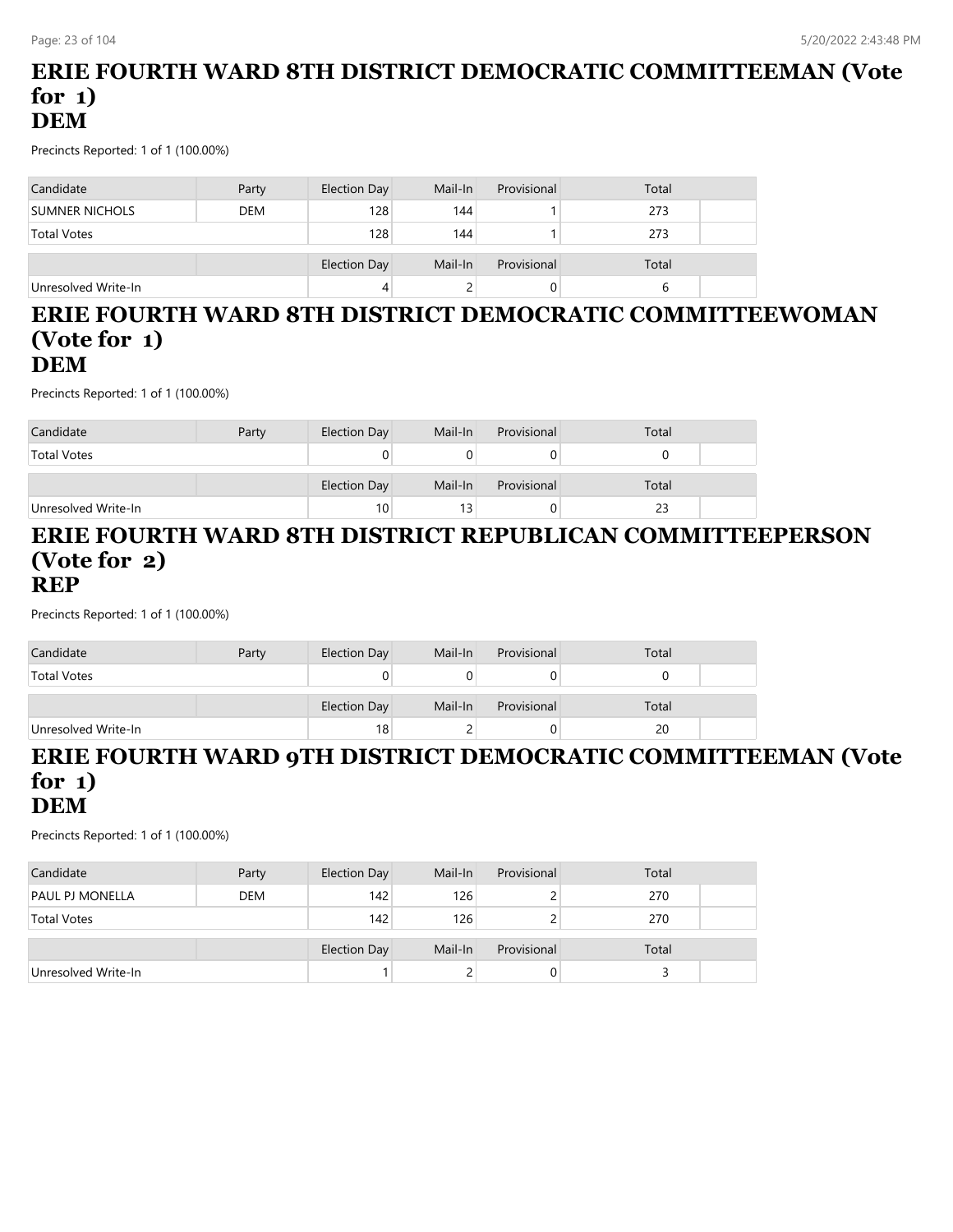## ERIE FOURTH WARD 8TH DISTRICT DEMOCRATIC COMMITTEEMAN (Vote for 1)
## DEM

Precincts Reported: 1 of 1 (100.00%)

| Candidate | Party | Election Day | Mail-In | Provisional | Total |
|---|---|---|---|---|---|
| SUMNER NICHOLS | DEM | 128 | 144 | 1 | 273 |
| Total Votes | | 128 | 144 | 1 | 273 |

| | | Election Day | Mail-In | Provisional | Total |
|---|---|---|---|---|---|
| Unresolved Write-In | | 4 | 2 | 0 | 6 |

## ERIE FOURTH WARD 8TH DISTRICT DEMOCRATIC COMMITTEEWOMAN (Vote for 1)
## DEM

Precincts Reported: 1 of 1 (100.00%)

| Candidate | Party | Election Day | Mail-In | Provisional | Total |
|---|---|---|---|---|---|
| Total Votes | | 0 | 0 | 0 | 0 |

| | | Election Day | Mail-In | Provisional | Total |
|---|---|---|---|---|---|
| Unresolved Write-In | | 10 | 13 | 0 | 23 |

## ERIE FOURTH WARD 8TH DISTRICT REPUBLICAN COMMITTEEPERSON (Vote for 2)
## REP

Precincts Reported: 1 of 1 (100.00%)

| Candidate | Party | Election Day | Mail-In | Provisional | Total |
|---|---|---|---|---|---|
| Total Votes | | 0 | 0 | 0 | 0 |

| | | Election Day | Mail-In | Provisional | Total |
|---|---|---|---|---|---|
| Unresolved Write-In | | 18 | 2 | 0 | 20 |

## ERIE FOURTH WARD 9TH DISTRICT DEMOCRATIC COMMITTEEMAN (Vote for 1)
## DEM

Precincts Reported: 1 of 1 (100.00%)

| Candidate | Party | Election Day | Mail-In | Provisional | Total |
|---|---|---|---|---|---|
| PAUL PJ MONELLA | DEM | 142 | 126 | 2 | 270 |
| Total Votes | | 142 | 126 | 2 | 270 |

| | | Election Day | Mail-In | Provisional | Total |
|---|---|---|---|---|---|
| Unresolved Write-In | | 1 | 2 | 0 | 3 |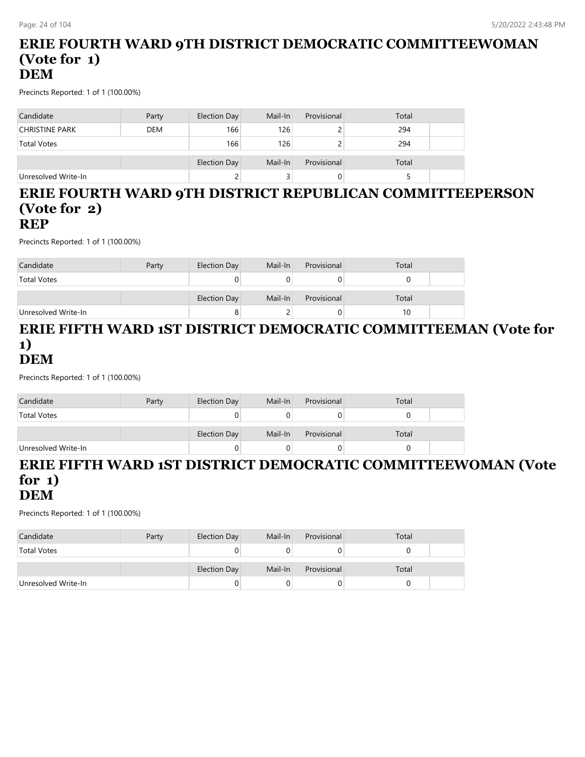## ERIE FOURTH WARD 9TH DISTRICT DEMOCRATIC COMMITTEEWOMAN (Vote for 1)
## DEM

Precincts Reported: 1 of 1 (100.00%)

| Candidate | Party | Election Day | Mail-In | Provisional | Total |
|---|---|---|---|---|---|
| CHRISTINE PARK | DEM | 166 | 126 | 2 | 294 |
| Total Votes | | 166 | 126 | 2 | 294 |

| | | Election Day | Mail-In | Provisional | Total |
|---|---|---|---|---|---|
| Unresolved Write-In | | 2 | 3 | 0 | 5 |

## ERIE FOURTH WARD 9TH DISTRICT REPUBLICAN COMMITTEEPERSON (Vote for 2)
## REP

Precincts Reported: 1 of 1 (100.00%)

| Candidate | Party | Election Day | Mail-In | Provisional | Total |
|---|---|---|---|---|---|
| Total Votes | | 0 | 0 | 0 | 0 |

| | | Election Day | Mail-In | Provisional | Total |
|---|---|---|---|---|---|
| Unresolved Write-In | | 8 | 2 | 0 | 10 |

## ERIE FIFTH WARD 1ST DISTRICT DEMOCRATIC COMMITTEEMAN (Vote for 1)
## DEM

Precincts Reported: 1 of 1 (100.00%)

| Candidate | Party | Election Day | Mail-In | Provisional | Total |
|---|---|---|---|---|---|
| Total Votes | | 0 | 0 | 0 | 0 |

| | | Election Day | Mail-In | Provisional | Total |
|---|---|---|---|---|---|
| Unresolved Write-In | | 0 | 0 | 0 | 0 |

## ERIE FIFTH WARD 1ST DISTRICT DEMOCRATIC COMMITTEEWOMAN (Vote for 1)
## DEM

Precincts Reported: 1 of 1 (100.00%)

| Candidate | Party | Election Day | Mail-In | Provisional | Total |
|---|---|---|---|---|---|
| Total Votes | | 0 | 0 | 0 | 0 |

| | | Election Day | Mail-In | Provisional | Total |
|---|---|---|---|---|---|
| Unresolved Write-In | | 0 | 0 | 0 | 0 |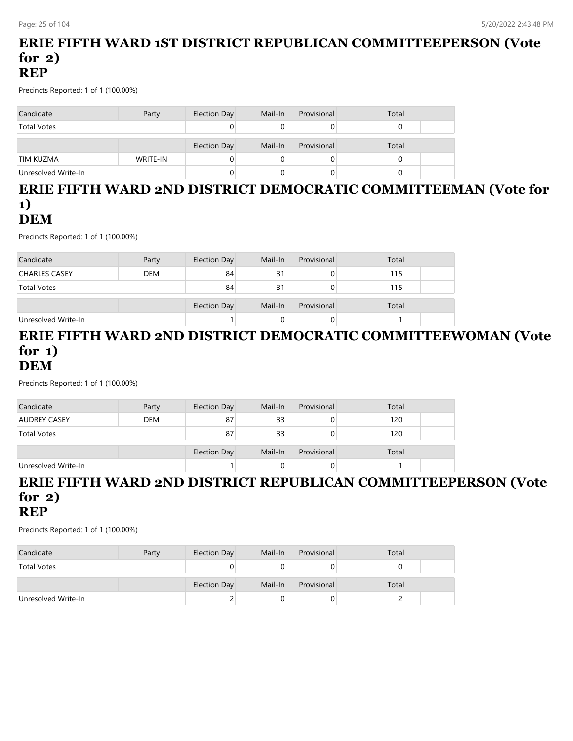# ERIE FIFTH WARD 1ST DISTRICT REPUBLICAN COMMITTEEPERSON (Vote for 2)
# REP

Precincts Reported: 1 of 1 (100.00%)

| Candidate | Party | Election Day | Mail-In | Provisional | Total |
|---|---|---|---|---|---|
| Total Votes | | 0 | 0 | 0 | 0 |

| | | Election Day | Mail-In | Provisional | Total |
|---|---|---|---|---|---|
| TIM KUZMA | WRITE-IN | 0 | 0 | 0 | 0 |
| Unresolved Write-In | | 0 | 0 | 0 | 0 |

# ERIE FIFTH WARD 2ND DISTRICT DEMOCRATIC COMMITTEEMAN (Vote for 1)
# DEM

Precincts Reported: 1 of 1 (100.00%)

| Candidate | Party | Election Day | Mail-In | Provisional | Total |
|---|---|---|---|---|---|
| CHARLES CASEY | DEM | 84 | 31 | 0 | 115 |
| Total Votes | | 84 | 31 | 0 | 115 |

| | | Election Day | Mail-In | Provisional | Total |
|---|---|---|---|---|---|
| Unresolved Write-In | | 1 | 0 | 0 | 1 |

# ERIE FIFTH WARD 2ND DISTRICT DEMOCRATIC COMMITTEEWOMAN (Vote for 1)
# DEM

Precincts Reported: 1 of 1 (100.00%)

| Candidate | Party | Election Day | Mail-In | Provisional | Total |
|---|---|---|---|---|---|
| AUDREY CASEY | DEM | 87 | 33 | 0 | 120 |
| Total Votes | | 87 | 33 | 0 | 120 |

| | | Election Day | Mail-In | Provisional | Total |
|---|---|---|---|---|---|
| Unresolved Write-In | | 1 | 0 | 0 | 1 |

# ERIE FIFTH WARD 2ND DISTRICT REPUBLICAN COMMITTEEPERSON (Vote for 2)
# REP

Precincts Reported: 1 of 1 (100.00%)

| Candidate | Party | Election Day | Mail-In | Provisional | Total |
|---|---|---|---|---|---|
| Total Votes | | 0 | 0 | 0 | 0 |

| | | Election Day | Mail-In | Provisional | Total |
|---|---|---|---|---|---|
| Unresolved Write-In | | 2 | 0 | 0 | 2 |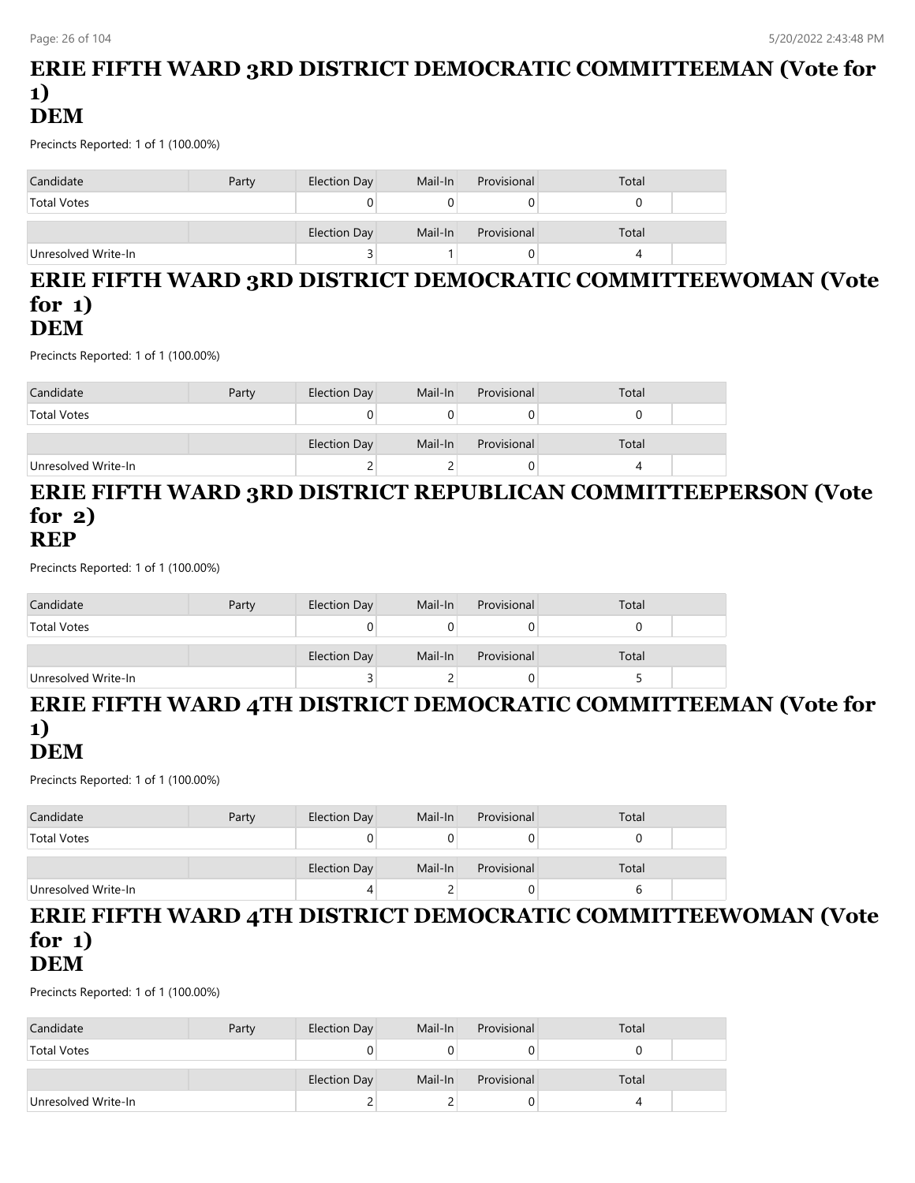## ERIE FIFTH WARD 3RD DISTRICT DEMOCRATIC COMMITTEEMAN (Vote for 1)
## DEM

Precincts Reported: 1 of 1 (100.00%)

| Candidate | Party | Election Day | Mail-In | Provisional | Total |
|---|---|---|---|---|---|
| Total Votes | | 0 | 0 | 0 | 0 |

| | | Election Day | Mail-In | Provisional | Total |
|---|---|---|---|---|---|
| Unresolved Write-In | | 3 | 1 | 0 | 4 |

## ERIE FIFTH WARD 3RD DISTRICT DEMOCRATIC COMMITTEEWOMAN (Vote for 1)
## DEM

Precincts Reported: 1 of 1 (100.00%)

| Candidate | Party | Election Day | Mail-In | Provisional | Total |
|---|---|---|---|---|---|
| Total Votes | | 0 | 0 | 0 | 0 |

| | | Election Day | Mail-In | Provisional | Total |
|---|---|---|---|---|---|
| Unresolved Write-In | | 2 | 2 | 0 | 4 |

## ERIE FIFTH WARD 3RD DISTRICT REPUBLICAN COMMITTEEPERSON (Vote for 2)
## REP

Precincts Reported: 1 of 1 (100.00%)

| Candidate | Party | Election Day | Mail-In | Provisional | Total |
|---|---|---|---|---|---|
| Total Votes | | 0 | 0 | 0 | 0 |

| | | Election Day | Mail-In | Provisional | Total |
|---|---|---|---|---|---|
| Unresolved Write-In | | 3 | 2 | 0 | 5 |

## ERIE FIFTH WARD 4TH DISTRICT DEMOCRATIC COMMITTEEMAN (Vote for 1)
## DEM

Precincts Reported: 1 of 1 (100.00%)

| Candidate | Party | Election Day | Mail-In | Provisional | Total |
|---|---|---|---|---|---|
| Total Votes | | 0 | 0 | 0 | 0 |

| | | Election Day | Mail-In | Provisional | Total |
|---|---|---|---|---|---|
| Unresolved Write-In | | 4 | 2 | 0 | 6 |

## ERIE FIFTH WARD 4TH DISTRICT DEMOCRATIC COMMITTEEWOMAN (Vote for 1)
## DEM

Precincts Reported: 1 of 1 (100.00%)

| Candidate | Party | Election Day | Mail-In | Provisional | Total |
|---|---|---|---|---|---|
| Total Votes | | 0 | 0 | 0 | 0 |

| | | Election Day | Mail-In | Provisional | Total |
|---|---|---|---|---|---|
| Unresolved Write-In | | 2 | 2 | 0 | 4 |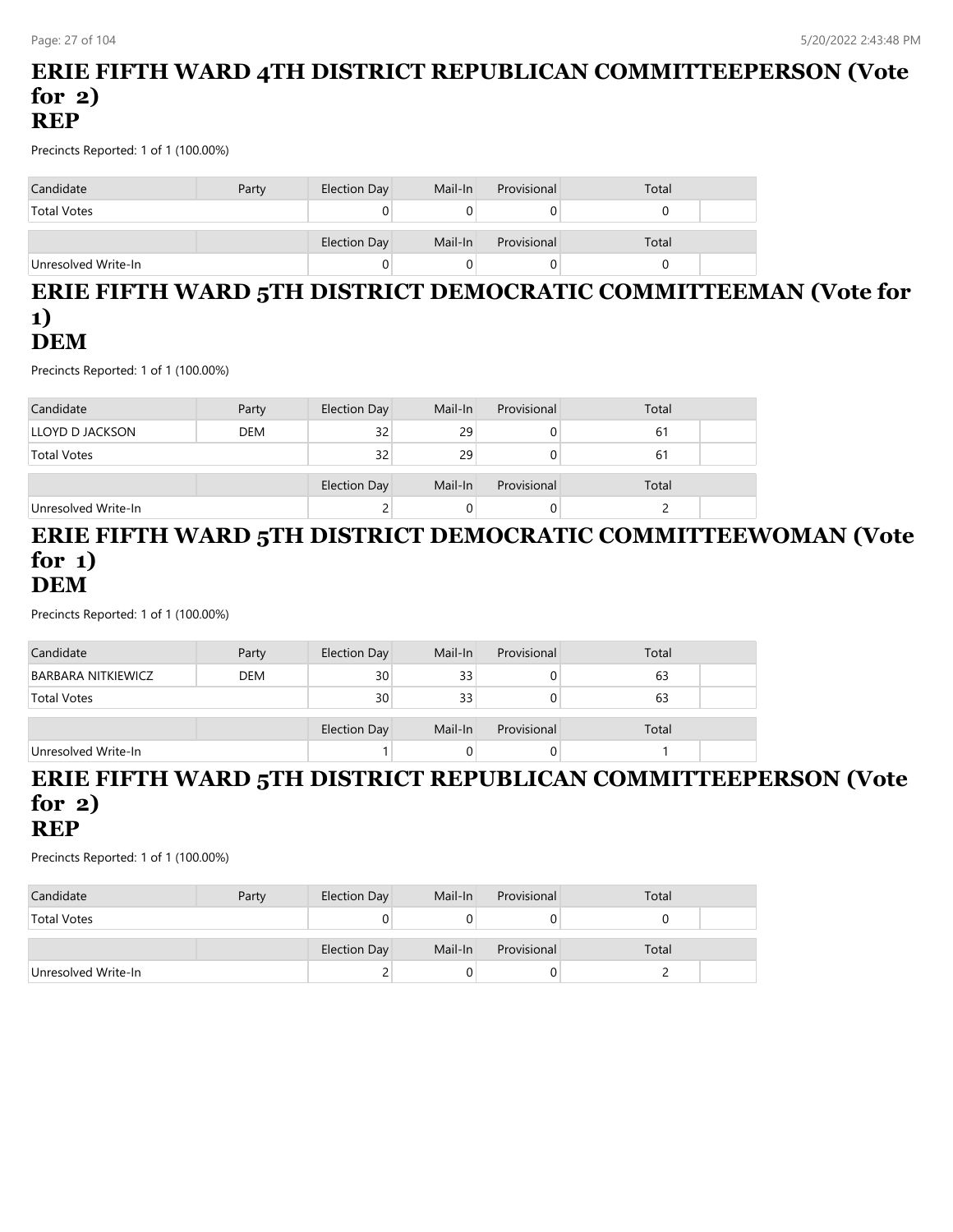## ERIE FIFTH WARD 4TH DISTRICT REPUBLICAN COMMITTEEPERSON (Vote for 2)
## REP

Precincts Reported: 1 of 1 (100.00%)

| Candidate | Party | Election Day | Mail-In | Provisional | Total |
|---|---|---|---|---|---|
| Total Votes | | 0 | 0 | 0 | 0 |

| | | Election Day | Mail-In | Provisional | Total |
|---|---|---|---|---|---|
| Unresolved Write-In | | 0 | 0 | 0 | 0 |

## ERIE FIFTH WARD 5TH DISTRICT DEMOCRATIC COMMITTEEMAN (Vote for 1)
## DEM

Precincts Reported: 1 of 1 (100.00%)

| Candidate | Party | Election Day | Mail-In | Provisional | Total |
|---|---|---|---|---|---|
| LLOYD D JACKSON | DEM | 32 | 29 | 0 | 61 |
| Total Votes | | 32 | 29 | 0 | 61 |

| | | Election Day | Mail-In | Provisional | Total |
|---|---|---|---|---|---|
| Unresolved Write-In | | 2 | 0 | 0 | 2 |

## ERIE FIFTH WARD 5TH DISTRICT DEMOCRATIC COMMITTEEWOMAN (Vote for 1)
## DEM

Precincts Reported: 1 of 1 (100.00%)

| Candidate | Party | Election Day | Mail-In | Provisional | Total |
|---|---|---|---|---|---|
| BARBARA NITKIEWICZ | DEM | 30 | 33 | 0 | 63 |
| Total Votes | | 30 | 33 | 0 | 63 |

| | | Election Day | Mail-In | Provisional | Total |
|---|---|---|---|---|---|
| Unresolved Write-In | | 1 | 0 | 0 | 1 |

## ERIE FIFTH WARD 5TH DISTRICT REPUBLICAN COMMITTEEPERSON (Vote for 2)
## REP

Precincts Reported: 1 of 1 (100.00%)

| Candidate | Party | Election Day | Mail-In | Provisional | Total |
|---|---|---|---|---|---|
| Total Votes | | 0 | 0 | 0 | 0 |

| | | Election Day | Mail-In | Provisional | Total |
|---|---|---|---|---|---|
| Unresolved Write-In | | 2 | 0 | 0 | 2 |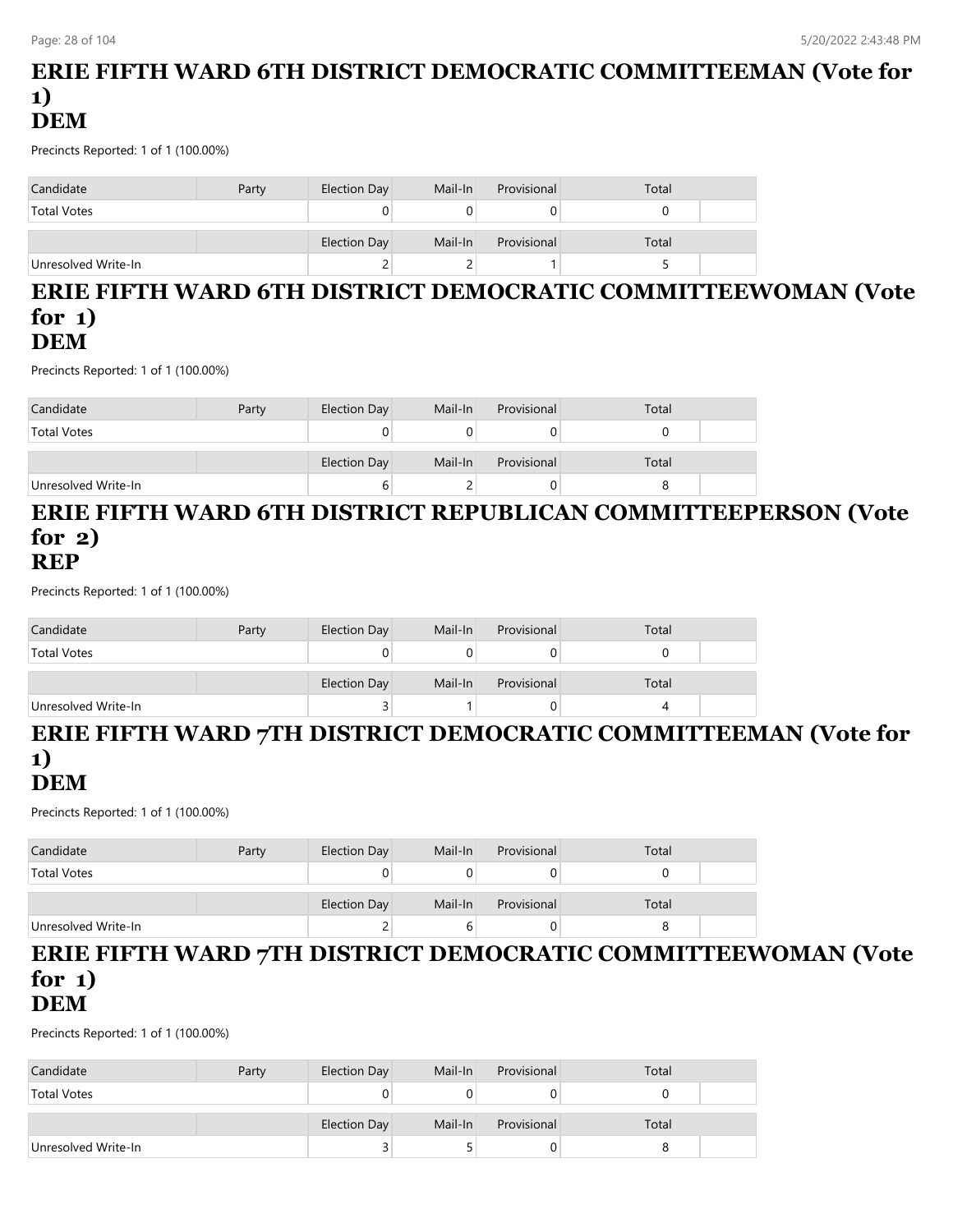## ERIE FIFTH WARD 6TH DISTRICT DEMOCRATIC COMMITTEEMAN (Vote for 1)
## DEM

Precincts Reported: 1 of 1 (100.00%)

| Candidate | Party | Election Day | Mail-In | Provisional | Total | |
|---|---|---|---|---|---|---|
| Total Votes | | 0 | 0 | 0 | 0 | |

| | | Election Day | Mail-In | Provisional | Total | |
|---|---|---|---|---|---|---|
| Unresolved Write-In | | 2 | 2 | 1 | 5 | |

## ERIE FIFTH WARD 6TH DISTRICT DEMOCRATIC COMMITTEEWOMAN (Vote for 1)
## DEM

Precincts Reported: 1 of 1 (100.00%)

| Candidate | Party | Election Day | Mail-In | Provisional | Total | |
|---|---|---|---|---|---|---|
| Total Votes | | 0 | 0 | 0 | 0 | |

| | | Election Day | Mail-In | Provisional | Total | |
|---|---|---|---|---|---|---|
| Unresolved Write-In | | 6 | 2 | 0 | 8 | |

## ERIE FIFTH WARD 6TH DISTRICT REPUBLICAN COMMITTEEPERSON (Vote for 2)
## REP

Precincts Reported: 1 of 1 (100.00%)

| Candidate | Party | Election Day | Mail-In | Provisional | Total | |
|---|---|---|---|---|---|---|
| Total Votes | | 0 | 0 | 0 | 0 | |

| | | Election Day | Mail-In | Provisional | Total | |
|---|---|---|---|---|---|---|
| Unresolved Write-In | | 3 | 1 | 0 | 4 | |

## ERIE FIFTH WARD 7TH DISTRICT DEMOCRATIC COMMITTEEMAN (Vote for 1)
## DEM

Precincts Reported: 1 of 1 (100.00%)

| Candidate | Party | Election Day | Mail-In | Provisional | Total | |
|---|---|---|---|---|---|---|
| Total Votes | | 0 | 0 | 0 | 0 | |

| | | Election Day | Mail-In | Provisional | Total | |
|---|---|---|---|---|---|---|
| Unresolved Write-In | | 2 | 6 | 0 | 8 | |

## ERIE FIFTH WARD 7TH DISTRICT DEMOCRATIC COMMITTEEWOMAN (Vote for 1)
## DEM

Precincts Reported: 1 of 1 (100.00%)

| Candidate | Party | Election Day | Mail-In | Provisional | Total | |
|---|---|---|---|---|---|---|
| Total Votes | | 0 | 0 | 0 | 0 | |

| | | Election Day | Mail-In | Provisional | Total | |
|---|---|---|---|---|---|---|
| Unresolved Write-In | | 3 | 5 | 0 | 8 | |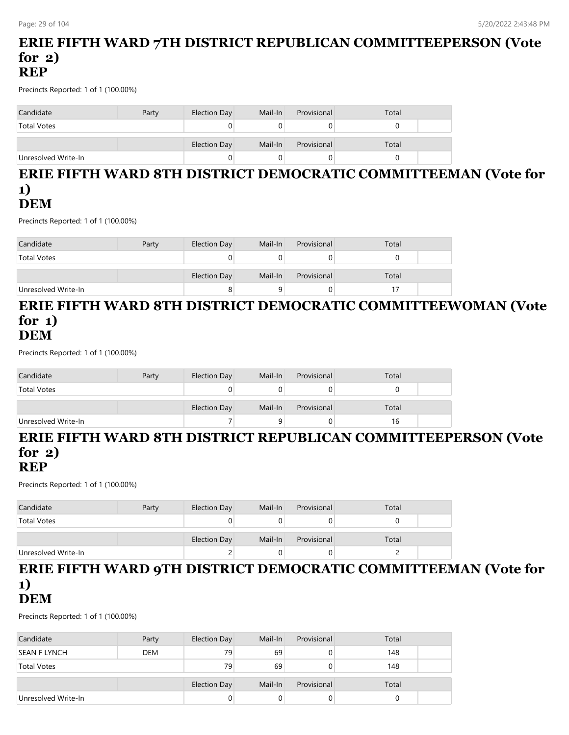# ERIE FIFTH WARD 7TH DISTRICT REPUBLICAN COMMITTEEPERSON (Vote for 2)
# REP

Precincts Reported: 1 of 1 (100.00%)

| Candidate | Party | Election Day | Mail-In | Provisional | Total |
|---|---|---|---|---|---|
| Total Votes | | 0 | 0 | 0 | 0 |

| | | Election Day | Mail-In | Provisional | Total |
|---|---|---|---|---|---|
| Unresolved Write-In | | 0 | 0 | 0 | 0 |

# ERIE FIFTH WARD 8TH DISTRICT DEMOCRATIC COMMITTEEMAN (Vote for 1)
# DEM

Precincts Reported: 1 of 1 (100.00%)

| Candidate | Party | Election Day | Mail-In | Provisional | Total |
|---|---|---|---|---|---|
| Total Votes | | 0 | 0 | 0 | 0 |

| | | Election Day | Mail-In | Provisional | Total |
|---|---|---|---|---|---|
| Unresolved Write-In | | 8 | 9 | 0 | 17 |

# ERIE FIFTH WARD 8TH DISTRICT DEMOCRATIC COMMITTEEWOMAN (Vote for 1)
# DEM

Precincts Reported: 1 of 1 (100.00%)

| Candidate | Party | Election Day | Mail-In | Provisional | Total |
|---|---|---|---|---|---|
| Total Votes | | 0 | 0 | 0 | 0 |

| | | Election Day | Mail-In | Provisional | Total |
|---|---|---|---|---|---|
| Unresolved Write-In | | 7 | 9 | 0 | 16 |

# ERIE FIFTH WARD 8TH DISTRICT REPUBLICAN COMMITTEEPERSON (Vote for 2)
# REP

Precincts Reported: 1 of 1 (100.00%)

| Candidate | Party | Election Day | Mail-In | Provisional | Total |
|---|---|---|---|---|---|
| Total Votes | | 0 | 0 | 0 | 0 |

| | | Election Day | Mail-In | Provisional | Total |
|---|---|---|---|---|---|
| Unresolved Write-In | | 2 | 0 | 0 | 2 |

# ERIE FIFTH WARD 9TH DISTRICT DEMOCRATIC COMMITTEEMAN (Vote for 1)
# DEM

Precincts Reported: 1 of 1 (100.00%)

| Candidate | Party | Election Day | Mail-In | Provisional | Total |
|---|---|---|---|---|---|
| SEAN F LYNCH | DEM | 79 | 69 | 0 | 148 |
| Total Votes | | 79 | 69 | 0 | 148 |

| | | Election Day | Mail-In | Provisional | Total |
|---|---|---|---|---|---|
| Unresolved Write-In | | 0 | 0 | 0 | 0 |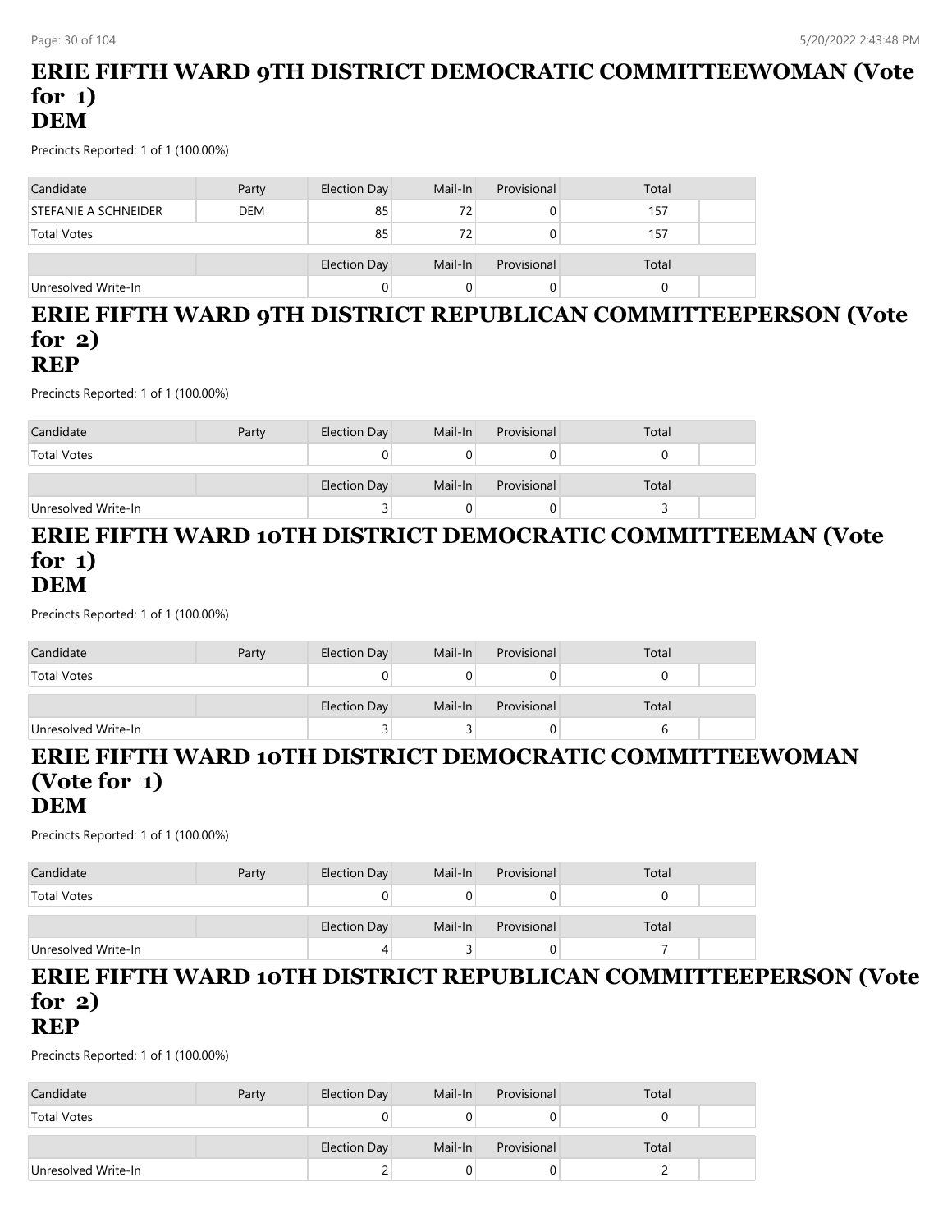## ERIE FIFTH WARD 9TH DISTRICT DEMOCRATIC COMMITTEEWOMAN (Vote for 1)
## DEM

Precincts Reported: 1 of 1 (100.00%)

| Candidate | Party | Election Day | Mail-In | Provisional | Total |
|---|---|---|---|---|---|
| STEFANIE A SCHNEIDER | DEM | 85 | 72 | 0 | 157 |
| Total Votes | | 85 | 72 | 0 | 157 |

| | | Election Day | Mail-In | Provisional | Total |
|---|---|---|---|---|---|
| Unresolved Write-In | | 0 | 0 | 0 | 0 |

## ERIE FIFTH WARD 9TH DISTRICT REPUBLICAN COMMITTEEPERSON (Vote for 2)
## REP

Precincts Reported: 1 of 1 (100.00%)

| Candidate | Party | Election Day | Mail-In | Provisional | Total |
|---|---|---|---|---|---|
| Total Votes | | 0 | 0 | 0 | 0 |

| | | Election Day | Mail-In | Provisional | Total |
|---|---|---|---|---|---|
| Unresolved Write-In | | 3 | 0 | 0 | 3 |

## ERIE FIFTH WARD 10TH DISTRICT DEMOCRATIC COMMITTEEMAN (Vote for 1)
## DEM

Precincts Reported: 1 of 1 (100.00%)

| Candidate | Party | Election Day | Mail-In | Provisional | Total |
|---|---|---|---|---|---|
| Total Votes | | 0 | 0 | 0 | 0 |

| | | Election Day | Mail-In | Provisional | Total |
|---|---|---|---|---|---|
| Unresolved Write-In | | 3 | 3 | 0 | 6 |

## ERIE FIFTH WARD 10TH DISTRICT DEMOCRATIC COMMITTEEWOMAN (Vote for 1)
## DEM

Precincts Reported: 1 of 1 (100.00%)

| Candidate | Party | Election Day | Mail-In | Provisional | Total |
|---|---|---|---|---|---|
| Total Votes | | 0 | 0 | 0 | 0 |

| | | Election Day | Mail-In | Provisional | Total |
|---|---|---|---|---|---|
| Unresolved Write-In | | 4 | 3 | 0 | 7 |

## ERIE FIFTH WARD 10TH DISTRICT REPUBLICAN COMMITTEEPERSON (Vote for 2)
## REP

Precincts Reported: 1 of 1 (100.00%)

| Candidate | Party | Election Day | Mail-In | Provisional | Total |
|---|---|---|---|---|---|
| Total Votes | | 0 | 0 | 0 | 0 |

| | | Election Day | Mail-In | Provisional | Total |
|---|---|---|---|---|---|
| Unresolved Write-In | | 2 | 0 | 0 | 2 |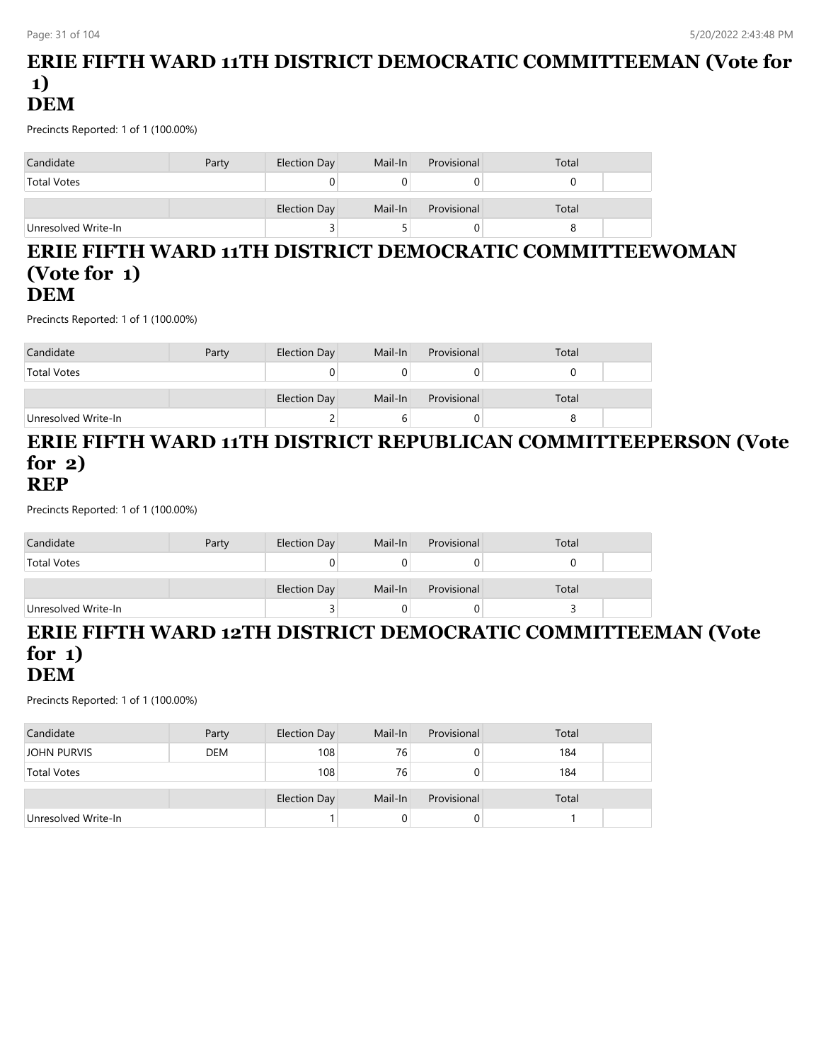## ERIE FIFTH WARD 11TH DISTRICT DEMOCRATIC COMMITTEEMAN (Vote for 1)
## DEM

Precincts Reported: 1 of 1 (100.00%)

| Candidate | Party | Election Day | Mail-In | Provisional | Total |
|---|---|---|---|---|---|
| Total Votes | | 0 | 0 | 0 | 0 |

| | | Election Day | Mail-In | Provisional | Total |
|---|---|---|---|---|---|
| Unresolved Write-In | | 3 | 5 | 0 | 8 |

## ERIE FIFTH WARD 11TH DISTRICT DEMOCRATIC COMMITTEEWOMAN (Vote for 1)
## DEM

Precincts Reported: 1 of 1 (100.00%)

| Candidate | Party | Election Day | Mail-In | Provisional | Total |
|---|---|---|---|---|---|
| Total Votes | | 0 | 0 | 0 | 0 |

| | | Election Day | Mail-In | Provisional | Total |
|---|---|---|---|---|---|
| Unresolved Write-In | | 2 | 6 | 0 | 8 |

## ERIE FIFTH WARD 11TH DISTRICT REPUBLICAN COMMITTEEPERSON (Vote for 2)
## REP

Precincts Reported: 1 of 1 (100.00%)

| Candidate | Party | Election Day | Mail-In | Provisional | Total |
|---|---|---|---|---|---|
| Total Votes | | 0 | 0 | 0 | 0 |

| | | Election Day | Mail-In | Provisional | Total |
|---|---|---|---|---|---|
| Unresolved Write-In | | 3 | 0 | 0 | 3 |

## ERIE FIFTH WARD 12TH DISTRICT DEMOCRATIC COMMITTEEMAN (Vote for 1)
## DEM

Precincts Reported: 1 of 1 (100.00%)

| Candidate | Party | Election Day | Mail-In | Provisional | Total |
|---|---|---|---|---|---|
| JOHN PURVIS | DEM | 108 | 76 | 0 | 184 |
| Total Votes | | 108 | 76 | 0 | 184 |

| | | Election Day | Mail-In | Provisional | Total |
|---|---|---|---|---|---|
| Unresolved Write-In | | 1 | 0 | 0 | 1 |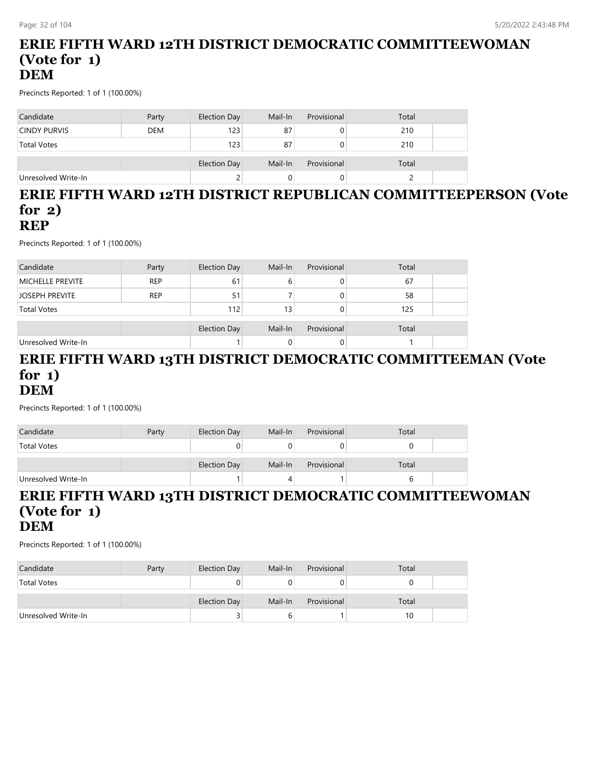# ERIE FIFTH WARD 12TH DISTRICT DEMOCRATIC COMMITTEEWOMAN (Vote for 1)
# DEM

Precincts Reported: 1 of 1 (100.00%)

| Candidate | Party | Election Day | Mail-In | Provisional | Total | |
|---|---|---|---|---|---|---|
| CINDY PURVIS | DEM | 123 | 87 | 0 | 210 | |
| Total Votes | | 123 | 87 | 0 | 210 | |
| | | Election Day | Mail-In | Provisional | Total | |
| Unresolved Write-In | | 2 | 0 | 0 | 2 | |

# ERIE FIFTH WARD 12TH DISTRICT REPUBLICAN COMMITTEEPERSON (Vote for 2)
# REP

Precincts Reported: 1 of 1 (100.00%)

| Candidate | Party | Election Day | Mail-In | Provisional | Total | |
|---|---|---|---|---|---|---|
| MICHELLE PREVITE | REP | 61 | 6 | 0 | 67 | |
| JOSEPH PREVITE | REP | 51 | 7 | 0 | 58 | |
| Total Votes | | 112 | 13 | 0 | 125 | |
| | | Election Day | Mail-In | Provisional | Total | |
| Unresolved Write-In | | 1 | 0 | 0 | 1 | |

# ERIE FIFTH WARD 13TH DISTRICT DEMOCRATIC COMMITTEEMAN (Vote for 1)
# DEM

Precincts Reported: 1 of 1 (100.00%)

| Candidate | Party | Election Day | Mail-In | Provisional | Total | |
|---|---|---|---|---|---|---|
| Total Votes | | 0 | 0 | 0 | 0 | |
| | | Election Day | Mail-In | Provisional | Total | |
| Unresolved Write-In | | 1 | 4 | 1 | 6 | |

# ERIE FIFTH WARD 13TH DISTRICT DEMOCRATIC COMMITTEEWOMAN (Vote for 1)
# DEM

Precincts Reported: 1 of 1 (100.00%)

| Candidate | Party | Election Day | Mail-In | Provisional | Total | |
|---|---|---|---|---|---|---|
| Total Votes | | 0 | 0 | 0 | 0 | |
| | | Election Day | Mail-In | Provisional | Total | |
| Unresolved Write-In | | 3 | 6 | 1 | 10 | |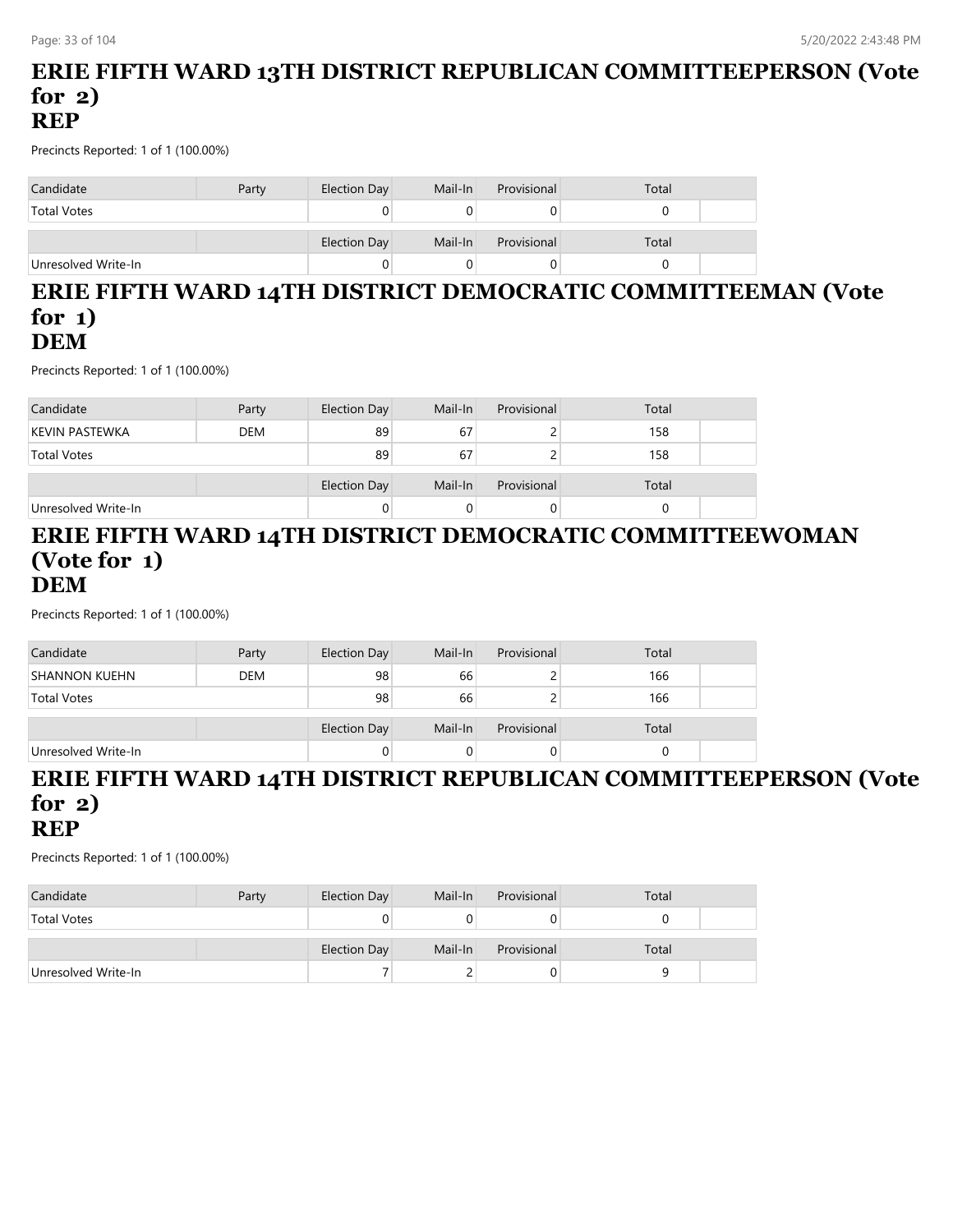# ERIE FIFTH WARD 13TH DISTRICT REPUBLICAN COMMITTEEPERSON (Vote for 2)
# REP

Precincts Reported: 1 of 1 (100.00%)

| Candidate | Party | Election Day | Mail-In | Provisional | Total |
|---|---|---|---|---|---|
| Total Votes | | 0 | 0 | 0 | 0 |

| | | Election Day | Mail-In | Provisional | Total |
|---|---|---|---|---|---|
| Unresolved Write-In | | 0 | 0 | 0 | 0 |

# ERIE FIFTH WARD 14TH DISTRICT DEMOCRATIC COMMITTEEMAN (Vote for 1)
# DEM

Precincts Reported: 1 of 1 (100.00%)

| Candidate | Party | Election Day | Mail-In | Provisional | Total |
|---|---|---|---|---|---|
| KEVIN PASTEWKA | DEM | 89 | 67 | 2 | 158 |
| Total Votes | | 89 | 67 | 2 | 158 |

| | | Election Day | Mail-In | Provisional | Total |
|---|---|---|---|---|---|
| Unresolved Write-In | | 0 | 0 | 0 | 0 |

# ERIE FIFTH WARD 14TH DISTRICT DEMOCRATIC COMMITTEEWOMAN (Vote for 1)
# DEM

Precincts Reported: 1 of 1 (100.00%)

| Candidate | Party | Election Day | Mail-In | Provisional | Total |
|---|---|---|---|---|---|
| SHANNON KUEHN | DEM | 98 | 66 | 2 | 166 |
| Total Votes | | 98 | 66 | 2 | 166 |

| | | Election Day | Mail-In | Provisional | Total |
|---|---|---|---|---|---|
| Unresolved Write-In | | 0 | 0 | 0 | 0 |

# ERIE FIFTH WARD 14TH DISTRICT REPUBLICAN COMMITTEEPERSON (Vote for 2)
# REP

Precincts Reported: 1 of 1 (100.00%)

| Candidate | Party | Election Day | Mail-In | Provisional | Total |
|---|---|---|---|---|---|
| Total Votes | | 0 | 0 | 0 | 0 |

| | | Election Day | Mail-In | Provisional | Total |
|---|---|---|---|---|---|
| Unresolved Write-In | | 7 | 2 | 0 | 9 |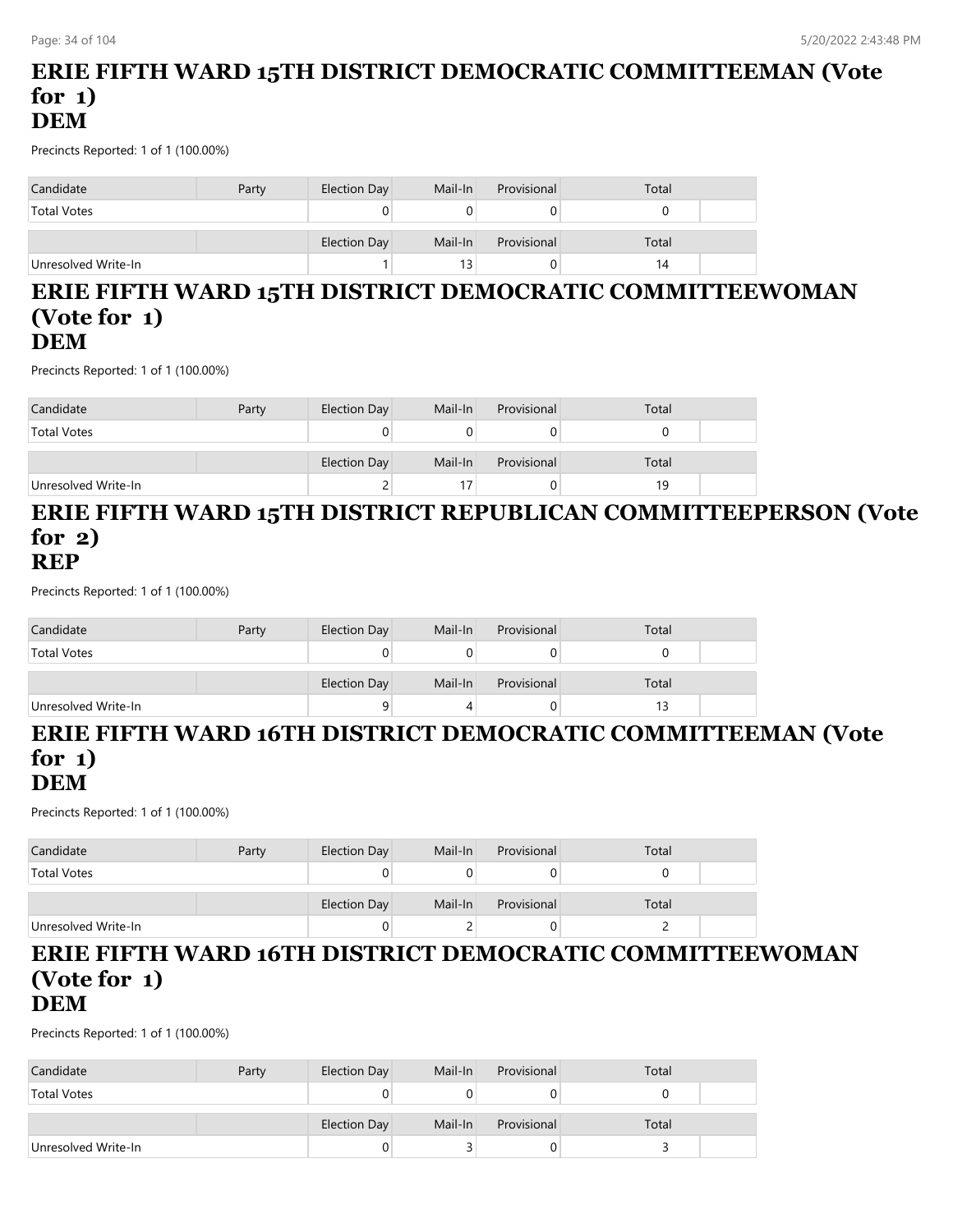## ERIE FIFTH WARD 15TH DISTRICT DEMOCRATIC COMMITTEEMAN (Vote for 1)
## DEM

Precincts Reported: 1 of 1 (100.00%)

| Candidate | Party | Election Day | Mail-In | Provisional | Total |
|---|---|---|---|---|---|
| Total Votes | | 0 | 0 | 0 | 0 |

| | | Election Day | Mail-In | Provisional | Total |
|---|---|---|---|---|---|
| Unresolved Write-In | | 1 | 13 | 0 | 14 |

## ERIE FIFTH WARD 15TH DISTRICT DEMOCRATIC COMMITTEEWOMAN (Vote for 1)
## DEM

Precincts Reported: 1 of 1 (100.00%)

| Candidate | Party | Election Day | Mail-In | Provisional | Total |
|---|---|---|---|---|---|
| Total Votes | | 0 | 0 | 0 | 0 |

| | | Election Day | Mail-In | Provisional | Total |
|---|---|---|---|---|---|
| Unresolved Write-In | | 2 | 17 | 0 | 19 |

## ERIE FIFTH WARD 15TH DISTRICT REPUBLICAN COMMITTEEPERSON (Vote for 2)
## REP

Precincts Reported: 1 of 1 (100.00%)

| Candidate | Party | Election Day | Mail-In | Provisional | Total |
|---|---|---|---|---|---|
| Total Votes | | 0 | 0 | 0 | 0 |

| | | Election Day | Mail-In | Provisional | Total |
|---|---|---|---|---|---|
| Unresolved Write-In | | 9 | 4 | 0 | 13 |

## ERIE FIFTH WARD 16TH DISTRICT DEMOCRATIC COMMITTEEMAN (Vote for 1)
## DEM

Precincts Reported: 1 of 1 (100.00%)

| Candidate | Party | Election Day | Mail-In | Provisional | Total |
|---|---|---|---|---|---|
| Total Votes | | 0 | 0 | 0 | 0 |

| | | Election Day | Mail-In | Provisional | Total |
|---|---|---|---|---|---|
| Unresolved Write-In | | 0 | 2 | 0 | 2 |

## ERIE FIFTH WARD 16TH DISTRICT DEMOCRATIC COMMITTEEWOMAN (Vote for 1)
## DEM

Precincts Reported: 1 of 1 (100.00%)

| Candidate | Party | Election Day | Mail-In | Provisional | Total |
|---|---|---|---|---|---|
| Total Votes | | 0 | 0 | 0 | 0 |

| | | Election Day | Mail-In | Provisional | Total |
|---|---|---|---|---|---|
| Unresolved Write-In | | 0 | 3 | 0 | 3 |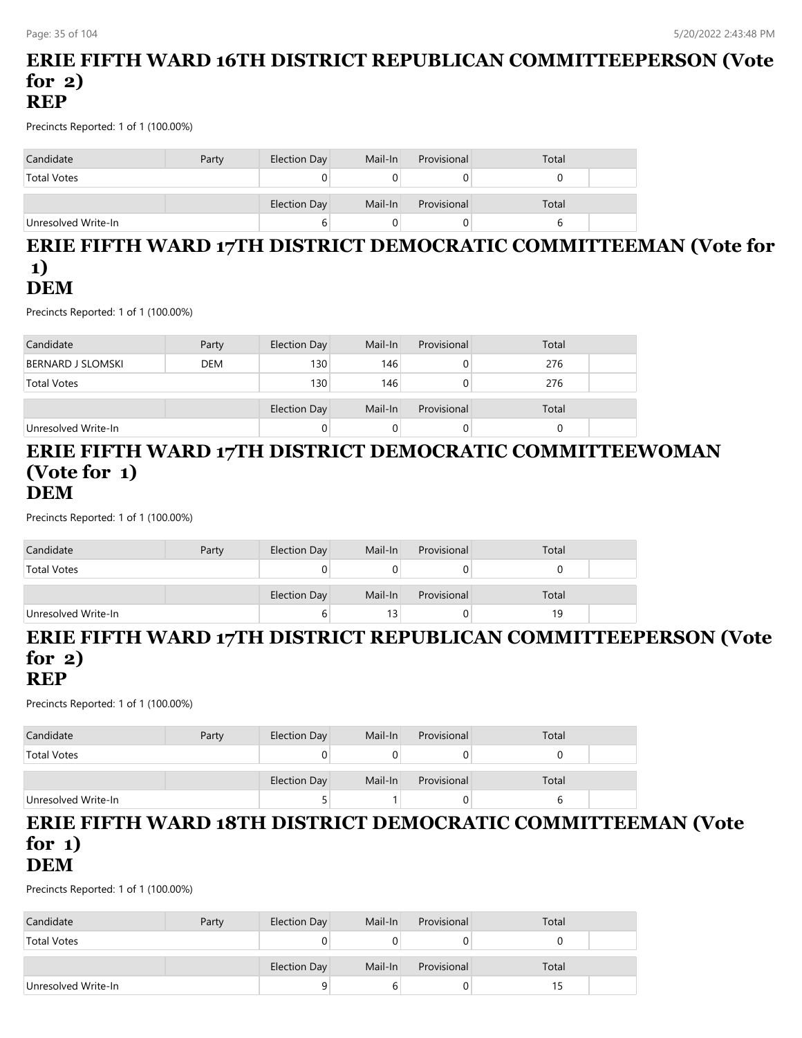# ERIE FIFTH WARD 16TH DISTRICT REPUBLICAN COMMITTEEPERSON (Vote for 2)
# REP

Precincts Reported: 1 of 1 (100.00%)

| Candidate | Party | Election Day | Mail-In | Provisional | Total |
|---|---|---|---|---|---|
| Total Votes | | 0 | 0 | 0 | 0 |

| | | Election Day | Mail-In | Provisional | Total |
|---|---|---|---|---|---|
| Unresolved Write-In | | 6 | 0 | 0 | 6 |

# ERIE FIFTH WARD 17TH DISTRICT DEMOCRATIC COMMITTEEMAN (Vote for 1)
# DEM

Precincts Reported: 1 of 1 (100.00%)

| Candidate | Party | Election Day | Mail-In | Provisional | Total |
|---|---|---|---|---|---|
| BERNARD J SLOMSKI | DEM | 130 | 146 | 0 | 276 |
| Total Votes | | 130 | 146 | 0 | 276 |

| | | Election Day | Mail-In | Provisional | Total |
|---|---|---|---|---|---|
| Unresolved Write-In | | 0 | 0 | 0 | 0 |

# ERIE FIFTH WARD 17TH DISTRICT DEMOCRATIC COMMITTEEWOMAN (Vote for 1)
# DEM

Precincts Reported: 1 of 1 (100.00%)

| Candidate | Party | Election Day | Mail-In | Provisional | Total |
|---|---|---|---|---|---|
| Total Votes | | 0 | 0 | 0 | 0 |

| | | Election Day | Mail-In | Provisional | Total |
|---|---|---|---|---|---|
| Unresolved Write-In | | 6 | 13 | 0 | 19 |

# ERIE FIFTH WARD 17TH DISTRICT REPUBLICAN COMMITTEEPERSON (Vote for 2)
# REP

Precincts Reported: 1 of 1 (100.00%)

| Candidate | Party | Election Day | Mail-In | Provisional | Total |
|---|---|---|---|---|---|
| Total Votes | | 0 | 0 | 0 | 0 |

| | | Election Day | Mail-In | Provisional | Total |
|---|---|---|---|---|---|
| Unresolved Write-In | | 5 | 1 | 0 | 6 |

# ERIE FIFTH WARD 18TH DISTRICT DEMOCRATIC COMMITTEEMAN (Vote for 1)
# DEM

Precincts Reported: 1 of 1 (100.00%)

| Candidate | Party | Election Day | Mail-In | Provisional | Total |
|---|---|---|---|---|---|
| Total Votes | | 0 | 0 | 0 | 0 |

| | | Election Day | Mail-In | Provisional | Total |
|---|---|---|---|---|---|
| Unresolved Write-In | | 9 | 6 | 0 | 15 |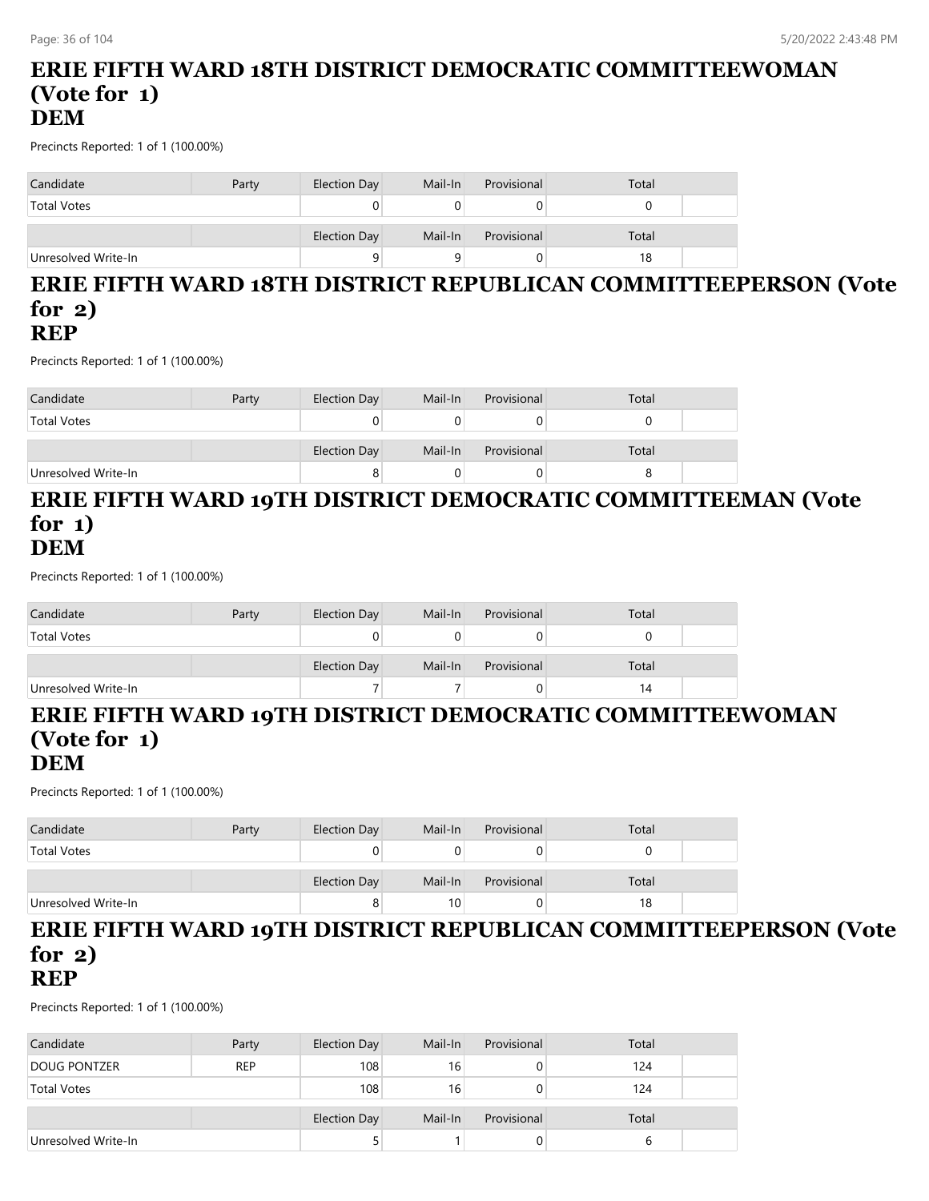## ERIE FIFTH WARD 18TH DISTRICT DEMOCRATIC COMMITTEEWOMAN (Vote for 1)
## DEM

Precincts Reported: 1 of 1 (100.00%)

| Candidate | Party | Election Day | Mail-In | Provisional | Total |
|---|---|---|---|---|---|
| Total Votes | | 0 | 0 | 0 | 0 |
| | | Election Day | Mail-In | Provisional | Total |
| Unresolved Write-In | | 9 | 9 | 0 | 18 |

## ERIE FIFTH WARD 18TH DISTRICT REPUBLICAN COMMITTEEPERSON (Vote for 2)
## REP

Precincts Reported: 1 of 1 (100.00%)

| Candidate | Party | Election Day | Mail-In | Provisional | Total |
|---|---|---|---|---|---|
| Total Votes | | 0 | 0 | 0 | 0 |
| | | Election Day | Mail-In | Provisional | Total |
| Unresolved Write-In | | 8 | 0 | 0 | 8 |

## ERIE FIFTH WARD 19TH DISTRICT DEMOCRATIC COMMITTEEMAN (Vote for 1)
## DEM

Precincts Reported: 1 of 1 (100.00%)

| Candidate | Party | Election Day | Mail-In | Provisional | Total |
|---|---|---|---|---|---|
| Total Votes | | 0 | 0 | 0 | 0 |
| | | Election Day | Mail-In | Provisional | Total |
| Unresolved Write-In | | 7 | 7 | 0 | 14 |

## ERIE FIFTH WARD 19TH DISTRICT DEMOCRATIC COMMITTEEWOMAN (Vote for 1)
## DEM

Precincts Reported: 1 of 1 (100.00%)

| Candidate | Party | Election Day | Mail-In | Provisional | Total |
|---|---|---|---|---|---|
| Total Votes | | 0 | 0 | 0 | 0 |
| | | Election Day | Mail-In | Provisional | Total |
| Unresolved Write-In | | 8 | 10 | 0 | 18 |

## ERIE FIFTH WARD 19TH DISTRICT REPUBLICAN COMMITTEEPERSON (Vote for 2)
## REP

Precincts Reported: 1 of 1 (100.00%)

| Candidate | Party | Election Day | Mail-In | Provisional | Total |
|---|---|---|---|---|---|
| DOUG PONTZER | REP | 108 | 16 | 0 | 124 |
| Total Votes | | 108 | 16 | 0 | 124 |
| | | Election Day | Mail-In | Provisional | Total |
| Unresolved Write-In | | 5 | 1 | 0 | 6 |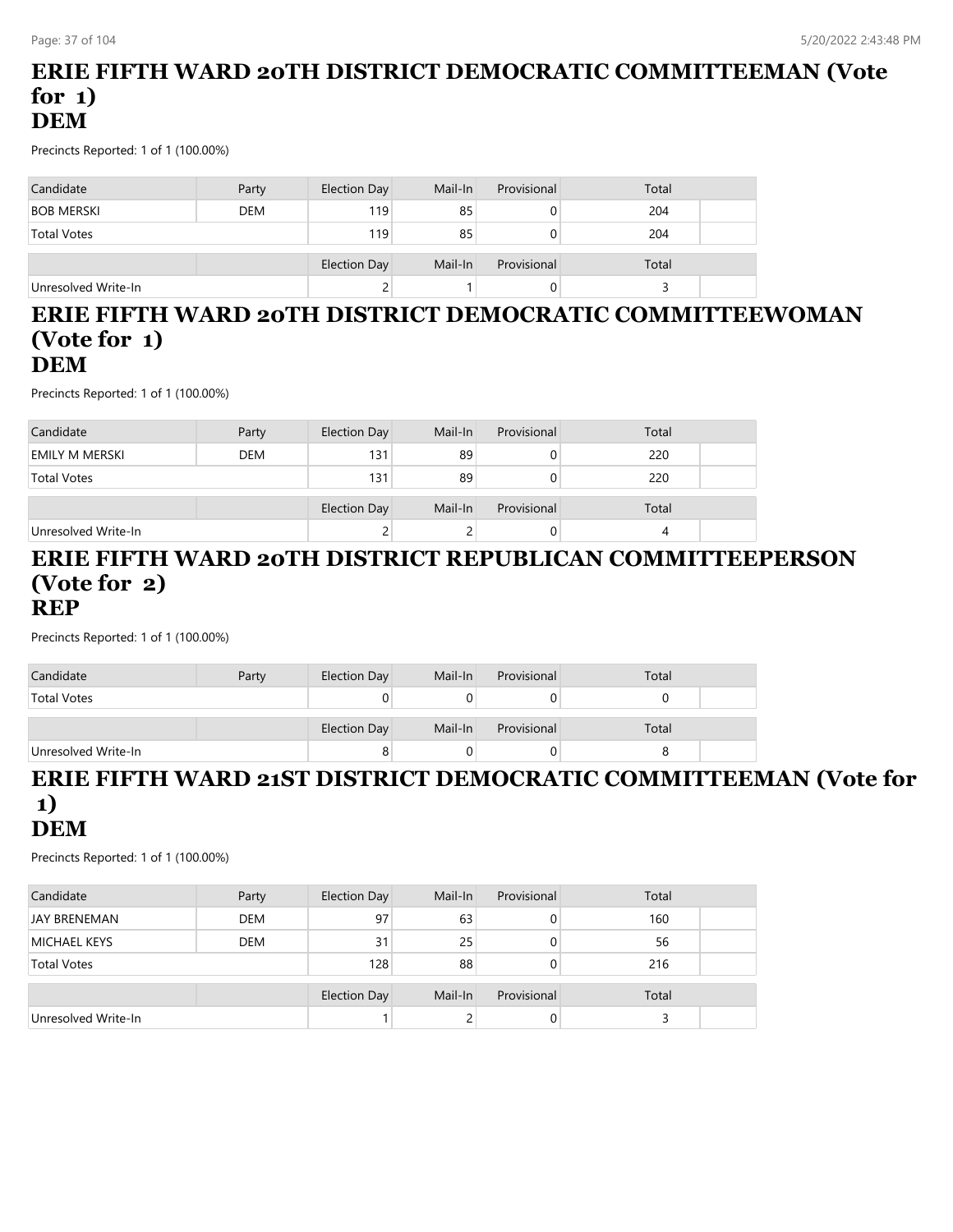## ERIE FIFTH WARD 20TH DISTRICT DEMOCRATIC COMMITTEEMAN (Vote for 1)
## DEM

Precincts Reported: 1 of 1 (100.00%)

| Candidate | Party | Election Day | Mail-In | Provisional | Total |
|---|---|---|---|---|---|
| BOB MERSKI | DEM | 119 | 85 | 0 | 204 |
| Total Votes | | 119 | 85 | 0 | 204 |

| | | Election Day | Mail-In | Provisional | Total |
|---|---|---|---|---|---|
| Unresolved Write-In | | 2 | 1 | 0 | 3 |

## ERIE FIFTH WARD 20TH DISTRICT DEMOCRATIC COMMITTEEWOMAN (Vote for 1)
## DEM

Precincts Reported: 1 of 1 (100.00%)

| Candidate | Party | Election Day | Mail-In | Provisional | Total |
|---|---|---|---|---|---|
| EMILY M MERSKI | DEM | 131 | 89 | 0 | 220 |
| Total Votes | | 131 | 89 | 0 | 220 |

| | | Election Day | Mail-In | Provisional | Total |
|---|---|---|---|---|---|
| Unresolved Write-In | | 2 | 2 | 0 | 4 |

## ERIE FIFTH WARD 20TH DISTRICT REPUBLICAN COMMITTEEPERSON (Vote for 2)
## REP

Precincts Reported: 1 of 1 (100.00%)

| Candidate | Party | Election Day | Mail-In | Provisional | Total |
|---|---|---|---|---|---|
| Total Votes | | 0 | 0 | 0 | 0 |

| | | Election Day | Mail-In | Provisional | Total |
|---|---|---|---|---|---|
| Unresolved Write-In | | 8 | 0 | 0 | 8 |

## ERIE FIFTH WARD 21ST DISTRICT DEMOCRATIC COMMITTEEMAN (Vote for 1)
## DEM

Precincts Reported: 1 of 1 (100.00%)

| Candidate | Party | Election Day | Mail-In | Provisional | Total |
|---|---|---|---|---|---|
| JAY BRENEMAN | DEM | 97 | 63 | 0 | 160 |
| MICHAEL KEYS | DEM | 31 | 25 | 0 | 56 |
| Total Votes | | 128 | 88 | 0 | 216 |

| | | Election Day | Mail-In | Provisional | Total |
|---|---|---|---|---|---|
| Unresolved Write-In | | 1 | 2 | 0 | 3 |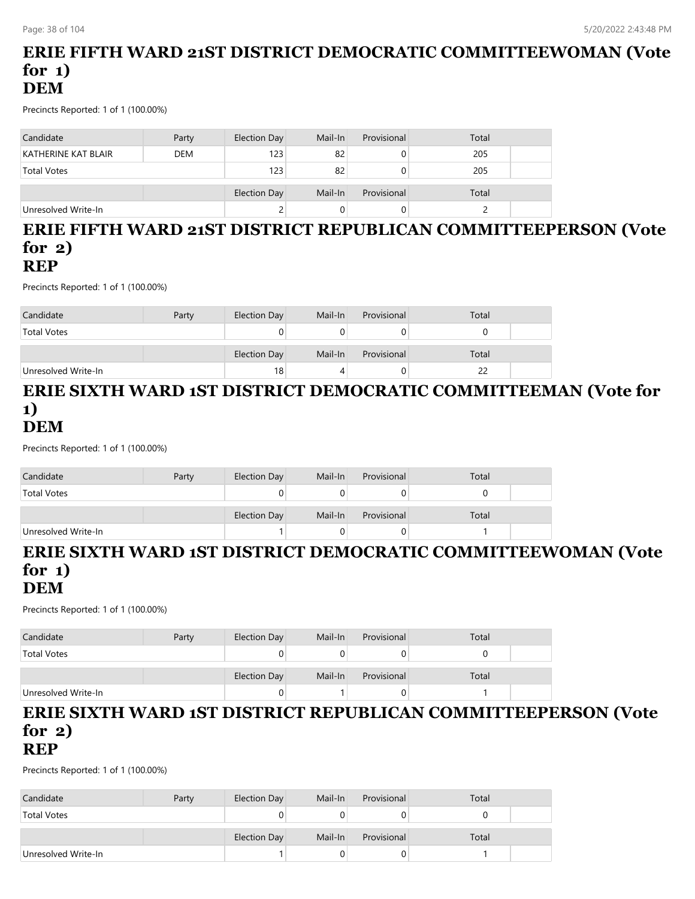## ERIE FIFTH WARD 21ST DISTRICT DEMOCRATIC COMMITTEEWOMAN (Vote for 1)
## DEM

Precincts Reported: 1 of 1 (100.00%)

| Candidate | Party | Election Day | Mail-In | Provisional | Total |
|---|---|---|---|---|---|
| KATHERINE KAT BLAIR | DEM | 123 | 82 | 0 | 205 |
| Total Votes | | 123 | 82 | 0 | 205 |

| | | Election Day | Mail-In | Provisional | Total |
|---|---|---|---|---|---|
| Unresolved Write-In | | 2 | 0 | 0 | 2 |

## ERIE FIFTH WARD 21ST DISTRICT REPUBLICAN COMMITTEEPERSON (Vote for 2)
## REP

Precincts Reported: 1 of 1 (100.00%)

| Candidate | Party | Election Day | Mail-In | Provisional | Total |
|---|---|---|---|---|---|
| Total Votes | | 0 | 0 | 0 | 0 |

| | | Election Day | Mail-In | Provisional | Total |
|---|---|---|---|---|---|
| Unresolved Write-In | | 18 | 4 | 0 | 22 |

## ERIE SIXTH WARD 1ST DISTRICT DEMOCRATIC COMMITTEEMAN (Vote for 1)
## DEM

Precincts Reported: 1 of 1 (100.00%)

| Candidate | Party | Election Day | Mail-In | Provisional | Total |
|---|---|---|---|---|---|
| Total Votes | | 0 | 0 | 0 | 0 |

| | | Election Day | Mail-In | Provisional | Total |
|---|---|---|---|---|---|
| Unresolved Write-In | | 1 | 0 | 0 | 1 |

## ERIE SIXTH WARD 1ST DISTRICT DEMOCRATIC COMMITTEEWOMAN (Vote for 1)
## DEM

Precincts Reported: 1 of 1 (100.00%)

| Candidate | Party | Election Day | Mail-In | Provisional | Total |
|---|---|---|---|---|---|
| Total Votes | | 0 | 0 | 0 | 0 |

| | | Election Day | Mail-In | Provisional | Total |
|---|---|---|---|---|---|
| Unresolved Write-In | | 0 | 1 | 0 | 1 |

## ERIE SIXTH WARD 1ST DISTRICT REPUBLICAN COMMITTEEPERSON (Vote for 2)
## REP

Precincts Reported: 1 of 1 (100.00%)

| Candidate | Party | Election Day | Mail-In | Provisional | Total |
|---|---|---|---|---|---|
| Total Votes | | 0 | 0 | 0 | 0 |

| | | Election Day | Mail-In | Provisional | Total |
|---|---|---|---|---|---|
| Unresolved Write-In | | 1 | 0 | 0 | 1 |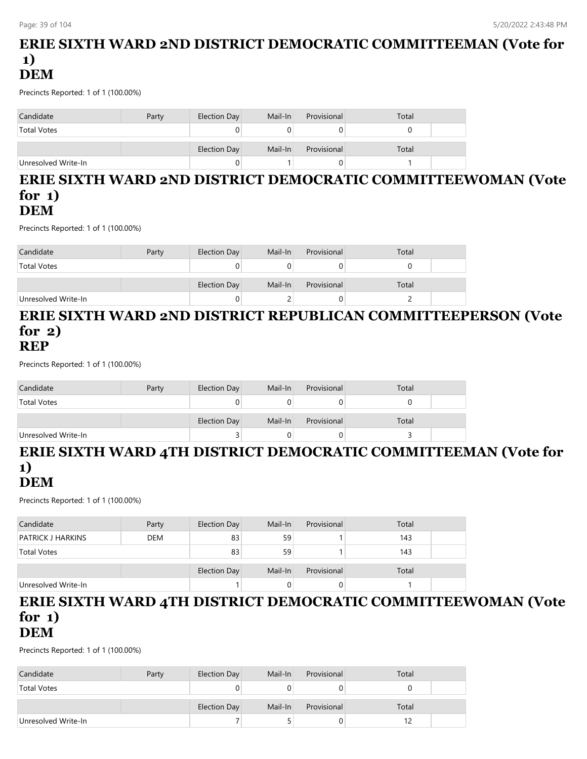## ERIE SIXTH WARD 2ND DISTRICT DEMOCRATIC COMMITTEEMAN (Vote for 1)
## DEM

Precincts Reported: 1 of 1 (100.00%)

| Candidate | Party | Election Day | Mail-In | Provisional | Total | |
|---|---|---|---|---|---|---|
| Total Votes | | 0 | 0 | 0 | 0 | |

| | | Election Day | Mail-In | Provisional | Total | |
|---|---|---|---|---|---|---|
| Unresolved Write-In | | 0 | 1 | 0 | 1 | |

## ERIE SIXTH WARD 2ND DISTRICT DEMOCRATIC COMMITTEEWOMAN (Vote for 1)
## DEM

Precincts Reported: 1 of 1 (100.00%)

| Candidate | Party | Election Day | Mail-In | Provisional | Total | |
|---|---|---|---|---|---|---|
| Total Votes | | 0 | 0 | 0 | 0 | |

| | | Election Day | Mail-In | Provisional | Total | |
|---|---|---|---|---|---|---|
| Unresolved Write-In | | 0 | 2 | 0 | 2 | |

## ERIE SIXTH WARD 2ND DISTRICT REPUBLICAN COMMITTEEPERSON (Vote for 2)
## REP

Precincts Reported: 1 of 1 (100.00%)

| Candidate | Party | Election Day | Mail-In | Provisional | Total | |
|---|---|---|---|---|---|---|
| Total Votes | | 0 | 0 | 0 | 0 | |

| | | Election Day | Mail-In | Provisional | Total | |
|---|---|---|---|---|---|---|
| Unresolved Write-In | | 3 | 0 | 0 | 3 | |

## ERIE SIXTH WARD 4TH DISTRICT DEMOCRATIC COMMITTEEMAN (Vote for 1)
## DEM

Precincts Reported: 1 of 1 (100.00%)

| Candidate | Party | Election Day | Mail-In | Provisional | Total | |
|---|---|---|---|---|---|---|
| PATRICK J HARKINS | DEM | 83 | 59 | 1 | 143 | |
| Total Votes | | 83 | 59 | 1 | 143 | |

| | | Election Day | Mail-In | Provisional | Total | |
|---|---|---|---|---|---|---|
| Unresolved Write-In | | 1 | 0 | 0 | 1 | |

## ERIE SIXTH WARD 4TH DISTRICT DEMOCRATIC COMMITTEEWOMAN (Vote for 1)
## DEM

Precincts Reported: 1 of 1 (100.00%)

| Candidate | Party | Election Day | Mail-In | Provisional | Total | |
|---|---|---|---|---|---|---|
| Total Votes | | 0 | 0 | 0 | 0 | |

| | | Election Day | Mail-In | Provisional | Total | |
|---|---|---|---|---|---|---|
| Unresolved Write-In | | 7 | 5 | 0 | 12 | |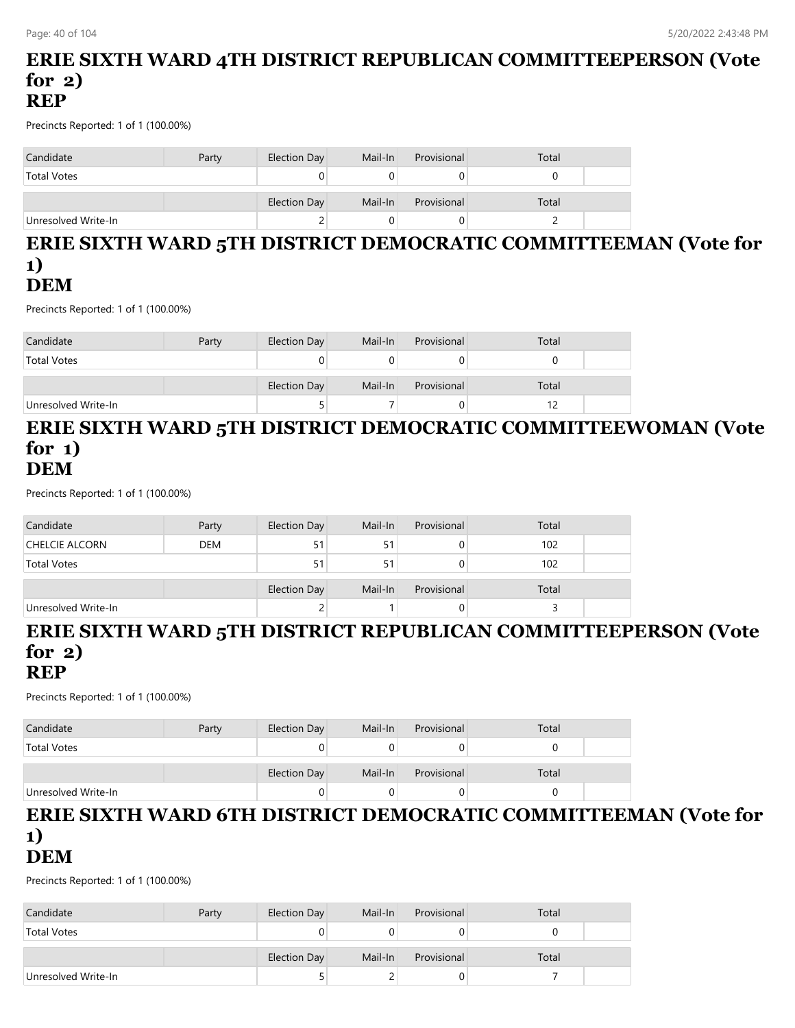# ERIE SIXTH WARD 4TH DISTRICT REPUBLICAN COMMITTEEPERSON (Vote for 2)
# REP

Precincts Reported: 1 of 1 (100.00%)

| Candidate | Party | Election Day | Mail-In | Provisional | Total |
|---|---|---|---|---|---|
| Total Votes | | 0 | 0 | 0 | 0 |

| | | Election Day | Mail-In | Provisional | Total |
|---|---|---|---|---|---|
| Unresolved Write-In | | 2 | 0 | 0 | 2 |

# ERIE SIXTH WARD 5TH DISTRICT DEMOCRATIC COMMITTEEMAN (Vote for 1)
# DEM

Precincts Reported: 1 of 1 (100.00%)

| Candidate | Party | Election Day | Mail-In | Provisional | Total |
|---|---|---|---|---|---|
| Total Votes | | 0 | 0 | 0 | 0 |

| | | Election Day | Mail-In | Provisional | Total |
|---|---|---|---|---|---|
| Unresolved Write-In | | 5 | 7 | 0 | 12 |

# ERIE SIXTH WARD 5TH DISTRICT DEMOCRATIC COMMITTEEWOMAN (Vote for 1)
# DEM

Precincts Reported: 1 of 1 (100.00%)

| Candidate | Party | Election Day | Mail-In | Provisional | Total |
|---|---|---|---|---|---|
| CHELCIE ALCORN | DEM | 51 | 51 | 0 | 102 |
| Total Votes | | 51 | 51 | 0 | 102 |

| | | Election Day | Mail-In | Provisional | Total |
|---|---|---|---|---|---|
| Unresolved Write-In | | 2 | 1 | 0 | 3 |

# ERIE SIXTH WARD 5TH DISTRICT REPUBLICAN COMMITTEEPERSON (Vote for 2)
# REP

Precincts Reported: 1 of 1 (100.00%)

| Candidate | Party | Election Day | Mail-In | Provisional | Total |
|---|---|---|---|---|---|
| Total Votes | | 0 | 0 | 0 | 0 |

| | | Election Day | Mail-In | Provisional | Total |
|---|---|---|---|---|---|
| Unresolved Write-In | | 0 | 0 | 0 | 0 |

# ERIE SIXTH WARD 6TH DISTRICT DEMOCRATIC COMMITTEEMAN (Vote for 1)
# DEM

Precincts Reported: 1 of 1 (100.00%)

| Candidate | Party | Election Day | Mail-In | Provisional | Total |
|---|---|---|---|---|---|
| Total Votes | | 0 | 0 | 0 | 0 |

| | | Election Day | Mail-In | Provisional | Total |
|---|---|---|---|---|---|
| Unresolved Write-In | | 5 | 2 | 0 | 7 |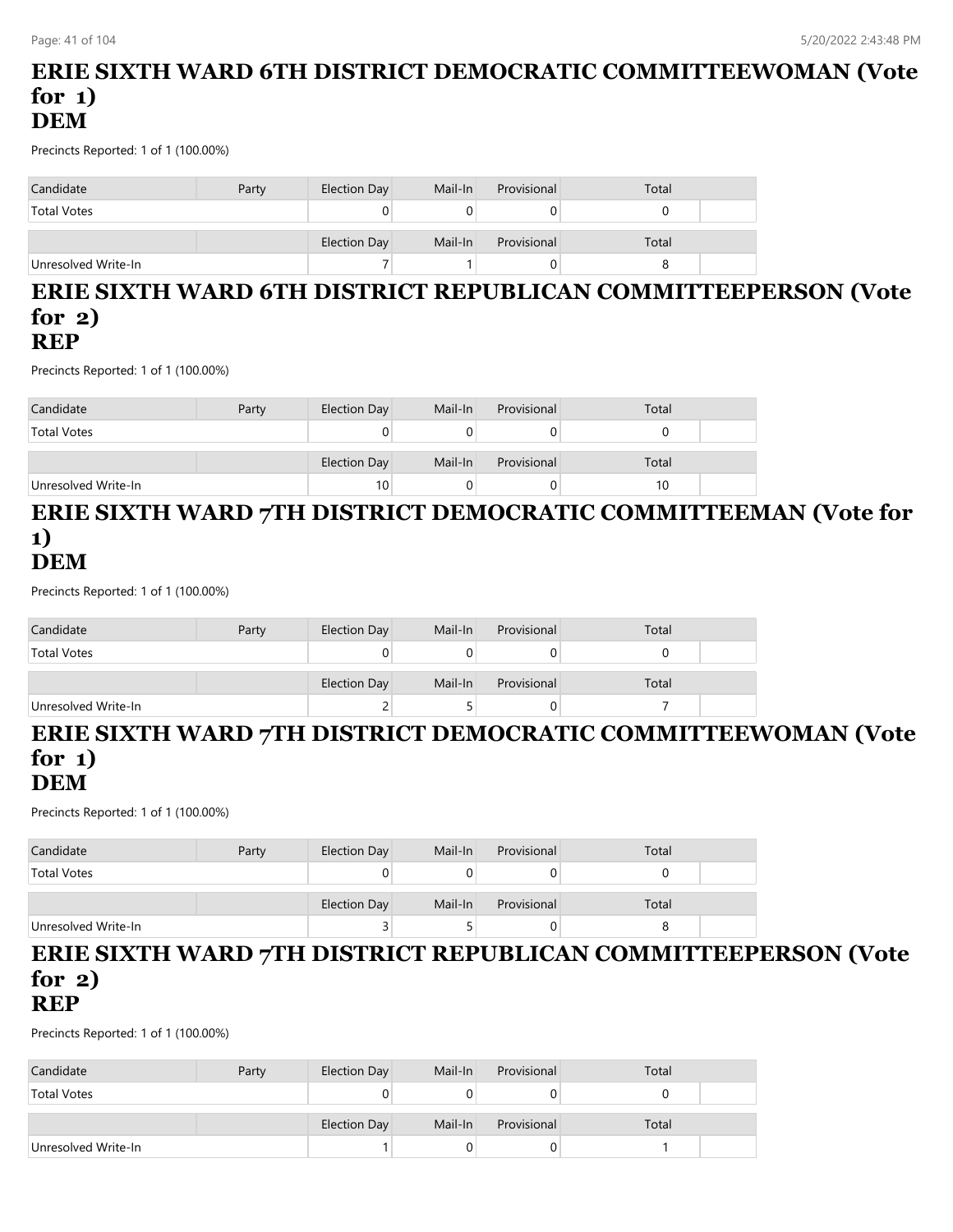# ERIE SIXTH WARD 6TH DISTRICT DEMOCRATIC COMMITTEEWOMAN (Vote for 1)
# DEM

Precincts Reported: 1 of 1 (100.00%)

| Candidate | Party | Election Day | Mail-In | Provisional | Total | |
|---|---|---|---|---|---|---|
| Total Votes | | 0 | 0 | 0 | 0 | |
| | | Election Day | Mail-In | Provisional | Total | |
| Unresolved Write-In | | 7 | 1 | 0 | 8 | |

# ERIE SIXTH WARD 6TH DISTRICT REPUBLICAN COMMITTEEPERSON (Vote for 2)
# REP

Precincts Reported: 1 of 1 (100.00%)

| Candidate | Party | Election Day | Mail-In | Provisional | Total | |
|---|---|---|---|---|---|---|
| Total Votes | | 0 | 0 | 0 | 0 | |
| | | Election Day | Mail-In | Provisional | Total | |
| Unresolved Write-In | | 10 | 0 | 0 | 10 | |

# ERIE SIXTH WARD 7TH DISTRICT DEMOCRATIC COMMITTEEMAN (Vote for 1)
# DEM

Precincts Reported: 1 of 1 (100.00%)

| Candidate | Party | Election Day | Mail-In | Provisional | Total | |
|---|---|---|---|---|---|---|
| Total Votes | | 0 | 0 | 0 | 0 | |
| | | Election Day | Mail-In | Provisional | Total | |
| Unresolved Write-In | | 2 | 5 | 0 | 7 | |

# ERIE SIXTH WARD 7TH DISTRICT DEMOCRATIC COMMITTEEWOMAN (Vote for 1)
# DEM

Precincts Reported: 1 of 1 (100.00%)

| Candidate | Party | Election Day | Mail-In | Provisional | Total | |
|---|---|---|---|---|---|---|
| Total Votes | | 0 | 0 | 0 | 0 | |
| | | Election Day | Mail-In | Provisional | Total | |
| Unresolved Write-In | | 3 | 5 | 0 | 8 | |

# ERIE SIXTH WARD 7TH DISTRICT REPUBLICAN COMMITTEEPERSON (Vote for 2)
# REP

Precincts Reported: 1 of 1 (100.00%)

| Candidate | Party | Election Day | Mail-In | Provisional | Total | |
|---|---|---|---|---|---|---|
| Total Votes | | 0 | 0 | 0 | 0 | |
| | | Election Day | Mail-In | Provisional | Total | |
| Unresolved Write-In | | 1 | 0 | 0 | 1 | |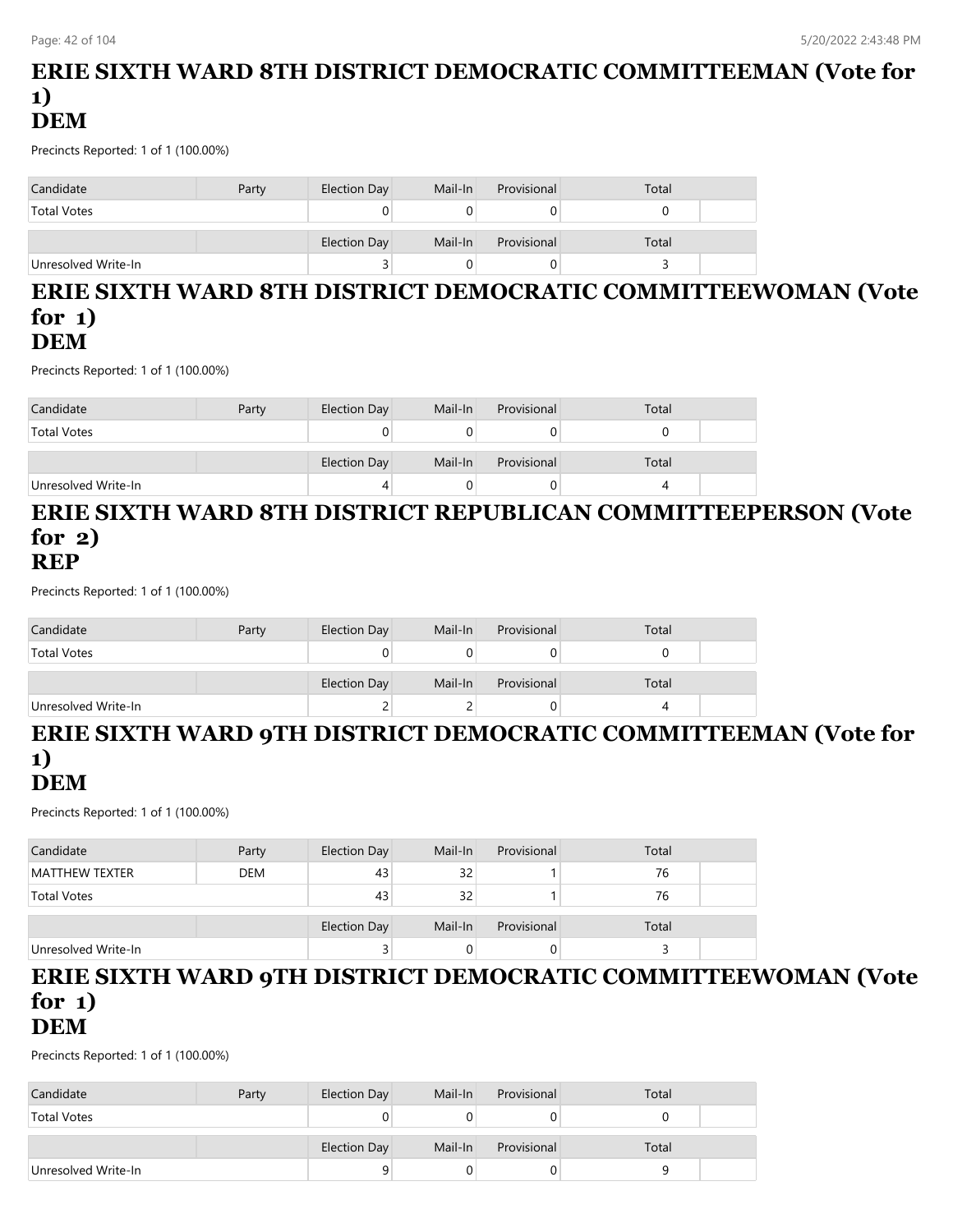# ERIE SIXTH WARD 8TH DISTRICT DEMOCRATIC COMMITTEEMAN (Vote for 1)
# DEM

Precincts Reported: 1 of 1 (100.00%)

| Candidate | Party | Election Day | Mail-In | Provisional | Total |
|---|---|---|---|---|---|
| Total Votes | | 0 | 0 | 0 | 0 |

| | | Election Day | Mail-In | Provisional | Total |
|---|---|---|---|---|---|
| Unresolved Write-In | | 3 | 0 | 0 | 3 |

# ERIE SIXTH WARD 8TH DISTRICT DEMOCRATIC COMMITTEEWOMAN (Vote for 1)
# DEM

Precincts Reported: 1 of 1 (100.00%)

| Candidate | Party | Election Day | Mail-In | Provisional | Total |
|---|---|---|---|---|---|
| Total Votes | | 0 | 0 | 0 | 0 |

| | | Election Day | Mail-In | Provisional | Total |
|---|---|---|---|---|---|
| Unresolved Write-In | | 4 | 0 | 0 | 4 |

# ERIE SIXTH WARD 8TH DISTRICT REPUBLICAN COMMITTEEPERSON (Vote for 2)
# REP

Precincts Reported: 1 of 1 (100.00%)

| Candidate | Party | Election Day | Mail-In | Provisional | Total |
|---|---|---|---|---|---|
| Total Votes | | 0 | 0 | 0 | 0 |

| | | Election Day | Mail-In | Provisional | Total |
|---|---|---|---|---|---|
| Unresolved Write-In | | 2 | 2 | 0 | 4 |

# ERIE SIXTH WARD 9TH DISTRICT DEMOCRATIC COMMITTEEMAN (Vote for 1)
# DEM

Precincts Reported: 1 of 1 (100.00%)

| Candidate | Party | Election Day | Mail-In | Provisional | Total |
|---|---|---|---|---|---|
| MATTHEW TEXTER | DEM | 43 | 32 | 1 | 76 |
| Total Votes | | 43 | 32 | 1 | 76 |

| | | Election Day | Mail-In | Provisional | Total |
|---|---|---|---|---|---|
| Unresolved Write-In | | 3 | 0 | 0 | 3 |

# ERIE SIXTH WARD 9TH DISTRICT DEMOCRATIC COMMITTEEWOMAN (Vote for 1)
# DEM

Precincts Reported: 1 of 1 (100.00%)

| Candidate | Party | Election Day | Mail-In | Provisional | Total |
|---|---|---|---|---|---|
| Total Votes | | 0 | 0 | 0 | 0 |

| | | Election Day | Mail-In | Provisional | Total |
|---|---|---|---|---|---|
| Unresolved Write-In | | 9 | 0 | 0 | 9 |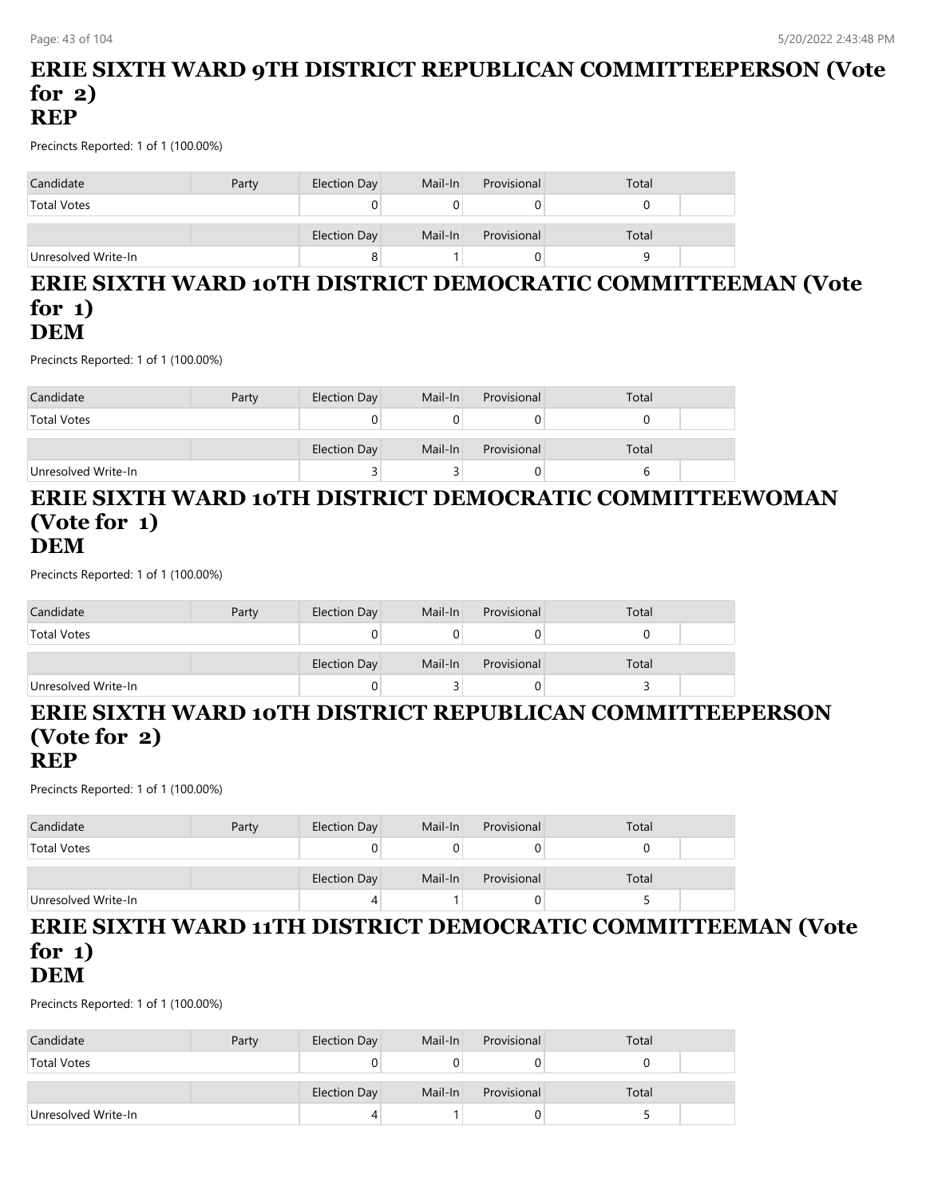## ERIE SIXTH WARD 9TH DISTRICT REPUBLICAN COMMITTEEPERSON (Vote for 2)
## REP

Precincts Reported: 1 of 1 (100.00%)

| Candidate | Party | Election Day | Mail-In | Provisional | Total | |
|---|---|---|---|---|---|---|
| Total Votes | | 0 | 0 | 0 | 0 | |
| | | Election Day | Mail-In | Provisional | Total | |
| Unresolved Write-In | | 8 | 1 | 0 | 9 | |

## ERIE SIXTH WARD 10TH DISTRICT DEMOCRATIC COMMITTEEMAN (Vote for 1)
## DEM

Precincts Reported: 1 of 1 (100.00%)

| Candidate | Party | Election Day | Mail-In | Provisional | Total | |
|---|---|---|---|---|---|---|
| Total Votes | | 0 | 0 | 0 | 0 | |
| | | Election Day | Mail-In | Provisional | Total | |
| Unresolved Write-In | | 3 | 3 | 0 | 6 | |

## ERIE SIXTH WARD 10TH DISTRICT DEMOCRATIC COMMITTEEWOMAN (Vote for 1)
## DEM

Precincts Reported: 1 of 1 (100.00%)

| Candidate | Party | Election Day | Mail-In | Provisional | Total | |
|---|---|---|---|---|---|---|
| Total Votes | | 0 | 0 | 0 | 0 | |
| | | Election Day | Mail-In | Provisional | Total | |
| Unresolved Write-In | | 0 | 3 | 0 | 3 | |

## ERIE SIXTH WARD 10TH DISTRICT REPUBLICAN COMMITTEEPERSON (Vote for 2)
## REP

Precincts Reported: 1 of 1 (100.00%)

| Candidate | Party | Election Day | Mail-In | Provisional | Total | |
|---|---|---|---|---|---|---|
| Total Votes | | 0 | 0 | 0 | 0 | |
| | | Election Day | Mail-In | Provisional | Total | |
| Unresolved Write-In | | 4 | 1 | 0 | 5 | |

## ERIE SIXTH WARD 11TH DISTRICT DEMOCRATIC COMMITTEEMAN (Vote for 1)
## DEM

Precincts Reported: 1 of 1 (100.00%)

| Candidate | Party | Election Day | Mail-In | Provisional | Total | |
|---|---|---|---|---|---|---|
| Total Votes | | 0 | 0 | 0 | 0 | |
| | | Election Day | Mail-In | Provisional | Total | |
| Unresolved Write-In | | 4 | 1 | 0 | 5 | |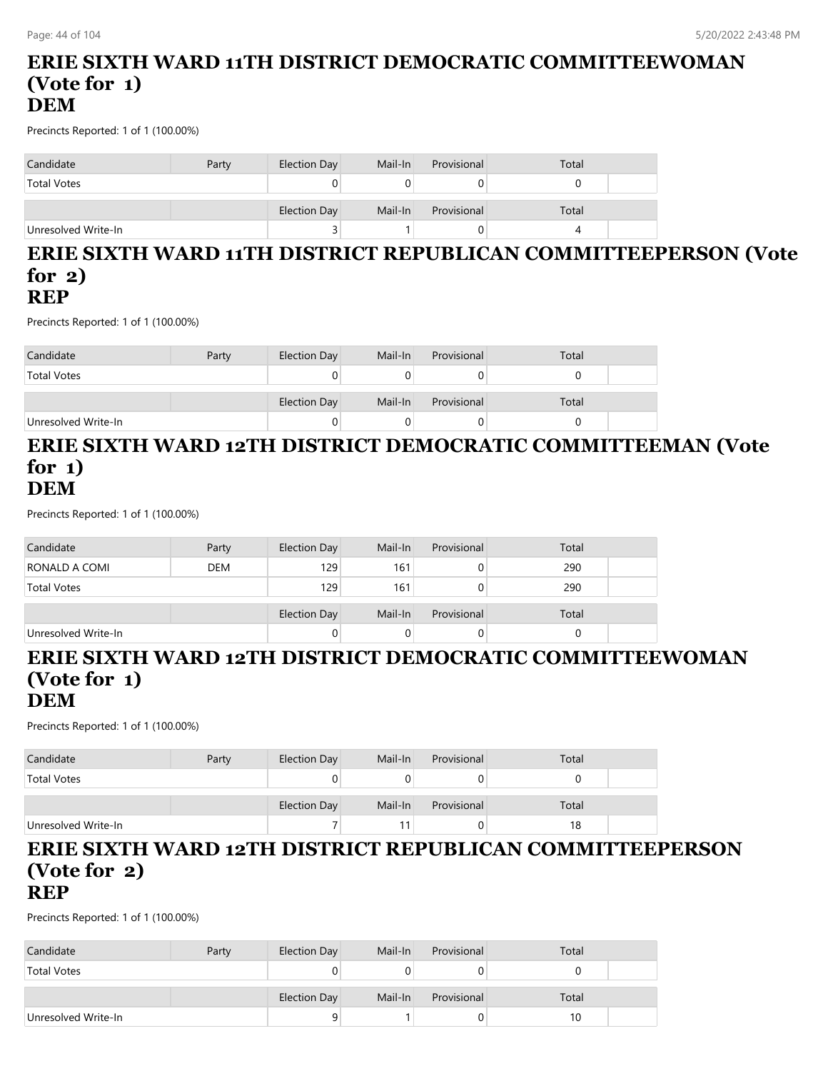## ERIE SIXTH WARD 11TH DISTRICT DEMOCRATIC COMMITTEEWOMAN (Vote for 1)
## DEM

Precincts Reported: 1 of 1 (100.00%)

| Candidate | Party | Election Day | Mail-In | Provisional | Total | |
|---|---|---|---|---|---|---|
| Total Votes | | 0 | 0 | 0 | 0 | |
| | | Election Day | Mail-In | Provisional | Total | |
| Unresolved Write-In | | 3 | 1 | 0 | 4 | |

## ERIE SIXTH WARD 11TH DISTRICT REPUBLICAN COMMITTEEPERSON (Vote for 2)
## REP

Precincts Reported: 1 of 1 (100.00%)

| Candidate | Party | Election Day | Mail-In | Provisional | Total | |
|---|---|---|---|---|---|---|
| Total Votes | | 0 | 0 | 0 | 0 | |
| | | Election Day | Mail-In | Provisional | Total | |
| Unresolved Write-In | | 0 | 0 | 0 | 0 | |

## ERIE SIXTH WARD 12TH DISTRICT DEMOCRATIC COMMITTEEMAN (Vote for 1)
## DEM

Precincts Reported: 1 of 1 (100.00%)

| Candidate | Party | Election Day | Mail-In | Provisional | Total | |
|---|---|---|---|---|---|---|
| RONALD A COMI | DEM | 129 | 161 | 0 | 290 | |
| Total Votes | | 129 | 161 | 0 | 290 | |
| | | Election Day | Mail-In | Provisional | Total | |
| Unresolved Write-In | | 0 | 0 | 0 | 0 | |

## ERIE SIXTH WARD 12TH DISTRICT DEMOCRATIC COMMITTEEWOMAN (Vote for 1)
## DEM

Precincts Reported: 1 of 1 (100.00%)

| Candidate | Party | Election Day | Mail-In | Provisional | Total | |
|---|---|---|---|---|---|---|
| Total Votes | | 0 | 0 | 0 | 0 | |
| | | Election Day | Mail-In | Provisional | Total | |
| Unresolved Write-In | | 7 | 11 | 0 | 18 | |

## ERIE SIXTH WARD 12TH DISTRICT REPUBLICAN COMMITTEEPERSON (Vote for 2)
## REP

Precincts Reported: 1 of 1 (100.00%)

| Candidate | Party | Election Day | Mail-In | Provisional | Total | |
|---|---|---|---|---|---|---|
| Total Votes | | 0 | 0 | 0 | 0 | |
| | | Election Day | Mail-In | Provisional | Total | |
| Unresolved Write-In | | 9 | 1 | 0 | 10 | |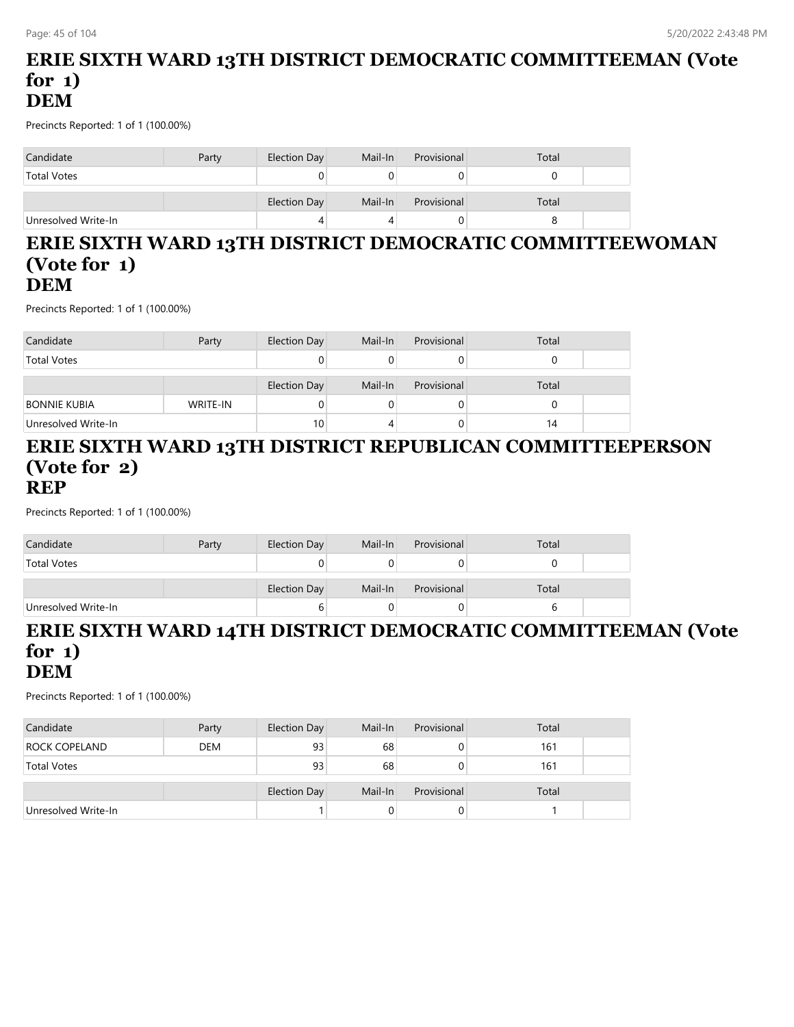# ERIE SIXTH WARD 13TH DISTRICT DEMOCRATIC COMMITTEEMAN (Vote for 1)
# DEM

Precincts Reported: 1 of 1 (100.00%)

| Candidate | Party | Election Day | Mail-In | Provisional | Total |
|---|---|---|---|---|---|
| Total Votes | | 0 | 0 | 0 | 0 |
| | | Election Day | Mail-In | Provisional | Total |
| Unresolved Write-In | | 4 | 4 | 0 | 8 |

# ERIE SIXTH WARD 13TH DISTRICT DEMOCRATIC COMMITTEEWOMAN (Vote for 1)
# DEM

Precincts Reported: 1 of 1 (100.00%)

| Candidate | Party | Election Day | Mail-In | Provisional | Total |
|---|---|---|---|---|---|
| Total Votes | | 0 | 0 | 0 | 0 |
| | | Election Day | Mail-In | Provisional | Total |
| BONNIE KUBIA | WRITE-IN | 0 | 0 | 0 | 0 |
| Unresolved Write-In | | 10 | 4 | 0 | 14 |

# ERIE SIXTH WARD 13TH DISTRICT REPUBLICAN COMMITTEEPERSON (Vote for 2)
# REP

Precincts Reported: 1 of 1 (100.00%)

| Candidate | Party | Election Day | Mail-In | Provisional | Total |
|---|---|---|---|---|---|
| Total Votes | | 0 | 0 | 0 | 0 |
| | | Election Day | Mail-In | Provisional | Total |
| Unresolved Write-In | | 6 | 0 | 0 | 6 |

# ERIE SIXTH WARD 14TH DISTRICT DEMOCRATIC COMMITTEEMAN (Vote for 1)
# DEM

Precincts Reported: 1 of 1 (100.00%)

| Candidate | Party | Election Day | Mail-In | Provisional | Total |
|---|---|---|---|---|---|
| ROCK COPELAND | DEM | 93 | 68 | 0 | 161 |
| Total Votes | | 93 | 68 | 0 | 161 |
| | | Election Day | Mail-In | Provisional | Total |
| Unresolved Write-In | | 1 | 0 | 0 | 1 |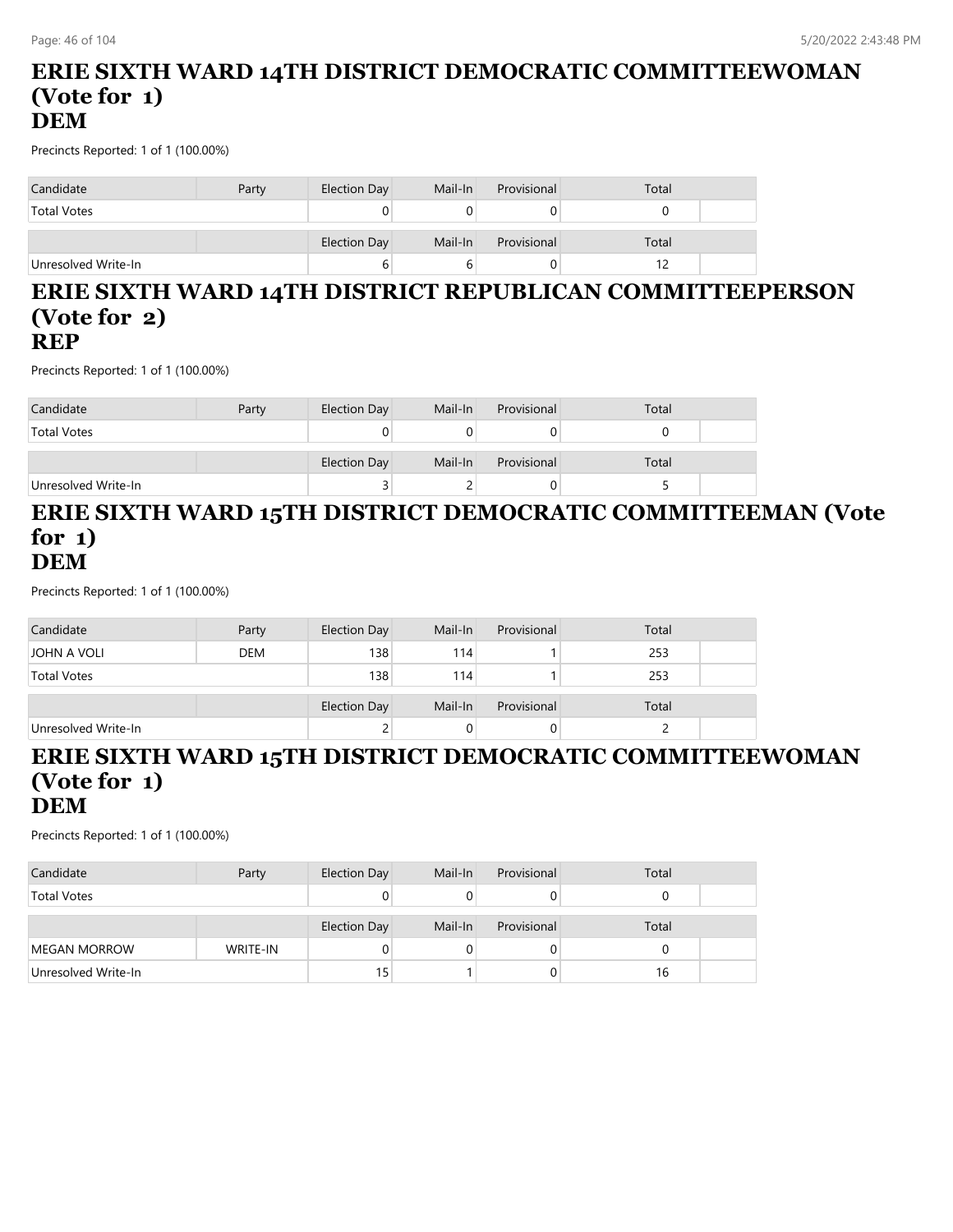# ERIE SIXTH WARD 14TH DISTRICT DEMOCRATIC COMMITTEEWOMAN (Vote for 1)
# DEM

Precincts Reported: 1 of 1 (100.00%)

| Candidate | Party | Election Day | Mail-In | Provisional | Total |
|---|---|---|---|---|---|
| Total Votes | | 0 | 0 | 0 | 0 |
| | | Election Day | Mail-In | Provisional | Total |
| Unresolved Write-In | | 6 | 6 | 0 | 12 |

# ERIE SIXTH WARD 14TH DISTRICT REPUBLICAN COMMITTEEPERSON (Vote for 2)
# REP

Precincts Reported: 1 of 1 (100.00%)

| Candidate | Party | Election Day | Mail-In | Provisional | Total |
|---|---|---|---|---|---|
| Total Votes | | 0 | 0 | 0 | 0 |
| | | Election Day | Mail-In | Provisional | Total |
| Unresolved Write-In | | 3 | 2 | 0 | 5 |

# ERIE SIXTH WARD 15TH DISTRICT DEMOCRATIC COMMITTEEMAN (Vote for 1)
# DEM

Precincts Reported: 1 of 1 (100.00%)

| Candidate | Party | Election Day | Mail-In | Provisional | Total |
|---|---|---|---|---|---|
| JOHN A VOLI | DEM | 138 | 114 | 1 | 253 |
| Total Votes | | 138 | 114 | 1 | 253 |
| | | Election Day | Mail-In | Provisional | Total |
| Unresolved Write-In | | 2 | 0 | 0 | 2 |

# ERIE SIXTH WARD 15TH DISTRICT DEMOCRATIC COMMITTEEWOMAN (Vote for 1)
# DEM

Precincts Reported: 1 of 1 (100.00%)

| Candidate | Party | Election Day | Mail-In | Provisional | Total |
|---|---|---|---|---|---|
| Total Votes | | 0 | 0 | 0 | 0 |
| | | Election Day | Mail-In | Provisional | Total |
| MEGAN MORROW | WRITE-IN | 0 | 0 | 0 | 0 |
| Unresolved Write-In | | 15 | 1 | 0 | 16 |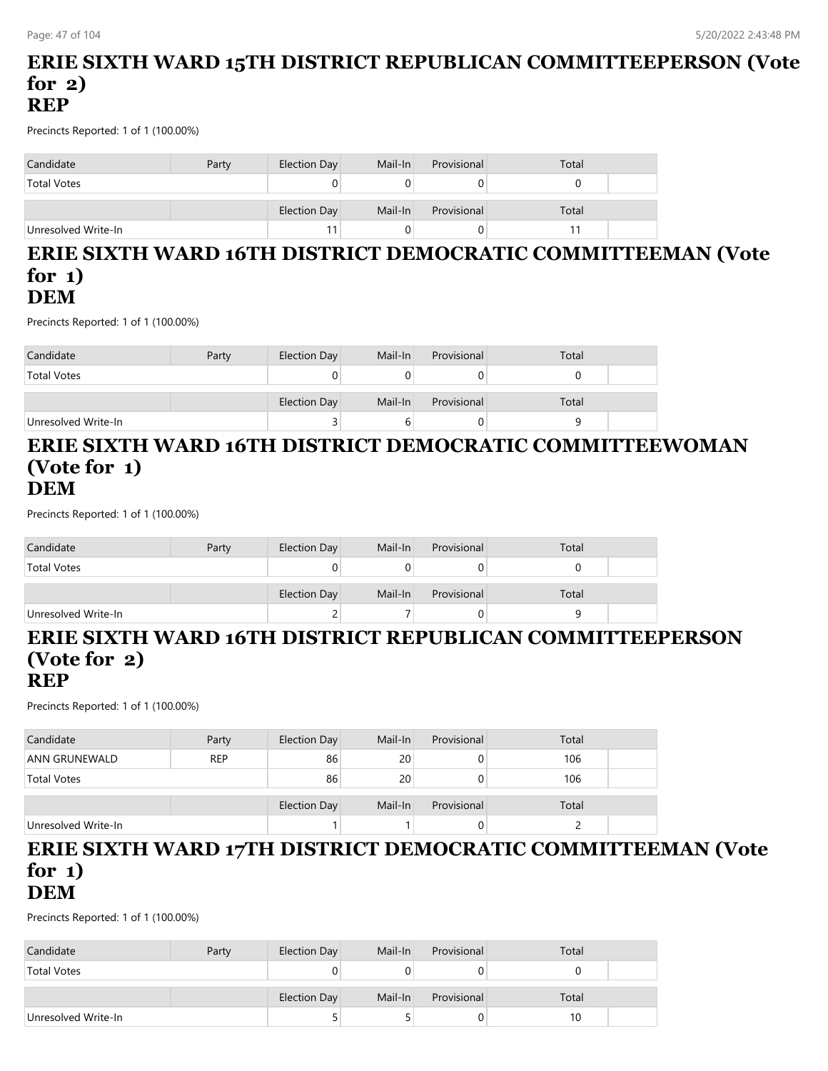## ERIE SIXTH WARD 15TH DISTRICT REPUBLICAN COMMITTEEPERSON (Vote for 2)
## REP

Precincts Reported: 1 of 1 (100.00%)

| Candidate | Party | Election Day | Mail-In | Provisional | Total |  |
|---|---|---|---|---|---|---|
| Total Votes | | 0 | 0 | 0 | 0 | |

| | | Election Day | Mail-In | Provisional | Total | |
|---|---|---|---|---|---|---|
| Unresolved Write-In | | 11 | 0 | 0 | 11 | |

## ERIE SIXTH WARD 16TH DISTRICT DEMOCRATIC COMMITTEEMAN (Vote for 1)
## DEM

Precincts Reported: 1 of 1 (100.00%)

| Candidate | Party | Election Day | Mail-In | Provisional | Total |  |
|---|---|---|---|---|---|---|
| Total Votes | | 0 | 0 | 0 | 0 | |

| | | Election Day | Mail-In | Provisional | Total | |
|---|---|---|---|---|---|---|
| Unresolved Write-In | | 3 | 6 | 0 | 9 | |

## ERIE SIXTH WARD 16TH DISTRICT DEMOCRATIC COMMITTEEWOMAN (Vote for 1)
## DEM

Precincts Reported: 1 of 1 (100.00%)

| Candidate | Party | Election Day | Mail-In | Provisional | Total |  |
|---|---|---|---|---|---|---|
| Total Votes | | 0 | 0 | 0 | 0 | |

| | | Election Day | Mail-In | Provisional | Total | |
|---|---|---|---|---|---|---|
| Unresolved Write-In | | 2 | 7 | 0 | 9 | |

## ERIE SIXTH WARD 16TH DISTRICT REPUBLICAN COMMITTEEPERSON (Vote for 2)
## REP

Precincts Reported: 1 of 1 (100.00%)

| Candidate | Party | Election Day | Mail-In | Provisional | Total |  |
|---|---|---|---|---|---|---|
| ANN GRUNEWALD | REP | 86 | 20 | 0 | 106 | |
| Total Votes | | 86 | 20 | 0 | 106 | |

| | | Election Day | Mail-In | Provisional | Total | |
|---|---|---|---|---|---|---|
| Unresolved Write-In | | 1 | 1 | 0 | 2 | |

## ERIE SIXTH WARD 17TH DISTRICT DEMOCRATIC COMMITTEEMAN (Vote for 1)
## DEM

Precincts Reported: 1 of 1 (100.00%)

| Candidate | Party | Election Day | Mail-In | Provisional | Total |  |
|---|---|---|---|---|---|---|
| Total Votes | | 0 | 0 | 0 | 0 | |

| | | Election Day | Mail-In | Provisional | Total | |
|---|---|---|---|---|---|---|
| Unresolved Write-In | | 5 | 5 | 0 | 10 | |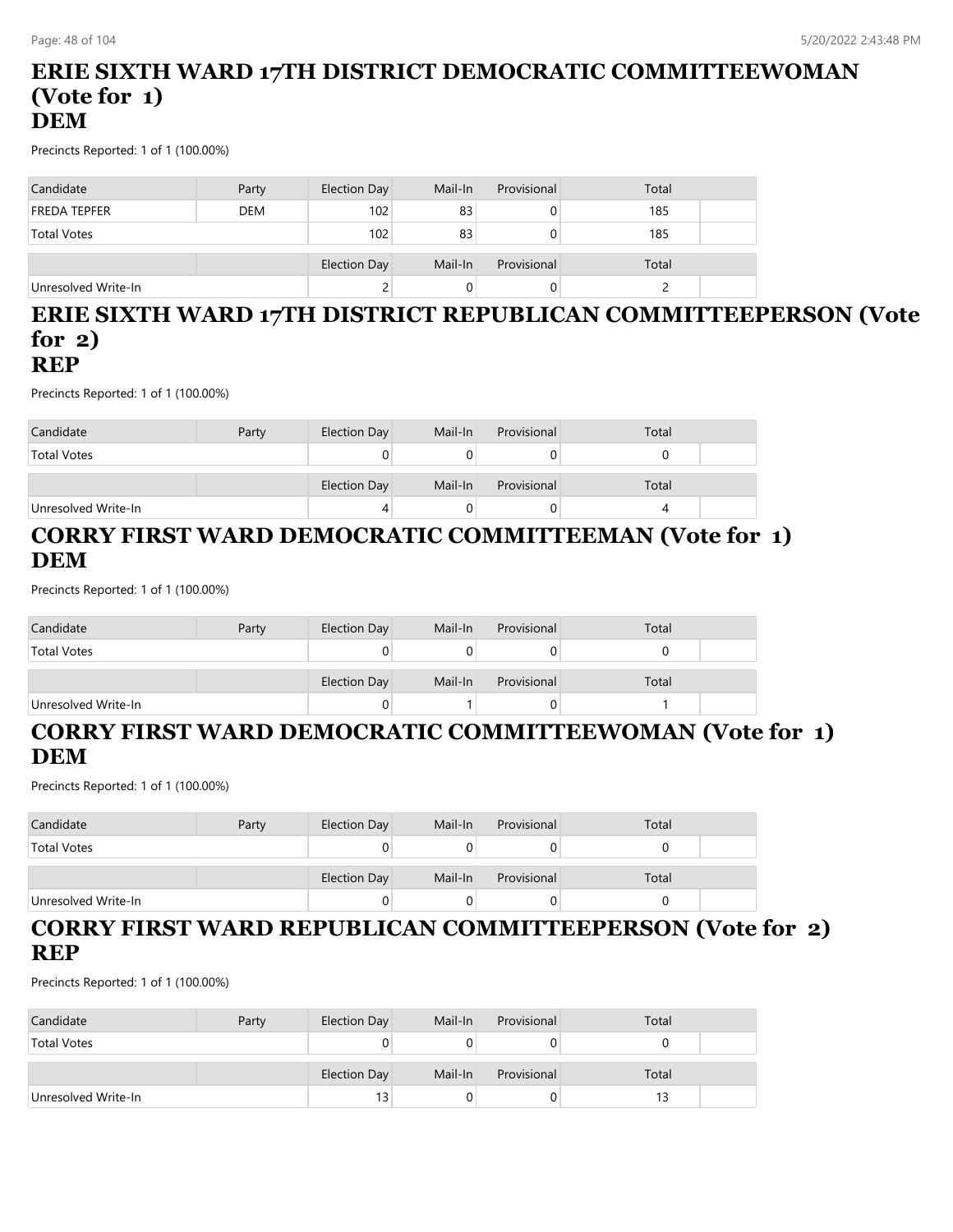# ERIE SIXTH WARD 17TH DISTRICT DEMOCRATIC COMMITTEEWOMAN (Vote for 1)
## DEM

Precincts Reported: 1 of 1 (100.00%)

| Candidate | Party | Election Day | Mail-In | Provisional | Total |
|---|---|---|---|---|---|
| FREDA TEPFER | DEM | 102 | 83 | 0 | 185 |
| Total Votes | | 102 | 83 | 0 | 185 |

| | | Election Day | Mail-In | Provisional | Total |
|---|---|---|---|---|---|
| Unresolved Write-In | | 2 | 0 | 0 | 2 |

# ERIE SIXTH WARD 17TH DISTRICT REPUBLICAN COMMITTEEPERSON (Vote for 2)
## REP

Precincts Reported: 1 of 1 (100.00%)

| Candidate | Party | Election Day | Mail-In | Provisional | Total |
|---|---|---|---|---|---|
| Total Votes | | 0 | 0 | 0 | 0 |

| | | Election Day | Mail-In | Provisional | Total |
|---|---|---|---|---|---|
| Unresolved Write-In | | 4 | 0 | 0 | 4 |

# CORRY FIRST WARD DEMOCRATIC COMMITTEEMAN (Vote for 1)
## DEM

Precincts Reported: 1 of 1 (100.00%)

| Candidate | Party | Election Day | Mail-In | Provisional | Total |
|---|---|---|---|---|---|
| Total Votes | | 0 | 0 | 0 | 0 |

| | | Election Day | Mail-In | Provisional | Total |
|---|---|---|---|---|---|
| Unresolved Write-In | | 0 | 1 | 0 | 1 |

# CORRY FIRST WARD DEMOCRATIC COMMITTEEWOMAN (Vote for 1)
## DEM

Precincts Reported: 1 of 1 (100.00%)

| Candidate | Party | Election Day | Mail-In | Provisional | Total |
|---|---|---|---|---|---|
| Total Votes | | 0 | 0 | 0 | 0 |

| | | Election Day | Mail-In | Provisional | Total |
|---|---|---|---|---|---|
| Unresolved Write-In | | 0 | 0 | 0 | 0 |

# CORRY FIRST WARD REPUBLICAN COMMITTEEPERSON (Vote for 2)
## REP

Precincts Reported: 1 of 1 (100.00%)

| Candidate | Party | Election Day | Mail-In | Provisional | Total |
|---|---|---|---|---|---|
| Total Votes | | 0 | 0 | 0 | 0 |

| | | Election Day | Mail-In | Provisional | Total |
|---|---|---|---|---|---|
| Unresolved Write-In | | 13 | 0 | 0 | 13 |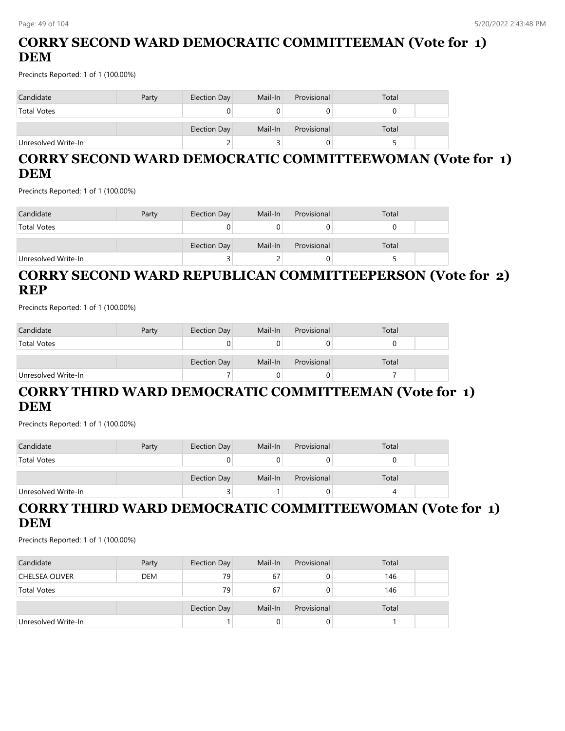## CORRY SECOND WARD DEMOCRATIC COMMITTEEMAN (Vote for 1) DEM

Precincts Reported: 1 of 1 (100.00%)

| Candidate | Party | Election Day | Mail-In | Provisional | Total |
|---|---|---|---|---|---|
| Total Votes | | 0 | 0 | 0 | 0 |
| | | Election Day | Mail-In | Provisional | Total |
| Unresolved Write-In | | 2 | 3 | 0 | 5 |

## CORRY SECOND WARD DEMOCRATIC COMMITTEEWOMAN (Vote for 1) DEM

Precincts Reported: 1 of 1 (100.00%)

| Candidate | Party | Election Day | Mail-In | Provisional | Total |
|---|---|---|---|---|---|
| Total Votes | | 0 | 0 | 0 | 0 |
| | | Election Day | Mail-In | Provisional | Total |
| Unresolved Write-In | | 3 | 2 | 0 | 5 |

## CORRY SECOND WARD REPUBLICAN COMMITTEEPERSON (Vote for 2) REP

Precincts Reported: 1 of 1 (100.00%)

| Candidate | Party | Election Day | Mail-In | Provisional | Total |
|---|---|---|---|---|---|
| Total Votes | | 0 | 0 | 0 | 0 |
| | | Election Day | Mail-In | Provisional | Total |
| Unresolved Write-In | | 7 | 0 | 0 | 7 |

## CORRY THIRD WARD DEMOCRATIC COMMITTEEMAN (Vote for 1) DEM

Precincts Reported: 1 of 1 (100.00%)

| Candidate | Party | Election Day | Mail-In | Provisional | Total |
|---|---|---|---|---|---|
| Total Votes | | 0 | 0 | 0 | 0 |
| | | Election Day | Mail-In | Provisional | Total |
| Unresolved Write-In | | 3 | 1 | 0 | 4 |

## CORRY THIRD WARD DEMOCRATIC COMMITTEEWOMAN (Vote for 1) DEM

Precincts Reported: 1 of 1 (100.00%)

| Candidate | Party | Election Day | Mail-In | Provisional | Total |
|---|---|---|---|---|---|
| CHELSEA OLIVER | DEM | 79 | 67 | 0 | 146 |
| Total Votes | | 79 | 67 | 0 | 146 |
| | | Election Day | Mail-In | Provisional | Total |
| Unresolved Write-In | | 1 | 0 | 0 | 1 |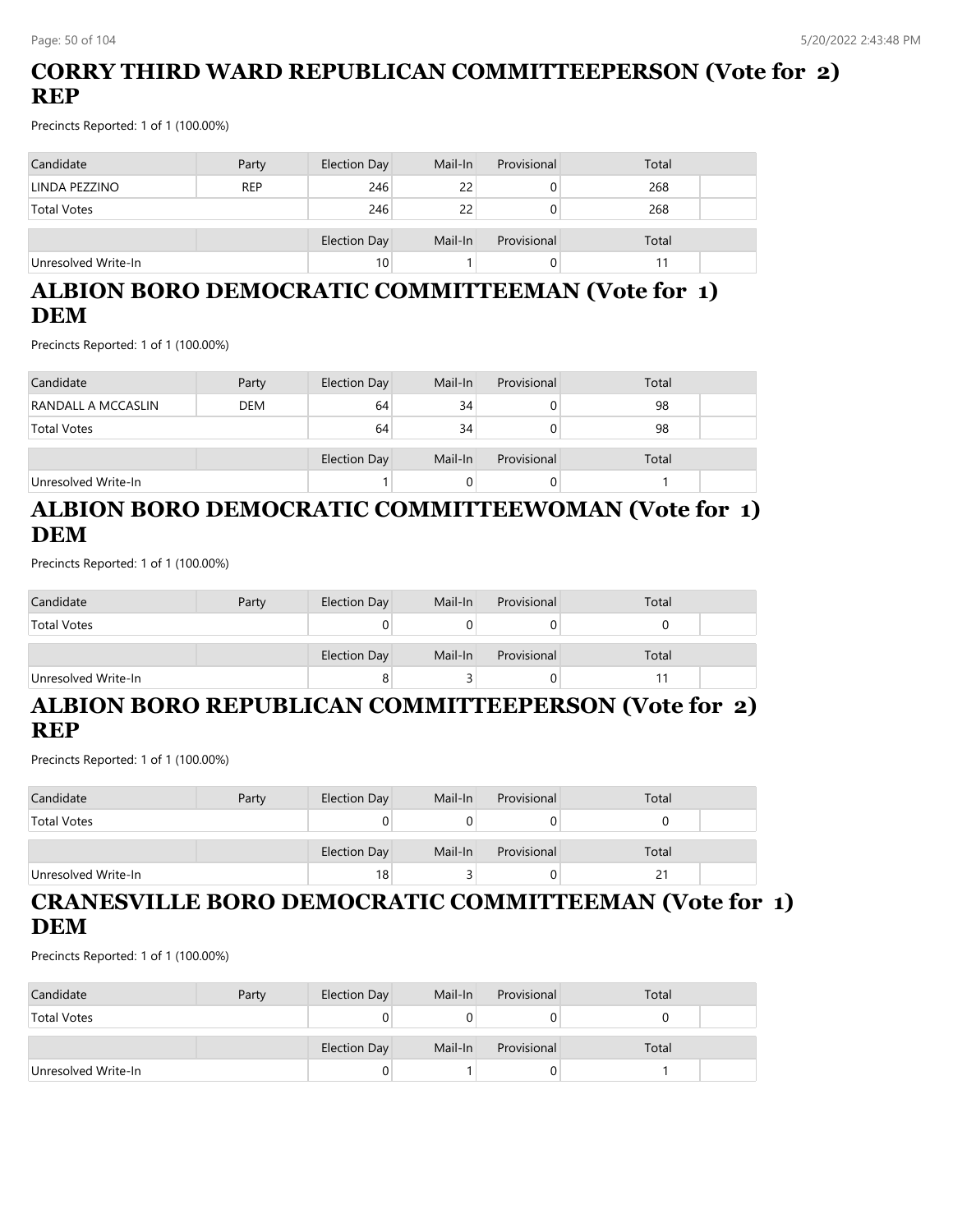## CORRY THIRD WARD REPUBLICAN COMMITTEEPERSON (Vote for 2) REP

Precincts Reported: 1 of 1 (100.00%)

| Candidate | Party | Election Day | Mail-In | Provisional | Total |
|---|---|---|---|---|---|
| LINDA PEZZINO | REP | 246 | 22 | 0 | 268 |
| Total Votes | | 246 | 22 | 0 | 268 |

| | | Election Day | Mail-In | Provisional | Total |
|---|---|---|---|---|---|
| Unresolved Write-In | | 10 | 1 | 0 | 11 |

## ALBION BORO DEMOCRATIC COMMITTEEMAN (Vote for 1) DEM

Precincts Reported: 1 of 1 (100.00%)

| Candidate | Party | Election Day | Mail-In | Provisional | Total |
|---|---|---|---|---|---|
| RANDALL A MCCASLIN | DEM | 64 | 34 | 0 | 98 |
| Total Votes | | 64 | 34 | 0 | 98 |

| | | Election Day | Mail-In | Provisional | Total |
|---|---|---|---|---|---|
| Unresolved Write-In | | 1 | 0 | 0 | 1 |

## ALBION BORO DEMOCRATIC COMMITTEEWOMAN (Vote for 1) DEM

Precincts Reported: 1 of 1 (100.00%)

| Candidate | Party | Election Day | Mail-In | Provisional | Total |
|---|---|---|---|---|---|
| Total Votes | | 0 | 0 | 0 | 0 |

| | | Election Day | Mail-In | Provisional | Total |
|---|---|---|---|---|---|
| Unresolved Write-In | | 8 | 3 | 0 | 11 |

## ALBION BORO REPUBLICAN COMMITTEEPERSON (Vote for 2) REP

Precincts Reported: 1 of 1 (100.00%)

| Candidate | Party | Election Day | Mail-In | Provisional | Total |
|---|---|---|---|---|---|
| Total Votes | | 0 | 0 | 0 | 0 |

| | | Election Day | Mail-In | Provisional | Total |
|---|---|---|---|---|---|
| Unresolved Write-In | | 18 | 3 | 0 | 21 |

## CRANESVILLE BORO DEMOCRATIC COMMITTEEMAN (Vote for 1) DEM

Precincts Reported: 1 of 1 (100.00%)

| Candidate | Party | Election Day | Mail-In | Provisional | Total |
|---|---|---|---|---|---|
| Total Votes | | 0 | 0 | 0 | 0 |

| | | Election Day | Mail-In | Provisional | Total |
|---|---|---|---|---|---|
| Unresolved Write-In | | 0 | 1 | 0 | 1 |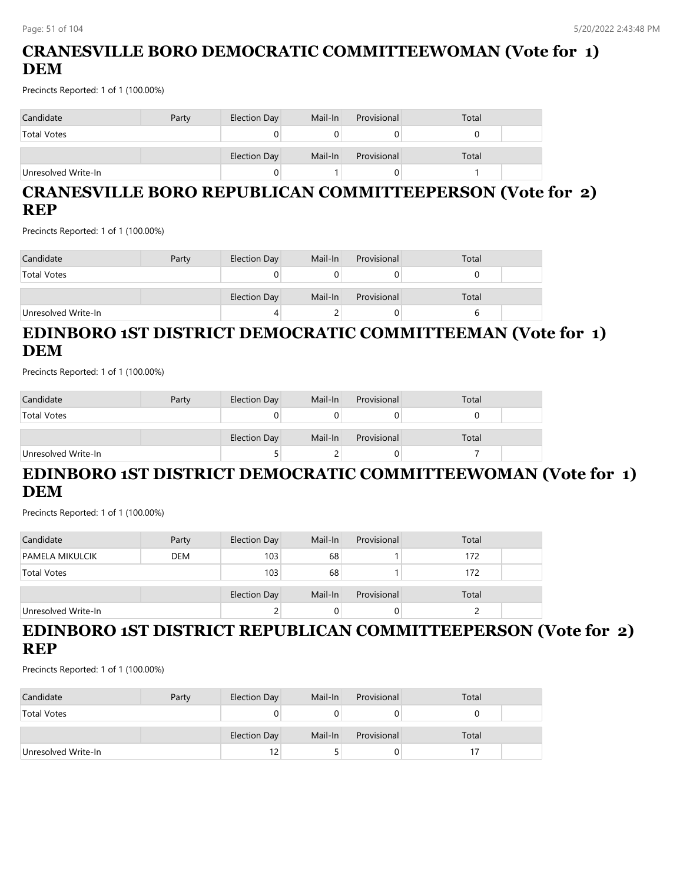## CRANESVILLE BORO DEMOCRATIC COMMITTEEWOMAN (Vote for 1) DEM

Precincts Reported: 1 of 1 (100.00%)

| Candidate | Party | Election Day | Mail-In | Provisional | Total |
|---|---|---|---|---|---|
| Total Votes | | 0 | 0 | 0 | 0 |

| | | Election Day | Mail-In | Provisional | Total |
|---|---|---|---|---|---|
| Unresolved Write-In | | 0 | 1 | 0 | 1 |

## CRANESVILLE BORO REPUBLICAN COMMITTEEPERSON (Vote for 2) REP

Precincts Reported: 1 of 1 (100.00%)

| Candidate | Party | Election Day | Mail-In | Provisional | Total |
|---|---|---|---|---|---|
| Total Votes | | 0 | 0 | 0 | 0 |

| | | Election Day | Mail-In | Provisional | Total |
|---|---|---|---|---|---|
| Unresolved Write-In | | 4 | 2 | 0 | 6 |

## EDINBORO 1ST DISTRICT DEMOCRATIC COMMITTEEMAN (Vote for 1) DEM

Precincts Reported: 1 of 1 (100.00%)

| Candidate | Party | Election Day | Mail-In | Provisional | Total |
|---|---|---|---|---|---|
| Total Votes | | 0 | 0 | 0 | 0 |

| | | Election Day | Mail-In | Provisional | Total |
|---|---|---|---|---|---|
| Unresolved Write-In | | 5 | 2 | 0 | 7 |

## EDINBORO 1ST DISTRICT DEMOCRATIC COMMITTEEWOMAN (Vote for 1) DEM

Precincts Reported: 1 of 1 (100.00%)

| Candidate | Party | Election Day | Mail-In | Provisional | Total |
|---|---|---|---|---|---|
| PAMELA MIKULCIK | DEM | 103 | 68 | 1 | 172 |
| Total Votes | | 103 | 68 | 1 | 172 |

| | | Election Day | Mail-In | Provisional | Total |
|---|---|---|---|---|---|
| Unresolved Write-In | | 2 | 0 | 0 | 2 |

## EDINBORO 1ST DISTRICT REPUBLICAN COMMITTEEPERSON (Vote for 2) REP

Precincts Reported: 1 of 1 (100.00%)

| Candidate | Party | Election Day | Mail-In | Provisional | Total |
|---|---|---|---|---|---|
| Total Votes | | 0 | 0 | 0 | 0 |

| | | Election Day | Mail-In | Provisional | Total |
|---|---|---|---|---|---|
| Unresolved Write-In | | 12 | 5 | 0 | 17 |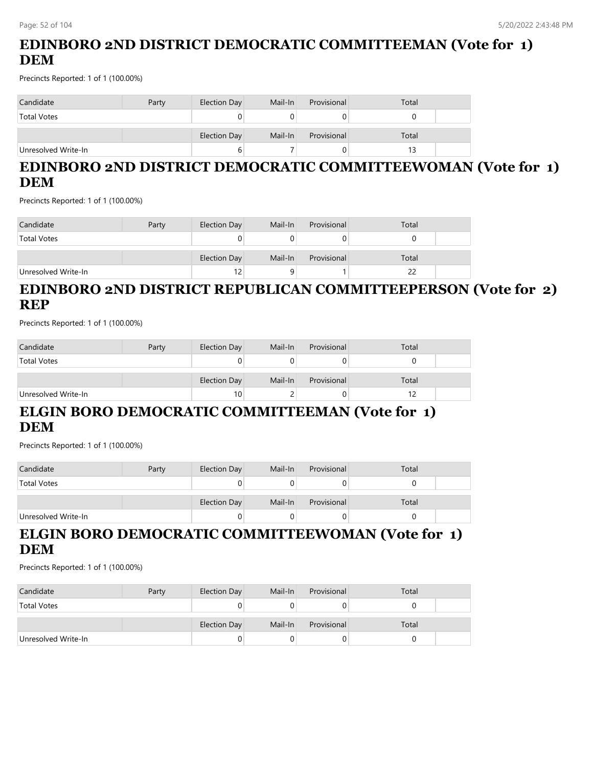## EDINBORO 2ND DISTRICT DEMOCRATIC COMMITTEEMAN (Vote for 1) DEM

Precincts Reported: 1 of 1 (100.00%)

| Candidate | Party | Election Day | Mail-In | Provisional | Total |
|---|---|---|---|---|---|
| Total Votes | | 0 | 0 | 0 | 0 |
| | | Election Day | Mail-In | Provisional | Total |
| Unresolved Write-In | | 6 | 7 | 0 | 13 |

## EDINBORO 2ND DISTRICT DEMOCRATIC COMMITTEEWOMAN (Vote for 1) DEM

Precincts Reported: 1 of 1 (100.00%)

| Candidate | Party | Election Day | Mail-In | Provisional | Total |
|---|---|---|---|---|---|
| Total Votes | | 0 | 0 | 0 | 0 |
| | | Election Day | Mail-In | Provisional | Total |
| Unresolved Write-In | | 12 | 9 | 1 | 22 |

## EDINBORO 2ND DISTRICT REPUBLICAN COMMITTEEPERSON (Vote for 2) REP

Precincts Reported: 1 of 1 (100.00%)

| Candidate | Party | Election Day | Mail-In | Provisional | Total |
|---|---|---|---|---|---|
| Total Votes | | 0 | 0 | 0 | 0 |
| | | Election Day | Mail-In | Provisional | Total |
| Unresolved Write-In | | 10 | 2 | 0 | 12 |

## ELGIN BORO DEMOCRATIC COMMITTEEMAN (Vote for 1) DEM

Precincts Reported: 1 of 1 (100.00%)

| Candidate | Party | Election Day | Mail-In | Provisional | Total |
|---|---|---|---|---|---|
| Total Votes | | 0 | 0 | 0 | 0 |
| | | Election Day | Mail-In | Provisional | Total |
| Unresolved Write-In | | 0 | 0 | 0 | 0 |

## ELGIN BORO DEMOCRATIC COMMITTEEWOMAN (Vote for 1) DEM

Precincts Reported: 1 of 1 (100.00%)

| Candidate | Party | Election Day | Mail-In | Provisional | Total |
|---|---|---|---|---|---|
| Total Votes | | 0 | 0 | 0 | 0 |
| | | Election Day | Mail-In | Provisional | Total |
| Unresolved Write-In | | 0 | 0 | 0 | 0 |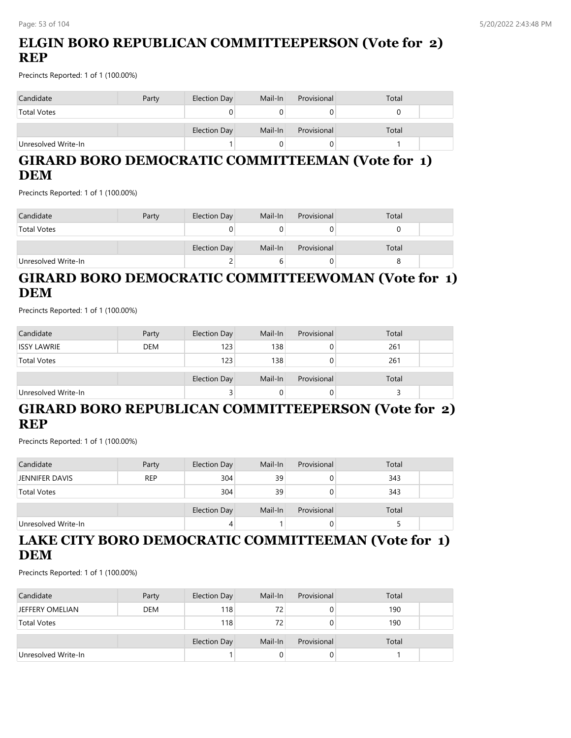## ELGIN BORO REPUBLICAN COMMITTEEPERSON (Vote for 2) REP

Precincts Reported: 1 of 1 (100.00%)

| Candidate | Party | Election Day | Mail-In | Provisional | Total |
|---|---|---|---|---|---|
| Total Votes | | 0 | 0 | 0 | 0 |
| | | Election Day | Mail-In | Provisional | Total |
| Unresolved Write-In | | 1 | 0 | 0 | 1 |

## GIRARD BORO DEMOCRATIC COMMITTEEMAN (Vote for 1) DEM

Precincts Reported: 1 of 1 (100.00%)

| Candidate | Party | Election Day | Mail-In | Provisional | Total |
|---|---|---|---|---|---|
| Total Votes | | 0 | 0 | 0 | 0 |
| | | Election Day | Mail-In | Provisional | Total |
| Unresolved Write-In | | 2 | 6 | 0 | 8 |

## GIRARD BORO DEMOCRATIC COMMITTEEWOMAN (Vote for 1) DEM

Precincts Reported: 1 of 1 (100.00%)

| Candidate | Party | Election Day | Mail-In | Provisional | Total |
|---|---|---|---|---|---|
| ISSY LAWRIE | DEM | 123 | 138 | 0 | 261 |
| Total Votes | | 123 | 138 | 0 | 261 |
| | | Election Day | Mail-In | Provisional | Total |
| Unresolved Write-In | | 3 | 0 | 0 | 3 |

## GIRARD BORO REPUBLICAN COMMITTEEPERSON (Vote for 2) REP

Precincts Reported: 1 of 1 (100.00%)

| Candidate | Party | Election Day | Mail-In | Provisional | Total |
|---|---|---|---|---|---|
| JENNIFER DAVIS | REP | 304 | 39 | 0 | 343 |
| Total Votes | | 304 | 39 | 0 | 343 |
| | | Election Day | Mail-In | Provisional | Total |
| Unresolved Write-In | | 4 | 1 | 0 | 5 |

## LAKE CITY BORO DEMOCRATIC COMMITTEEMAN (Vote for 1) DEM

Precincts Reported: 1 of 1 (100.00%)

| Candidate | Party | Election Day | Mail-In | Provisional | Total |
|---|---|---|---|---|---|
| JEFFERY OMELIAN | DEM | 118 | 72 | 0 | 190 |
| Total Votes | | 118 | 72 | 0 | 190 |
| | | Election Day | Mail-In | Provisional | Total |
| Unresolved Write-In | | 1 | 0 | 0 | 1 |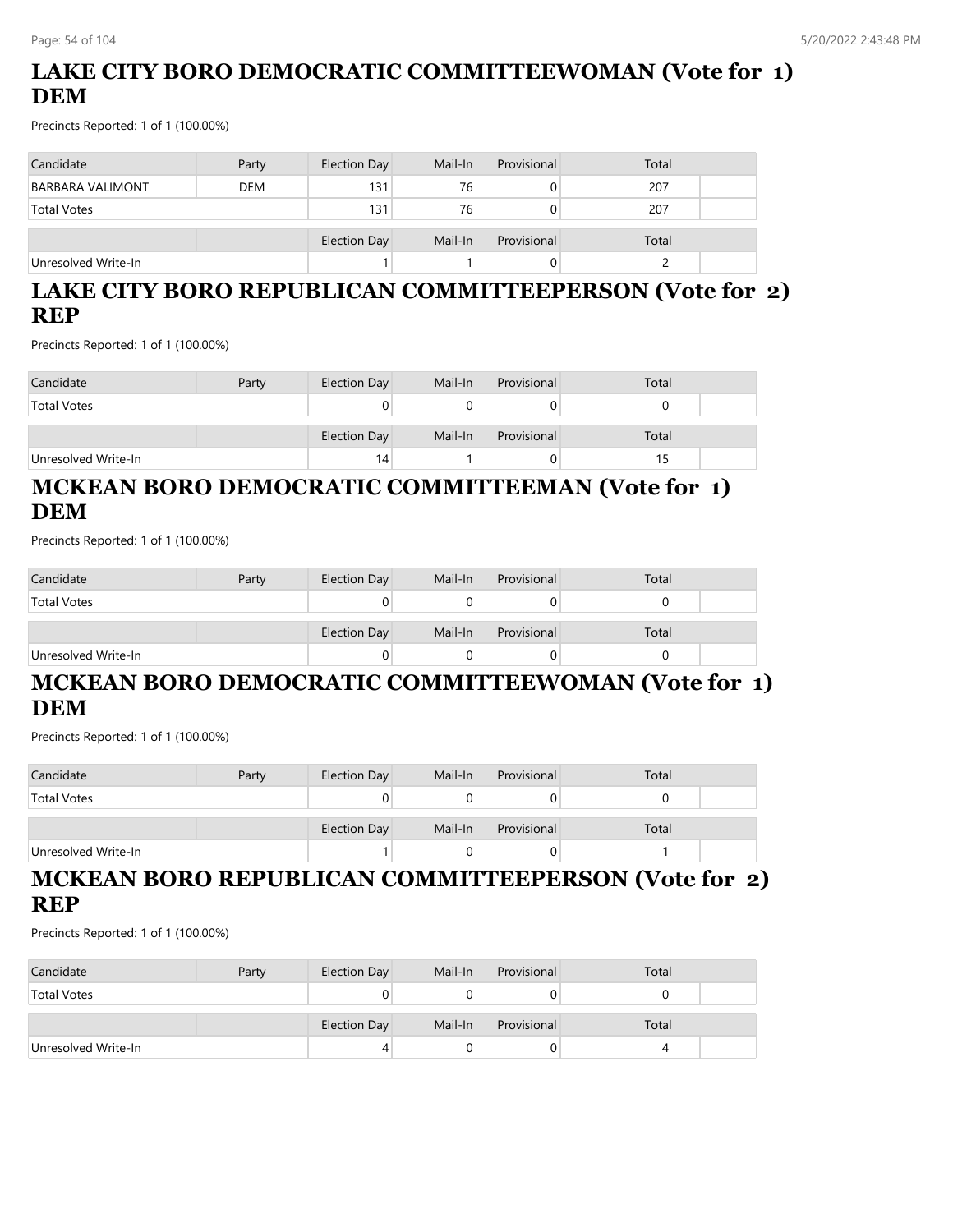## LAKE CITY BORO DEMOCRATIC COMMITTEEWOMAN (Vote for 1) DEM

Precincts Reported: 1 of 1 (100.00%)

| Candidate | Party | Election Day | Mail-In | Provisional | Total | |
|---|---|---|---|---|---|---|
| BARBARA VALIMONT | DEM | 131 | 76 | 0 | 207 | |
| Total Votes | | 131 | 76 | 0 | 207 | |

| | | Election Day | Mail-In | Provisional | Total | |
|---|---|---|---|---|---|---|
| Unresolved Write-In | | 1 | 1 | 0 | 2 | |

## LAKE CITY BORO REPUBLICAN COMMITTEEPERSON (Vote for 2) REP

Precincts Reported: 1 of 1 (100.00%)

| Candidate | Party | Election Day | Mail-In | Provisional | Total | |
|---|---|---|---|---|---|---|
| Total Votes | | 0 | 0 | 0 | 0 | |

| | | Election Day | Mail-In | Provisional | Total | |
|---|---|---|---|---|---|---|
| Unresolved Write-In | | 14 | 1 | 0 | 15 | |

## MCKEAN BORO DEMOCRATIC COMMITTEEMAN (Vote for 1) DEM

Precincts Reported: 1 of 1 (100.00%)

| Candidate | Party | Election Day | Mail-In | Provisional | Total | |
|---|---|---|---|---|---|---|
| Total Votes | | 0 | 0 | 0 | 0 | |

| | | Election Day | Mail-In | Provisional | Total | |
|---|---|---|---|---|---|---|
| Unresolved Write-In | | 0 | 0 | 0 | 0 | |

## MCKEAN BORO DEMOCRATIC COMMITTEEWOMAN (Vote for 1) DEM

Precincts Reported: 1 of 1 (100.00%)

| Candidate | Party | Election Day | Mail-In | Provisional | Total | |
|---|---|---|---|---|---|---|
| Total Votes | | 0 | 0 | 0 | 0 | |

| | | Election Day | Mail-In | Provisional | Total | |
|---|---|---|---|---|---|---|
| Unresolved Write-In | | 1 | 0 | 0 | 1 | |

## MCKEAN BORO REPUBLICAN COMMITTEEPERSON (Vote for 2) REP

Precincts Reported: 1 of 1 (100.00%)

| Candidate | Party | Election Day | Mail-In | Provisional | Total | |
|---|---|---|---|---|---|---|
| Total Votes | | 0 | 0 | 0 | 0 | |

| | | Election Day | Mail-In | Provisional | Total | |
|---|---|---|---|---|---|---|
| Unresolved Write-In | | 4 | 0 | 0 | 4 | |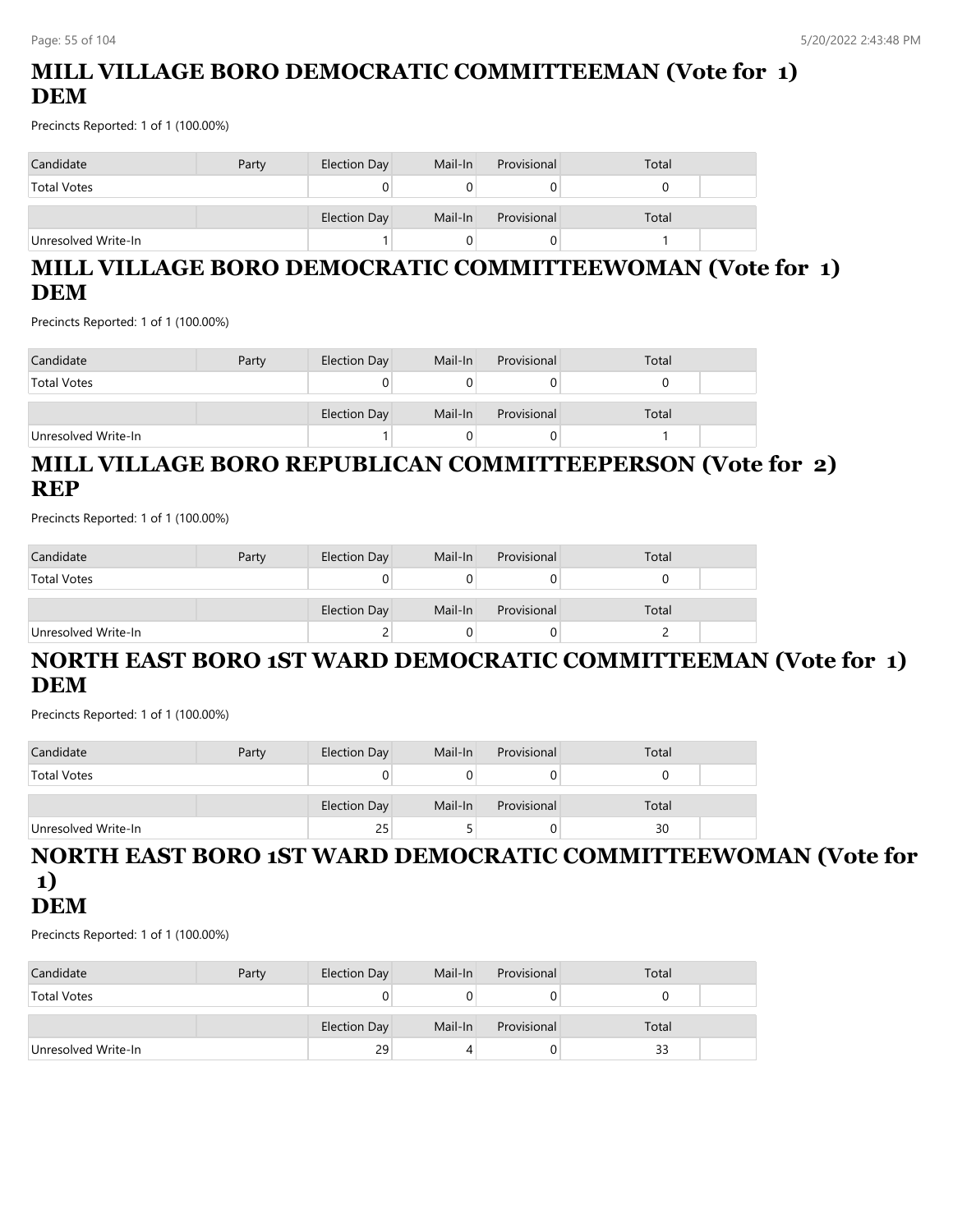## MILL VILLAGE BORO DEMOCRATIC COMMITTEEMAN (Vote for 1) DEM

Precincts Reported: 1 of 1 (100.00%)

| Candidate | Party | Election Day | Mail-In | Provisional | Total |
|---|---|---|---|---|---|
| Total Votes | | 0 | 0 | 0 | 0 |
| | | Election Day | Mail-In | Provisional | Total |
| Unresolved Write-In | | 1 | 0 | 0 | 1 |

## MILL VILLAGE BORO DEMOCRATIC COMMITTEEWOMAN (Vote for 1) DEM

Precincts Reported: 1 of 1 (100.00%)

| Candidate | Party | Election Day | Mail-In | Provisional | Total |
|---|---|---|---|---|---|
| Total Votes | | 0 | 0 | 0 | 0 |
| | | Election Day | Mail-In | Provisional | Total |
| Unresolved Write-In | | 1 | 0 | 0 | 1 |

## MILL VILLAGE BORO REPUBLICAN COMMITTEEPERSON (Vote for 2) REP

Precincts Reported: 1 of 1 (100.00%)

| Candidate | Party | Election Day | Mail-In | Provisional | Total |
|---|---|---|---|---|---|
| Total Votes | | 0 | 0 | 0 | 0 |
| | | Election Day | Mail-In | Provisional | Total |
| Unresolved Write-In | | 2 | 0 | 0 | 2 |

## NORTH EAST BORO 1ST WARD DEMOCRATIC COMMITTEEMAN (Vote for 1) DEM

Precincts Reported: 1 of 1 (100.00%)

| Candidate | Party | Election Day | Mail-In | Provisional | Total |
|---|---|---|---|---|---|
| Total Votes | | 0 | 0 | 0 | 0 |
| | | Election Day | Mail-In | Provisional | Total |
| Unresolved Write-In | | 25 | 5 | 0 | 30 |

## NORTH EAST BORO 1ST WARD DEMOCRATIC COMMITTEEWOMAN (Vote for 1) DEM

Precincts Reported: 1 of 1 (100.00%)

| Candidate | Party | Election Day | Mail-In | Provisional | Total |
|---|---|---|---|---|---|
| Total Votes | | 0 | 0 | 0 | 0 |
| | | Election Day | Mail-In | Provisional | Total |
| Unresolved Write-In | | 29 | 4 | 0 | 33 |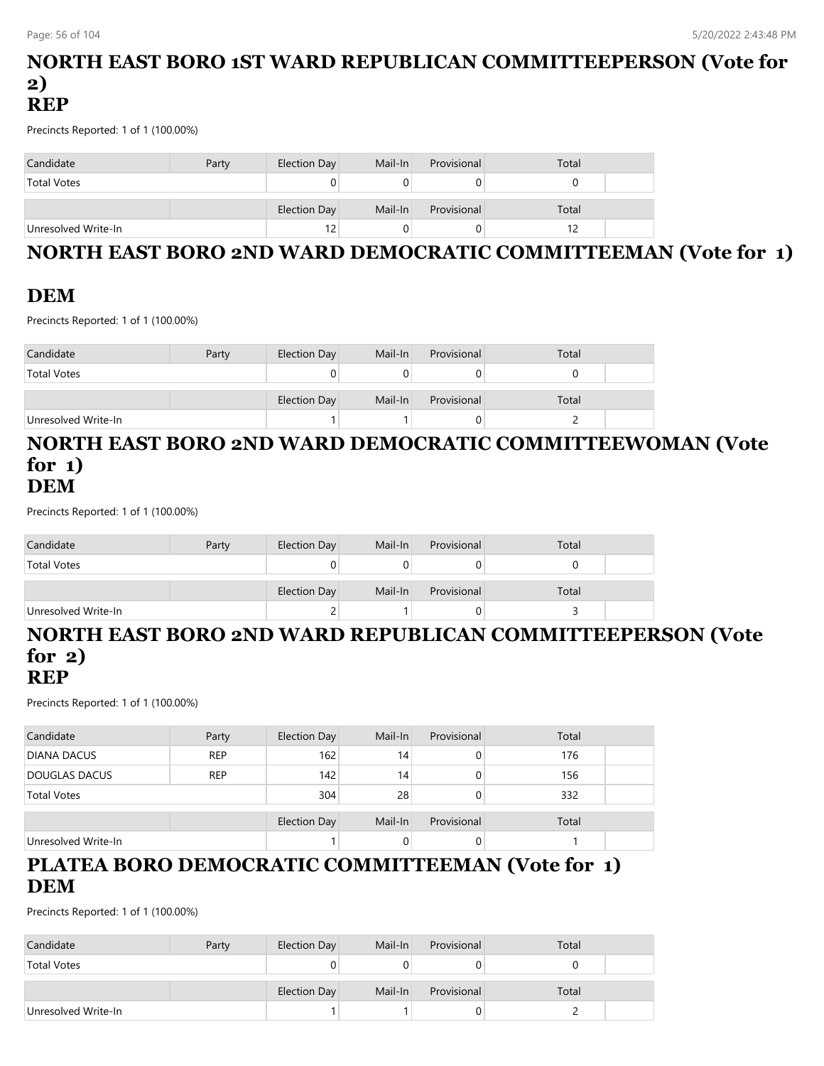## NORTH EAST BORO 1ST WARD REPUBLICAN COMMITTEEPERSON (Vote for 2) REP

Precincts Reported: 1 of 1 (100.00%)

| Candidate | Party | Election Day | Mail-In | Provisional | Total |
|---|---|---|---|---|---|
| Total Votes | | 0 | 0 | 0 | 0 |

| | | Election Day | Mail-In | Provisional | Total |
|---|---|---|---|---|---|
| Unresolved Write-In | | 12 | 0 | 0 | 12 |

## NORTH EAST BORO 2ND WARD DEMOCRATIC COMMITTEEMAN (Vote for 1) DEM

Precincts Reported: 1 of 1 (100.00%)

| Candidate | Party | Election Day | Mail-In | Provisional | Total |
|---|---|---|---|---|---|
| Total Votes | | 0 | 0 | 0 | 0 |

| | | Election Day | Mail-In | Provisional | Total |
|---|---|---|---|---|---|
| Unresolved Write-In | | 1 | 1 | 0 | 2 |

## NORTH EAST BORO 2ND WARD DEMOCRATIC COMMITTEEWOMAN (Vote for 1) DEM

Precincts Reported: 1 of 1 (100.00%)

| Candidate | Party | Election Day | Mail-In | Provisional | Total |
|---|---|---|---|---|---|
| Total Votes | | 0 | 0 | 0 | 0 |

| | | Election Day | Mail-In | Provisional | Total |
|---|---|---|---|---|---|
| Unresolved Write-In | | 2 | 1 | 0 | 3 |

## NORTH EAST BORO 2ND WARD REPUBLICAN COMMITTEEPERSON (Vote for 2) REP

Precincts Reported: 1 of 1 (100.00%)

| Candidate | Party | Election Day | Mail-In | Provisional | Total |
|---|---|---|---|---|---|
| DIANA DACUS | REP | 162 | 14 | 0 | 176 |
| DOUGLAS DACUS | REP | 142 | 14 | 0 | 156 |
| Total Votes | | 304 | 28 | 0 | 332 |

| | | Election Day | Mail-In | Provisional | Total |
|---|---|---|---|---|---|
| Unresolved Write-In | | 1 | 0 | 0 | 1 |

## PLATEA BORO DEMOCRATIC COMMITTEEMAN (Vote for 1) DEM

Precincts Reported: 1 of 1 (100.00%)

| Candidate | Party | Election Day | Mail-In | Provisional | Total |
|---|---|---|---|---|---|
| Total Votes | | 0 | 0 | 0 | 0 |

| | | Election Day | Mail-In | Provisional | Total |
|---|---|---|---|---|---|
| Unresolved Write-In | | 1 | 1 | 0 | 2 |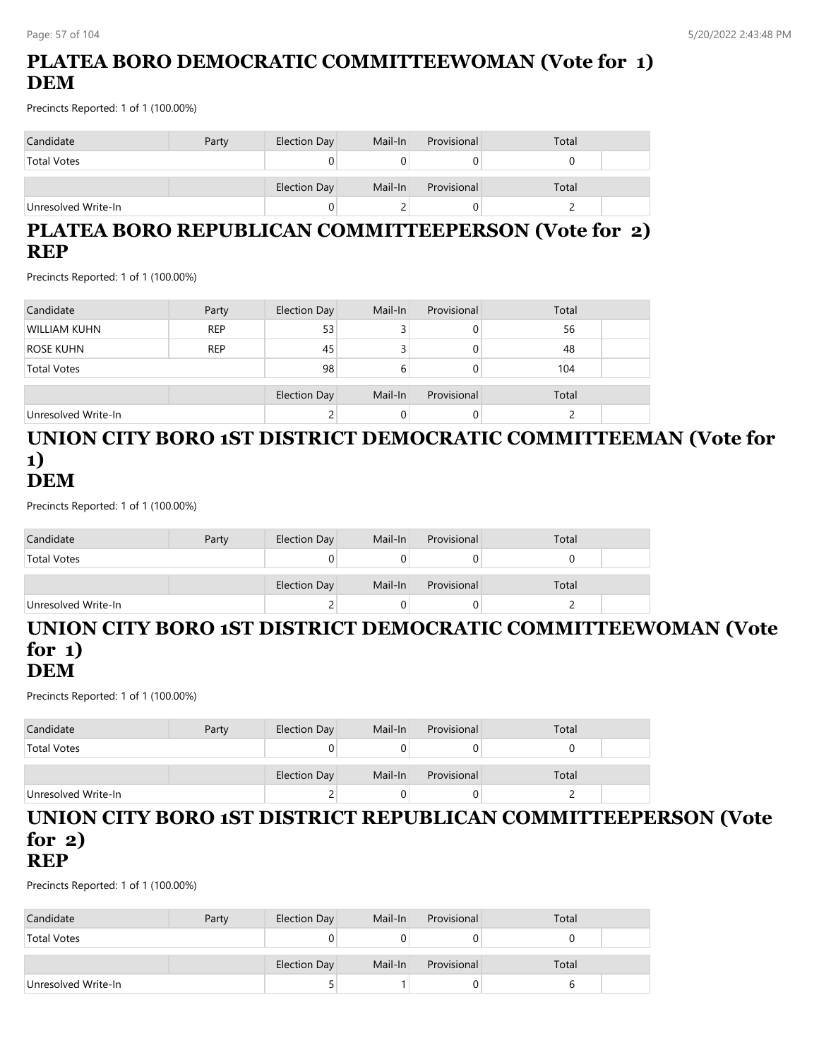## PLATEA BORO DEMOCRATIC COMMITTEEWOMAN (Vote for 1) DEM

Precincts Reported: 1 of 1 (100.00%)

| Candidate | Party | Election Day | Mail-In | Provisional | Total |
|---|---|---|---|---|---|
| Total Votes | | 0 | 0 | 0 | 0 |

| | | Election Day | Mail-In | Provisional | Total |
|---|---|---|---|---|---|
| Unresolved Write-In | | 0 | 2 | 0 | 2 |

## PLATEA BORO REPUBLICAN COMMITTEEPERSON (Vote for 2) REP

Precincts Reported: 1 of 1 (100.00%)

| Candidate | Party | Election Day | Mail-In | Provisional | Total |
|---|---|---|---|---|---|
| WILLIAM KUHN | REP | 53 | 3 | 0 | 56 |
| ROSE KUHN | REP | 45 | 3 | 0 | 48 |
| Total Votes | | 98 | 6 | 0 | 104 |

| | | Election Day | Mail-In | Provisional | Total |
|---|---|---|---|---|---|
| Unresolved Write-In | | 2 | 0 | 0 | 2 |

## UNION CITY BORO 1ST DISTRICT DEMOCRATIC COMMITTEEMAN (Vote for 1) DEM

Precincts Reported: 1 of 1 (100.00%)

| Candidate | Party | Election Day | Mail-In | Provisional | Total |
|---|---|---|---|---|---|
| Total Votes | | 0 | 0 | 0 | 0 |

| | | Election Day | Mail-In | Provisional | Total |
|---|---|---|---|---|---|
| Unresolved Write-In | | 2 | 0 | 0 | 2 |

## UNION CITY BORO 1ST DISTRICT DEMOCRATIC COMMITTEEWOMAN (Vote for 1) DEM

Precincts Reported: 1 of 1 (100.00%)

| Candidate | Party | Election Day | Mail-In | Provisional | Total |
|---|---|---|---|---|---|
| Total Votes | | 0 | 0 | 0 | 0 |

| | | Election Day | Mail-In | Provisional | Total |
|---|---|---|---|---|---|
| Unresolved Write-In | | 2 | 0 | 0 | 2 |

## UNION CITY BORO 1ST DISTRICT REPUBLICAN COMMITTEEPERSON (Vote for 2) REP

Precincts Reported: 1 of 1 (100.00%)

| Candidate | Party | Election Day | Mail-In | Provisional | Total |
|---|---|---|---|---|---|
| Total Votes | | 0 | 0 | 0 | 0 |

| | | Election Day | Mail-In | Provisional | Total |
|---|---|---|---|---|---|
| Unresolved Write-In | | 5 | 1 | 0 | 6 |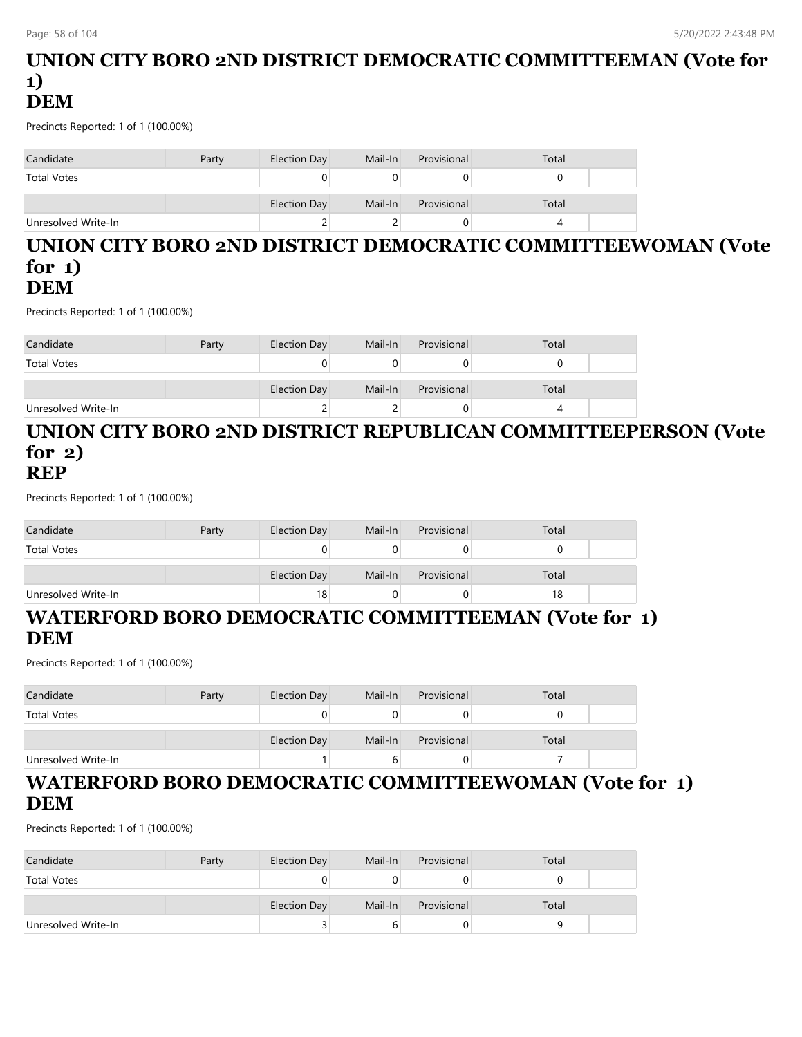## UNION CITY BORO 2ND DISTRICT DEMOCRATIC COMMITTEEMAN (Vote for 1)
## DEM

Precincts Reported: 1 of 1 (100.00%)

| Candidate | Party | Election Day | Mail-In | Provisional | Total | |
|---|---|---|---|---|---|---|
| Total Votes | | 0 | 0 | 0 | 0 | |
| | | Election Day | Mail-In | Provisional | Total | |
| Unresolved Write-In | | 2 | 2 | 0 | 4 | |

## UNION CITY BORO 2ND DISTRICT DEMOCRATIC COMMITTEEWOMAN (Vote for 1)
## DEM

Precincts Reported: 1 of 1 (100.00%)

| Candidate | Party | Election Day | Mail-In | Provisional | Total | |
|---|---|---|---|---|---|---|
| Total Votes | | 0 | 0 | 0 | 0 | |
| | | Election Day | Mail-In | Provisional | Total | |
| Unresolved Write-In | | 2 | 2 | 0 | 4 | |

## UNION CITY BORO 2ND DISTRICT REPUBLICAN COMMITTEEPERSON (Vote for 2)
## REP

Precincts Reported: 1 of 1 (100.00%)

| Candidate | Party | Election Day | Mail-In | Provisional | Total | |
|---|---|---|---|---|---|---|
| Total Votes | | 0 | 0 | 0 | 0 | |
| | | Election Day | Mail-In | Provisional | Total | |
| Unresolved Write-In | | 18 | 0 | 0 | 18 | |

## WATERFORD BORO DEMOCRATIC COMMITTEEMAN (Vote for 1)
## DEM

Precincts Reported: 1 of 1 (100.00%)

| Candidate | Party | Election Day | Mail-In | Provisional | Total | |
|---|---|---|---|---|---|---|
| Total Votes | | 0 | 0 | 0 | 0 | |
| | | Election Day | Mail-In | Provisional | Total | |
| Unresolved Write-In | | 1 | 6 | 0 | 7 | |

## WATERFORD BORO DEMOCRATIC COMMITTEEWOMAN (Vote for 1)
## DEM

Precincts Reported: 1 of 1 (100.00%)

| Candidate | Party | Election Day | Mail-In | Provisional | Total | |
|---|---|---|---|---|---|---|
| Total Votes | | 0 | 0 | 0 | 0 | |
| | | Election Day | Mail-In | Provisional | Total | |
| Unresolved Write-In | | 3 | 6 | 0 | 9 | |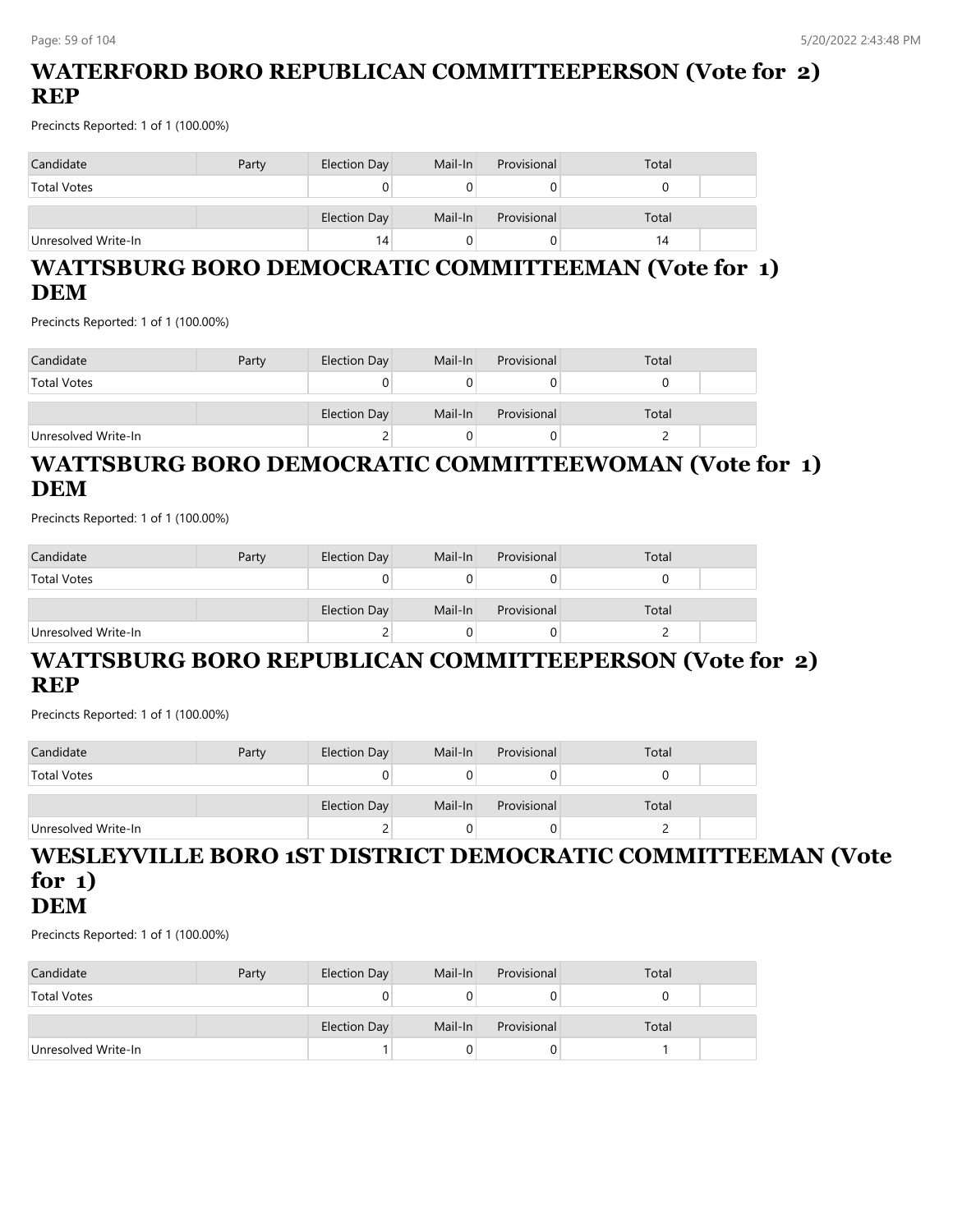## WATERFORD BORO REPUBLICAN COMMITTEEPERSON (Vote for 2) REP

Precincts Reported: 1 of 1 (100.00%)

| Candidate | Party | Election Day | Mail-In | Provisional | Total |
|---|---|---|---|---|---|
| Total Votes | | 0 | 0 | 0 | 0 |
| | | Election Day | Mail-In | Provisional | Total |
| Unresolved Write-In | | 14 | 0 | 0 | 14 |

## WATTSBURG BORO DEMOCRATIC COMMITTEEMAN (Vote for 1) DEM

Precincts Reported: 1 of 1 (100.00%)

| Candidate | Party | Election Day | Mail-In | Provisional | Total |
|---|---|---|---|---|---|
| Total Votes | | 0 | 0 | 0 | 0 |
| | | Election Day | Mail-In | Provisional | Total |
| Unresolved Write-In | | 2 | 0 | 0 | 2 |

## WATTSBURG BORO DEMOCRATIC COMMITTEEWOMAN (Vote for 1) DEM

Precincts Reported: 1 of 1 (100.00%)

| Candidate | Party | Election Day | Mail-In | Provisional | Total |
|---|---|---|---|---|---|
| Total Votes | | 0 | 0 | 0 | 0 |
| | | Election Day | Mail-In | Provisional | Total |
| Unresolved Write-In | | 2 | 0 | 0 | 2 |

## WATTSBURG BORO REPUBLICAN COMMITTEEPERSON (Vote for 2) REP

Precincts Reported: 1 of 1 (100.00%)

| Candidate | Party | Election Day | Mail-In | Provisional | Total |
|---|---|---|---|---|---|
| Total Votes | | 0 | 0 | 0 | 0 |
| | | Election Day | Mail-In | Provisional | Total |
| Unresolved Write-In | | 2 | 0 | 0 | 2 |

## WESLEYVILLE BORO 1ST DISTRICT DEMOCRATIC COMMITTEEMAN (Vote for 1) DEM

Precincts Reported: 1 of 1 (100.00%)

| Candidate | Party | Election Day | Mail-In | Provisional | Total |
|---|---|---|---|---|---|
| Total Votes | | 0 | 0 | 0 | 0 |
| | | Election Day | Mail-In | Provisional | Total |
| Unresolved Write-In | | 1 | 0 | 0 | 1 |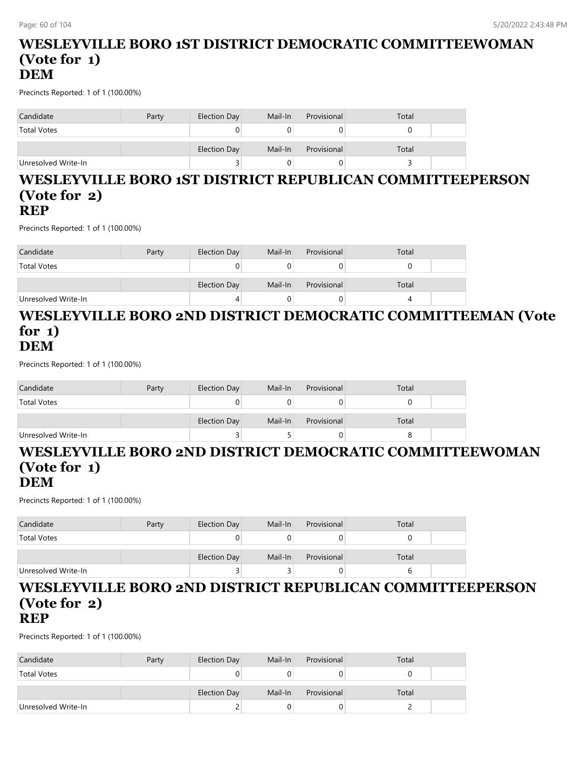# WESLEYVILLE BORO 1ST DISTRICT DEMOCRATIC COMMITTEEWOMAN (Vote for 1)
## DEM

Precincts Reported: 1 of 1 (100.00%)

| Candidate | Party | Election Day | Mail-In | Provisional | Total |
|---|---|---|---|---|---|
| Total Votes | | 0 | 0 | 0 | 0 |
| | | Election Day | Mail-In | Provisional | Total |
| Unresolved Write-In | | 3 | 0 | 0 | 3 |

# WESLEYVILLE BORO 1ST DISTRICT REPUBLICAN COMMITTEEPERSON (Vote for 2)
## REP

Precincts Reported: 1 of 1 (100.00%)

| Candidate | Party | Election Day | Mail-In | Provisional | Total |
|---|---|---|---|---|---|
| Total Votes | | 0 | 0 | 0 | 0 |
| | | Election Day | Mail-In | Provisional | Total |
| Unresolved Write-In | | 4 | 0 | 0 | 4 |

# WESLEYVILLE BORO 2ND DISTRICT DEMOCRATIC COMMITTEEMAN (Vote for 1)
## DEM

Precincts Reported: 1 of 1 (100.00%)

| Candidate | Party | Election Day | Mail-In | Provisional | Total |
|---|---|---|---|---|---|
| Total Votes | | 0 | 0 | 0 | 0 |
| | | Election Day | Mail-In | Provisional | Total |
| Unresolved Write-In | | 3 | 5 | 0 | 8 |

# WESLEYVILLE BORO 2ND DISTRICT DEMOCRATIC COMMITTEEWOMAN (Vote for 1)
## DEM

Precincts Reported: 1 of 1 (100.00%)

| Candidate | Party | Election Day | Mail-In | Provisional | Total |
|---|---|---|---|---|---|
| Total Votes | | 0 | 0 | 0 | 0 |
| | | Election Day | Mail-In | Provisional | Total |
| Unresolved Write-In | | 3 | 3 | 0 | 6 |

# WESLEYVILLE BORO 2ND DISTRICT REPUBLICAN COMMITTEEPERSON (Vote for 2)
## REP

Precincts Reported: 1 of 1 (100.00%)

| Candidate | Party | Election Day | Mail-In | Provisional | Total |
|---|---|---|---|---|---|
| Total Votes | | 0 | 0 | 0 | 0 |
| | | Election Day | Mail-In | Provisional | Total |
| Unresolved Write-In | | 2 | 0 | 0 | 2 |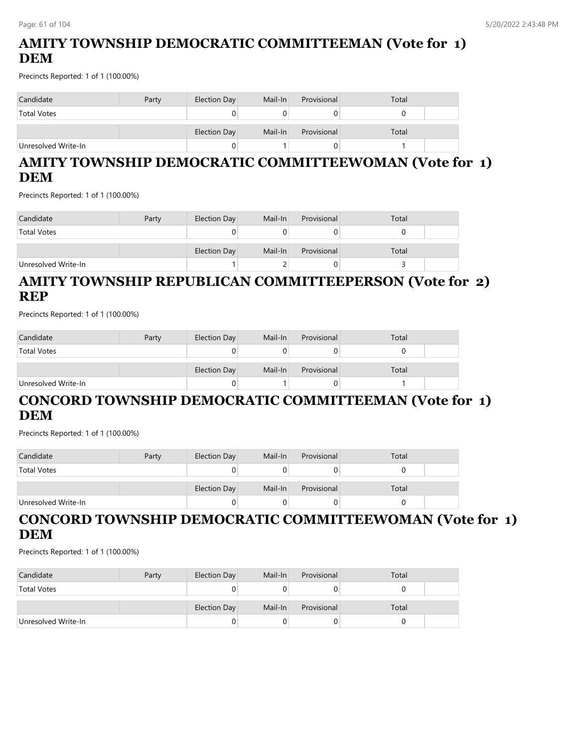## AMITY TOWNSHIP DEMOCRATIC COMMITTEEMAN (Vote for 1) DEM

Precincts Reported: 1 of 1 (100.00%)

| Candidate | Party | Election Day | Mail-In | Provisional | Total |
|---|---|---|---|---|---|
| Total Votes | | 0 | 0 | 0 | 0 |
| | | Election Day | Mail-In | Provisional | Total |
| Unresolved Write-In | | 0 | 1 | 0 | 1 |

## AMITY TOWNSHIP DEMOCRATIC COMMITTEEWOMAN (Vote for 1) DEM

Precincts Reported: 1 of 1 (100.00%)

| Candidate | Party | Election Day | Mail-In | Provisional | Total |
|---|---|---|---|---|---|
| Total Votes | | 0 | 0 | 0 | 0 |
| | | Election Day | Mail-In | Provisional | Total |
| Unresolved Write-In | | 1 | 2 | 0 | 3 |

## AMITY TOWNSHIP REPUBLICAN COMMITTEEPERSON (Vote for 2) REP

Precincts Reported: 1 of 1 (100.00%)

| Candidate | Party | Election Day | Mail-In | Provisional | Total |
|---|---|---|---|---|---|
| Total Votes | | 0 | 0 | 0 | 0 |
| | | Election Day | Mail-In | Provisional | Total |
| Unresolved Write-In | | 0 | 1 | 0 | 1 |

## CONCORD TOWNSHIP DEMOCRATIC COMMITTEEMAN (Vote for 1) DEM

Precincts Reported: 1 of 1 (100.00%)

| Candidate | Party | Election Day | Mail-In | Provisional | Total |
|---|---|---|---|---|---|
| Total Votes | | 0 | 0 | 0 | 0 |
| | | Election Day | Mail-In | Provisional | Total |
| Unresolved Write-In | | 0 | 0 | 0 | 0 |

## CONCORD TOWNSHIP DEMOCRATIC COMMITTEEWOMAN (Vote for 1) DEM

Precincts Reported: 1 of 1 (100.00%)

| Candidate | Party | Election Day | Mail-In | Provisional | Total |
|---|---|---|---|---|---|
| Total Votes | | 0 | 0 | 0 | 0 |
| | | Election Day | Mail-In | Provisional | Total |
| Unresolved Write-In | | 0 | 0 | 0 | 0 |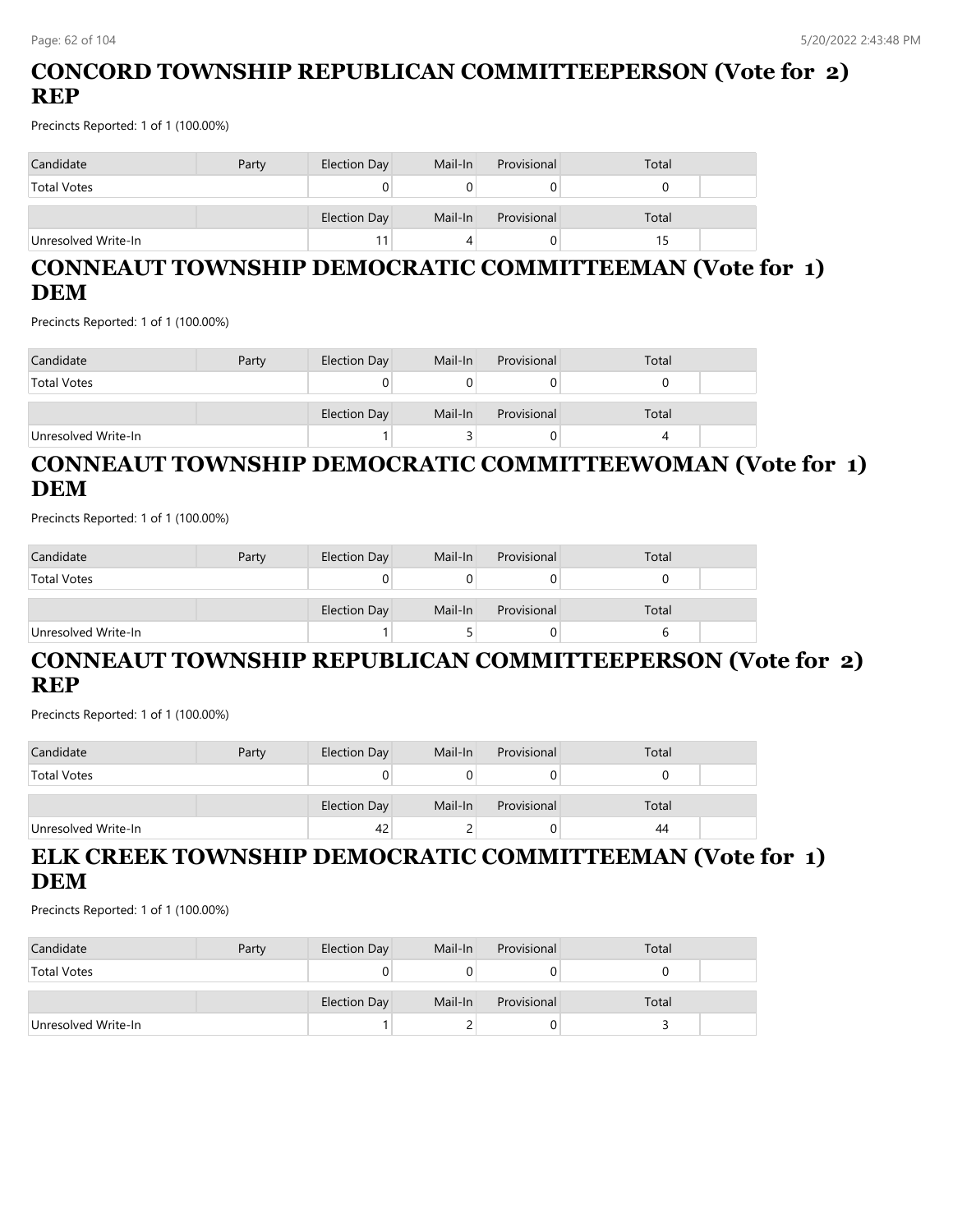## CONCORD TOWNSHIP REPUBLICAN COMMITTEEPERSON (Vote for 2) REP

Precincts Reported: 1 of 1 (100.00%)

| Candidate | Party | Election Day | Mail-In | Provisional | Total |
|---|---|---|---|---|---|
| Total Votes | | 0 | 0 | 0 | 0 |
| | | Election Day | Mail-In | Provisional | Total |
| Unresolved Write-In | | 11 | 4 | 0 | 15 |

## CONNEAUT TOWNSHIP DEMOCRATIC COMMITTEEMAN (Vote for 1) DEM

Precincts Reported: 1 of 1 (100.00%)

| Candidate | Party | Election Day | Mail-In | Provisional | Total |
|---|---|---|---|---|---|
| Total Votes | | 0 | 0 | 0 | 0 |
| | | Election Day | Mail-In | Provisional | Total |
| Unresolved Write-In | | 1 | 3 | 0 | 4 |

## CONNEAUT TOWNSHIP DEMOCRATIC COMMITTEEWOMAN (Vote for 1) DEM

Precincts Reported: 1 of 1 (100.00%)

| Candidate | Party | Election Day | Mail-In | Provisional | Total |
|---|---|---|---|---|---|
| Total Votes | | 0 | 0 | 0 | 0 |
| | | Election Day | Mail-In | Provisional | Total |
| Unresolved Write-In | | 1 | 5 | 0 | 6 |

## CONNEAUT TOWNSHIP REPUBLICAN COMMITTEEPERSON (Vote for 2) REP

Precincts Reported: 1 of 1 (100.00%)

| Candidate | Party | Election Day | Mail-In | Provisional | Total |
|---|---|---|---|---|---|
| Total Votes | | 0 | 0 | 0 | 0 |
| | | Election Day | Mail-In | Provisional | Total |
| Unresolved Write-In | | 42 | 2 | 0 | 44 |

## ELK CREEK TOWNSHIP DEMOCRATIC COMMITTEEMAN (Vote for 1) DEM

Precincts Reported: 1 of 1 (100.00%)

| Candidate | Party | Election Day | Mail-In | Provisional | Total |
|---|---|---|---|---|---|
| Total Votes | | 0 | 0 | 0 | 0 |
| | | Election Day | Mail-In | Provisional | Total |
| Unresolved Write-In | | 1 | 2 | 0 | 3 |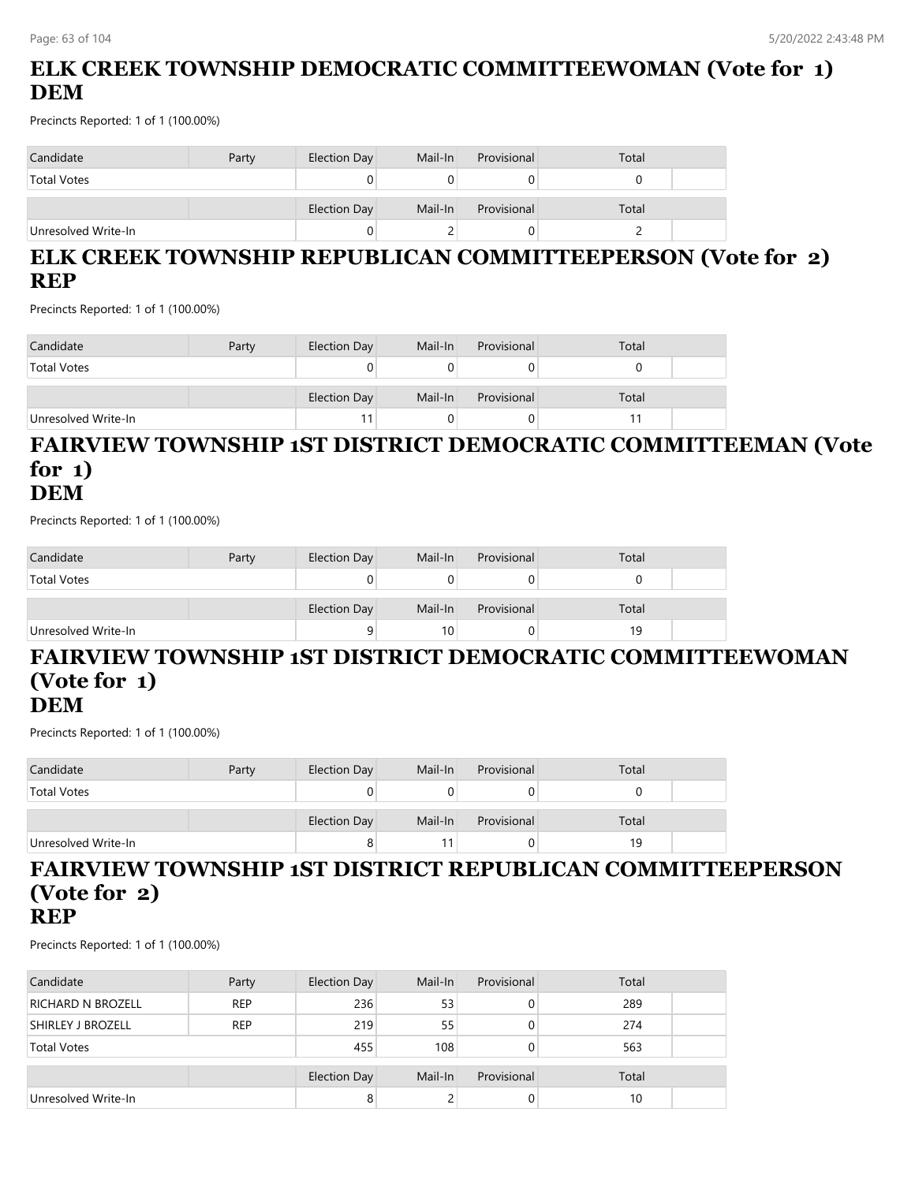## ELK CREEK TOWNSHIP DEMOCRATIC COMMITTEEWOMAN (Vote for 1) DEM

Precincts Reported: 1 of 1 (100.00%)

| Candidate | Party | Election Day | Mail-In | Provisional | Total |
|---|---|---|---|---|---|
| Total Votes | | 0 | 0 | 0 | 0 |

| | | Election Day | Mail-In | Provisional | Total |
|---|---|---|---|---|---|
| Unresolved Write-In | | 0 | 2 | 0 | 2 |

## ELK CREEK TOWNSHIP REPUBLICAN COMMITTEEPERSON (Vote for 2) REP

Precincts Reported: 1 of 1 (100.00%)

| Candidate | Party | Election Day | Mail-In | Provisional | Total |
|---|---|---|---|---|---|
| Total Votes | | 0 | 0 | 0 | 0 |

| | | Election Day | Mail-In | Provisional | Total |
|---|---|---|---|---|---|
| Unresolved Write-In | | 11 | 0 | 0 | 11 |

## FAIRVIEW TOWNSHIP 1ST DISTRICT DEMOCRATIC COMMITTEEMAN (Vote for 1) DEM

Precincts Reported: 1 of 1 (100.00%)

| Candidate | Party | Election Day | Mail-In | Provisional | Total |
|---|---|---|---|---|---|
| Total Votes | | 0 | 0 | 0 | 0 |

| | | Election Day | Mail-In | Provisional | Total |
|---|---|---|---|---|---|
| Unresolved Write-In | | 9 | 10 | 0 | 19 |

## FAIRVIEW TOWNSHIP 1ST DISTRICT DEMOCRATIC COMMITTEEWOMAN (Vote for 1) DEM

Precincts Reported: 1 of 1 (100.00%)

| Candidate | Party | Election Day | Mail-In | Provisional | Total |
|---|---|---|---|---|---|
| Total Votes | | 0 | 0 | 0 | 0 |

| | | Election Day | Mail-In | Provisional | Total |
|---|---|---|---|---|---|
| Unresolved Write-In | | 8 | 11 | 0 | 19 |

## FAIRVIEW TOWNSHIP 1ST DISTRICT REPUBLICAN COMMITTEEPERSON (Vote for 2) REP

Precincts Reported: 1 of 1 (100.00%)

| Candidate | Party | Election Day | Mail-In | Provisional | Total |
|---|---|---|---|---|---|
| RICHARD N BROZELL | REP | 236 | 53 | 0 | 289 |
| SHIRLEY J BROZELL | REP | 219 | 55 | 0 | 274 |
| Total Votes | | 455 | 108 | 0 | 563 |

| | | Election Day | Mail-In | Provisional | Total |
|---|---|---|---|---|---|
| Unresolved Write-In | | 8 | 2 | 0 | 10 |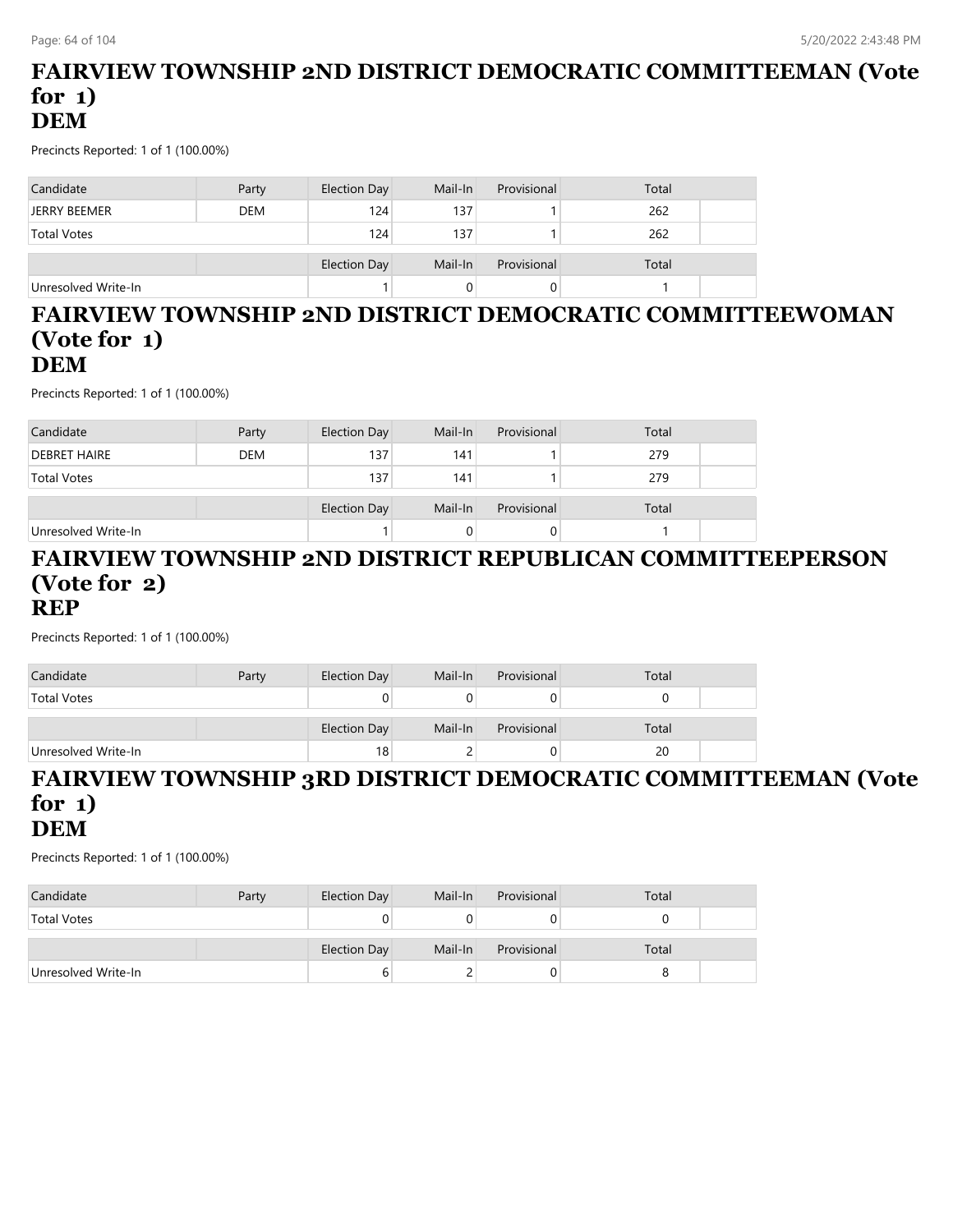## FAIRVIEW TOWNSHIP 2ND DISTRICT DEMOCRATIC COMMITTEEMAN (Vote for 1) DEM

Precincts Reported: 1 of 1 (100.00%)

| Candidate | Party | Election Day | Mail-In | Provisional | Total |
|---|---|---|---|---|---|
| JERRY BEEMER | DEM | 124 | 137 | 1 | 262 |
| Total Votes | | 124 | 137 | 1 | 262 |
| | | Election Day | Mail-In | Provisional | Total |
| Unresolved Write-In | | 1 | 0 | 0 | 1 |

## FAIRVIEW TOWNSHIP 2ND DISTRICT DEMOCRATIC COMMITTEEWOMAN (Vote for 1) DEM

Precincts Reported: 1 of 1 (100.00%)

| Candidate | Party | Election Day | Mail-In | Provisional | Total |
|---|---|---|---|---|---|
| DEBRET HAIRE | DEM | 137 | 141 | 1 | 279 |
| Total Votes | | 137 | 141 | 1 | 279 |
| | | Election Day | Mail-In | Provisional | Total |
| Unresolved Write-In | | 1 | 0 | 0 | 1 |

## FAIRVIEW TOWNSHIP 2ND DISTRICT REPUBLICAN COMMITTEEPERSON (Vote for 2) REP

Precincts Reported: 1 of 1 (100.00%)

| Candidate | Party | Election Day | Mail-In | Provisional | Total |
|---|---|---|---|---|---|
| Total Votes | | 0 | 0 | 0 | 0 |
| | | Election Day | Mail-In | Provisional | Total |
| Unresolved Write-In | | 18 | 2 | 0 | 20 |

## FAIRVIEW TOWNSHIP 3RD DISTRICT DEMOCRATIC COMMITTEEMAN (Vote for 1) DEM

Precincts Reported: 1 of 1 (100.00%)

| Candidate | Party | Election Day | Mail-In | Provisional | Total |
|---|---|---|---|---|---|
| Total Votes | | 0 | 0 | 0 | 0 |
| | | Election Day | Mail-In | Provisional | Total |
| Unresolved Write-In | | 6 | 2 | 0 | 8 |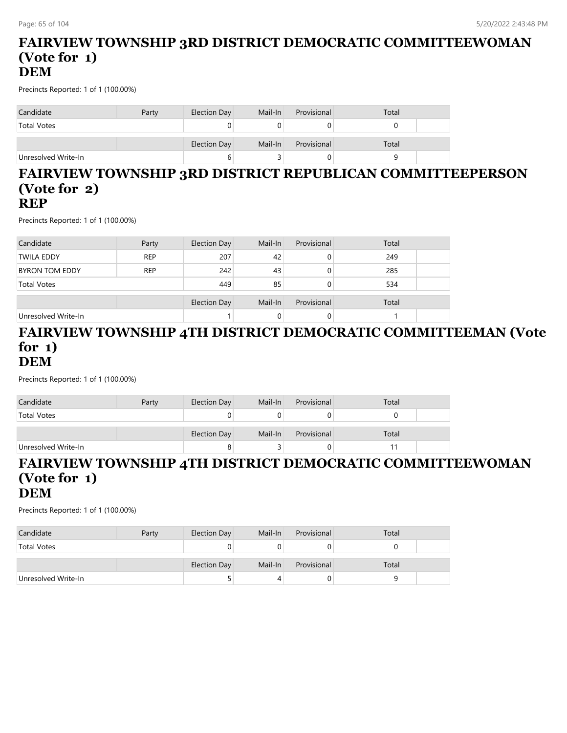# FAIRVIEW TOWNSHIP 3RD DISTRICT DEMOCRATIC COMMITTEEWOMAN (Vote for 1) DEM

Precincts Reported: 1 of 1 (100.00%)

| Candidate | Party | Election Day | Mail-In | Provisional | Total |
|---|---|---|---|---|---|
| Total Votes | | 0 | 0 | 0 | 0 |
| | | Election Day | Mail-In | Provisional | Total |
| Unresolved Write-In | | 6 | 3 | 0 | 9 |

# FAIRVIEW TOWNSHIP 3RD DISTRICT REPUBLICAN COMMITTEEPERSON (Vote for 2) REP

Precincts Reported: 1 of 1 (100.00%)

| Candidate | Party | Election Day | Mail-In | Provisional | Total |
|---|---|---|---|---|---|
| TWILA EDDY | REP | 207 | 42 | 0 | 249 |
| BYRON TOM EDDY | REP | 242 | 43 | 0 | 285 |
| Total Votes | | 449 | 85 | 0 | 534 |
| | | Election Day | Mail-In | Provisional | Total |
| Unresolved Write-In | | 1 | 0 | 0 | 1 |

# FAIRVIEW TOWNSHIP 4TH DISTRICT DEMOCRATIC COMMITTEEMAN (Vote for 1) DEM

Precincts Reported: 1 of 1 (100.00%)

| Candidate | Party | Election Day | Mail-In | Provisional | Total |
|---|---|---|---|---|---|
| Total Votes | | 0 | 0 | 0 | 0 |
| | | Election Day | Mail-In | Provisional | Total |
| Unresolved Write-In | | 8 | 3 | 0 | 11 |

# FAIRVIEW TOWNSHIP 4TH DISTRICT DEMOCRATIC COMMITTEEWOMAN (Vote for 1) DEM

Precincts Reported: 1 of 1 (100.00%)

| Candidate | Party | Election Day | Mail-In | Provisional | Total |
|---|---|---|---|---|---|
| Total Votes | | 0 | 0 | 0 | 0 |
| | | Election Day | Mail-In | Provisional | Total |
| Unresolved Write-In | | 5 | 4 | 0 | 9 |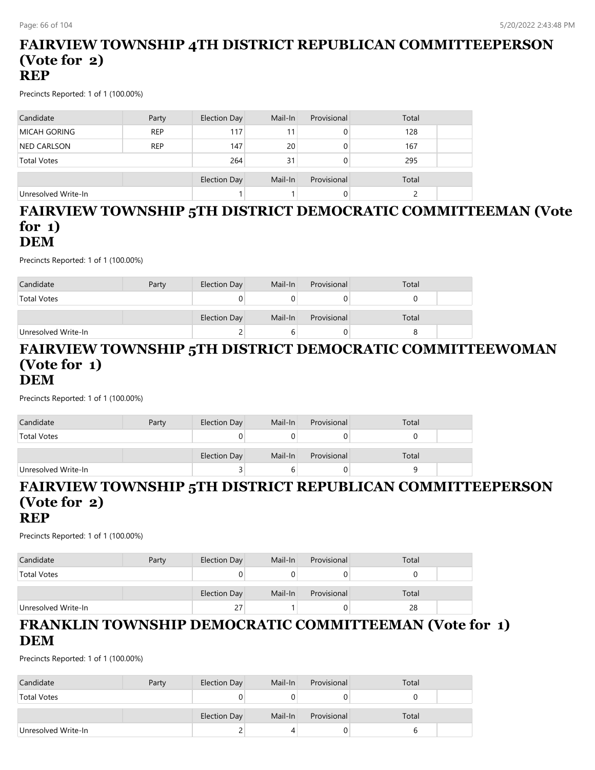## FAIRVIEW TOWNSHIP 4TH DISTRICT REPUBLICAN COMMITTEEPERSON (Vote for 2)
## REP

Precincts Reported: 1 of 1 (100.00%)

| Candidate | Party | Election Day | Mail-In | Provisional | Total |
|---|---|---|---|---|---|
| MICAH GORING | REP | 117 | 11 | 0 | 128 |
| NED CARLSON | REP | 147 | 20 | 0 | 167 |
| Total Votes | | 264 | 31 | 0 | 295 |

| | | Election Day | Mail-In | Provisional | Total |
|---|---|---|---|---|---|
| Unresolved Write-In | | 1 | 1 | 0 | 2 |

## FAIRVIEW TOWNSHIP 5TH DISTRICT DEMOCRATIC COMMITTEEMAN (Vote for 1)
## DEM

Precincts Reported: 1 of 1 (100.00%)

| Candidate | Party | Election Day | Mail-In | Provisional | Total |
|---|---|---|---|---|---|
| Total Votes | | 0 | 0 | 0 | 0 |

| | | Election Day | Mail-In | Provisional | Total |
|---|---|---|---|---|---|
| Unresolved Write-In | | 2 | 6 | 0 | 8 |

## FAIRVIEW TOWNSHIP 5TH DISTRICT DEMOCRATIC COMMITTEEWOMAN (Vote for 1)
## DEM

Precincts Reported: 1 of 1 (100.00%)

| Candidate | Party | Election Day | Mail-In | Provisional | Total |
|---|---|---|---|---|---|
| Total Votes | | 0 | 0 | 0 | 0 |

| | | Election Day | Mail-In | Provisional | Total |
|---|---|---|---|---|---|
| Unresolved Write-In | | 3 | 6 | 0 | 9 |

## FAIRVIEW TOWNSHIP 5TH DISTRICT REPUBLICAN COMMITTEEPERSON (Vote for 2)
## REP

Precincts Reported: 1 of 1 (100.00%)

| Candidate | Party | Election Day | Mail-In | Provisional | Total |
|---|---|---|---|---|---|
| Total Votes | | 0 | 0 | 0 | 0 |

| | | Election Day | Mail-In | Provisional | Total |
|---|---|---|---|---|---|
| Unresolved Write-In | | 27 | 1 | 0 | 28 |

## FRANKLIN TOWNSHIP DEMOCRATIC COMMITTEEMAN (Vote for 1)
## DEM

Precincts Reported: 1 of 1 (100.00%)

| Candidate | Party | Election Day | Mail-In | Provisional | Total |
|---|---|---|---|---|---|
| Total Votes | | 0 | 0 | 0 | 0 |

| | | Election Day | Mail-In | Provisional | Total |
|---|---|---|---|---|---|
| Unresolved Write-In | | 2 | 4 | 0 | 6 |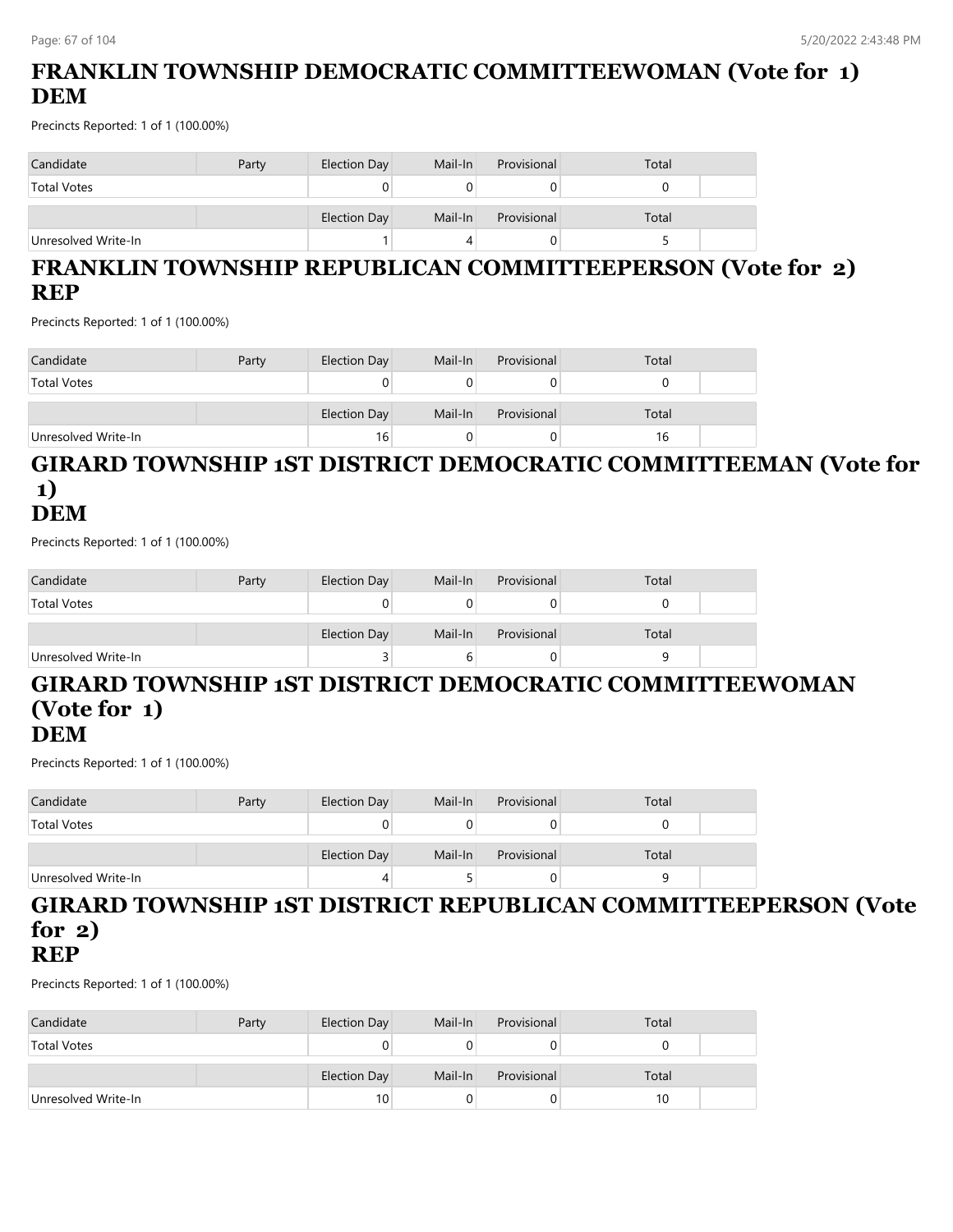## FRANKLIN TOWNSHIP DEMOCRATIC COMMITTEEWOMAN (Vote for 1) DEM

Precincts Reported: 1 of 1 (100.00%)

| Candidate | Party | Election Day | Mail-In | Provisional | Total |
|---|---|---|---|---|---|
| Total Votes | | 0 | 0 | 0 | 0 |
| | | Election Day | Mail-In | Provisional | Total |
| Unresolved Write-In | | 1 | 4 | 0 | 5 |

## FRANKLIN TOWNSHIP REPUBLICAN COMMITTEEPERSON (Vote for 2) REP

Precincts Reported: 1 of 1 (100.00%)

| Candidate | Party | Election Day | Mail-In | Provisional | Total |
|---|---|---|---|---|---|
| Total Votes | | 0 | 0 | 0 | 0 |
| | | Election Day | Mail-In | Provisional | Total |
| Unresolved Write-In | | 16 | 0 | 0 | 16 |

## GIRARD TOWNSHIP 1ST DISTRICT DEMOCRATIC COMMITTEEMAN (Vote for 1) DEM

Precincts Reported: 1 of 1 (100.00%)

| Candidate | Party | Election Day | Mail-In | Provisional | Total |
|---|---|---|---|---|---|
| Total Votes | | 0 | 0 | 0 | 0 |
| | | Election Day | Mail-In | Provisional | Total |
| Unresolved Write-In | | 3 | 6 | 0 | 9 |

## GIRARD TOWNSHIP 1ST DISTRICT DEMOCRATIC COMMITTEEWOMAN (Vote for 1) DEM

Precincts Reported: 1 of 1 (100.00%)

| Candidate | Party | Election Day | Mail-In | Provisional | Total |
|---|---|---|---|---|---|
| Total Votes | | 0 | 0 | 0 | 0 |
| | | Election Day | Mail-In | Provisional | Total |
| Unresolved Write-In | | 4 | 5 | 0 | 9 |

## GIRARD TOWNSHIP 1ST DISTRICT REPUBLICAN COMMITTEEPERSON (Vote for 2) REP

Precincts Reported: 1 of 1 (100.00%)

| Candidate | Party | Election Day | Mail-In | Provisional | Total |
|---|---|---|---|---|---|
| Total Votes | | 0 | 0 | 0 | 0 |
| | | Election Day | Mail-In | Provisional | Total |
| Unresolved Write-In | | 10 | 0 | 0 | 10 |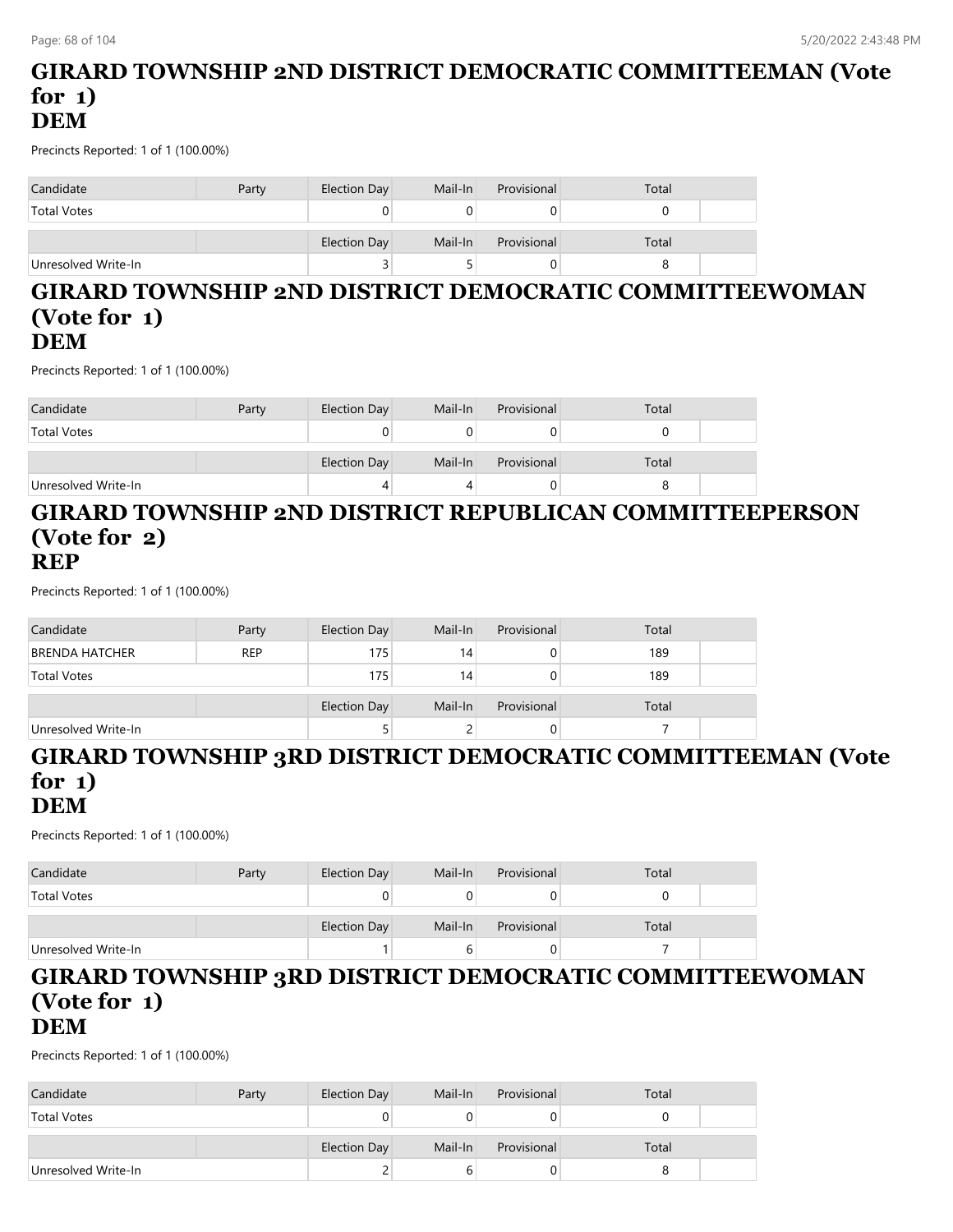## GIRARD TOWNSHIP 2ND DISTRICT DEMOCRATIC COMMITTEEMAN (Vote for 1)
## DEM

Precincts Reported: 1 of 1 (100.00%)

| Candidate | Party | Election Day | Mail-In | Provisional | Total |
|---|---|---|---|---|---|
| Total Votes | | 0 | 0 | 0 | 0 |
| | | Election Day | Mail-In | Provisional | Total |
| Unresolved Write-In | | 3 | 5 | 0 | 8 |

## GIRARD TOWNSHIP 2ND DISTRICT DEMOCRATIC COMMITTEEWOMAN (Vote for 1)
## DEM

Precincts Reported: 1 of 1 (100.00%)

| Candidate | Party | Election Day | Mail-In | Provisional | Total |
|---|---|---|---|---|---|
| Total Votes | | 0 | 0 | 0 | 0 |
| | | Election Day | Mail-In | Provisional | Total |
| Unresolved Write-In | | 4 | 4 | 0 | 8 |

## GIRARD TOWNSHIP 2ND DISTRICT REPUBLICAN COMMITTEEPERSON (Vote for 2)
## REP

Precincts Reported: 1 of 1 (100.00%)

| Candidate | Party | Election Day | Mail-In | Provisional | Total |
|---|---|---|---|---|---|
| BRENDA HATCHER | REP | 175 | 14 | 0 | 189 |
| Total Votes | | 175 | 14 | 0 | 189 |
| | | Election Day | Mail-In | Provisional | Total |
| Unresolved Write-In | | 5 | 2 | 0 | 7 |

## GIRARD TOWNSHIP 3RD DISTRICT DEMOCRATIC COMMITTEEMAN (Vote for 1)
## DEM

Precincts Reported: 1 of 1 (100.00%)

| Candidate | Party | Election Day | Mail-In | Provisional | Total |
|---|---|---|---|---|---|
| Total Votes | | 0 | 0 | 0 | 0 |
| | | Election Day | Mail-In | Provisional | Total |
| Unresolved Write-In | | 1 | 6 | 0 | 7 |

## GIRARD TOWNSHIP 3RD DISTRICT DEMOCRATIC COMMITTEEWOMAN (Vote for 1)
## DEM

Precincts Reported: 1 of 1 (100.00%)

| Candidate | Party | Election Day | Mail-In | Provisional | Total |
|---|---|---|---|---|---|
| Total Votes | | 0 | 0 | 0 | 0 |
| | | Election Day | Mail-In | Provisional | Total |
| Unresolved Write-In | | 2 | 6 | 0 | 8 |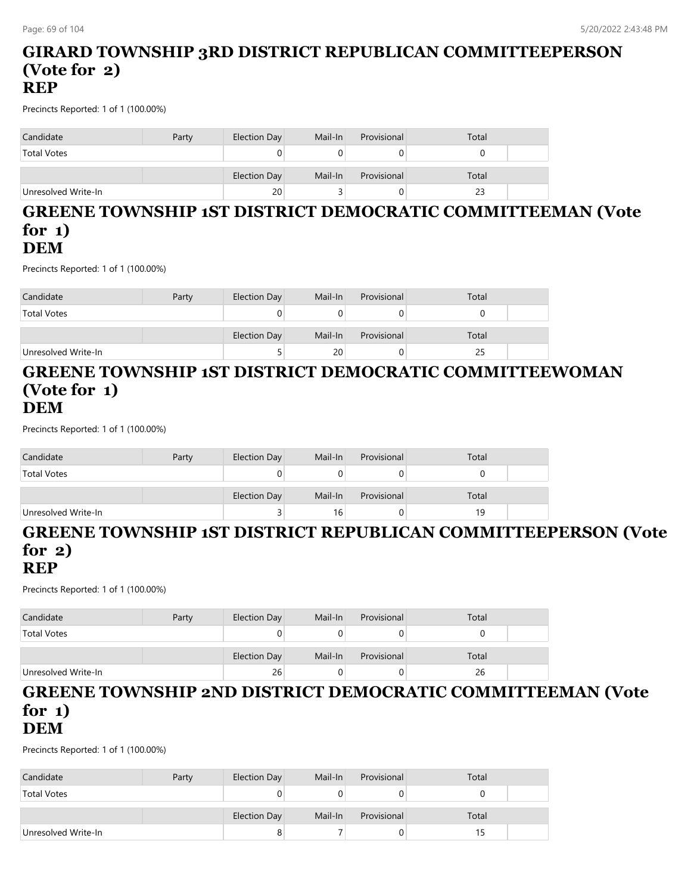## GIRARD TOWNSHIP 3RD DISTRICT REPUBLICAN COMMITTEEPERSON (Vote for 2)
## REP

Precincts Reported: 1 of 1 (100.00%)

| Candidate | Party | Election Day | Mail-In | Provisional | Total |
|---|---|---|---|---|---|
| Total Votes | | 0 | 0 | 0 | 0 |
| | | Election Day | Mail-In | Provisional | Total |
| Unresolved Write-In | | 20 | 3 | 0 | 23 |

## GREENE TOWNSHIP 1ST DISTRICT DEMOCRATIC COMMITTEEMAN (Vote for 1)
## DEM

Precincts Reported: 1 of 1 (100.00%)

| Candidate | Party | Election Day | Mail-In | Provisional | Total |
|---|---|---|---|---|---|
| Total Votes | | 0 | 0 | 0 | 0 |
| | | Election Day | Mail-In | Provisional | Total |
| Unresolved Write-In | | 5 | 20 | 0 | 25 |

## GREENE TOWNSHIP 1ST DISTRICT DEMOCRATIC COMMITTEEWOMAN (Vote for 1)
## DEM

Precincts Reported: 1 of 1 (100.00%)

| Candidate | Party | Election Day | Mail-In | Provisional | Total |
|---|---|---|---|---|---|
| Total Votes | | 0 | 0 | 0 | 0 |
| | | Election Day | Mail-In | Provisional | Total |
| Unresolved Write-In | | 3 | 16 | 0 | 19 |

## GREENE TOWNSHIP 1ST DISTRICT REPUBLICAN COMMITTEEPERSON (Vote for 2)
## REP

Precincts Reported: 1 of 1 (100.00%)

| Candidate | Party | Election Day | Mail-In | Provisional | Total |
|---|---|---|---|---|---|
| Total Votes | | 0 | 0 | 0 | 0 |
| | | Election Day | Mail-In | Provisional | Total |
| Unresolved Write-In | | 26 | 0 | 0 | 26 |

## GREENE TOWNSHIP 2ND DISTRICT DEMOCRATIC COMMITTEEMAN (Vote for 1)
## DEM

Precincts Reported: 1 of 1 (100.00%)

| Candidate | Party | Election Day | Mail-In | Provisional | Total |
|---|---|---|---|---|---|
| Total Votes | | 0 | 0 | 0 | 0 |
| | | Election Day | Mail-In | Provisional | Total |
| Unresolved Write-In | | 8 | 7 | 0 | 15 |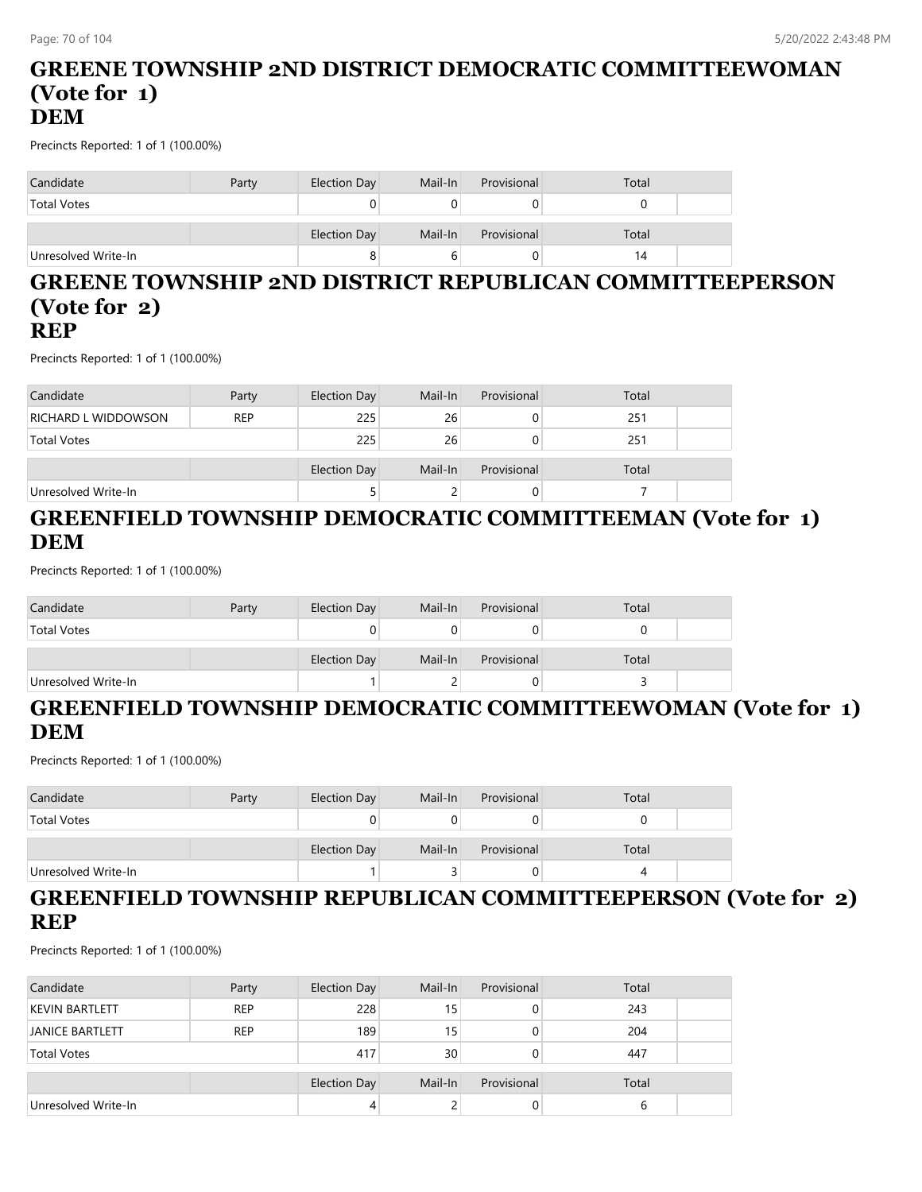## GREENE TOWNSHIP 2ND DISTRICT DEMOCRATIC COMMITTEEWOMAN (Vote for 1)
## DEM

Precincts Reported: 1 of 1 (100.00%)

| Candidate | Party | Election Day | Mail-In | Provisional | Total | |
|---|---|---|---|---|---|---|
| Total Votes | | 0 | 0 | 0 | 0 | |

| | | Election Day | Mail-In | Provisional | Total | |
|---|---|---|---|---|---|---|
| Unresolved Write-In | | 8 | 6 | 0 | 14 | |

## GREENE TOWNSHIP 2ND DISTRICT REPUBLICAN COMMITTEEPERSON (Vote for 2)
## REP

Precincts Reported: 1 of 1 (100.00%)

| Candidate | Party | Election Day | Mail-In | Provisional | Total | |
|---|---|---|---|---|---|---|
| RICHARD L WIDDOWSON | REP | 225 | 26 | 0 | 251 | |
| Total Votes | | 225 | 26 | 0 | 251 | |

| | | Election Day | Mail-In | Provisional | Total | |
|---|---|---|---|---|---|---|
| Unresolved Write-In | | 5 | 2 | 0 | 7 | |

## GREENFIELD TOWNSHIP DEMOCRATIC COMMITTEEMAN (Vote for 1)
## DEM

Precincts Reported: 1 of 1 (100.00%)

| Candidate | Party | Election Day | Mail-In | Provisional | Total | |
|---|---|---|---|---|---|---|
| Total Votes | | 0 | 0 | 0 | 0 | |

| | | Election Day | Mail-In | Provisional | Total | |
|---|---|---|---|---|---|---|
| Unresolved Write-In | | 1 | 2 | 0 | 3 | |

## GREENFIELD TOWNSHIP DEMOCRATIC COMMITTEEWOMAN (Vote for 1)
## DEM

Precincts Reported: 1 of 1 (100.00%)

| Candidate | Party | Election Day | Mail-In | Provisional | Total | |
|---|---|---|---|---|---|---|
| Total Votes | | 0 | 0 | 0 | 0 | |

| | | Election Day | Mail-In | Provisional | Total | |
|---|---|---|---|---|---|---|
| Unresolved Write-In | | 1 | 3 | 0 | 4 | |

## GREENFIELD TOWNSHIP REPUBLICAN COMMITTEEPERSON (Vote for 2)
## REP

Precincts Reported: 1 of 1 (100.00%)

| Candidate | Party | Election Day | Mail-In | Provisional | Total | |
|---|---|---|---|---|---|---|
| KEVIN BARTLETT | REP | 228 | 15 | 0 | 243 | |
| JANICE BARTLETT | REP | 189 | 15 | 0 | 204 | |
| Total Votes | | 417 | 30 | 0 | 447 | |

| | | Election Day | Mail-In | Provisional | Total | |
|---|---|---|---|---|---|---|
| Unresolved Write-In | | 4 | 2 | 0 | 6 | |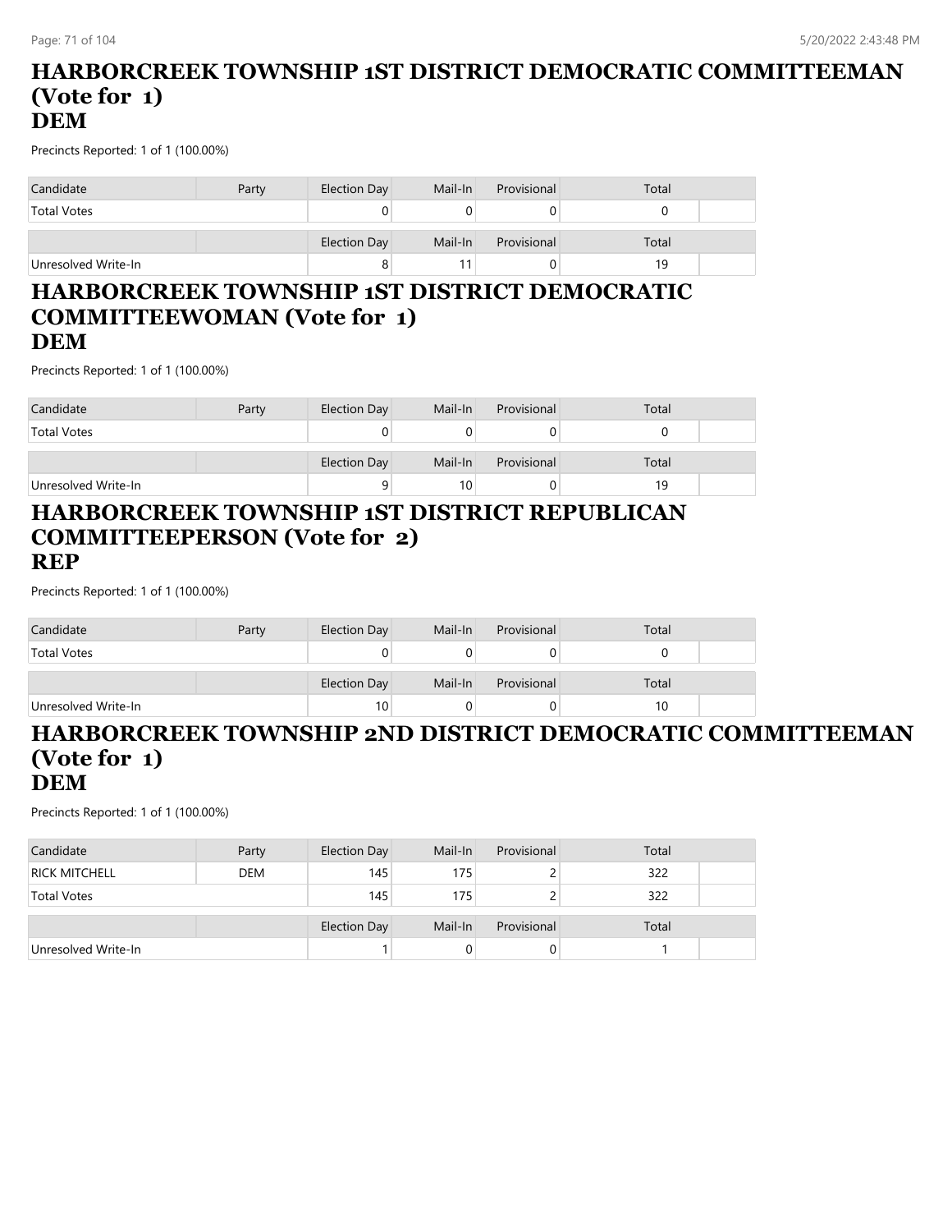## HARBORCREEK TOWNSHIP 1ST DISTRICT DEMOCRATIC COMMITTEEMAN (Vote for 1)
## DEM

Precincts Reported: 1 of 1 (100.00%)

| Candidate | Party | Election Day | Mail-In | Provisional | Total |
|---|---|---|---|---|---|
| Total Votes | | 0 | 0 | 0 | 0 |

| | | Election Day | Mail-In | Provisional | Total |
|---|---|---|---|---|---|
| Unresolved Write-In | | 8 | 11 | 0 | 19 |

## HARBORCREEK TOWNSHIP 1ST DISTRICT DEMOCRATIC COMMITTEEWOMAN (Vote for 1)
## DEM

Precincts Reported: 1 of 1 (100.00%)

| Candidate | Party | Election Day | Mail-In | Provisional | Total |
|---|---|---|---|---|---|
| Total Votes | | 0 | 0 | 0 | 0 |

| | | Election Day | Mail-In | Provisional | Total |
|---|---|---|---|---|---|
| Unresolved Write-In | | 9 | 10 | 0 | 19 |

## HARBORCREEK TOWNSHIP 1ST DISTRICT REPUBLICAN COMMITTEEPERSON (Vote for 2)
## REP

Precincts Reported: 1 of 1 (100.00%)

| Candidate | Party | Election Day | Mail-In | Provisional | Total |
|---|---|---|---|---|---|
| Total Votes | | 0 | 0 | 0 | 0 |

| | | Election Day | Mail-In | Provisional | Total |
|---|---|---|---|---|---|
| Unresolved Write-In | | 10 | 0 | 0 | 10 |

## HARBORCREEK TOWNSHIP 2ND DISTRICT DEMOCRATIC COMMITTEEMAN (Vote for 1)
## DEM

Precincts Reported: 1 of 1 (100.00%)

| Candidate | Party | Election Day | Mail-In | Provisional | Total |
|---|---|---|---|---|---|
| RICK MITCHELL | DEM | 145 | 175 | 2 | 322 |
| Total Votes | | 145 | 175 | 2 | 322 |

| | | Election Day | Mail-In | Provisional | Total |
|---|---|---|---|---|---|
| Unresolved Write-In | | 1 | 0 | 0 | 1 |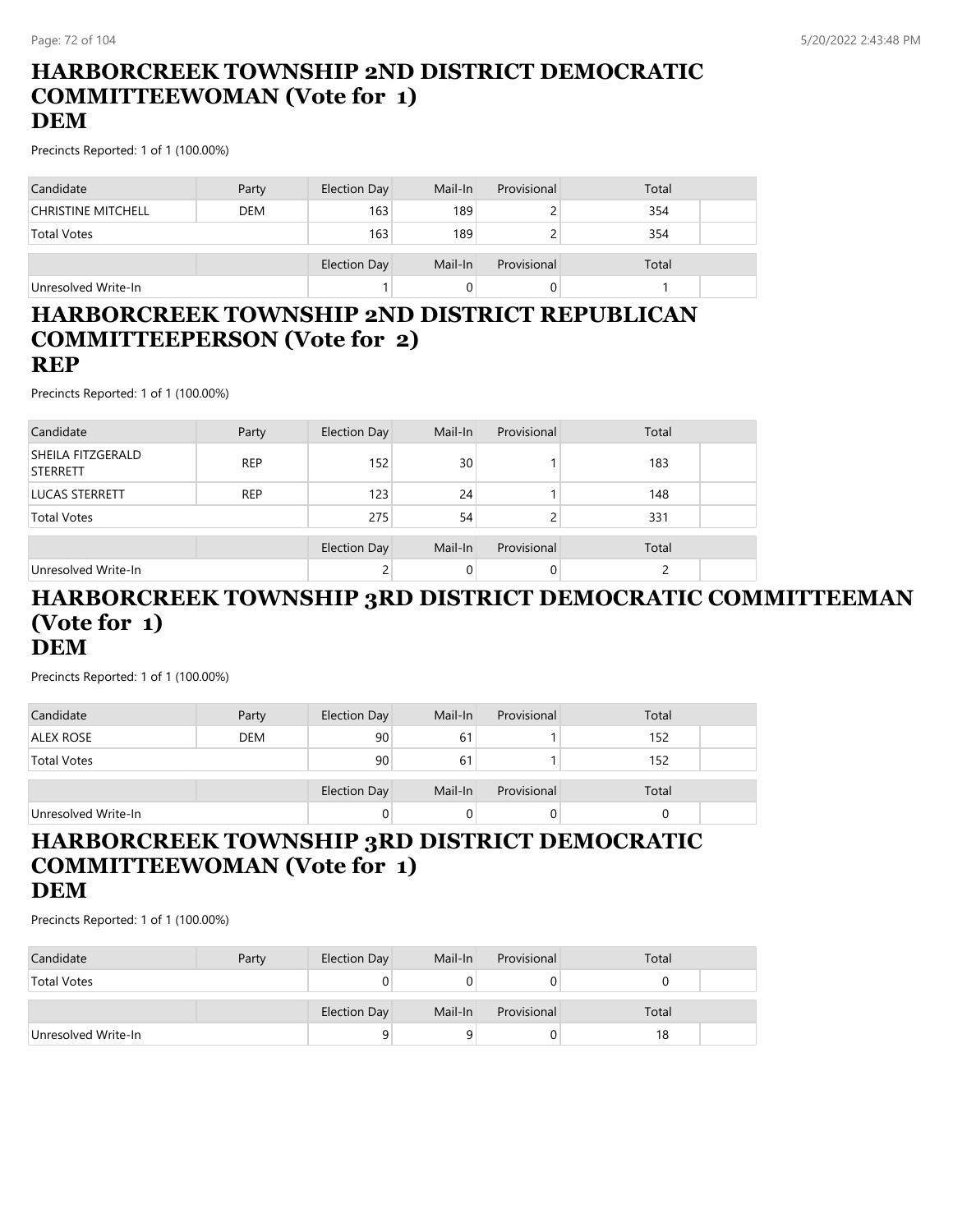# HARBORCREEK TOWNSHIP 2ND DISTRICT DEMOCRATIC COMMITTEEWOMAN (Vote for 1)
## DEM

Precincts Reported: 1 of 1 (100.00%)

| Candidate | Party | Election Day | Mail-In | Provisional | Total |
|---|---|---|---|---|---|
| CHRISTINE MITCHELL | DEM | 163 | 189 | 2 | 354 |
| Total Votes | | 163 | 189 | 2 | 354 |

| | | Election Day | Mail-In | Provisional | Total |
|---|---|---|---|---|---|
| Unresolved Write-In | | 1 | 0 | 0 | 1 |

# HARBORCREEK TOWNSHIP 2ND DISTRICT REPUBLICAN COMMITTEEPERSON (Vote for 2)
## REP

Precincts Reported: 1 of 1 (100.00%)

| Candidate | Party | Election Day | Mail-In | Provisional | Total |
|---|---|---|---|---|---|
| SHEILA FITZGERALD STERRETT | REP | 152 | 30 | 1 | 183 |
| LUCAS STERRETT | REP | 123 | 24 | 1 | 148 |
| Total Votes | | 275 | 54 | 2 | 331 |

| | | Election Day | Mail-In | Provisional | Total |
|---|---|---|---|---|---|
| Unresolved Write-In | | 2 | 0 | 0 | 2 |

# HARBORCREEK TOWNSHIP 3RD DISTRICT DEMOCRATIC COMMITTEEMAN (Vote for 1)
## DEM

Precincts Reported: 1 of 1 (100.00%)

| Candidate | Party | Election Day | Mail-In | Provisional | Total |
|---|---|---|---|---|---|
| ALEX ROSE | DEM | 90 | 61 | 1 | 152 |
| Total Votes | | 90 | 61 | 1 | 152 |

| | | Election Day | Mail-In | Provisional | Total |
|---|---|---|---|---|---|
| Unresolved Write-In | | 0 | 0 | 0 | 0 |

# HARBORCREEK TOWNSHIP 3RD DISTRICT DEMOCRATIC COMMITTEEWOMAN (Vote for 1)
## DEM

Precincts Reported: 1 of 1 (100.00%)

| Candidate | Party | Election Day | Mail-In | Provisional | Total |
|---|---|---|---|---|---|
| Total Votes | | 0 | 0 | 0 | 0 |

| | | Election Day | Mail-In | Provisional | Total |
|---|---|---|---|---|---|
| Unresolved Write-In | | 9 | 9 | 0 | 18 |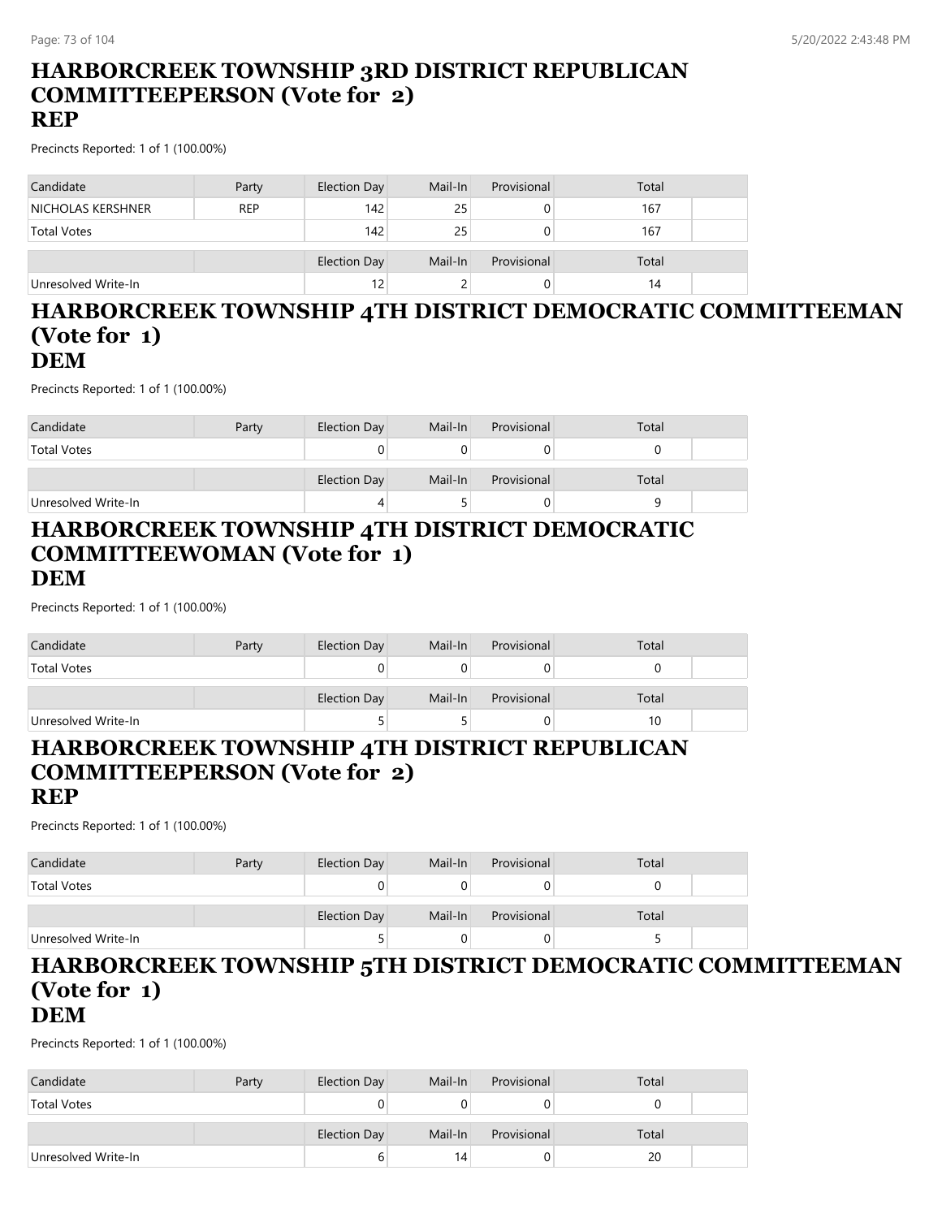## HARBORCREEK TOWNSHIP 3RD DISTRICT REPUBLICAN COMMITTEEPERSON (Vote for 2)
## REP

Precincts Reported: 1 of 1 (100.00%)

| Candidate | Party | Election Day | Mail-In | Provisional | Total | |
|---|---|---|---|---|---|---|
| NICHOLAS KERSHNER | REP | 142 | 25 | 0 | 167 | |
| Total Votes | | 142 | 25 | 0 | 167 | |

| | | Election Day | Mail-In | Provisional | Total | |
|---|---|---|---|---|---|---|
| Unresolved Write-In | | 12 | 2 | 0 | 14 | |

## HARBORCREEK TOWNSHIP 4TH DISTRICT DEMOCRATIC COMMITTEEMAN (Vote for 1)
## DEM

Precincts Reported: 1 of 1 (100.00%)

| Candidate | Party | Election Day | Mail-In | Provisional | Total | |
|---|---|---|---|---|---|---|
| Total Votes | | 0 | 0 | 0 | 0 | |

| | | Election Day | Mail-In | Provisional | Total | |
|---|---|---|---|---|---|---|
| Unresolved Write-In | | 4 | 5 | 0 | 9 | |

## HARBORCREEK TOWNSHIP 4TH DISTRICT DEMOCRATIC COMMITTEEWOMAN (Vote for 1)
## DEM

Precincts Reported: 1 of 1 (100.00%)

| Candidate | Party | Election Day | Mail-In | Provisional | Total | |
|---|---|---|---|---|---|---|
| Total Votes | | 0 | 0 | 0 | 0 | |

| | | Election Day | Mail-In | Provisional | Total | |
|---|---|---|---|---|---|---|
| Unresolved Write-In | | 5 | 5 | 0 | 10 | |

## HARBORCREEK TOWNSHIP 4TH DISTRICT REPUBLICAN COMMITTEEPERSON (Vote for 2)
## REP

Precincts Reported: 1 of 1 (100.00%)

| Candidate | Party | Election Day | Mail-In | Provisional | Total | |
|---|---|---|---|---|---|---|
| Total Votes | | 0 | 0 | 0 | 0 | |

| | | Election Day | Mail-In | Provisional | Total | |
|---|---|---|---|---|---|---|
| Unresolved Write-In | | 5 | 0 | 0 | 5 | |

## HARBORCREEK TOWNSHIP 5TH DISTRICT DEMOCRATIC COMMITTEEMAN (Vote for 1)
## DEM

Precincts Reported: 1 of 1 (100.00%)

| Candidate | Party | Election Day | Mail-In | Provisional | Total | |
|---|---|---|---|---|---|---|
| Total Votes | | 0 | 0 | 0 | 0 | |

| | | Election Day | Mail-In | Provisional | Total | |
|---|---|---|---|---|---|---|
| Unresolved Write-In | | 6 | 14 | 0 | 20 | |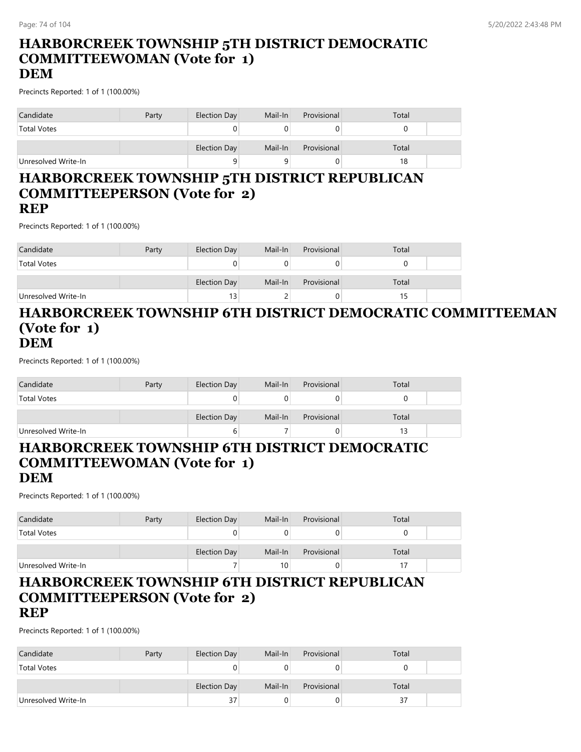## HARBORCREEK TOWNSHIP 5TH DISTRICT DEMOCRATIC COMMITTEEWOMAN (Vote for 1)
## DEM

Precincts Reported: 1 of 1 (100.00%)

| Candidate | Party | Election Day | Mail-In | Provisional | Total |
|---|---|---|---|---|---|
| Total Votes | | 0 | 0 | 0 | 0 |
| | | Election Day | Mail-In | Provisional | Total |
| Unresolved Write-In | | 9 | 9 | 0 | 18 |

## HARBORCREEK TOWNSHIP 5TH DISTRICT REPUBLICAN COMMITTEEPERSON (Vote for 2)
## REP

Precincts Reported: 1 of 1 (100.00%)

| Candidate | Party | Election Day | Mail-In | Provisional | Total |
|---|---|---|---|---|---|
| Total Votes | | 0 | 0 | 0 | 0 |
| | | Election Day | Mail-In | Provisional | Total |
| Unresolved Write-In | | 13 | 2 | 0 | 15 |

## HARBORCREEK TOWNSHIP 6TH DISTRICT DEMOCRATIC COMMITTEEMAN (Vote for 1)
## DEM

Precincts Reported: 1 of 1 (100.00%)

| Candidate | Party | Election Day | Mail-In | Provisional | Total |
|---|---|---|---|---|---|
| Total Votes | | 0 | 0 | 0 | 0 |
| | | Election Day | Mail-In | Provisional | Total |
| Unresolved Write-In | | 6 | 7 | 0 | 13 |

## HARBORCREEK TOWNSHIP 6TH DISTRICT DEMOCRATIC COMMITTEEWOMAN (Vote for 1)
## DEM

Precincts Reported: 1 of 1 (100.00%)

| Candidate | Party | Election Day | Mail-In | Provisional | Total |
|---|---|---|---|---|---|
| Total Votes | | 0 | 0 | 0 | 0 |
| | | Election Day | Mail-In | Provisional | Total |
| Unresolved Write-In | | 7 | 10 | 0 | 17 |

## HARBORCREEK TOWNSHIP 6TH DISTRICT REPUBLICAN COMMITTEEPERSON (Vote for 2)
## REP

Precincts Reported: 1 of 1 (100.00%)

| Candidate | Party | Election Day | Mail-In | Provisional | Total |
|---|---|---|---|---|---|
| Total Votes | | 0 | 0 | 0 | 0 |
| | | Election Day | Mail-In | Provisional | Total |
| Unresolved Write-In | | 37 | 0 | 0 | 37 |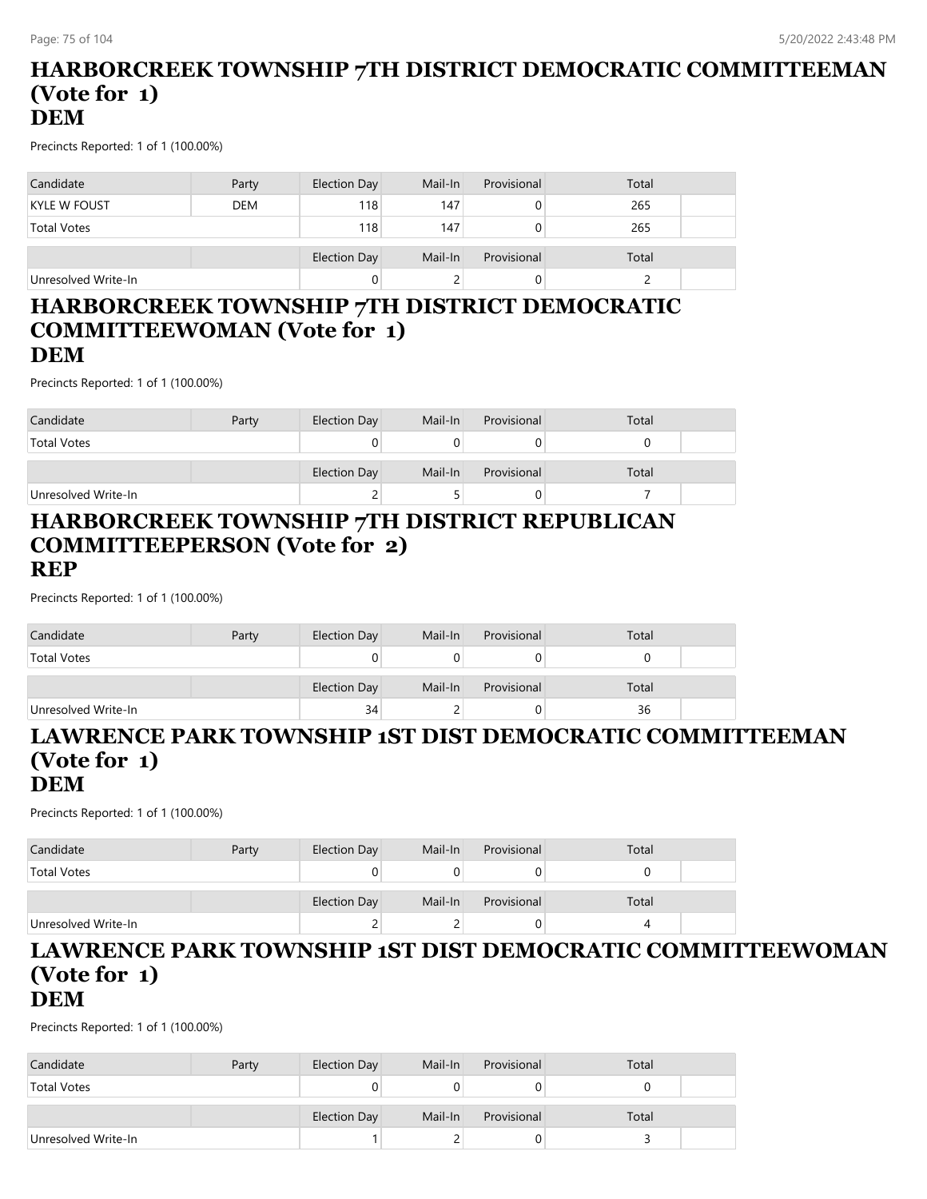## HARBORCREEK TOWNSHIP 7TH DISTRICT DEMOCRATIC COMMITTEEMAN (Vote for 1)
## DEM

Precincts Reported: 1 of 1 (100.00%)

| Candidate | Party | Election Day | Mail-In | Provisional | Total |
|---|---|---|---|---|---|
| KYLE W FOUST | DEM | 118 | 147 | 0 | 265 |
| Total Votes | | 118 | 147 | 0 | 265 |

| | | Election Day | Mail-In | Provisional | Total |
|---|---|---|---|---|---|
| Unresolved Write-In | | 0 | 2 | 0 | 2 |

## HARBORCREEK TOWNSHIP 7TH DISTRICT DEMOCRATIC COMMITTEEWOMAN (Vote for 1)
## DEM

Precincts Reported: 1 of 1 (100.00%)

| Candidate | Party | Election Day | Mail-In | Provisional | Total |
|---|---|---|---|---|---|
| Total Votes | | 0 | 0 | 0 | 0 |

| | | Election Day | Mail-In | Provisional | Total |
|---|---|---|---|---|---|
| Unresolved Write-In | | 2 | 5 | 0 | 7 |

## HARBORCREEK TOWNSHIP 7TH DISTRICT REPUBLICAN COMMITTEEPERSON (Vote for 2)
## REP

Precincts Reported: 1 of 1 (100.00%)

| Candidate | Party | Election Day | Mail-In | Provisional | Total |
|---|---|---|---|---|---|
| Total Votes | | 0 | 0 | 0 | 0 |

| | | Election Day | Mail-In | Provisional | Total |
|---|---|---|---|---|---|
| Unresolved Write-In | | 34 | 2 | 0 | 36 |

## LAWRENCE PARK TOWNSHIP 1ST DIST DEMOCRATIC COMMITTEEMAN (Vote for 1)
## DEM

Precincts Reported: 1 of 1 (100.00%)

| Candidate | Party | Election Day | Mail-In | Provisional | Total |
|---|---|---|---|---|---|
| Total Votes | | 0 | 0 | 0 | 0 |

| | | Election Day | Mail-In | Provisional | Total |
|---|---|---|---|---|---|
| Unresolved Write-In | | 2 | 2 | 0 | 4 |

## LAWRENCE PARK TOWNSHIP 1ST DIST DEMOCRATIC COMMITTEEWOMAN (Vote for 1)
## DEM

Precincts Reported: 1 of 1 (100.00%)

| Candidate | Party | Election Day | Mail-In | Provisional | Total |
|---|---|---|---|---|---|
| Total Votes | | 0 | 0 | 0 | 0 |

| | | Election Day | Mail-In | Provisional | Total |
|---|---|---|---|---|---|
| Unresolved Write-In | | 1 | 2 | 0 | 3 |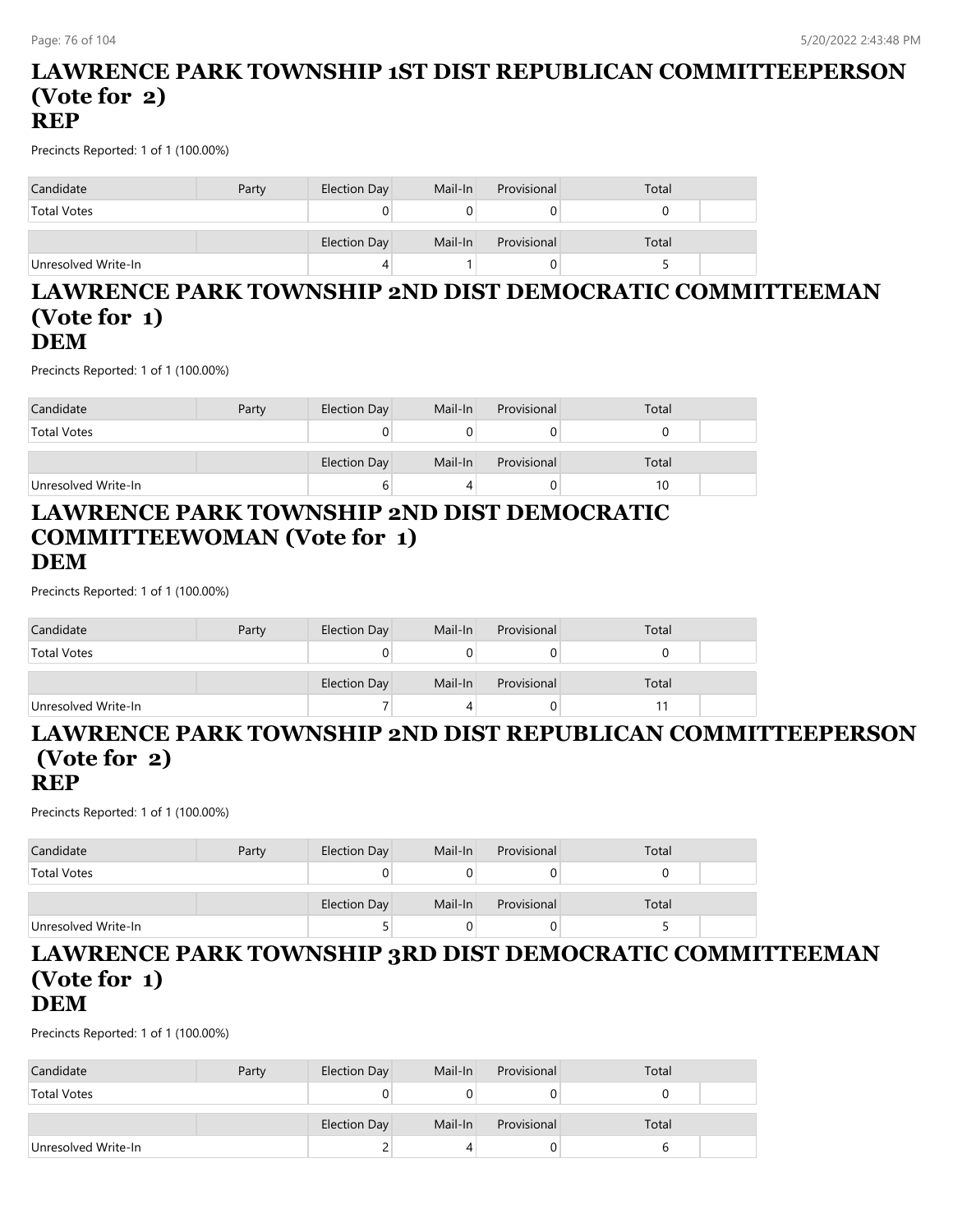## LAWRENCE PARK TOWNSHIP 1ST DIST REPUBLICAN COMMITTEEPERSON (Vote for 2)
## REP

Precincts Reported: 1 of 1 (100.00%)

| Candidate | Party | Election Day | Mail-In | Provisional | Total |
|---|---|---|---|---|---|
| Total Votes | | 0 | 0 | 0 | 0 |

| | | Election Day | Mail-In | Provisional | Total |
|---|---|---|---|---|---|
| Unresolved Write-In | | 4 | 1 | 0 | 5 |

## LAWRENCE PARK TOWNSHIP 2ND DIST DEMOCRATIC COMMITTEEMAN (Vote for 1)
## DEM

Precincts Reported: 1 of 1 (100.00%)

| Candidate | Party | Election Day | Mail-In | Provisional | Total |
|---|---|---|---|---|---|
| Total Votes | | 0 | 0 | 0 | 0 |

| | | Election Day | Mail-In | Provisional | Total |
|---|---|---|---|---|---|
| Unresolved Write-In | | 6 | 4 | 0 | 10 |

## LAWRENCE PARK TOWNSHIP 2ND DIST DEMOCRATIC COMMITTEEWOMAN (Vote for 1)
## DEM

Precincts Reported: 1 of 1 (100.00%)

| Candidate | Party | Election Day | Mail-In | Provisional | Total |
|---|---|---|---|---|---|
| Total Votes | | 0 | 0 | 0 | 0 |

| | | Election Day | Mail-In | Provisional | Total |
|---|---|---|---|---|---|
| Unresolved Write-In | | 7 | 4 | 0 | 11 |

## LAWRENCE PARK TOWNSHIP 2ND DIST REPUBLICAN COMMITTEEPERSON (Vote for 2)
## REP

Precincts Reported: 1 of 1 (100.00%)

| Candidate | Party | Election Day | Mail-In | Provisional | Total |
|---|---|---|---|---|---|
| Total Votes | | 0 | 0 | 0 | 0 |

| | | Election Day | Mail-In | Provisional | Total |
|---|---|---|---|---|---|
| Unresolved Write-In | | 5 | 0 | 0 | 5 |

## LAWRENCE PARK TOWNSHIP 3RD DIST DEMOCRATIC COMMITTEEMAN (Vote for 1)
## DEM

Precincts Reported: 1 of 1 (100.00%)

| Candidate | Party | Election Day | Mail-In | Provisional | Total |
|---|---|---|---|---|---|
| Total Votes | | 0 | 0 | 0 | 0 |

| | | Election Day | Mail-In | Provisional | Total |
|---|---|---|---|---|---|
| Unresolved Write-In | | 2 | 4 | 0 | 6 |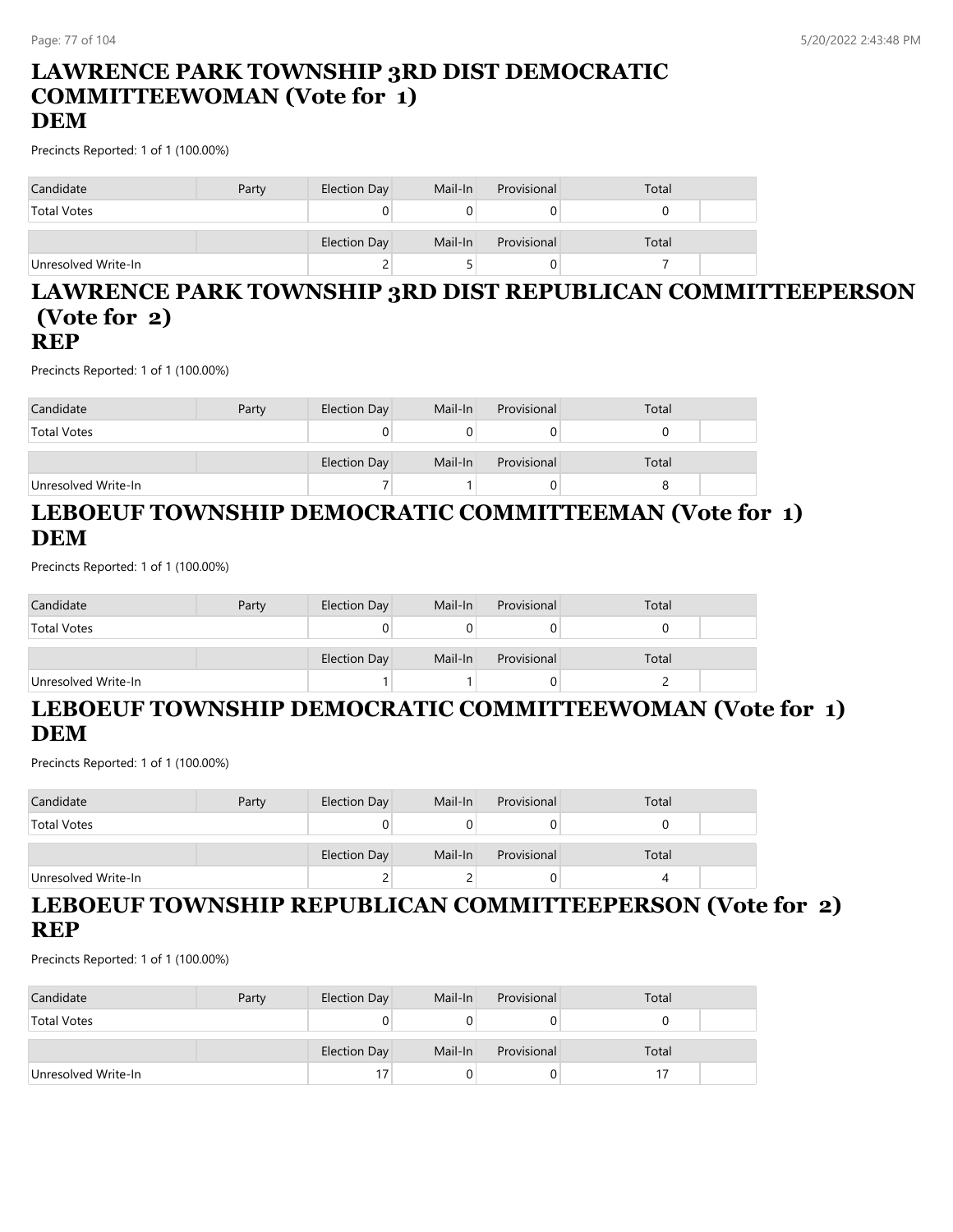## LAWRENCE PARK TOWNSHIP 3RD DIST DEMOCRATIC COMMITTEEWOMAN (Vote for 1)
## DEM

Precincts Reported: 1 of 1 (100.00%)

| Candidate | Party | Election Day | Mail-In | Provisional | Total |
|---|---|---|---|---|---|
| Total Votes | | 0 | 0 | 0 | 0 |
| | | Election Day | Mail-In | Provisional | Total |
| Unresolved Write-In | | 2 | 5 | 0 | 7 |

## LAWRENCE PARK TOWNSHIP 3RD DIST REPUBLICAN COMMITTEEPERSON (Vote for 2)
## REP

Precincts Reported: 1 of 1 (100.00%)

| Candidate | Party | Election Day | Mail-In | Provisional | Total |
|---|---|---|---|---|---|
| Total Votes | | 0 | 0 | 0 | 0 |
| | | Election Day | Mail-In | Provisional | Total |
| Unresolved Write-In | | 7 | 1 | 0 | 8 |

## LEBOEUF TOWNSHIP DEMOCRATIC COMMITTEEMAN (Vote for 1)
## DEM

Precincts Reported: 1 of 1 (100.00%)

| Candidate | Party | Election Day | Mail-In | Provisional | Total |
|---|---|---|---|---|---|
| Total Votes | | 0 | 0 | 0 | 0 |
| | | Election Day | Mail-In | Provisional | Total |
| Unresolved Write-In | | 1 | 1 | 0 | 2 |

## LEBOEUF TOWNSHIP DEMOCRATIC COMMITTEEWOMAN (Vote for 1)
## DEM

Precincts Reported: 1 of 1 (100.00%)

| Candidate | Party | Election Day | Mail-In | Provisional | Total |
|---|---|---|---|---|---|
| Total Votes | | 0 | 0 | 0 | 0 |
| | | Election Day | Mail-In | Provisional | Total |
| Unresolved Write-In | | 2 | 2 | 0 | 4 |

## LEBOEUF TOWNSHIP REPUBLICAN COMMITTEEPERSON (Vote for 2)
## REP

Precincts Reported: 1 of 1 (100.00%)

| Candidate | Party | Election Day | Mail-In | Provisional | Total |
|---|---|---|---|---|---|
| Total Votes | | 0 | 0 | 0 | 0 |
| | | Election Day | Mail-In | Provisional | Total |
| Unresolved Write-In | | 17 | 0 | 0 | 17 |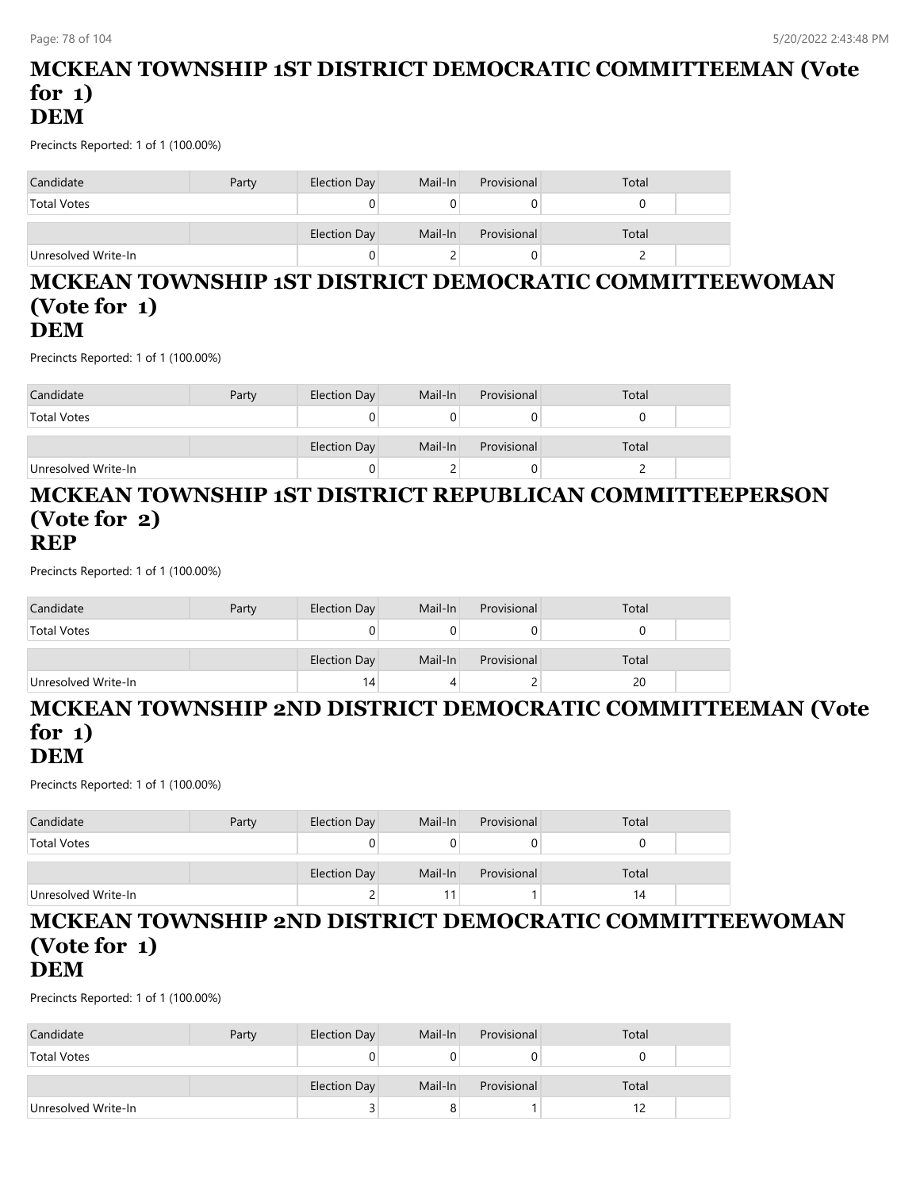## MCKEAN TOWNSHIP 1ST DISTRICT DEMOCRATIC COMMITTEEMAN (Vote for 1)
## DEM

Precincts Reported: 1 of 1 (100.00%)

| Candidate | Party | Election Day | Mail-In | Provisional | Total |
|---|---|---|---|---|---|
| Total Votes | | 0 | 0 | 0 | 0 |

| | | Election Day | Mail-In | Provisional | Total |
|---|---|---|---|---|---|
| Unresolved Write-In | | 0 | 2 | 0 | 2 |

## MCKEAN TOWNSHIP 1ST DISTRICT DEMOCRATIC COMMITTEEWOMAN (Vote for 1)
## DEM

Precincts Reported: 1 of 1 (100.00%)

| Candidate | Party | Election Day | Mail-In | Provisional | Total |
|---|---|---|---|---|---|
| Total Votes | | 0 | 0 | 0 | 0 |

| | | Election Day | Mail-In | Provisional | Total |
|---|---|---|---|---|---|
| Unresolved Write-In | | 0 | 2 | 0 | 2 |

## MCKEAN TOWNSHIP 1ST DISTRICT REPUBLICAN COMMITTEEPERSON (Vote for 2)
## REP

Precincts Reported: 1 of 1 (100.00%)

| Candidate | Party | Election Day | Mail-In | Provisional | Total |
|---|---|---|---|---|---|
| Total Votes | | 0 | 0 | 0 | 0 |

| | | Election Day | Mail-In | Provisional | Total |
|---|---|---|---|---|---|
| Unresolved Write-In | | 14 | 4 | 2 | 20 |

## MCKEAN TOWNSHIP 2ND DISTRICT DEMOCRATIC COMMITTEEMAN (Vote for 1)
## DEM

Precincts Reported: 1 of 1 (100.00%)

| Candidate | Party | Election Day | Mail-In | Provisional | Total |
|---|---|---|---|---|---|
| Total Votes | | 0 | 0 | 0 | 0 |

| | | Election Day | Mail-In | Provisional | Total |
|---|---|---|---|---|---|
| Unresolved Write-In | | 2 | 11 | 1 | 14 |

## MCKEAN TOWNSHIP 2ND DISTRICT DEMOCRATIC COMMITTEEWOMAN (Vote for 1)
## DEM

Precincts Reported: 1 of 1 (100.00%)

| Candidate | Party | Election Day | Mail-In | Provisional | Total |
|---|---|---|---|---|---|
| Total Votes | | 0 | 0 | 0 | 0 |

| | | Election Day | Mail-In | Provisional | Total |
|---|---|---|---|---|---|
| Unresolved Write-In | | 3 | 8 | 1 | 12 |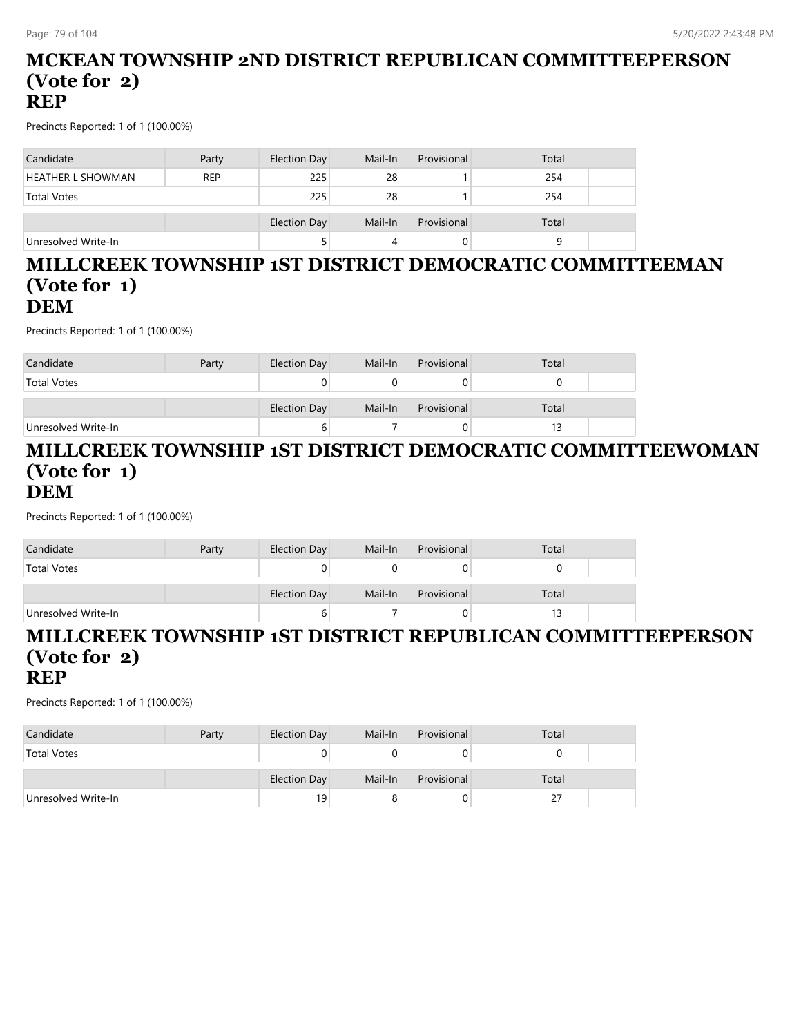## MCKEAN TOWNSHIP 2ND DISTRICT REPUBLICAN COMMITTEEPERSON (Vote for 2) REP

Precincts Reported: 1 of 1 (100.00%)

| Candidate | Party | Election Day | Mail-In | Provisional | Total |
|---|---|---|---|---|---|
| HEATHER L SHOWMAN | REP | 225 | 28 | 1 | 254 |
| Total Votes | | 225 | 28 | 1 | 254 |
| | | Election Day | Mail-In | Provisional | Total |
| Unresolved Write-In | | 5 | 4 | 0 | 9 |

## MILLCREEK TOWNSHIP 1ST DISTRICT DEMOCRATIC COMMITTEEMAN (Vote for 1) DEM

Precincts Reported: 1 of 1 (100.00%)

| Candidate | Party | Election Day | Mail-In | Provisional | Total |
|---|---|---|---|---|---|
| Total Votes | | 0 | 0 | 0 | 0 |
| | | Election Day | Mail-In | Provisional | Total |
| Unresolved Write-In | | 6 | 7 | 0 | 13 |

## MILLCREEK TOWNSHIP 1ST DISTRICT DEMOCRATIC COMMITTEEWOMAN (Vote for 1) DEM

Precincts Reported: 1 of 1 (100.00%)

| Candidate | Party | Election Day | Mail-In | Provisional | Total |
|---|---|---|---|---|---|
| Total Votes | | 0 | 0 | 0 | 0 |
| | | Election Day | Mail-In | Provisional | Total |
| Unresolved Write-In | | 6 | 7 | 0 | 13 |

## MILLCREEK TOWNSHIP 1ST DISTRICT REPUBLICAN COMMITTEEPERSON (Vote for 2) REP

Precincts Reported: 1 of 1 (100.00%)

| Candidate | Party | Election Day | Mail-In | Provisional | Total |
|---|---|---|---|---|---|
| Total Votes | | 0 | 0 | 0 | 0 |
| | | Election Day | Mail-In | Provisional | Total |
| Unresolved Write-In | | 19 | 8 | 0 | 27 |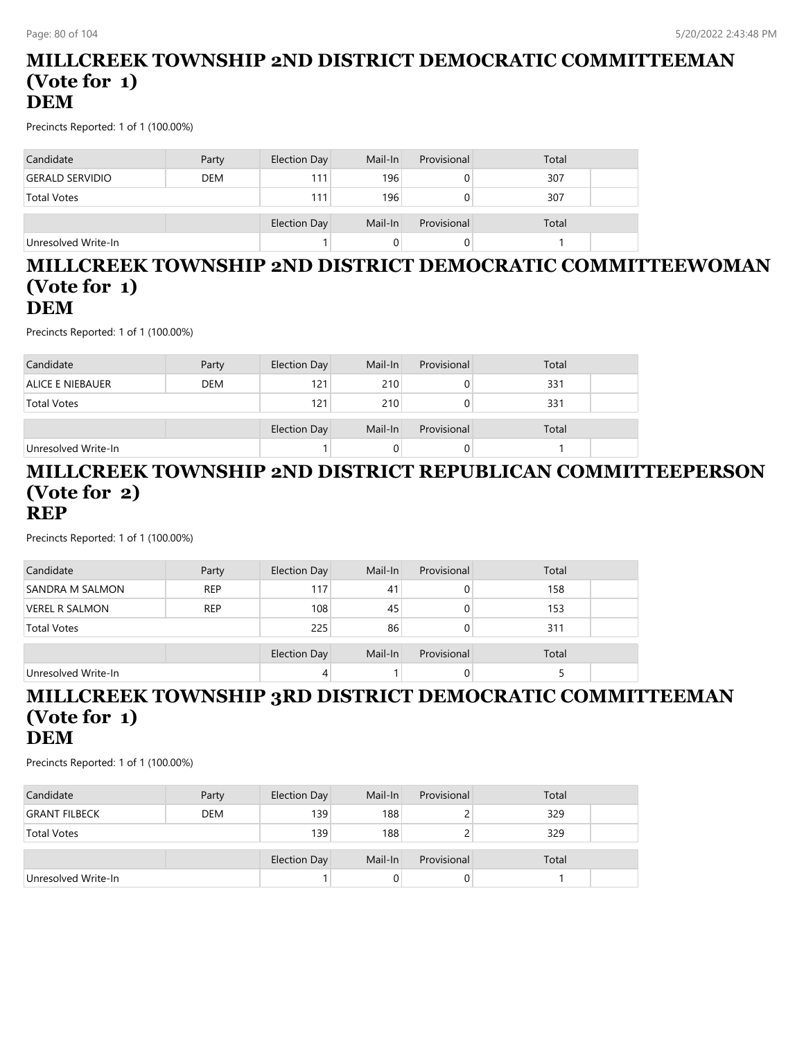## MILLCREEK TOWNSHIP 2ND DISTRICT DEMOCRATIC COMMITTEEMAN (Vote for 1)
## DEM

Precincts Reported: 1 of 1 (100.00%)

| Candidate | Party | Election Day | Mail-In | Provisional | Total |
|---|---|---|---|---|---|
| GERALD SERVIDIO | DEM | 111 | 196 | 0 | 307 |
| Total Votes | | 111 | 196 | 0 | 307 |

| | | Election Day | Mail-In | Provisional | Total |
|---|---|---|---|---|---|
| Unresolved Write-In | | 1 | 0 | 0 | 1 |

## MILLCREEK TOWNSHIP 2ND DISTRICT DEMOCRATIC COMMITTEEWOMAN (Vote for 1)
## DEM

Precincts Reported: 1 of 1 (100.00%)

| Candidate | Party | Election Day | Mail-In | Provisional | Total |
|---|---|---|---|---|---|
| ALICE E NIEBAUER | DEM | 121 | 210 | 0 | 331 |
| Total Votes | | 121 | 210 | 0 | 331 |

| | | Election Day | Mail-In | Provisional | Total |
|---|---|---|---|---|---|
| Unresolved Write-In | | 1 | 0 | 0 | 1 |

## MILLCREEK TOWNSHIP 2ND DISTRICT REPUBLICAN COMMITTEEPERSON (Vote for 2)
## REP

Precincts Reported: 1 of 1 (100.00%)

| Candidate | Party | Election Day | Mail-In | Provisional | Total |
|---|---|---|---|---|---|
| SANDRA M SALMON | REP | 117 | 41 | 0 | 158 |
| VEREL R SALMON | REP | 108 | 45 | 0 | 153 |
| Total Votes | | 225 | 86 | 0 | 311 |

| | | Election Day | Mail-In | Provisional | Total |
|---|---|---|---|---|---|
| Unresolved Write-In | | 4 | 1 | 0 | 5 |

## MILLCREEK TOWNSHIP 3RD DISTRICT DEMOCRATIC COMMITTEEMAN (Vote for 1)
## DEM

Precincts Reported: 1 of 1 (100.00%)

| Candidate | Party | Election Day | Mail-In | Provisional | Total |
|---|---|---|---|---|---|
| GRANT FILBECK | DEM | 139 | 188 | 2 | 329 |
| Total Votes | | 139 | 188 | 2 | 329 |

| | | Election Day | Mail-In | Provisional | Total |
|---|---|---|---|---|---|
| Unresolved Write-In | | 1 | 0 | 0 | 1 |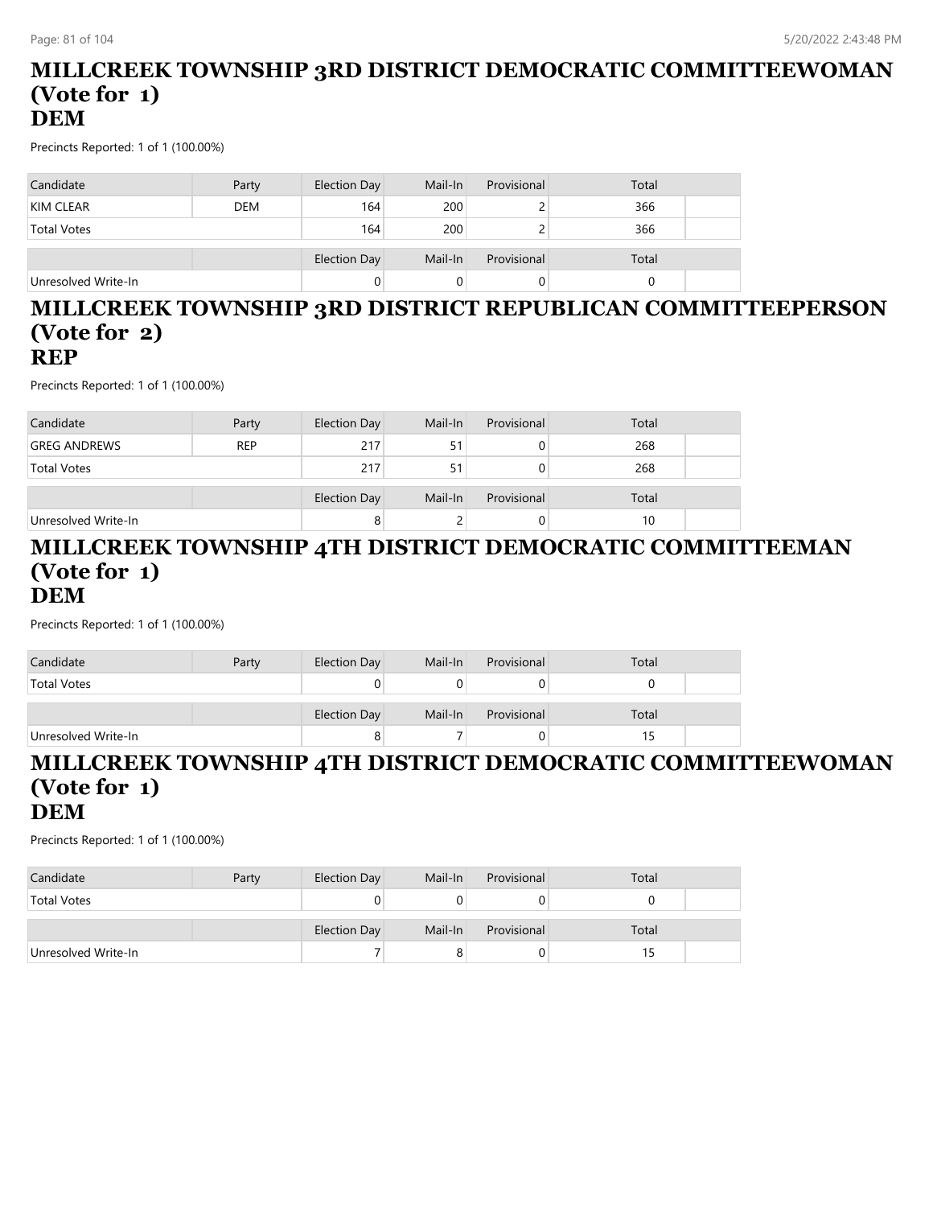# MILLCREEK TOWNSHIP 3RD DISTRICT DEMOCRATIC COMMITTEEWOMAN (Vote for 1)
## DEM

Precincts Reported: 1 of 1 (100.00%)

| Candidate | Party | Election Day | Mail-In | Provisional | Total |
|---|---|---|---|---|---|
| KIM CLEAR | DEM | 164 | 200 | 2 | 366 |
| Total Votes | | 164 | 200 | 2 | 366 |

| | | Election Day | Mail-In | Provisional | Total |
|---|---|---|---|---|---|
| Unresolved Write-In | | 0 | 0 | 0 | 0 |

# MILLCREEK TOWNSHIP 3RD DISTRICT REPUBLICAN COMMITTEEPERSON (Vote for 2)
## REP

Precincts Reported: 1 of 1 (100.00%)

| Candidate | Party | Election Day | Mail-In | Provisional | Total |
|---|---|---|---|---|---|
| GREG ANDREWS | REP | 217 | 51 | 0 | 268 |
| Total Votes | | 217 | 51 | 0 | 268 |

| | | Election Day | Mail-In | Provisional | Total |
|---|---|---|---|---|---|
| Unresolved Write-In | | 8 | 2 | 0 | 10 |

# MILLCREEK TOWNSHIP 4TH DISTRICT DEMOCRATIC COMMITTEEMAN (Vote for 1)
## DEM

Precincts Reported: 1 of 1 (100.00%)

| Candidate | Party | Election Day | Mail-In | Provisional | Total |
|---|---|---|---|---|---|
| Total Votes | | 0 | 0 | 0 | 0 |

| | | Election Day | Mail-In | Provisional | Total |
|---|---|---|---|---|---|
| Unresolved Write-In | | 8 | 7 | 0 | 15 |

# MILLCREEK TOWNSHIP 4TH DISTRICT DEMOCRATIC COMMITTEEWOMAN (Vote for 1)
## DEM

Precincts Reported: 1 of 1 (100.00%)

| Candidate | Party | Election Day | Mail-In | Provisional | Total |
|---|---|---|---|---|---|
| Total Votes | | 0 | 0 | 0 | 0 |

| | | Election Day | Mail-In | Provisional | Total |
|---|---|---|---|---|---|
| Unresolved Write-In | | 7 | 8 | 0 | 15 |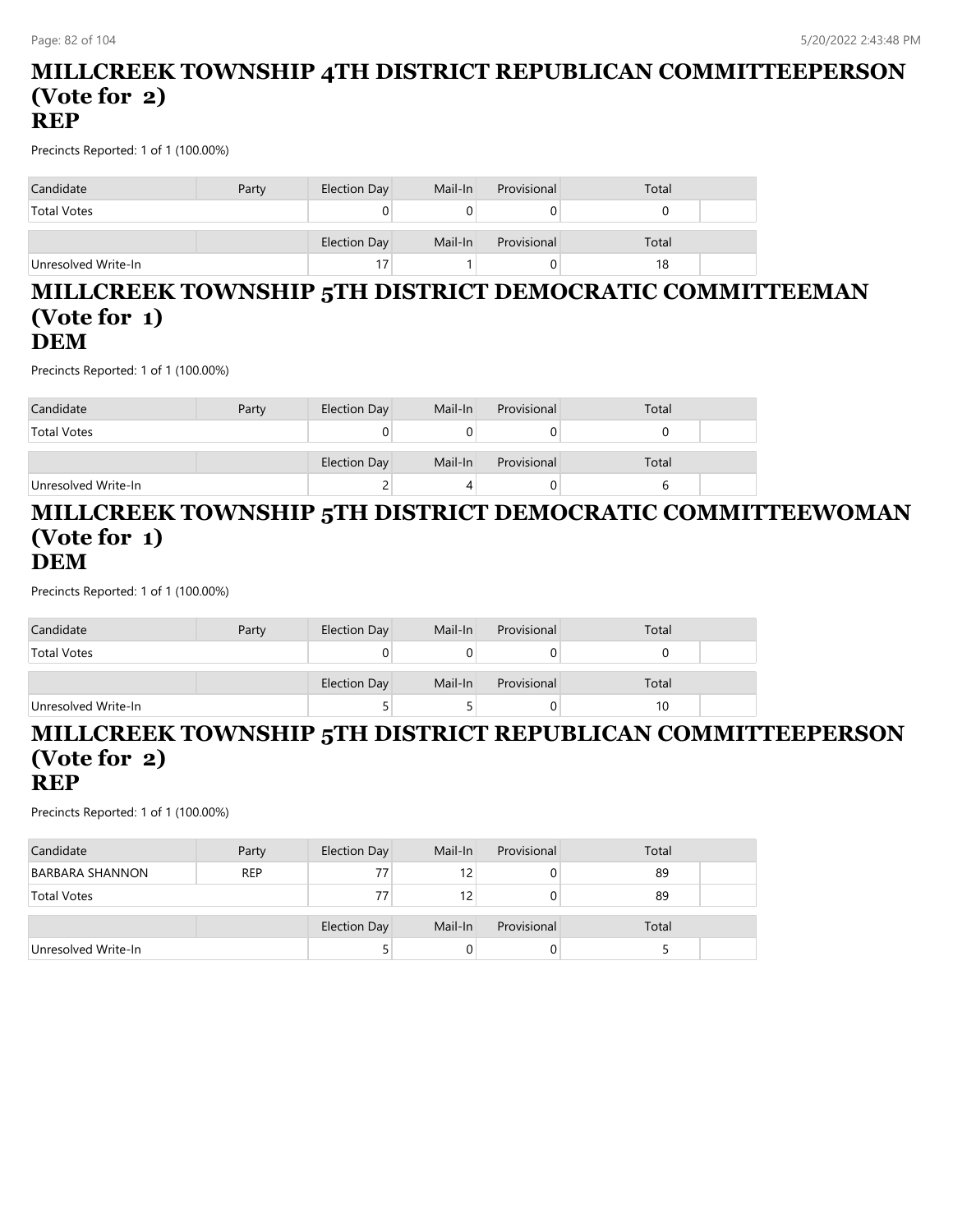## MILLCREEK TOWNSHIP 4TH DISTRICT REPUBLICAN COMMITTEEPERSON (Vote for 2)
## REP

Precincts Reported: 1 of 1 (100.00%)

| Candidate | Party | Election Day | Mail-In | Provisional | Total |
|---|---|---|---|---|---|
| Total Votes | | 0 | 0 | 0 | 0 |
| | | Election Day | Mail-In | Provisional | Total |
| Unresolved Write-In | | 17 | 1 | 0 | 18 |

## MILLCREEK TOWNSHIP 5TH DISTRICT DEMOCRATIC COMMITTEEMAN (Vote for 1)
## DEM

Precincts Reported: 1 of 1 (100.00%)

| Candidate | Party | Election Day | Mail-In | Provisional | Total |
|---|---|---|---|---|---|
| Total Votes | | 0 | 0 | 0 | 0 |
| | | Election Day | Mail-In | Provisional | Total |
| Unresolved Write-In | | 2 | 4 | 0 | 6 |

## MILLCREEK TOWNSHIP 5TH DISTRICT DEMOCRATIC COMMITTEEWOMAN (Vote for 1)
## DEM

Precincts Reported: 1 of 1 (100.00%)

| Candidate | Party | Election Day | Mail-In | Provisional | Total |
|---|---|---|---|---|---|
| Total Votes | | 0 | 0 | 0 | 0 |
| | | Election Day | Mail-In | Provisional | Total |
| Unresolved Write-In | | 5 | 5 | 0 | 10 |

## MILLCREEK TOWNSHIP 5TH DISTRICT REPUBLICAN COMMITTEEPERSON (Vote for 2)
## REP

Precincts Reported: 1 of 1 (100.00%)

| Candidate | Party | Election Day | Mail-In | Provisional | Total |
|---|---|---|---|---|---|
| BARBARA SHANNON | REP | 77 | 12 | 0 | 89 |
| Total Votes | | 77 | 12 | 0 | 89 |
| | | Election Day | Mail-In | Provisional | Total |
| Unresolved Write-In | | 5 | 0 | 0 | 5 |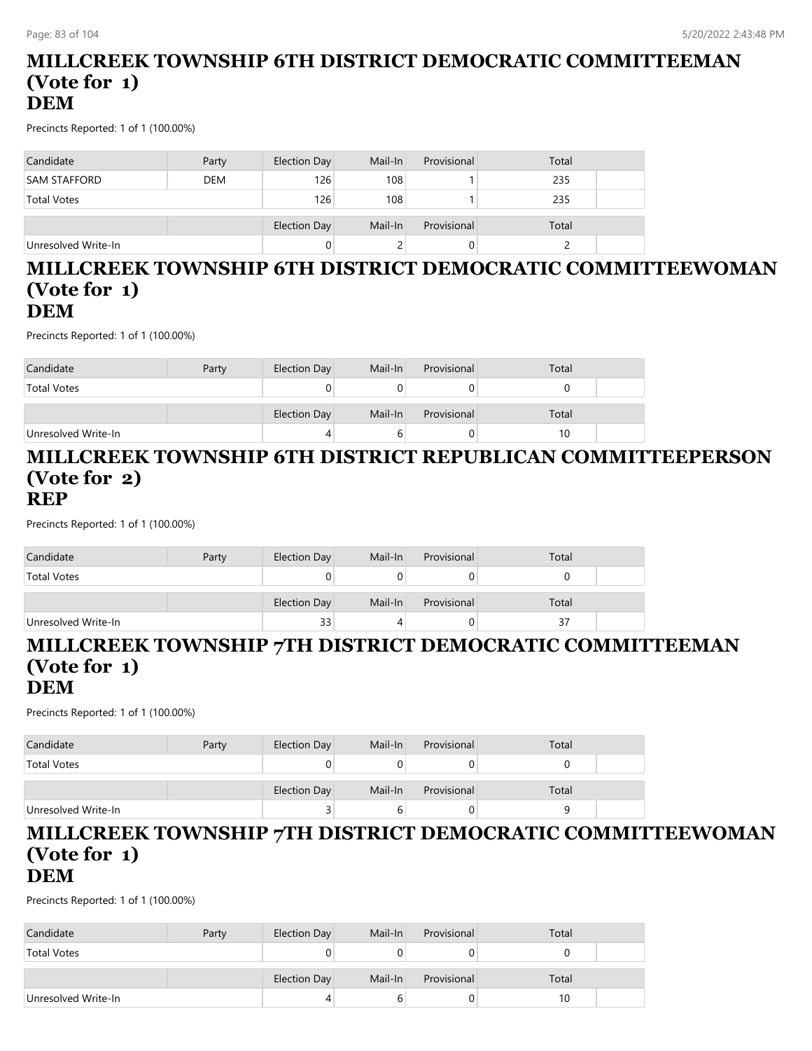## MILLCREEK TOWNSHIP 6TH DISTRICT DEMOCRATIC COMMITTEEMAN (Vote for 1)
## DEM

Precincts Reported: 1 of 1 (100.00%)

| Candidate | Party | Election Day | Mail-In | Provisional | Total |
|---|---|---|---|---|---|
| SAM STAFFORD | DEM | 126 | 108 | 1 | 235 |
| Total Votes | | 126 | 108 | 1 | 235 |

| | | Election Day | Mail-In | Provisional | Total |
|---|---|---|---|---|---|
| Unresolved Write-In | | 0 | 2 | 0 | 2 |

## MILLCREEK TOWNSHIP 6TH DISTRICT DEMOCRATIC COMMITTEEWOMAN (Vote for 1)
## DEM

Precincts Reported: 1 of 1 (100.00%)

| Candidate | Party | Election Day | Mail-In | Provisional | Total |
|---|---|---|---|---|---|
| Total Votes | | 0 | 0 | 0 | 0 |

| | | Election Day | Mail-In | Provisional | Total |
|---|---|---|---|---|---|
| Unresolved Write-In | | 4 | 6 | 0 | 10 |

## MILLCREEK TOWNSHIP 6TH DISTRICT REPUBLICAN COMMITTEEPERSON (Vote for 2)
## REP

Precincts Reported: 1 of 1 (100.00%)

| Candidate | Party | Election Day | Mail-In | Provisional | Total |
|---|---|---|---|---|---|
| Total Votes | | 0 | 0 | 0 | 0 |

| | | Election Day | Mail-In | Provisional | Total |
|---|---|---|---|---|---|
| Unresolved Write-In | | 33 | 4 | 0 | 37 |

## MILLCREEK TOWNSHIP 7TH DISTRICT DEMOCRATIC COMMITTEEMAN (Vote for 1)
## DEM

Precincts Reported: 1 of 1 (100.00%)

| Candidate | Party | Election Day | Mail-In | Provisional | Total |
|---|---|---|---|---|---|
| Total Votes | | 0 | 0 | 0 | 0 |

| | | Election Day | Mail-In | Provisional | Total |
|---|---|---|---|---|---|
| Unresolved Write-In | | 3 | 6 | 0 | 9 |

## MILLCREEK TOWNSHIP 7TH DISTRICT DEMOCRATIC COMMITTEEWOMAN (Vote for 1)
## DEM

Precincts Reported: 1 of 1 (100.00%)

| Candidate | Party | Election Day | Mail-In | Provisional | Total |
|---|---|---|---|---|---|
| Total Votes | | 0 | 0 | 0 | 0 |

| | | Election Day | Mail-In | Provisional | Total |
|---|---|---|---|---|---|
| Unresolved Write-In | | 4 | 6 | 0 | 10 |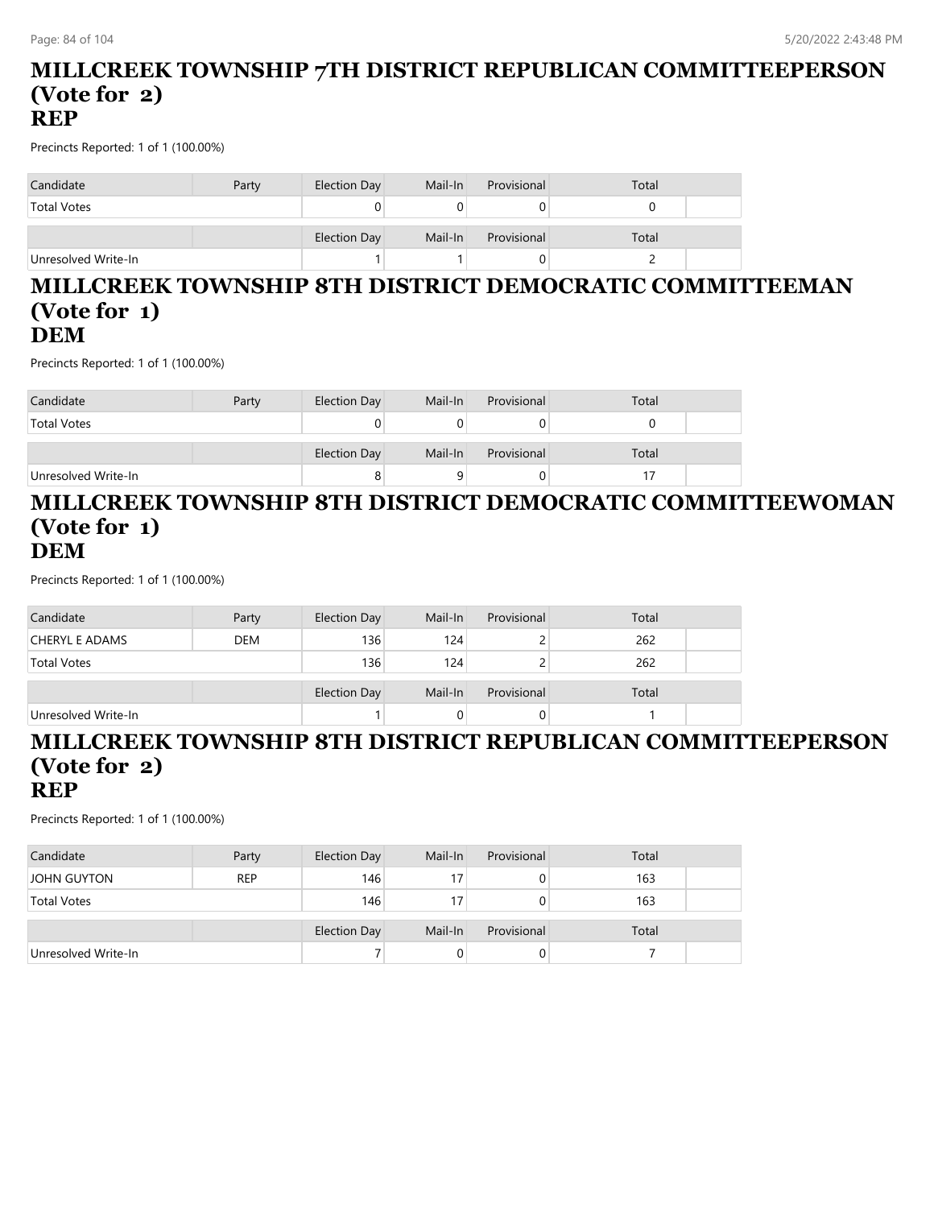# MILLCREEK TOWNSHIP 7TH DISTRICT REPUBLICAN COMMITTEEPERSON (Vote for 2)
## REP

Precincts Reported: 1 of 1 (100.00%)

| Candidate | Party | Election Day | Mail-In | Provisional | Total |
|---|---|---|---|---|---|
| Total Votes | | 0 | 0 | 0 | 0 |
| | | Election Day | Mail-In | Provisional | Total |
| Unresolved Write-In | | 1 | 1 | 0 | 2 |

# MILLCREEK TOWNSHIP 8TH DISTRICT DEMOCRATIC COMMITTEEMAN (Vote for 1)
## DEM

Precincts Reported: 1 of 1 (100.00%)

| Candidate | Party | Election Day | Mail-In | Provisional | Total |
|---|---|---|---|---|---|
| Total Votes | | 0 | 0 | 0 | 0 |
| | | Election Day | Mail-In | Provisional | Total |
| Unresolved Write-In | | 8 | 9 | 0 | 17 |

# MILLCREEK TOWNSHIP 8TH DISTRICT DEMOCRATIC COMMITTEEWOMAN (Vote for 1)
## DEM

Precincts Reported: 1 of 1 (100.00%)

| Candidate | Party | Election Day | Mail-In | Provisional | Total |
|---|---|---|---|---|---|
| CHERYL E ADAMS | DEM | 136 | 124 | 2 | 262 |
| Total Votes | | 136 | 124 | 2 | 262 |
| | | Election Day | Mail-In | Provisional | Total |
| Unresolved Write-In | | 1 | 0 | 0 | 1 |

# MILLCREEK TOWNSHIP 8TH DISTRICT REPUBLICAN COMMITTEEPERSON (Vote for 2)
## REP

Precincts Reported: 1 of 1 (100.00%)

| Candidate | Party | Election Day | Mail-In | Provisional | Total |
|---|---|---|---|---|---|
| JOHN GUYTON | REP | 146 | 17 | 0 | 163 |
| Total Votes | | 146 | 17 | 0 | 163 |
| | | Election Day | Mail-In | Provisional | Total |
| Unresolved Write-In | | 7 | 0 | 0 | 7 |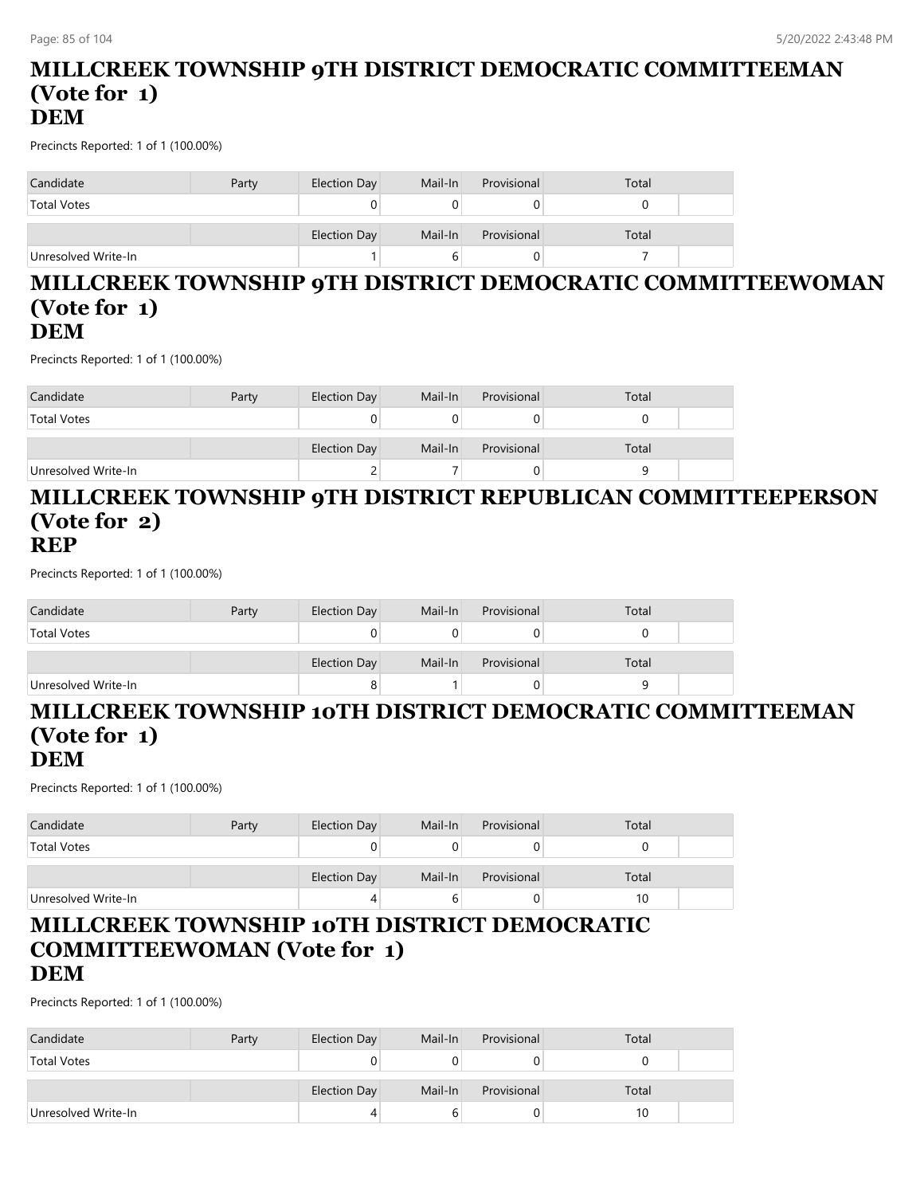# MILLCREEK TOWNSHIP 9TH DISTRICT DEMOCRATIC COMMITTEEMAN (Vote for 1)
# DEM

Precincts Reported: 1 of 1 (100.00%)

| Candidate | Party | Election Day | Mail-In | Provisional | Total | |
|---|---|---|---|---|---|---|
| Total Votes | | 0 | 0 | 0 | 0 | |
| | | Election Day | Mail-In | Provisional | Total | |
| Unresolved Write-In | | 1 | 6 | 0 | 7 | |

# MILLCREEK TOWNSHIP 9TH DISTRICT DEMOCRATIC COMMITTEEWOMAN (Vote for 1)
# DEM

Precincts Reported: 1 of 1 (100.00%)

| Candidate | Party | Election Day | Mail-In | Provisional | Total | |
|---|---|---|---|---|---|---|
| Total Votes | | 0 | 0 | 0 | 0 | |
| | | Election Day | Mail-In | Provisional | Total | |
| Unresolved Write-In | | 2 | 7 | 0 | 9 | |

# MILLCREEK TOWNSHIP 9TH DISTRICT REPUBLICAN COMMITTEEPERSON (Vote for 2)
# REP

Precincts Reported: 1 of 1 (100.00%)

| Candidate | Party | Election Day | Mail-In | Provisional | Total | |
|---|---|---|---|---|---|---|
| Total Votes | | 0 | 0 | 0 | 0 | |
| | | Election Day | Mail-In | Provisional | Total | |
| Unresolved Write-In | | 8 | 1 | 0 | 9 | |

# MILLCREEK TOWNSHIP 10TH DISTRICT DEMOCRATIC COMMITTEEMAN (Vote for 1)
# DEM

Precincts Reported: 1 of 1 (100.00%)

| Candidate | Party | Election Day | Mail-In | Provisional | Total | |
|---|---|---|---|---|---|---|
| Total Votes | | 0 | 0 | 0 | 0 | |
| | | Election Day | Mail-In | Provisional | Total | |
| Unresolved Write-In | | 4 | 6 | 0 | 10 | |

# MILLCREEK TOWNSHIP 10TH DISTRICT DEMOCRATIC COMMITTEEWOMAN (Vote for 1)
# DEM

Precincts Reported: 1 of 1 (100.00%)

| Candidate | Party | Election Day | Mail-In | Provisional | Total | |
|---|---|---|---|---|---|---|
| Total Votes | | 0 | 0 | 0 | 0 | |
| | | Election Day | Mail-In | Provisional | Total | |
| Unresolved Write-In | | 4 | 6 | 0 | 10 | |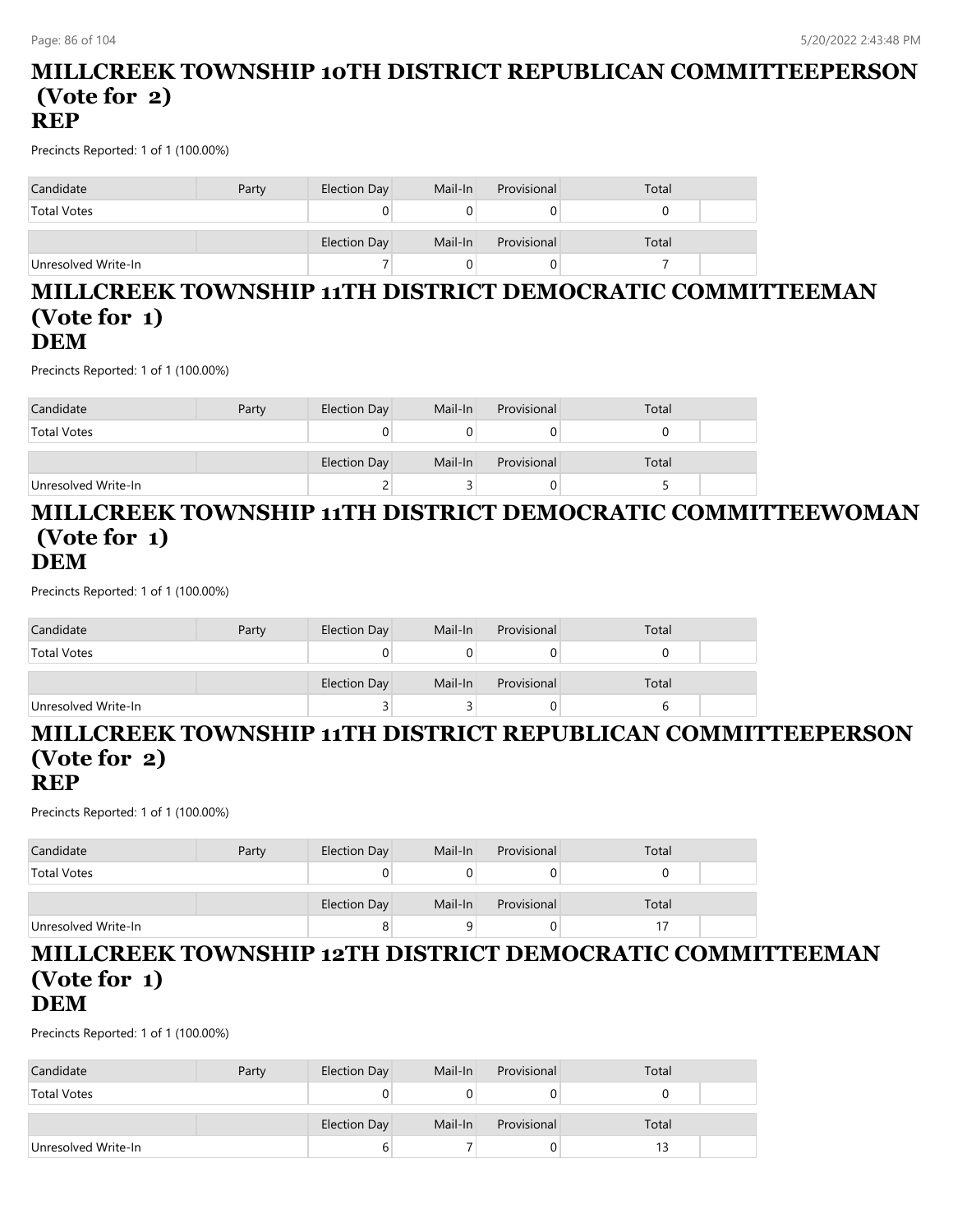## MILLCREEK TOWNSHIP 10TH DISTRICT REPUBLICAN COMMITTEEPERSON (Vote for 2)
## REP

Precincts Reported: 1 of 1 (100.00%)

| Candidate | Party | Election Day | Mail-In | Provisional | Total |
|---|---|---|---|---|---|
| Total Votes | | 0 | 0 | 0 | 0 |
| | | Election Day | Mail-In | Provisional | Total |
| Unresolved Write-In | | 7 | 0 | 0 | 7 |

## MILLCREEK TOWNSHIP 11TH DISTRICT DEMOCRATIC COMMITTEEMAN (Vote for 1)
## DEM

Precincts Reported: 1 of 1 (100.00%)

| Candidate | Party | Election Day | Mail-In | Provisional | Total |
|---|---|---|---|---|---|
| Total Votes | | 0 | 0 | 0 | 0 |
| | | Election Day | Mail-In | Provisional | Total |
| Unresolved Write-In | | 2 | 3 | 0 | 5 |

## MILLCREEK TOWNSHIP 11TH DISTRICT DEMOCRATIC COMMITTEEWOMAN (Vote for 1)
## DEM

Precincts Reported: 1 of 1 (100.00%)

| Candidate | Party | Election Day | Mail-In | Provisional | Total |
|---|---|---|---|---|---|
| Total Votes | | 0 | 0 | 0 | 0 |
| | | Election Day | Mail-In | Provisional | Total |
| Unresolved Write-In | | 3 | 3 | 0 | 6 |

## MILLCREEK TOWNSHIP 11TH DISTRICT REPUBLICAN COMMITTEEPERSON (Vote for 2)
## REP

Precincts Reported: 1 of 1 (100.00%)

| Candidate | Party | Election Day | Mail-In | Provisional | Total |
|---|---|---|---|---|---|
| Total Votes | | 0 | 0 | 0 | 0 |
| | | Election Day | Mail-In | Provisional | Total |
| Unresolved Write-In | | 8 | 9 | 0 | 17 |

## MILLCREEK TOWNSHIP 12TH DISTRICT DEMOCRATIC COMMITTEEMAN (Vote for 1)
## DEM

Precincts Reported: 1 of 1 (100.00%)

| Candidate | Party | Election Day | Mail-In | Provisional | Total |
|---|---|---|---|---|---|
| Total Votes | | 0 | 0 | 0 | 0 |
| | | Election Day | Mail-In | Provisional | Total |
| Unresolved Write-In | | 6 | 7 | 0 | 13 |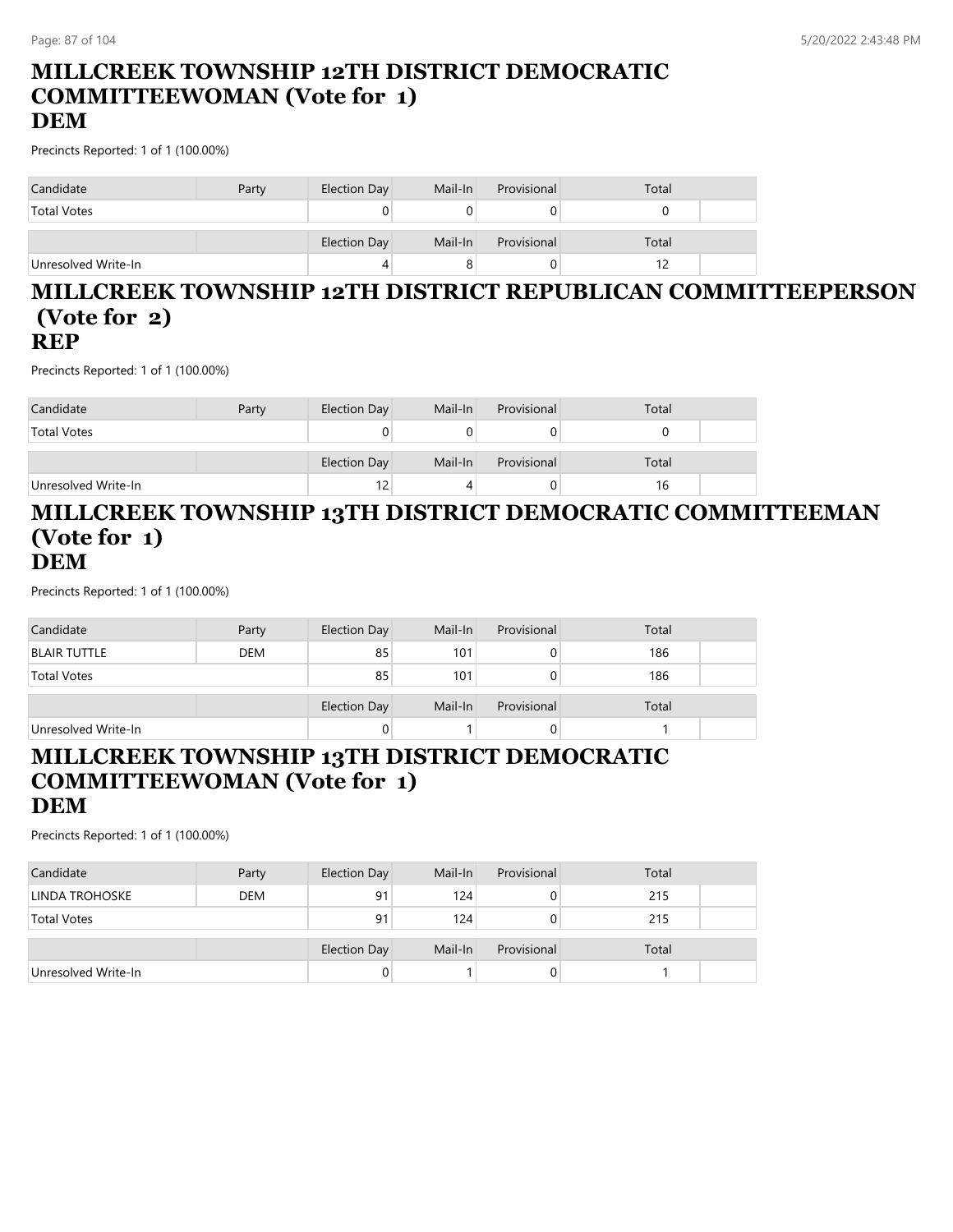# MILLCREEK TOWNSHIP 12TH DISTRICT DEMOCRATIC COMMITTEEWOMAN (Vote for 1)
## DEM

Precincts Reported: 1 of 1 (100.00%)

| Candidate | Party | Election Day | Mail-In | Provisional | Total |
|---|---|---|---|---|---|
| Total Votes | | 0 | 0 | 0 | 0 |
| | | Election Day | Mail-In | Provisional | Total |
| Unresolved Write-In | | 4 | 8 | 0 | 12 |

# MILLCREEK TOWNSHIP 12TH DISTRICT REPUBLICAN COMMITTEEPERSON (Vote for 2)
## REP

Precincts Reported: 1 of 1 (100.00%)

| Candidate | Party | Election Day | Mail-In | Provisional | Total |
|---|---|---|---|---|---|
| Total Votes | | 0 | 0 | 0 | 0 |
| | | Election Day | Mail-In | Provisional | Total |
| Unresolved Write-In | | 12 | 4 | 0 | 16 |

# MILLCREEK TOWNSHIP 13TH DISTRICT DEMOCRATIC COMMITTEEMAN (Vote for 1)
## DEM

Precincts Reported: 1 of 1 (100.00%)

| Candidate | Party | Election Day | Mail-In | Provisional | Total |
|---|---|---|---|---|---|
| BLAIR TUTTLE | DEM | 85 | 101 | 0 | 186 |
| Total Votes | | 85 | 101 | 0 | 186 |
| | | Election Day | Mail-In | Provisional | Total |
| Unresolved Write-In | | 0 | 1 | 0 | 1 |

# MILLCREEK TOWNSHIP 13TH DISTRICT DEMOCRATIC COMMITTEEWOMAN (Vote for 1)
## DEM

Precincts Reported: 1 of 1 (100.00%)

| Candidate | Party | Election Day | Mail-In | Provisional | Total |
|---|---|---|---|---|---|
| LINDA TROHOSKE | DEM | 91 | 124 | 0 | 215 |
| Total Votes | | 91 | 124 | 0 | 215 |
| | | Election Day | Mail-In | Provisional | Total |
| Unresolved Write-In | | 0 | 1 | 0 | 1 |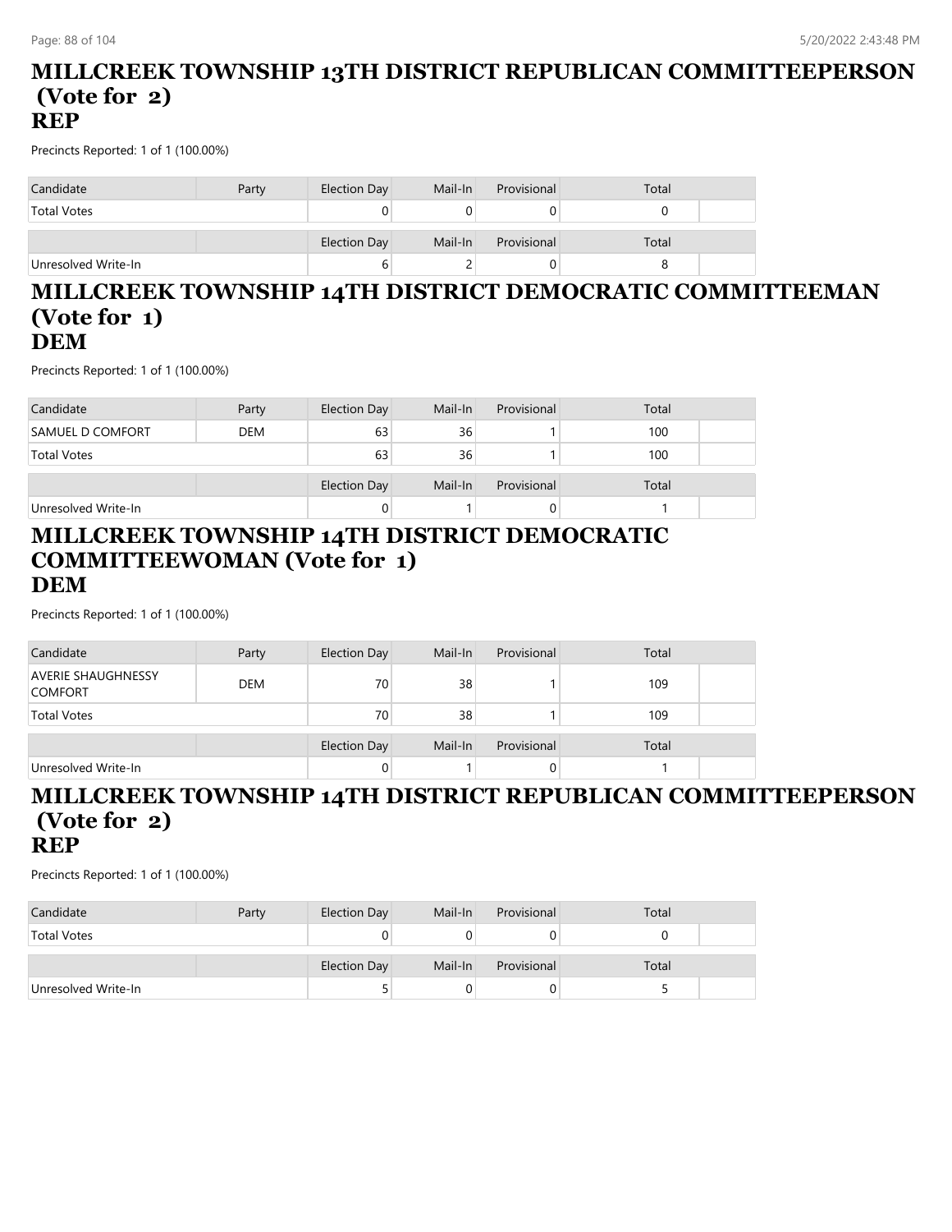# MILLCREEK TOWNSHIP 13TH DISTRICT REPUBLICAN COMMITTEEPERSON (Vote for 2)
## REP

Precincts Reported: 1 of 1 (100.00%)

| Candidate | Party | Election Day | Mail-In | Provisional | Total | |
|---|---|---|---|---|---|---|
| Total Votes | | 0 | 0 | 0 | 0 | |
| | | Election Day | Mail-In | Provisional | Total | |
| Unresolved Write-In | | 6 | 2 | 0 | 8 | |

# MILLCREEK TOWNSHIP 14TH DISTRICT DEMOCRATIC COMMITTEEMAN (Vote for 1)
## DEM

Precincts Reported: 1 of 1 (100.00%)

| Candidate | Party | Election Day | Mail-In | Provisional | Total | |
|---|---|---|---|---|---|---|
| SAMUEL D COMFORT | DEM | 63 | 36 | 1 | 100 | |
| Total Votes | | 63 | 36 | 1 | 100 | |
| | | Election Day | Mail-In | Provisional | Total | |
| Unresolved Write-In | | 0 | 1 | 0 | 1 | |

# MILLCREEK TOWNSHIP 14TH DISTRICT DEMOCRATIC COMMITTEEWOMAN (Vote for 1)
## DEM

Precincts Reported: 1 of 1 (100.00%)

| Candidate | Party | Election Day | Mail-In | Provisional | Total | |
|---|---|---|---|---|---|---|
| AVERIE SHAUGHNESSY COMFORT | DEM | 70 | 38 | 1 | 109 | |
| Total Votes | | 70 | 38 | 1 | 109 | |
| | | Election Day | Mail-In | Provisional | Total | |
| Unresolved Write-In | | 0 | 1 | 0 | 1 | |

# MILLCREEK TOWNSHIP 14TH DISTRICT REPUBLICAN COMMITTEEPERSON (Vote for 2)
## REP

Precincts Reported: 1 of 1 (100.00%)

| Candidate | Party | Election Day | Mail-In | Provisional | Total | |
|---|---|---|---|---|---|---|
| Total Votes | | 0 | 0 | 0 | 0 | |
| | | Election Day | Mail-In | Provisional | Total | |
| Unresolved Write-In | | 5 | 0 | 0 | 5 | |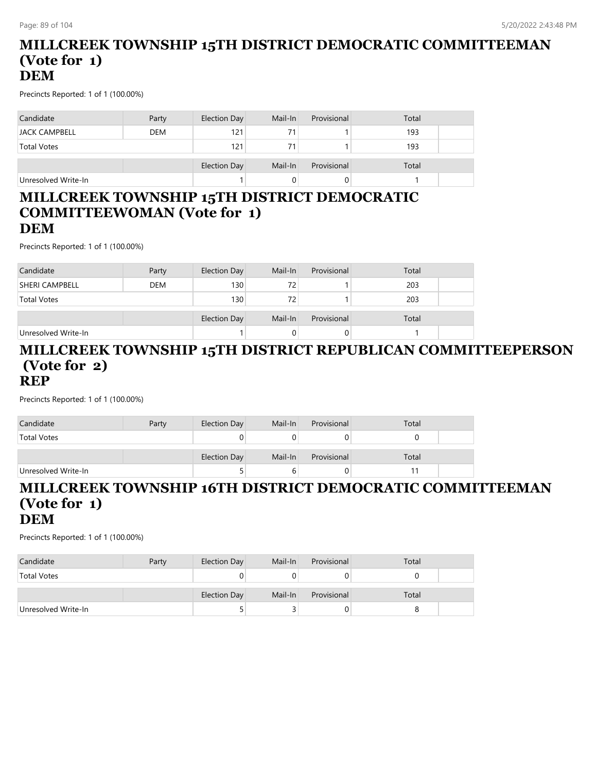## MILLCREEK TOWNSHIP 15TH DISTRICT DEMOCRATIC COMMITTEEMAN (Vote for 1)
## DEM

Precincts Reported: 1 of 1 (100.00%)

| Candidate | Party | Election Day | Mail-In | Provisional | Total |
|---|---|---|---|---|---|
| JACK CAMPBELL | DEM | 121 | 71 | 1 | 193 |
| Total Votes | | 121 | 71 | 1 | 193 |

| | | Election Day | Mail-In | Provisional | Total |
|---|---|---|---|---|---|
| Unresolved Write-In | | 1 | 0 | 0 | 1 |

## MILLCREEK TOWNSHIP 15TH DISTRICT DEMOCRATIC COMMITTEEWOMAN (Vote for 1)
## DEM

Precincts Reported: 1 of 1 (100.00%)

| Candidate | Party | Election Day | Mail-In | Provisional | Total |
|---|---|---|---|---|---|
| SHERI CAMPBELL | DEM | 130 | 72 | 1 | 203 |
| Total Votes | | 130 | 72 | 1 | 203 |

| | | Election Day | Mail-In | Provisional | Total |
|---|---|---|---|---|---|
| Unresolved Write-In | | 1 | 0 | 0 | 1 |

## MILLCREEK TOWNSHIP 15TH DISTRICT REPUBLICAN COMMITTEEPERSON (Vote for 2)
## REP

Precincts Reported: 1 of 1 (100.00%)

| Candidate | Party | Election Day | Mail-In | Provisional | Total |
|---|---|---|---|---|---|
| Total Votes | | 0 | 0 | 0 | 0 |

| | | Election Day | Mail-In | Provisional | Total |
|---|---|---|---|---|---|
| Unresolved Write-In | | 5 | 6 | 0 | 11 |

## MILLCREEK TOWNSHIP 16TH DISTRICT DEMOCRATIC COMMITTEEMAN (Vote for 1)
## DEM

Precincts Reported: 1 of 1 (100.00%)

| Candidate | Party | Election Day | Mail-In | Provisional | Total |
|---|---|---|---|---|---|
| Total Votes | | 0 | 0 | 0 | 0 |

| | | Election Day | Mail-In | Provisional | Total |
|---|---|---|---|---|---|
| Unresolved Write-In | | 5 | 3 | 0 | 8 |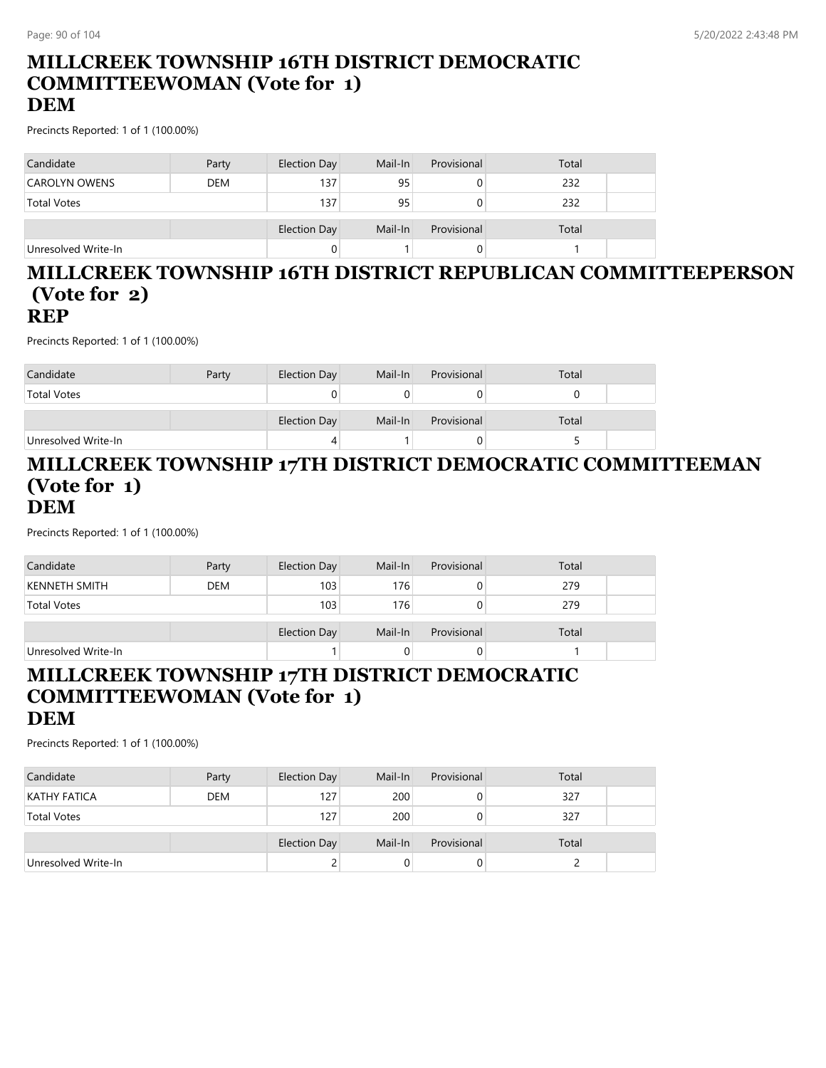## MILLCREEK TOWNSHIP 16TH DISTRICT DEMOCRATIC COMMITTEEWOMAN (Vote for 1)
## DEM

Precincts Reported: 1 of 1 (100.00%)

| Candidate | Party | Election Day | Mail-In | Provisional | Total |
|---|---|---|---|---|---|
| CAROLYN OWENS | DEM | 137 | 95 | 0 | 232 |
| Total Votes | | 137 | 95 | 0 | 232 |

| | | Election Day | Mail-In | Provisional | Total |
|---|---|---|---|---|---|
| Unresolved Write-In | | 0 | 1 | 0 | 1 |

## MILLCREEK TOWNSHIP 16TH DISTRICT REPUBLICAN COMMITTEEPERSON (Vote for 2)
## REP

Precincts Reported: 1 of 1 (100.00%)

| Candidate | Party | Election Day | Mail-In | Provisional | Total |
|---|---|---|---|---|---|
| Total Votes | | 0 | 0 | 0 | 0 |

| | | Election Day | Mail-In | Provisional | Total |
|---|---|---|---|---|---|
| Unresolved Write-In | | 4 | 1 | 0 | 5 |

## MILLCREEK TOWNSHIP 17TH DISTRICT DEMOCRATIC COMMITTEEMAN (Vote for 1)
## DEM

Precincts Reported: 1 of 1 (100.00%)

| Candidate | Party | Election Day | Mail-In | Provisional | Total |
|---|---|---|---|---|---|
| KENNETH SMITH | DEM | 103 | 176 | 0 | 279 |
| Total Votes | | 103 | 176 | 0 | 279 |

| | | Election Day | Mail-In | Provisional | Total |
|---|---|---|---|---|---|
| Unresolved Write-In | | 1 | 0 | 0 | 1 |

## MILLCREEK TOWNSHIP 17TH DISTRICT DEMOCRATIC COMMITTEEWOMAN (Vote for 1)
## DEM

Precincts Reported: 1 of 1 (100.00%)

| Candidate | Party | Election Day | Mail-In | Provisional | Total |
|---|---|---|---|---|---|
| KATHY FATICA | DEM | 127 | 200 | 0 | 327 |
| Total Votes | | 127 | 200 | 0 | 327 |

| | | Election Day | Mail-In | Provisional | Total |
|---|---|---|---|---|---|
| Unresolved Write-In | | 2 | 0 | 0 | 2 |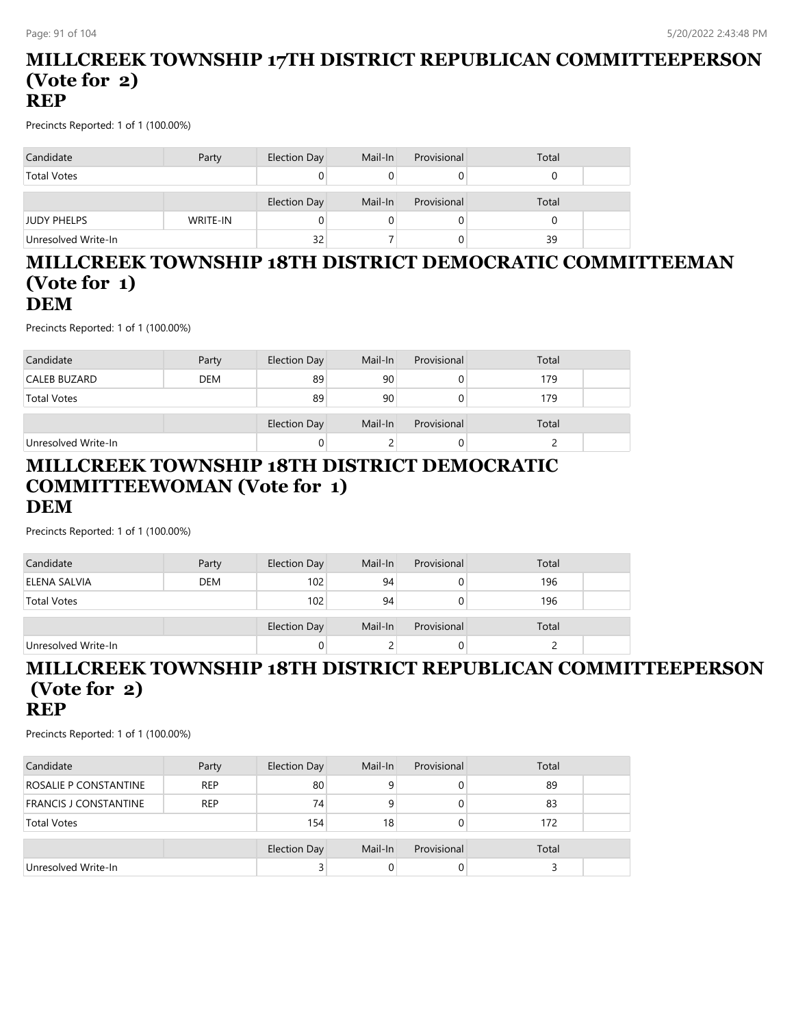# MILLCREEK TOWNSHIP 17TH DISTRICT REPUBLICAN COMMITTEEPERSON (Vote for 2)
## REP

Precincts Reported: 1 of 1 (100.00%)

| Candidate | Party | Election Day | Mail-In | Provisional | Total |
|---|---|---|---|---|---|
| Total Votes | | 0 | 0 | 0 | 0 |

| | | Election Day | Mail-In | Provisional | Total |
|---|---|---|---|---|---|
| JUDY PHELPS | WRITE-IN | 0 | 0 | 0 | 0 |
| Unresolved Write-In | | 32 | 7 | 0 | 39 |

# MILLCREEK TOWNSHIP 18TH DISTRICT DEMOCRATIC COMMITTEEMAN (Vote for 1)
## DEM

Precincts Reported: 1 of 1 (100.00%)

| Candidate | Party | Election Day | Mail-In | Provisional | Total |
|---|---|---|---|---|---|
| CALEB BUZARD | DEM | 89 | 90 | 0 | 179 |
| Total Votes | | 89 | 90 | 0 | 179 |

| | | Election Day | Mail-In | Provisional | Total |
|---|---|---|---|---|---|
| Unresolved Write-In | | 0 | 2 | 0 | 2 |

# MILLCREEK TOWNSHIP 18TH DISTRICT DEMOCRATIC COMMITTEEWOMAN (Vote for 1)
## DEM

Precincts Reported: 1 of 1 (100.00%)

| Candidate | Party | Election Day | Mail-In | Provisional | Total |
|---|---|---|---|---|---|
| ELENA SALVIA | DEM | 102 | 94 | 0 | 196 |
| Total Votes | | 102 | 94 | 0 | 196 |

| | | Election Day | Mail-In | Provisional | Total |
|---|---|---|---|---|---|
| Unresolved Write-In | | 0 | 2 | 0 | 2 |

# MILLCREEK TOWNSHIP 18TH DISTRICT REPUBLICAN COMMITTEEPERSON (Vote for 2)
## REP

Precincts Reported: 1 of 1 (100.00%)

| Candidate | Party | Election Day | Mail-In | Provisional | Total |
|---|---|---|---|---|---|
| ROSALIE P CONSTANTINE | REP | 80 | 9 | 0 | 89 |
| FRANCIS J CONSTANTINE | REP | 74 | 9 | 0 | 83 |
| Total Votes | | 154 | 18 | 0 | 172 |

| | | Election Day | Mail-In | Provisional | Total |
|---|---|---|---|---|---|
| Unresolved Write-In | | 3 | 0 | 0 | 3 |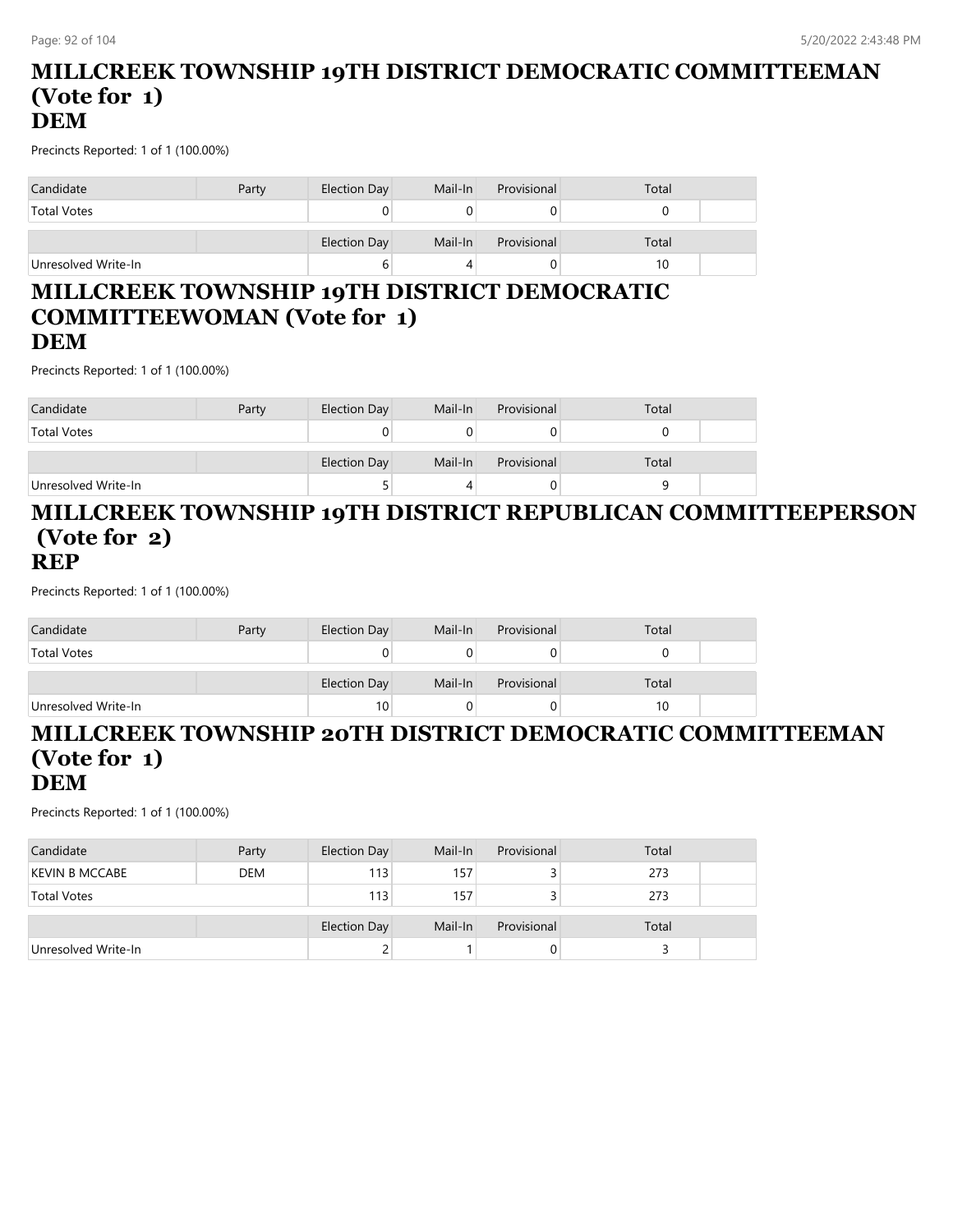## MILLCREEK TOWNSHIP 19TH DISTRICT DEMOCRATIC COMMITTEEMAN (Vote for 1)
## DEM

Precincts Reported: 1 of 1 (100.00%)

| Candidate | Party | Election Day | Mail-In | Provisional | Total |
|---|---|---|---|---|---|
| Total Votes | | 0 | 0 | 0 | 0 |

| | | Election Day | Mail-In | Provisional | Total |
|---|---|---|---|---|---|
| Unresolved Write-In | | 6 | 4 | 0 | 10 |

## MILLCREEK TOWNSHIP 19TH DISTRICT DEMOCRATIC COMMITTEEWOMAN (Vote for 1)
## DEM

Precincts Reported: 1 of 1 (100.00%)

| Candidate | Party | Election Day | Mail-In | Provisional | Total |
|---|---|---|---|---|---|
| Total Votes | | 0 | 0 | 0 | 0 |

| | | Election Day | Mail-In | Provisional | Total |
|---|---|---|---|---|---|
| Unresolved Write-In | | 5 | 4 | 0 | 9 |

## MILLCREEK TOWNSHIP 19TH DISTRICT REPUBLICAN COMMITTEEPERSON (Vote for 2)
## REP

Precincts Reported: 1 of 1 (100.00%)

| Candidate | Party | Election Day | Mail-In | Provisional | Total |
|---|---|---|---|---|---|
| Total Votes | | 0 | 0 | 0 | 0 |

| | | Election Day | Mail-In | Provisional | Total |
|---|---|---|---|---|---|
| Unresolved Write-In | | 10 | 0 | 0 | 10 |

## MILLCREEK TOWNSHIP 20TH DISTRICT DEMOCRATIC COMMITTEEMAN (Vote for 1)
## DEM

Precincts Reported: 1 of 1 (100.00%)

| Candidate | Party | Election Day | Mail-In | Provisional | Total |
|---|---|---|---|---|---|
| KEVIN B MCCABE | DEM | 113 | 157 | 3 | 273 |
| Total Votes | | 113 | 157 | 3 | 273 |

| | | Election Day | Mail-In | Provisional | Total |
|---|---|---|---|---|---|
| Unresolved Write-In | | 2 | 1 | 0 | 3 |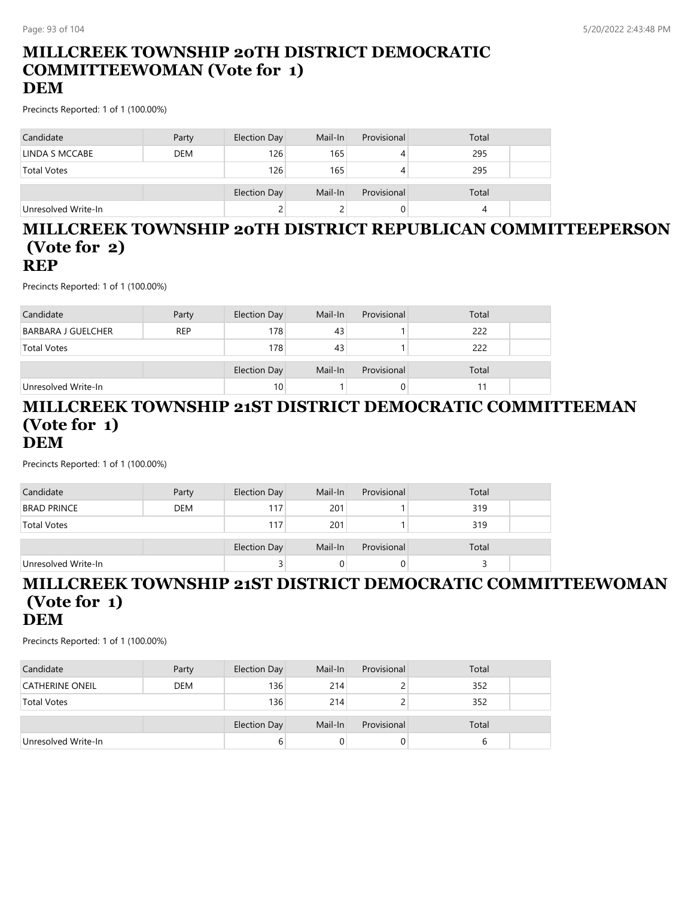## MILLCREEK TOWNSHIP 20TH DISTRICT DEMOCRATIC COMMITTEEWOMAN (Vote for 1)
## DEM

Precincts Reported: 1 of 1 (100.00%)

| Candidate | Party | Election Day | Mail-In | Provisional | Total |
|---|---|---|---|---|---|
| LINDA S MCCABE | DEM | 126 | 165 | 4 | 295 |
| Total Votes | | 126 | 165 | 4 | 295 |

| | | Election Day | Mail-In | Provisional | Total |
|---|---|---|---|---|---|
| Unresolved Write-In | | 2 | 2 | 0 | 4 |

## MILLCREEK TOWNSHIP 20TH DISTRICT REPUBLICAN COMMITTEEPERSON (Vote for 2)
## REP

Precincts Reported: 1 of 1 (100.00%)

| Candidate | Party | Election Day | Mail-In | Provisional | Total |
|---|---|---|---|---|---|
| BARBARA J GUELCHER | REP | 178 | 43 | 1 | 222 |
| Total Votes | | 178 | 43 | 1 | 222 |

| | | Election Day | Mail-In | Provisional | Total |
|---|---|---|---|---|---|
| Unresolved Write-In | | 10 | 1 | 0 | 11 |

## MILLCREEK TOWNSHIP 21ST DISTRICT DEMOCRATIC COMMITTEEMAN (Vote for 1)
## DEM

Precincts Reported: 1 of 1 (100.00%)

| Candidate | Party | Election Day | Mail-In | Provisional | Total |
|---|---|---|---|---|---|
| BRAD PRINCE | DEM | 117 | 201 | 1 | 319 |
| Total Votes | | 117 | 201 | 1 | 319 |

| | | Election Day | Mail-In | Provisional | Total |
|---|---|---|---|---|---|
| Unresolved Write-In | | 3 | 0 | 0 | 3 |

## MILLCREEK TOWNSHIP 21ST DISTRICT DEMOCRATIC COMMITTEEWOMAN (Vote for 1)
## DEM

Precincts Reported: 1 of 1 (100.00%)

| Candidate | Party | Election Day | Mail-In | Provisional | Total |
|---|---|---|---|---|---|
| CATHERINE ONEIL | DEM | 136 | 214 | 2 | 352 |
| Total Votes | | 136 | 214 | 2 | 352 |

| | | Election Day | Mail-In | Provisional | Total |
|---|---|---|---|---|---|
| Unresolved Write-In | | 6 | 0 | 0 | 6 |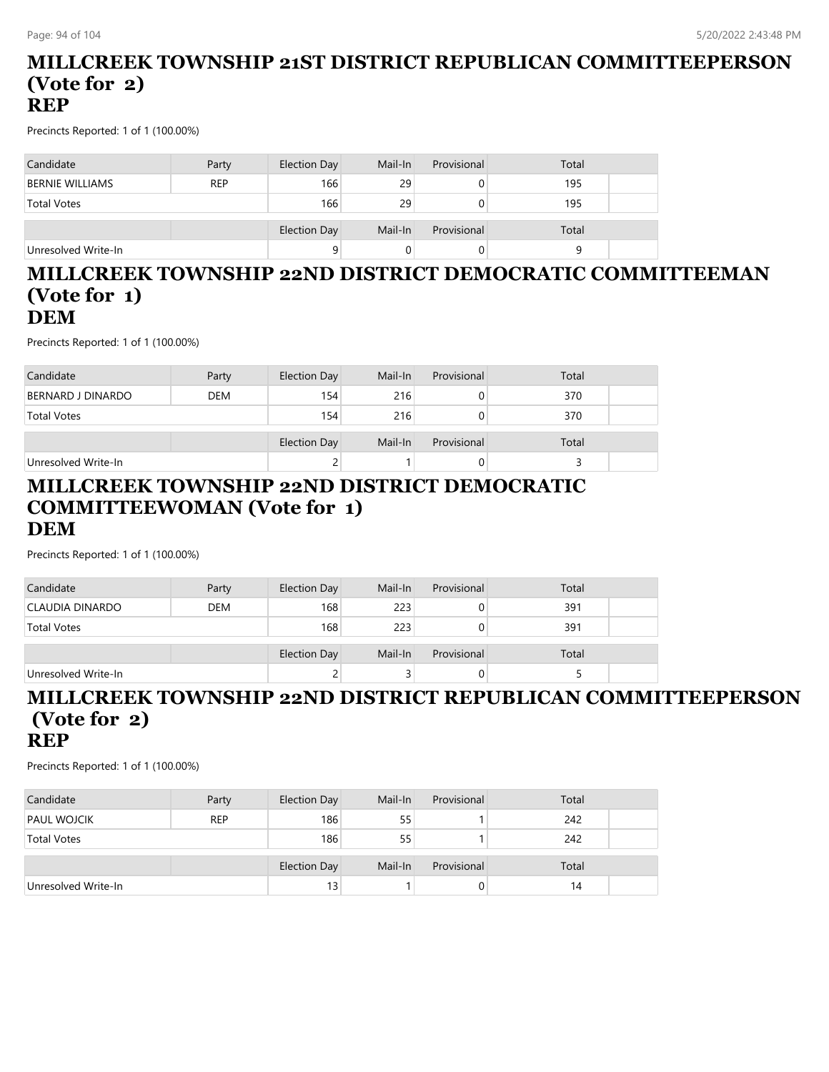## MILLCREEK TOWNSHIP 21ST DISTRICT REPUBLICAN COMMITTEEPERSON (Vote for 2)
## REP

Precincts Reported: 1 of 1 (100.00%)

| Candidate | Party | Election Day | Mail-In | Provisional | Total |
|---|---|---|---|---|---|
| BERNIE WILLIAMS | REP | 166 | 29 | 0 | 195 |
| Total Votes | | 166 | 29 | 0 | 195 |

| | | Election Day | Mail-In | Provisional | Total |
|---|---|---|---|---|---|
| Unresolved Write-In | | 9 | 0 | 0 | 9 |

## MILLCREEK TOWNSHIP 22ND DISTRICT DEMOCRATIC COMMITTEEMAN (Vote for 1)
## DEM

Precincts Reported: 1 of 1 (100.00%)

| Candidate | Party | Election Day | Mail-In | Provisional | Total |
|---|---|---|---|---|---|
| BERNARD J DINARDO | DEM | 154 | 216 | 0 | 370 |
| Total Votes | | 154 | 216 | 0 | 370 |

| | | Election Day | Mail-In | Provisional | Total |
|---|---|---|---|---|---|
| Unresolved Write-In | | 2 | 1 | 0 | 3 |

## MILLCREEK TOWNSHIP 22ND DISTRICT DEMOCRATIC COMMITTEEWOMAN (Vote for 1)
## DEM

Precincts Reported: 1 of 1 (100.00%)

| Candidate | Party | Election Day | Mail-In | Provisional | Total |
|---|---|---|---|---|---|
| CLAUDIA DINARDO | DEM | 168 | 223 | 0 | 391 |
| Total Votes | | 168 | 223 | 0 | 391 |

| | | Election Day | Mail-In | Provisional | Total |
|---|---|---|---|---|---|
| Unresolved Write-In | | 2 | 3 | 0 | 5 |

## MILLCREEK TOWNSHIP 22ND DISTRICT REPUBLICAN COMMITTEEPERSON (Vote for 2)
## REP

Precincts Reported: 1 of 1 (100.00%)

| Candidate | Party | Election Day | Mail-In | Provisional | Total |
|---|---|---|---|---|---|
| PAUL WOJCIK | REP | 186 | 55 | 1 | 242 |
| Total Votes | | 186 | 55 | 1 | 242 |

| | | Election Day | Mail-In | Provisional | Total |
|---|---|---|---|---|---|
| Unresolved Write-In | | 13 | 1 | 0 | 14 |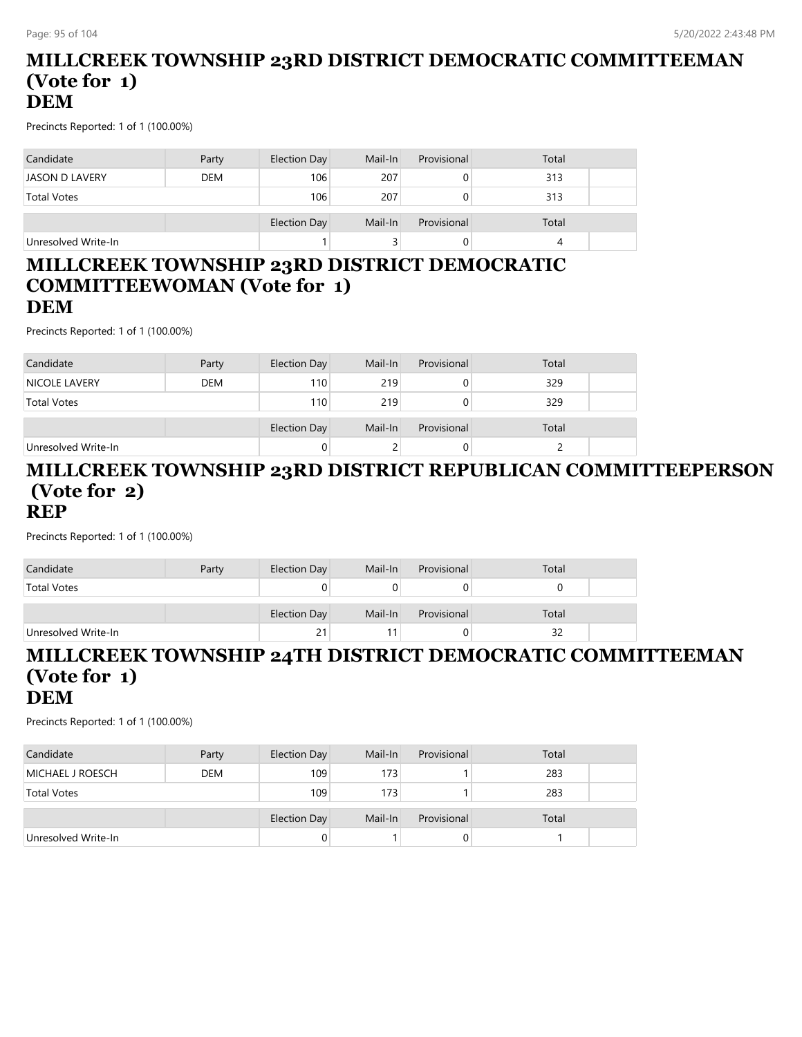# MILLCREEK TOWNSHIP 23RD DISTRICT DEMOCRATIC COMMITTEEMAN (Vote for 1)
## DEM

Precincts Reported: 1 of 1 (100.00%)

| Candidate | Party | Election Day | Mail-In | Provisional | Total |
|---|---|---|---|---|---|
| JASON D LAVERY | DEM | 106 | 207 | 0 | 313 |
| Total Votes | | 106 | 207 | 0 | 313 |
| | | Election Day | Mail-In | Provisional | Total |
| Unresolved Write-In | | 1 | 3 | 0 | 4 |

# MILLCREEK TOWNSHIP 23RD DISTRICT DEMOCRATIC COMMITTEEWOMAN (Vote for 1)
## DEM

Precincts Reported: 1 of 1 (100.00%)

| Candidate | Party | Election Day | Mail-In | Provisional | Total |
|---|---|---|---|---|---|
| NICOLE LAVERY | DEM | 110 | 219 | 0 | 329 |
| Total Votes | | 110 | 219 | 0 | 329 |
| | | Election Day | Mail-In | Provisional | Total |
| Unresolved Write-In | | 0 | 2 | 0 | 2 |

# MILLCREEK TOWNSHIP 23RD DISTRICT REPUBLICAN COMMITTEEPERSON (Vote for 2)
## REP

Precincts Reported: 1 of 1 (100.00%)

| Candidate | Party | Election Day | Mail-In | Provisional | Total |
|---|---|---|---|---|---|
| Total Votes | | 0 | 0 | 0 | 0 |
| | | Election Day | Mail-In | Provisional | Total |
| Unresolved Write-In | | 21 | 11 | 0 | 32 |

# MILLCREEK TOWNSHIP 24TH DISTRICT DEMOCRATIC COMMITTEEMAN (Vote for 1)
## DEM

Precincts Reported: 1 of 1 (100.00%)

| Candidate | Party | Election Day | Mail-In | Provisional | Total |
|---|---|---|---|---|---|
| MICHAEL J ROESCH | DEM | 109 | 173 | 1 | 283 |
| Total Votes | | 109 | 173 | 1 | 283 |
| | | Election Day | Mail-In | Provisional | Total |
| Unresolved Write-In | | 0 | 1 | 0 | 1 |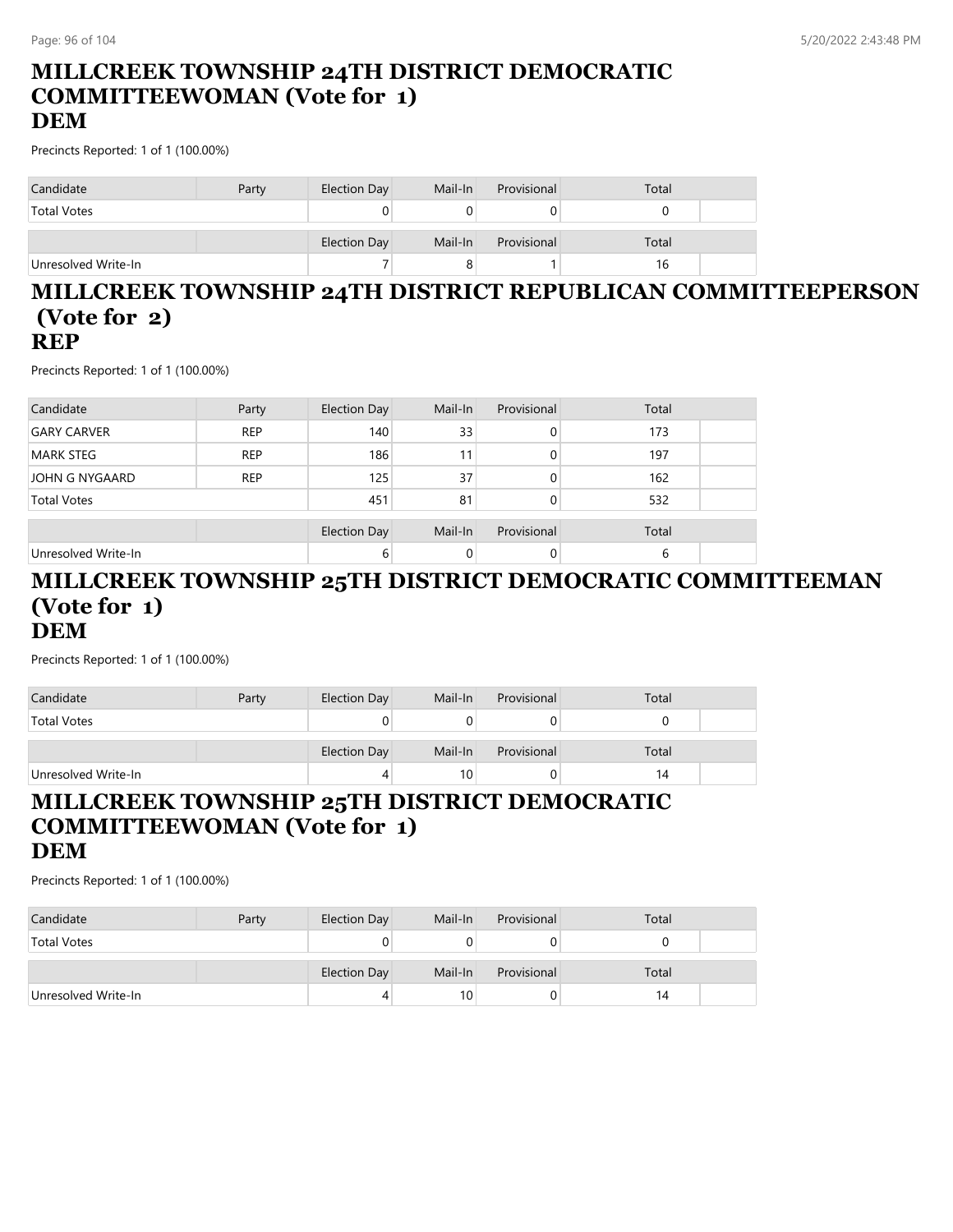# MILLCREEK TOWNSHIP 24TH DISTRICT DEMOCRATIC COMMITTEEWOMAN (Vote for 1)
## DEM

Precincts Reported: 1 of 1 (100.00%)

| Candidate | Party | Election Day | Mail-In | Provisional | Total |
|---|---|---|---|---|---|
| Total Votes | | 0 | 0 | 0 | 0 |
| | | Election Day | Mail-In | Provisional | Total |
| Unresolved Write-In | | 7 | 8 | 1 | 16 |

# MILLCREEK TOWNSHIP 24TH DISTRICT REPUBLICAN COMMITTEEPERSON (Vote for 2)
## REP

Precincts Reported: 1 of 1 (100.00%)

| Candidate | Party | Election Day | Mail-In | Provisional | Total |
|---|---|---|---|---|---|
| GARY CARVER | REP | 140 | 33 | 0 | 173 |
| MARK STEG | REP | 186 | 11 | 0 | 197 |
| JOHN G NYGAARD | REP | 125 | 37 | 0 | 162 |
| Total Votes | | 451 | 81 | 0 | 532 |
| | | Election Day | Mail-In | Provisional | Total |
| Unresolved Write-In | | 6 | 0 | 0 | 6 |

# MILLCREEK TOWNSHIP 25TH DISTRICT DEMOCRATIC COMMITTEEMAN (Vote for 1)
## DEM

Precincts Reported: 1 of 1 (100.00%)

| Candidate | Party | Election Day | Mail-In | Provisional | Total |
|---|---|---|---|---|---|
| Total Votes | | 0 | 0 | 0 | 0 |
| | | Election Day | Mail-In | Provisional | Total |
| Unresolved Write-In | | 4 | 10 | 0 | 14 |

# MILLCREEK TOWNSHIP 25TH DISTRICT DEMOCRATIC COMMITTEEWOMAN (Vote for 1)
## DEM

Precincts Reported: 1 of 1 (100.00%)

| Candidate | Party | Election Day | Mail-In | Provisional | Total |
|---|---|---|---|---|---|
| Total Votes | | 0 | 0 | 0 | 0 |
| | | Election Day | Mail-In | Provisional | Total |
| Unresolved Write-In | | 4 | 10 | 0 | 14 |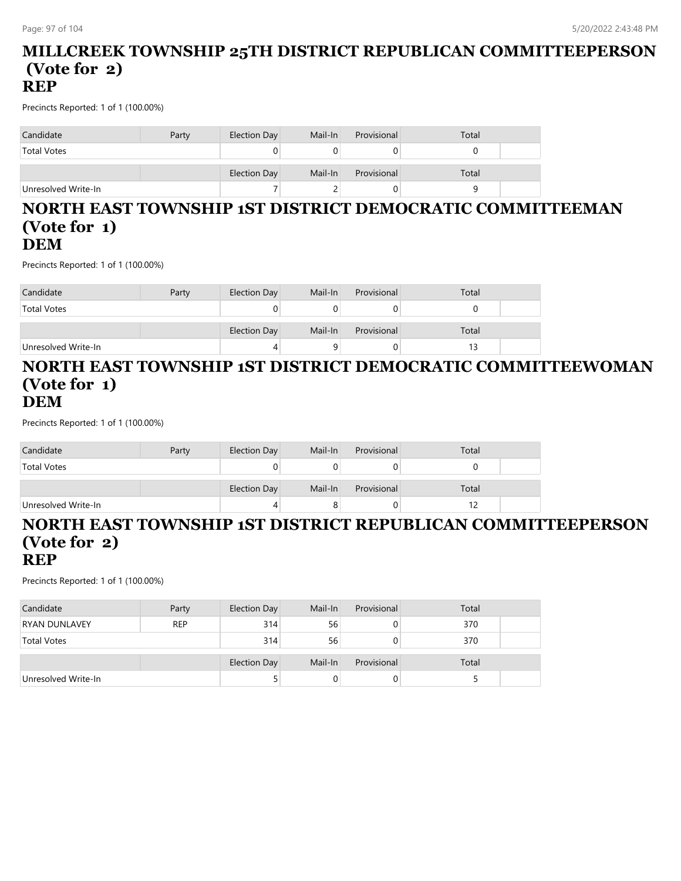## MILLCREEK TOWNSHIP 25TH DISTRICT REPUBLICAN COMMITTEEPERSON (Vote for 2)
## REP

Precincts Reported: 1 of 1 (100.00%)

| Candidate | Party | Election Day | Mail-In | Provisional | Total |
|---|---|---|---|---|---|
| Total Votes | | 0 | 0 | 0 | 0 |
| | | Election Day | Mail-In | Provisional | Total |
| Unresolved Write-In | | 7 | 2 | 0 | 9 |

## NORTH EAST TOWNSHIP 1ST DISTRICT DEMOCRATIC COMMITTEEMAN (Vote for 1)
## DEM

Precincts Reported: 1 of 1 (100.00%)

| Candidate | Party | Election Day | Mail-In | Provisional | Total |
|---|---|---|---|---|---|
| Total Votes | | 0 | 0 | 0 | 0 |
| | | Election Day | Mail-In | Provisional | Total |
| Unresolved Write-In | | 4 | 9 | 0 | 13 |

## NORTH EAST TOWNSHIP 1ST DISTRICT DEMOCRATIC COMMITTEEWOMAN (Vote for 1)
## DEM

Precincts Reported: 1 of 1 (100.00%)

| Candidate | Party | Election Day | Mail-In | Provisional | Total |
|---|---|---|---|---|---|
| Total Votes | | 0 | 0 | 0 | 0 |
| | | Election Day | Mail-In | Provisional | Total |
| Unresolved Write-In | | 4 | 8 | 0 | 12 |

## NORTH EAST TOWNSHIP 1ST DISTRICT REPUBLICAN COMMITTEEPERSON (Vote for 2)
## REP

Precincts Reported: 1 of 1 (100.00%)

| Candidate | Party | Election Day | Mail-In | Provisional | Total |
|---|---|---|---|---|---|
| RYAN DUNLAVEY | REP | 314 | 56 | 0 | 370 |
| Total Votes | | 314 | 56 | 0 | 370 |
| | | Election Day | Mail-In | Provisional | Total |
| Unresolved Write-In | | 5 | 0 | 0 | 5 |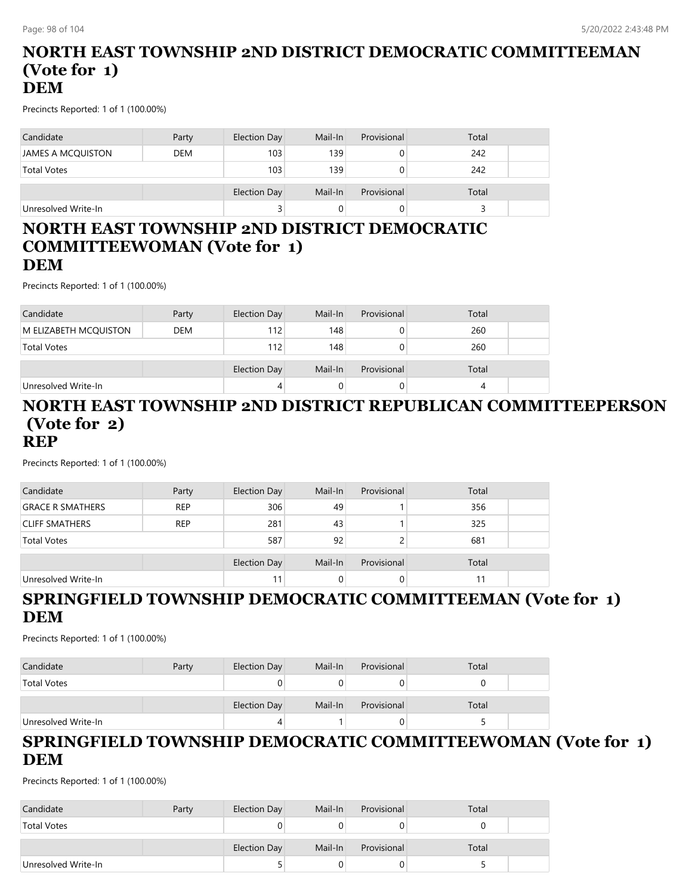## NORTH EAST TOWNSHIP 2ND DISTRICT DEMOCRATIC COMMITTEEMAN (Vote for 1)
## DEM

Precincts Reported: 1 of 1 (100.00%)

| Candidate | Party | Election Day | Mail-In | Provisional | Total |
|---|---|---|---|---|---|
| JAMES A MCQUISTON | DEM | 103 | 139 | 0 | 242 |
| Total Votes | | 103 | 139 | 0 | 242 |

| | | Election Day | Mail-In | Provisional | Total |
|---|---|---|---|---|---|
| Unresolved Write-In | | 3 | 0 | 0 | 3 |

## NORTH EAST TOWNSHIP 2ND DISTRICT DEMOCRATIC COMMITTEEWOMAN (Vote for 1)
## DEM

Precincts Reported: 1 of 1 (100.00%)

| Candidate | Party | Election Day | Mail-In | Provisional | Total |
|---|---|---|---|---|---|
| M ELIZABETH MCQUISTON | DEM | 112 | 148 | 0 | 260 |
| Total Votes | | 112 | 148 | 0 | 260 |

| | | Election Day | Mail-In | Provisional | Total |
|---|---|---|---|---|---|
| Unresolved Write-In | | 4 | 0 | 0 | 4 |

## NORTH EAST TOWNSHIP 2ND DISTRICT REPUBLICAN COMMITTEEPERSON (Vote for 2)
## REP

Precincts Reported: 1 of 1 (100.00%)

| Candidate | Party | Election Day | Mail-In | Provisional | Total |
|---|---|---|---|---|---|
| GRACE R SMATHERS | REP | 306 | 49 | 1 | 356 |
| CLIFF SMATHERS | REP | 281 | 43 | 1 | 325 |
| Total Votes | | 587 | 92 | 2 | 681 |

| | | Election Day | Mail-In | Provisional | Total |
|---|---|---|---|---|---|
| Unresolved Write-In | | 11 | 0 | 0 | 11 |

## SPRINGFIELD TOWNSHIP DEMOCRATIC COMMITTEEMAN (Vote for 1)
## DEM

Precincts Reported: 1 of 1 (100.00%)

| Candidate | Party | Election Day | Mail-In | Provisional | Total |
|---|---|---|---|---|---|
| Total Votes | | 0 | 0 | 0 | 0 |

| | | Election Day | Mail-In | Provisional | Total |
|---|---|---|---|---|---|
| Unresolved Write-In | | 4 | 1 | 0 | 5 |

## SPRINGFIELD TOWNSHIP DEMOCRATIC COMMITTEEWOMAN (Vote for 1)
## DEM

Precincts Reported: 1 of 1 (100.00%)

| Candidate | Party | Election Day | Mail-In | Provisional | Total |
|---|---|---|---|---|---|
| Total Votes | | 0 | 0 | 0 | 0 |

| | | Election Day | Mail-In | Provisional | Total |
|---|---|---|---|---|---|
| Unresolved Write-In | | 5 | 0 | 0 | 5 |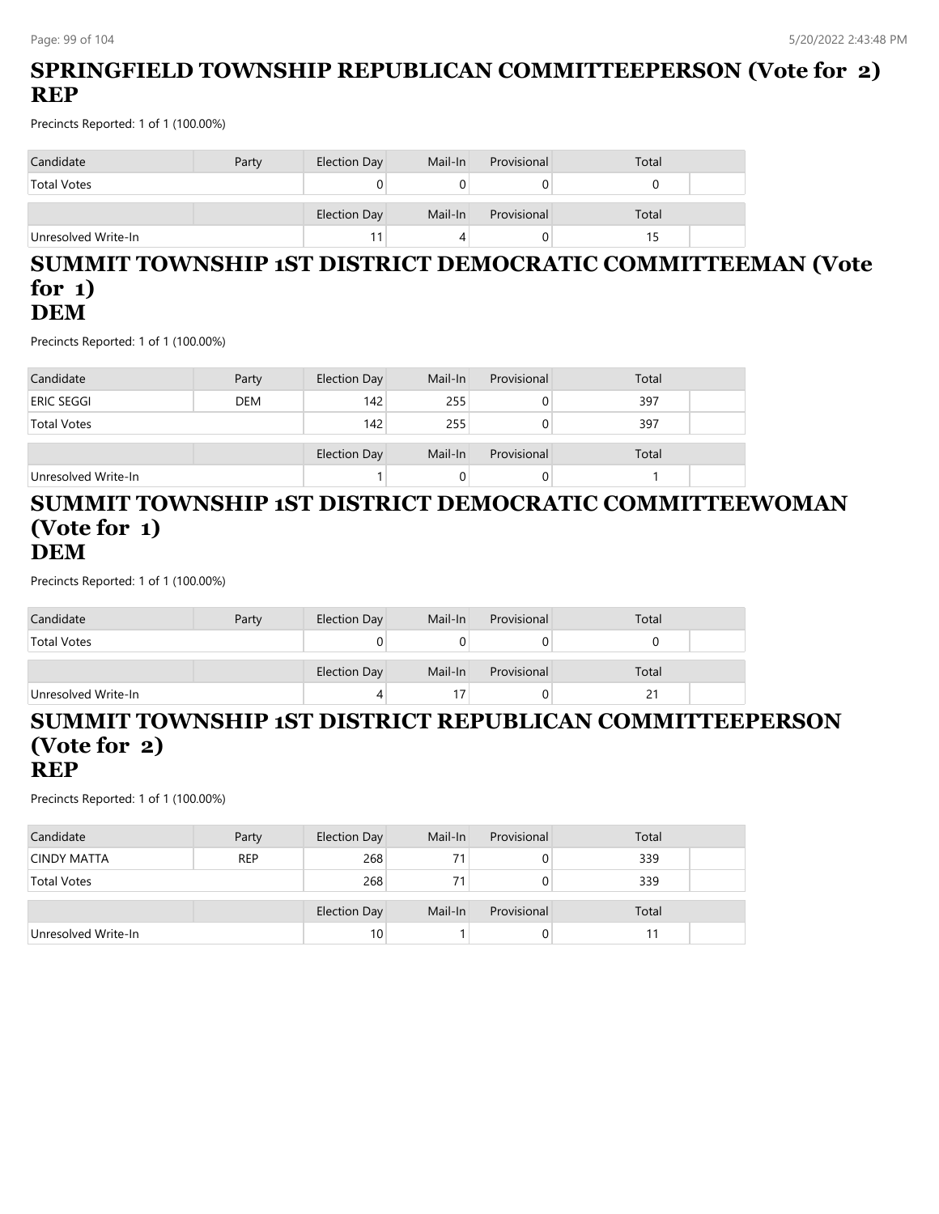## SPRINGFIELD TOWNSHIP REPUBLICAN COMMITTEEPERSON (Vote for 2) REP

Precincts Reported: 1 of 1 (100.00%)

| Candidate | Party | Election Day | Mail-In | Provisional | Total |
|---|---|---|---|---|---|
| Total Votes | | 0 | 0 | 0 | 0 |

| | | Election Day | Mail-In | Provisional | Total |
|---|---|---|---|---|---|
| Unresolved Write-In | | 11 | 4 | 0 | 15 |

## SUMMIT TOWNSHIP 1ST DISTRICT DEMOCRATIC COMMITTEEMAN (Vote for 1) DEM

Precincts Reported: 1 of 1 (100.00%)

| Candidate | Party | Election Day | Mail-In | Provisional | Total |
|---|---|---|---|---|---|
| ERIC SEGGI | DEM | 142 | 255 | 0 | 397 |
| Total Votes | | 142 | 255 | 0 | 397 |

| | | Election Day | Mail-In | Provisional | Total |
|---|---|---|---|---|---|
| Unresolved Write-In | | 1 | 0 | 0 | 1 |

## SUMMIT TOWNSHIP 1ST DISTRICT DEMOCRATIC COMMITTEEWOMAN (Vote for 1) DEM

Precincts Reported: 1 of 1 (100.00%)

| Candidate | Party | Election Day | Mail-In | Provisional | Total |
|---|---|---|---|---|---|
| Total Votes | | 0 | 0 | 0 | 0 |

| | | Election Day | Mail-In | Provisional | Total |
|---|---|---|---|---|---|
| Unresolved Write-In | | 4 | 17 | 0 | 21 |

## SUMMIT TOWNSHIP 1ST DISTRICT REPUBLICAN COMMITTEEPERSON (Vote for 2) REP

Precincts Reported: 1 of 1 (100.00%)

| Candidate | Party | Election Day | Mail-In | Provisional | Total |
|---|---|---|---|---|---|
| CINDY MATTA | REP | 268 | 71 | 0 | 339 |
| Total Votes | | 268 | 71 | 0 | 339 |

| | | Election Day | Mail-In | Provisional | Total |
|---|---|---|---|---|---|
| Unresolved Write-In | | 10 | 1 | 0 | 11 |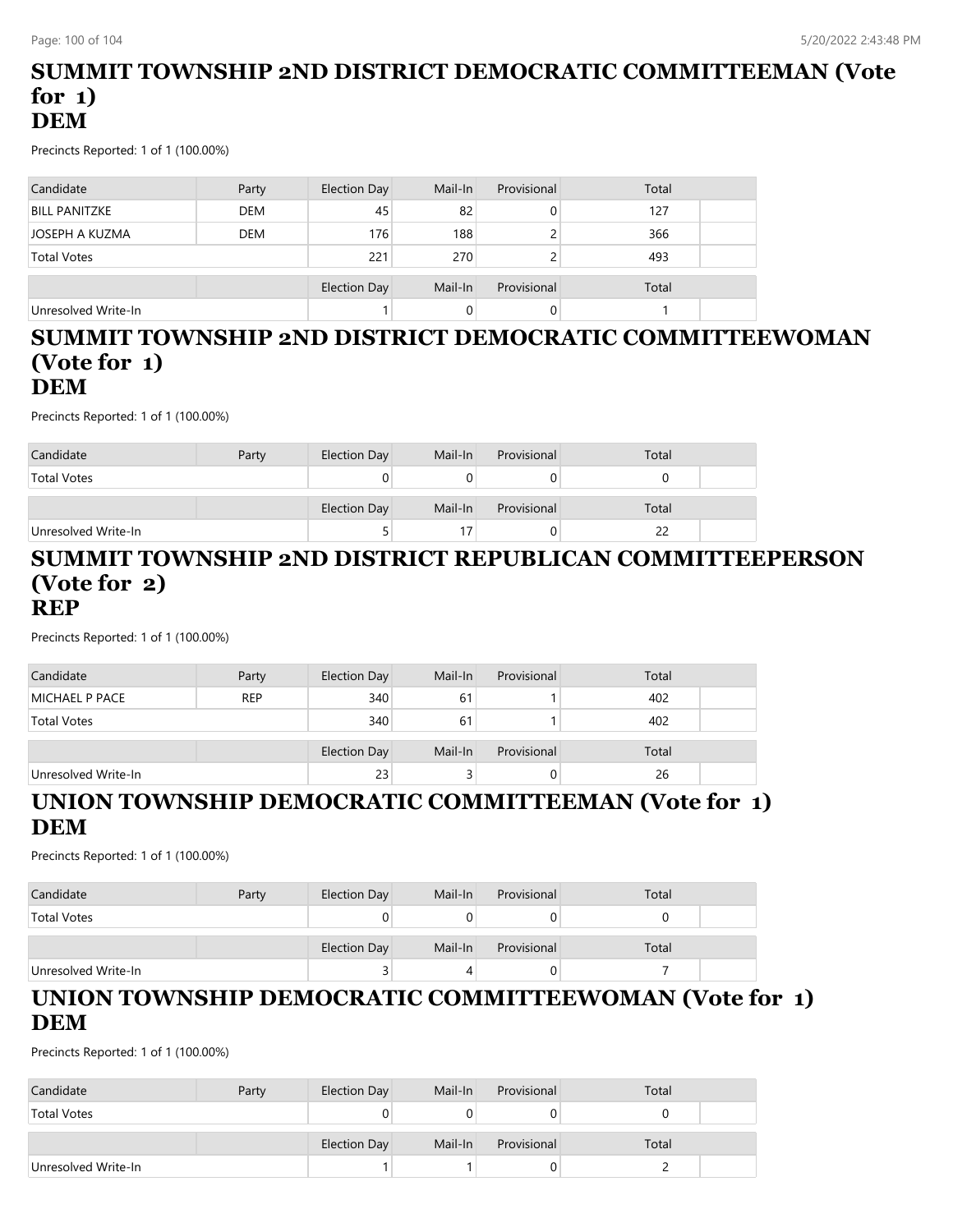## SUMMIT TOWNSHIP 2ND DISTRICT DEMOCRATIC COMMITTEEMAN (Vote for 1)
## DEM

Precincts Reported: 1 of 1 (100.00%)

| Candidate | Party | Election Day | Mail-In | Provisional | Total |
|---|---|---|---|---|---|
| BILL PANITZKE | DEM | 45 | 82 | 0 | 127 |
| JOSEPH A KUZMA | DEM | 176 | 188 | 2 | 366 |
| Total Votes | | 221 | 270 | 2 | 493 |

| | | Election Day | Mail-In | Provisional | Total |
|---|---|---|---|---|---|
| Unresolved Write-In | | 1 | 0 | 0 | 1 |

## SUMMIT TOWNSHIP 2ND DISTRICT DEMOCRATIC COMMITTEEWOMAN (Vote for 1)
## DEM

Precincts Reported: 1 of 1 (100.00%)

| Candidate | Party | Election Day | Mail-In | Provisional | Total |
|---|---|---|---|---|---|
| Total Votes | | 0 | 0 | 0 | 0 |

| | | Election Day | Mail-In | Provisional | Total |
|---|---|---|---|---|---|
| Unresolved Write-In | | 5 | 17 | 0 | 22 |

## SUMMIT TOWNSHIP 2ND DISTRICT REPUBLICAN COMMITTEEPERSON (Vote for 2)
## REP

Precincts Reported: 1 of 1 (100.00%)

| Candidate | Party | Election Day | Mail-In | Provisional | Total |
|---|---|---|---|---|---|
| MICHAEL P PACE | REP | 340 | 61 | 1 | 402 |
| Total Votes | | 340 | 61 | 1 | 402 |

| | | Election Day | Mail-In | Provisional | Total |
|---|---|---|---|---|---|
| Unresolved Write-In | | 23 | 3 | 0 | 26 |

## UNION TOWNSHIP DEMOCRATIC COMMITTEEMAN (Vote for 1)
## DEM

Precincts Reported: 1 of 1 (100.00%)

| Candidate | Party | Election Day | Mail-In | Provisional | Total |
|---|---|---|---|---|---|
| Total Votes | | 0 | 0 | 0 | 0 |

| | | Election Day | Mail-In | Provisional | Total |
|---|---|---|---|---|---|
| Unresolved Write-In | | 3 | 4 | 0 | 7 |

## UNION TOWNSHIP DEMOCRATIC COMMITTEEWOMAN (Vote for 1)
## DEM

Precincts Reported: 1 of 1 (100.00%)

| Candidate | Party | Election Day | Mail-In | Provisional | Total |
|---|---|---|---|---|---|
| Total Votes | | 0 | 0 | 0 | 0 |

| | | Election Day | Mail-In | Provisional | Total |
|---|---|---|---|---|---|
| Unresolved Write-In | | 1 | 1 | 0 | 2 |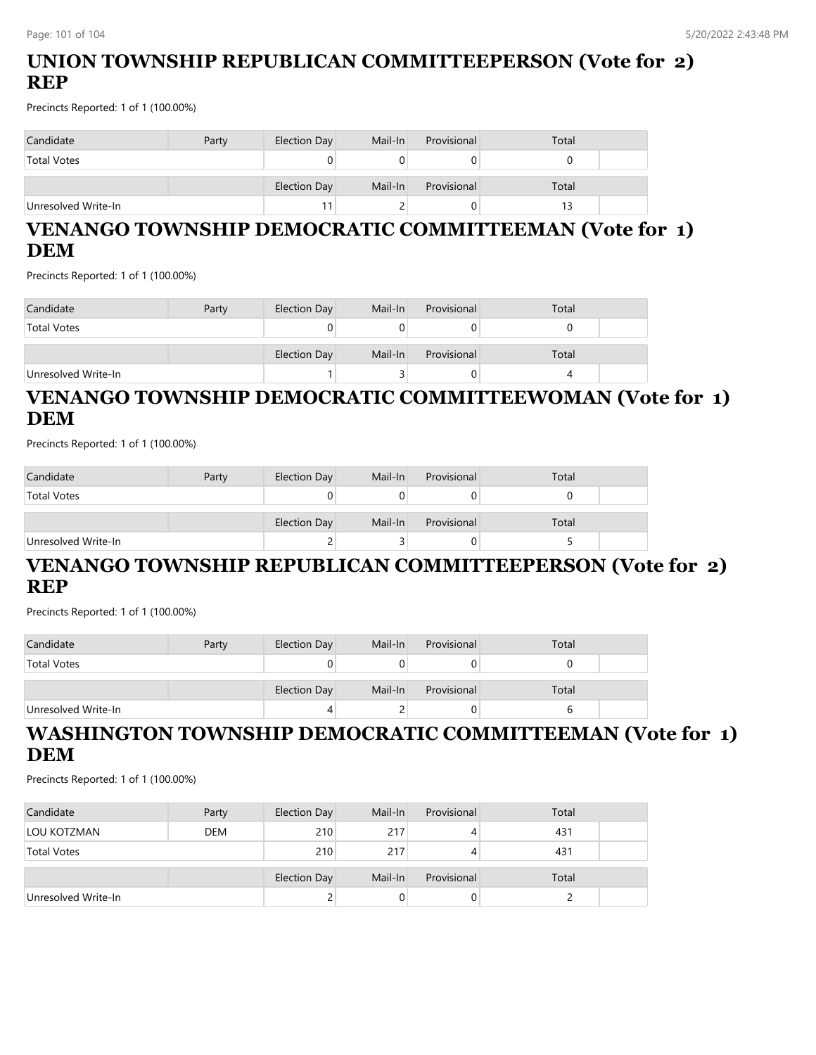## UNION TOWNSHIP REPUBLICAN COMMITTEEPERSON (Vote for 2) REP

Precincts Reported: 1 of 1 (100.00%)

| Candidate | Party | Election Day | Mail-In | Provisional | Total |
|---|---|---|---|---|---|
| Total Votes | | 0 | 0 | 0 | 0 |

| | | Election Day | Mail-In | Provisional | Total |
|---|---|---|---|---|---|
| Unresolved Write-In | | 11 | 2 | 0 | 13 |

## VENANGO TOWNSHIP DEMOCRATIC COMMITTEEMAN (Vote for 1) DEM

Precincts Reported: 1 of 1 (100.00%)

| Candidate | Party | Election Day | Mail-In | Provisional | Total |
|---|---|---|---|---|---|
| Total Votes | | 0 | 0 | 0 | 0 |

| | | Election Day | Mail-In | Provisional | Total |
|---|---|---|---|---|---|
| Unresolved Write-In | | 1 | 3 | 0 | 4 |

## VENANGO TOWNSHIP DEMOCRATIC COMMITTEEWOMAN (Vote for 1) DEM

Precincts Reported: 1 of 1 (100.00%)

| Candidate | Party | Election Day | Mail-In | Provisional | Total |
|---|---|---|---|---|---|
| Total Votes | | 0 | 0 | 0 | 0 |

| | | Election Day | Mail-In | Provisional | Total |
|---|---|---|---|---|---|
| Unresolved Write-In | | 2 | 3 | 0 | 5 |

## VENANGO TOWNSHIP REPUBLICAN COMMITTEEPERSON (Vote for 2) REP

Precincts Reported: 1 of 1 (100.00%)

| Candidate | Party | Election Day | Mail-In | Provisional | Total |
|---|---|---|---|---|---|
| Total Votes | | 0 | 0 | 0 | 0 |

| | | Election Day | Mail-In | Provisional | Total |
|---|---|---|---|---|---|
| Unresolved Write-In | | 4 | 2 | 0 | 6 |

## WASHINGTON TOWNSHIP DEMOCRATIC COMMITTEEMAN (Vote for 1) DEM

Precincts Reported: 1 of 1 (100.00%)

| Candidate | Party | Election Day | Mail-In | Provisional | Total |
|---|---|---|---|---|---|
| LOU KOTZMAN | DEM | 210 | 217 | 4 | 431 |
| Total Votes | | 210 | 217 | 4 | 431 |

| | | Election Day | Mail-In | Provisional | Total |
|---|---|---|---|---|---|
| Unresolved Write-In | | 2 | 0 | 0 | 2 |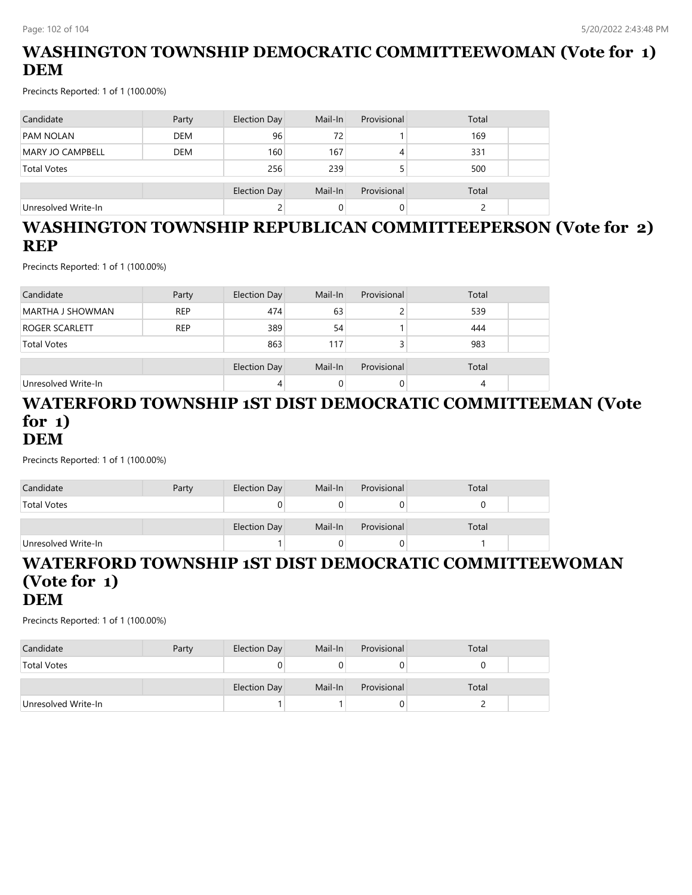## WASHINGTON TOWNSHIP DEMOCRATIC COMMITTEEWOMAN (Vote for 1) DEM

Precincts Reported: 1 of 1 (100.00%)

| Candidate | Party | Election Day | Mail-In | Provisional | Total |
|---|---|---|---|---|---|
| PAM NOLAN | DEM | 96 | 72 | 1 | 169 |
| MARY JO CAMPBELL | DEM | 160 | 167 | 4 | 331 |
| Total Votes | | 256 | 239 | 5 | 500 |

| | | Election Day | Mail-In | Provisional | Total |
|---|---|---|---|---|---|
| Unresolved Write-In | | 2 | 0 | 0 | 2 |

## WASHINGTON TOWNSHIP REPUBLICAN COMMITTEEPERSON (Vote for 2) REP

Precincts Reported: 1 of 1 (100.00%)

| Candidate | Party | Election Day | Mail-In | Provisional | Total |
|---|---|---|---|---|---|
| MARTHA J SHOWMAN | REP | 474 | 63 | 2 | 539 |
| ROGER SCARLETT | REP | 389 | 54 | 1 | 444 |
| Total Votes | | 863 | 117 | 3 | 983 |

| | | Election Day | Mail-In | Provisional | Total |
|---|---|---|---|---|---|
| Unresolved Write-In | | 4 | 0 | 0 | 4 |

## WATERFORD TOWNSHIP 1ST DIST DEMOCRATIC COMMITTEEMAN (Vote for 1) DEM

Precincts Reported: 1 of 1 (100.00%)

| Candidate | Party | Election Day | Mail-In | Provisional | Total |
|---|---|---|---|---|---|
| Total Votes | | 0 | 0 | 0 | 0 |

| | | Election Day | Mail-In | Provisional | Total |
|---|---|---|---|---|---|
| Unresolved Write-In | | 1 | 0 | 0 | 1 |

## WATERFORD TOWNSHIP 1ST DIST DEMOCRATIC COMMITTEEWOMAN (Vote for 1) DEM

Precincts Reported: 1 of 1 (100.00%)

| Candidate | Party | Election Day | Mail-In | Provisional | Total |
|---|---|---|---|---|---|
| Total Votes | | 0 | 0 | 0 | 0 |

| | | Election Day | Mail-In | Provisional | Total |
|---|---|---|---|---|---|
| Unresolved Write-In | | 1 | 1 | 0 | 2 |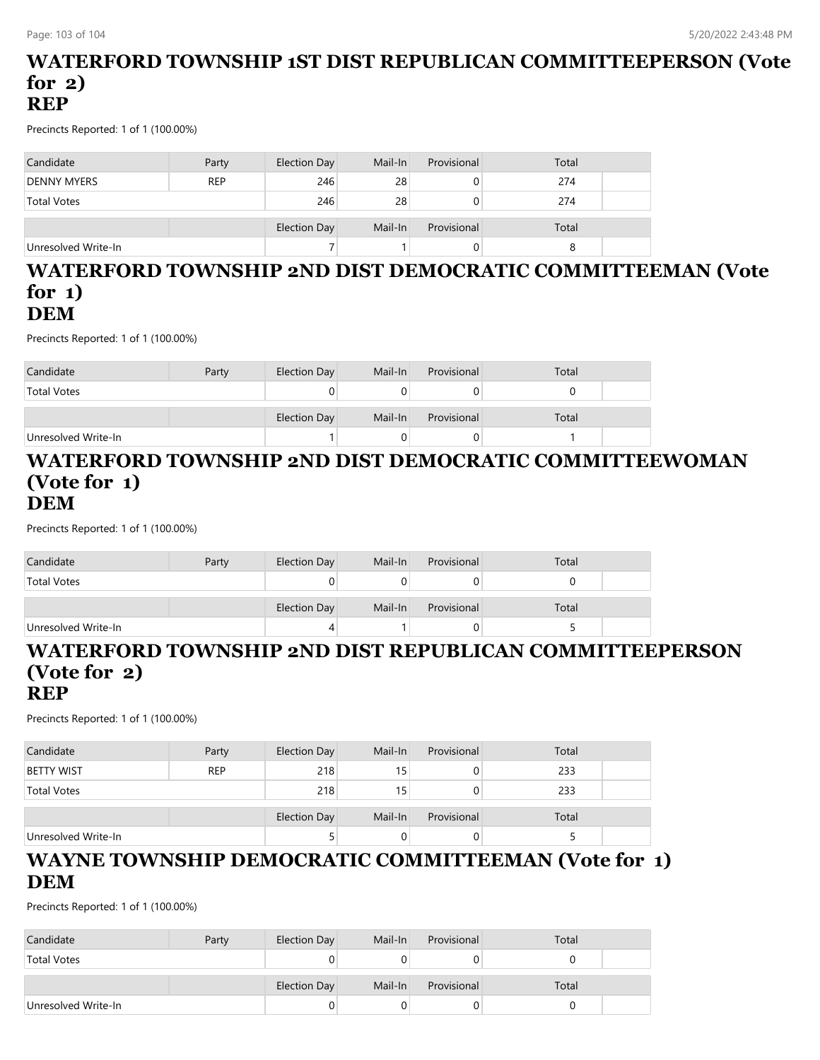## WATERFORD TOWNSHIP 1ST DIST REPUBLICAN COMMITTEEPERSON (Vote for 2)
## REP

Precincts Reported: 1 of 1 (100.00%)

| Candidate | Party | Election Day | Mail-In | Provisional | Total |
|---|---|---|---|---|---|
| DENNY MYERS | REP | 246 | 28 | 0 | 274 |
| Total Votes | | 246 | 28 | 0 | 274 |

| | | Election Day | Mail-In | Provisional | Total |
|---|---|---|---|---|---|
| Unresolved Write-In | | 7 | 1 | 0 | 8 |

## WATERFORD TOWNSHIP 2ND DIST DEMOCRATIC COMMITTEEMAN (Vote for 1)
## DEM

Precincts Reported: 1 of 1 (100.00%)

| Candidate | Party | Election Day | Mail-In | Provisional | Total |
|---|---|---|---|---|---|
| Total Votes | | 0 | 0 | 0 | 0 |

| | | Election Day | Mail-In | Provisional | Total |
|---|---|---|---|---|---|
| Unresolved Write-In | | 1 | 0 | 0 | 1 |

## WATERFORD TOWNSHIP 2ND DIST DEMOCRATIC COMMITTEEWOMAN (Vote for 1)
## DEM

Precincts Reported: 1 of 1 (100.00%)

| Candidate | Party | Election Day | Mail-In | Provisional | Total |
|---|---|---|---|---|---|
| Total Votes | | 0 | 0 | 0 | 0 |

| | | Election Day | Mail-In | Provisional | Total |
|---|---|---|---|---|---|
| Unresolved Write-In | | 4 | 1 | 0 | 5 |

## WATERFORD TOWNSHIP 2ND DIST REPUBLICAN COMMITTEEPERSON (Vote for 2)
## REP

Precincts Reported: 1 of 1 (100.00%)

| Candidate | Party | Election Day | Mail-In | Provisional | Total |
|---|---|---|---|---|---|
| BETTY WIST | REP | 218 | 15 | 0 | 233 |
| Total Votes | | 218 | 15 | 0 | 233 |

| | | Election Day | Mail-In | Provisional | Total |
|---|---|---|---|---|---|
| Unresolved Write-In | | 5 | 0 | 0 | 5 |

## WAYNE TOWNSHIP DEMOCRATIC COMMITTEEMAN (Vote for 1)
## DEM

Precincts Reported: 1 of 1 (100.00%)

| Candidate | Party | Election Day | Mail-In | Provisional | Total |
|---|---|---|---|---|---|
| Total Votes | | 0 | 0 | 0 | 0 |

| | | Election Day | Mail-In | Provisional | Total |
|---|---|---|---|---|---|
| Unresolved Write-In | | 0 | 0 | 0 | 0 |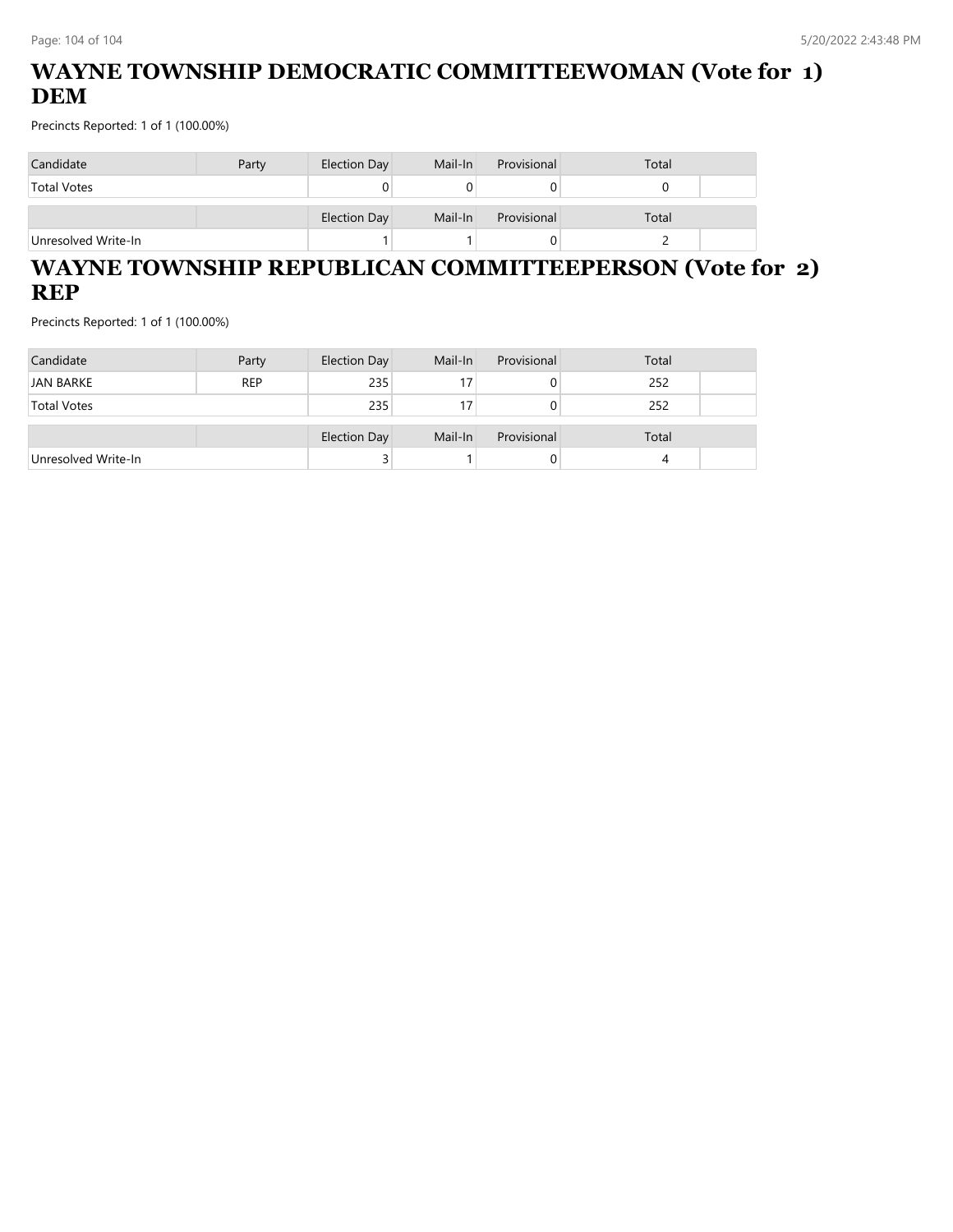# WAYNE TOWNSHIP DEMOCRATIC COMMITTEEWOMAN (Vote for 1) DEM

Precincts Reported: 1 of 1 (100.00%)

| Candidate | Party | Election Day | Mail-In | Provisional | Total |
|---|---|---|---|---|---|
| Total Votes | | 0 | 0 | 0 | 0 |
| | | Election Day | Mail-In | Provisional | Total |
| Unresolved Write-In | | 1 | 1 | 0 | 2 |

# WAYNE TOWNSHIP REPUBLICAN COMMITTEEPERSON (Vote for 2) REP

Precincts Reported: 1 of 1 (100.00%)

| Candidate | Party | Election Day | Mail-In | Provisional | Total |
|---|---|---|---|---|---|
| JAN BARKE | REP | 235 | 17 | 0 | 252 |
| Total Votes | | 235 | 17 | 0 | 252 |
| | | Election Day | Mail-In | Provisional | Total |
| Unresolved Write-In | | 3 | 1 | 0 | 4 |